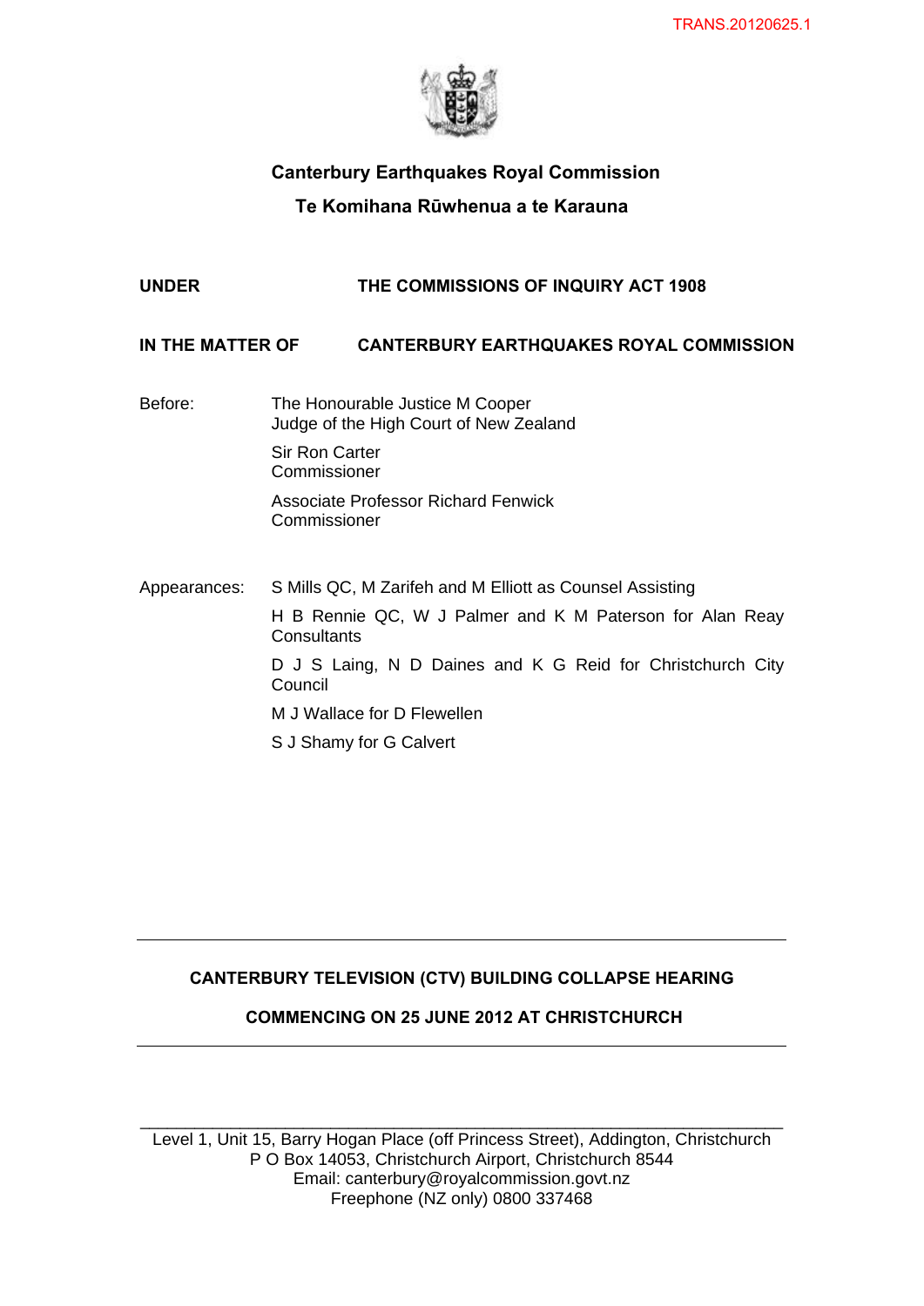TRANS.20120625.1

# Canterbury Earthquakes Royal Commission

## Te Komihana Rūwhenua a te Karauna

**UNDER** THE COMMISSIONS OF INQUIRY ACT 1908

**IN THE MATTER OF** CANTERBURY EARTHQUAKES ROYAL COMMISSION

Before:

The Honourable Justice M Cooper
Judge of the High Court of New Zealand

Sir Ron Carter
Commissioner

Associate Professor Richard Fenwick
Commissioner

Appearances:

S Mills QC, M Zarifeh and M Elliott as Counsel Assisting

H B Rennie QC, W J Palmer and K M Paterson for Alan Reay Consultants

D J S Laing, N D Daines and K G Reid for Christchurch City Council

M J Wallace for D Flewellen

S J Shamy for G Calvert

---

**CANTERBURY TELEVISION (CTV) BUILDING COLLAPSE HEARING**

**COMMENCING ON 25 JUNE 2012 AT CHRISTCHURCH**

---

Level 1, Unit 15, Barry Hogan Place (off Princess Street), Addington, Christchurch
P O Box 14053, Christchurch Airport, Christchurch 8544
Email: canterbury@royalcommission.govt.nz
Freephone (NZ only) 0800 337468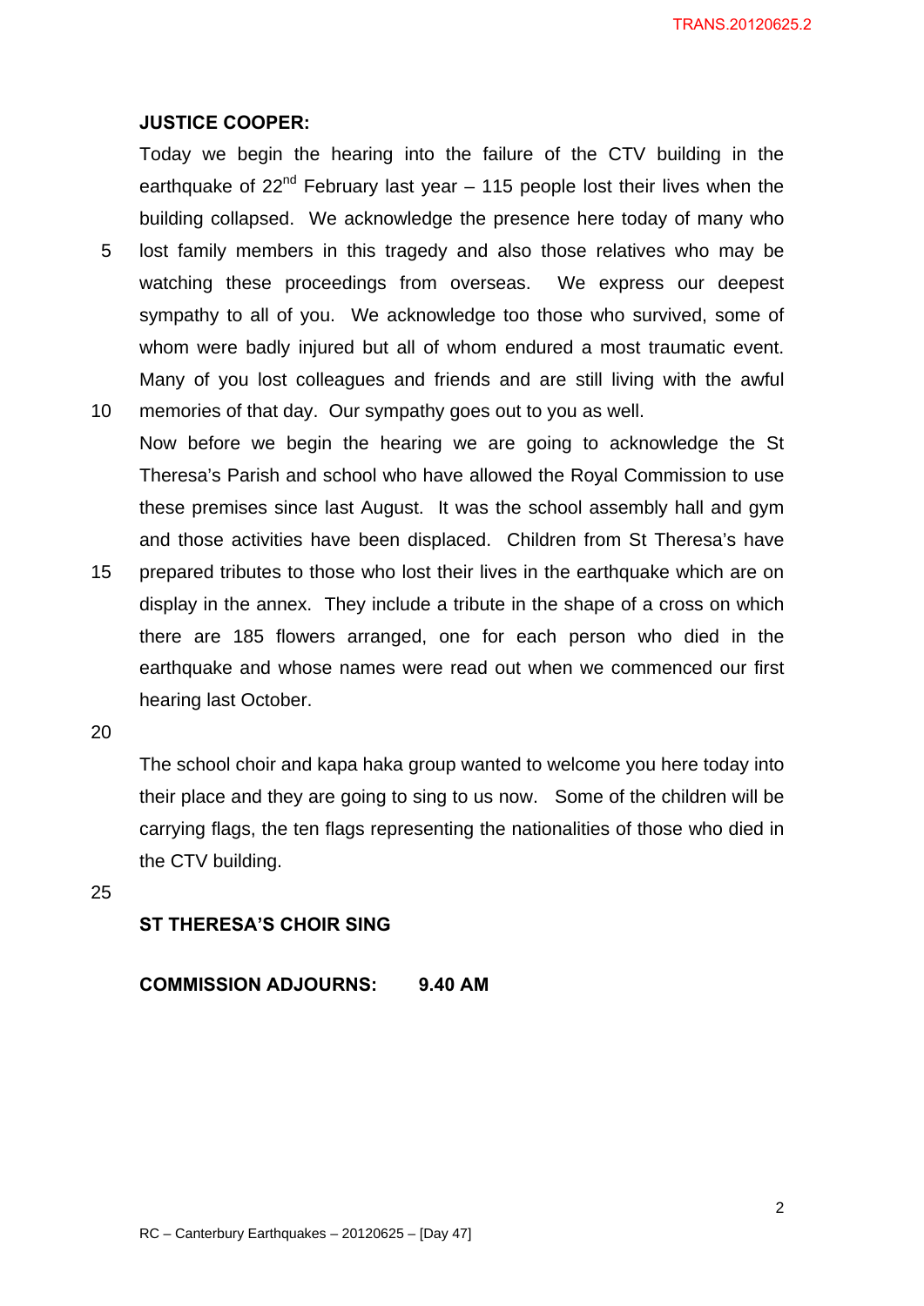**JUSTICE COOPER:**

Today we begin the hearing into the failure of the CTV building in the earthquake of 22nd February last year – 115 people lost their lives when the building collapsed. We acknowledge the presence here today of many who lost family members in this tragedy and also those relatives who may be watching these proceedings from overseas. We express our deepest sympathy to all of you. We acknowledge too those who survived, some of whom were badly injured but all of whom endured a most traumatic event. Many of you lost colleagues and friends and are still living with the awful memories of that day. Our sympathy goes out to you as well.

Now before we begin the hearing we are going to acknowledge the St Theresa's Parish and school who have allowed the Royal Commission to use these premises since last August. It was the school assembly hall and gym and those activities have been displaced. Children from St Theresa's have prepared tributes to those who lost their lives in the earthquake which are on display in the annex. They include a tribute in the shape of a cross on which there are 185 flowers arranged, one for each person who died in the earthquake and whose names were read out when we commenced our first hearing last October.

The school choir and kapa haka group wanted to welcome you here today into their place and they are going to sing to us now. Some of the children will be carrying flags, the ten flags representing the nationalities of those who died in the CTV building.

**ST THERESA'S CHOIR SING**

**COMMISSION ADJOURNS: 9.40 AM**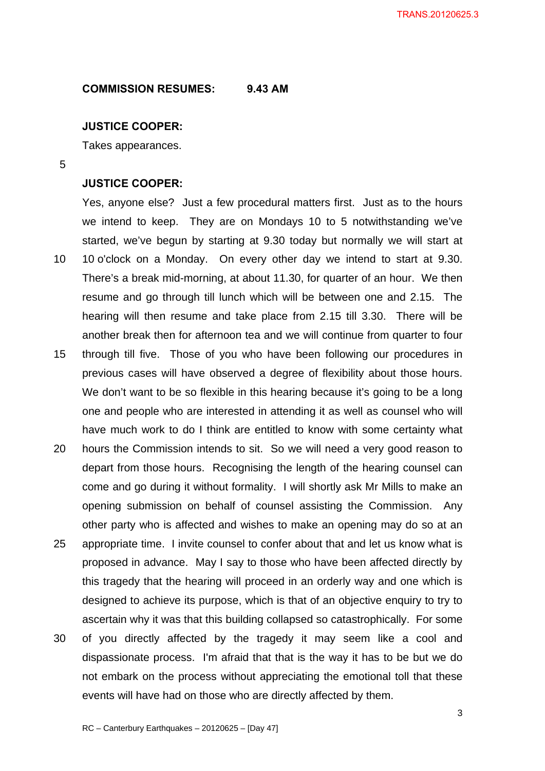**COMMISSION RESUMES: 9.43 AM**

**JUSTICE COOPER:**

Takes appearances.

**JUSTICE COOPER:**

Yes, anyone else? Just a few procedural matters first. Just as to the hours we intend to keep. They are on Mondays 10 to 5 notwithstanding we've started, we've begun by starting at 9.30 today but normally we will start at 10 o'clock on a Monday. On every other day we intend to start at 9.30. There's a break mid-morning, at about 11.30, for quarter of an hour. We then resume and go through till lunch which will be between one and 2.15. The hearing will then resume and take place from 2.15 till 3.30. There will be another break then for afternoon tea and we will continue from quarter to four through till five. Those of you who have been following our procedures in previous cases will have observed a degree of flexibility about those hours. We don't want to be so flexible in this hearing because it's going to be a long one and people who are interested in attending it as well as counsel who will have much work to do I think are entitled to know with some certainty what hours the Commission intends to sit. So we will need a very good reason to depart from those hours. Recognising the length of the hearing counsel can come and go during it without formality. I will shortly ask Mr Mills to make an opening submission on behalf of counsel assisting the Commission. Any other party who is affected and wishes to make an opening may do so at an appropriate time. I invite counsel to confer about that and let us know what is proposed in advance. May I say to those who have been affected directly by this tragedy that the hearing will proceed in an orderly way and one which is designed to achieve its purpose, which is that of an objective enquiry to try to ascertain why it was that this building collapsed so catastrophically. For some of you directly affected by the tragedy it may seem like a cool and dispassionate process. I'm afraid that that is the way it has to be but we do not embark on the process without appreciating the emotional toll that these events will have had on those who are directly affected by them.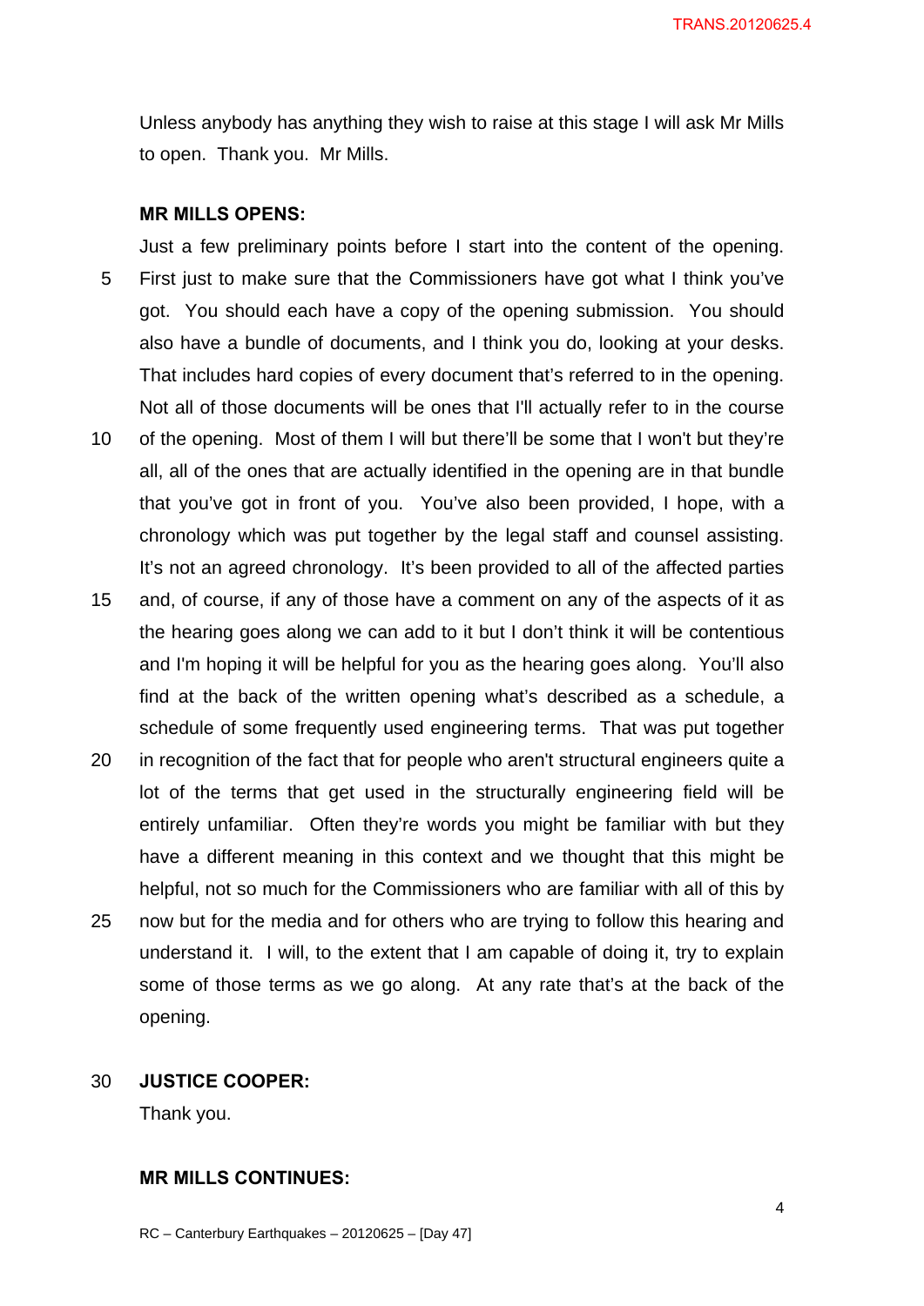Unless anybody has anything they wish to raise at this stage I will ask Mr Mills to open. Thank you. Mr Mills.

**MR MILLS OPENS:**

Just a few preliminary points before I start into the content of the opening. First just to make sure that the Commissioners have got what I think you've got. You should each have a copy of the opening submission. You should also have a bundle of documents, and I think you do, looking at your desks. That includes hard copies of every document that's referred to in the opening. Not all of those documents will be ones that I'll actually refer to in the course of the opening. Most of them I will but there'll be some that I won't but they're all, all of the ones that are actually identified in the opening are in that bundle that you've got in front of you. You've also been provided, I hope, with a chronology which was put together by the legal staff and counsel assisting. It's not an agreed chronology. It's been provided to all of the affected parties and, of course, if any of those have a comment on any of the aspects of it as the hearing goes along we can add to it but I don't think it will be contentious and I'm hoping it will be helpful for you as the hearing goes along. You'll also find at the back of the written opening what's described as a schedule, a schedule of some frequently used engineering terms. That was put together in recognition of the fact that for people who aren't structural engineers quite a lot of the terms that get used in the structurally engineering field will be entirely unfamiliar. Often they're words you might be familiar with but they have a different meaning in this context and we thought that this might be helpful, not so much for the Commissioners who are familiar with all of this by now but for the media and for others who are trying to follow this hearing and understand it. I will, to the extent that I am capable of doing it, try to explain some of those terms as we go along. At any rate that's at the back of the opening.

**JUSTICE COOPER:**

Thank you.

**MR MILLS CONTINUES:**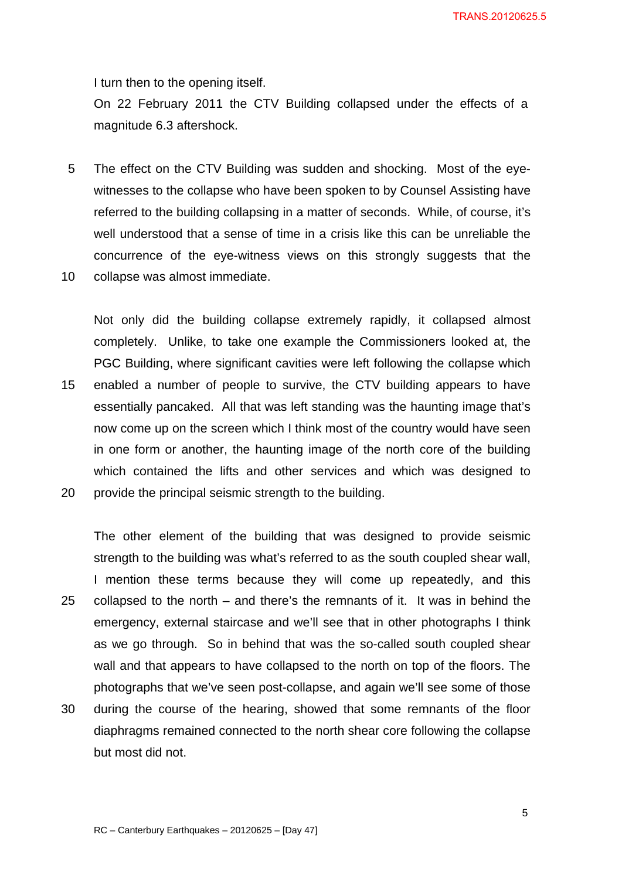I turn then to the opening itself.

On 22 February 2011 the CTV Building collapsed under the effects of a magnitude 6.3 aftershock.

The effect on the CTV Building was sudden and shocking. Most of the eye-witnesses to the collapse who have been spoken to by Counsel Assisting have referred to the building collapsing in a matter of seconds. While, of course, it's well understood that a sense of time in a crisis like this can be unreliable the concurrence of the eye-witness views on this strongly suggests that the collapse was almost immediate.

Not only did the building collapse extremely rapidly, it collapsed almost completely. Unlike, to take one example the Commissioners looked at, the PGC Building, where significant cavities were left following the collapse which enabled a number of people to survive, the CTV building appears to have essentially pancaked. All that was left standing was the haunting image that's now come up on the screen which I think most of the country would have seen in one form or another, the haunting image of the north core of the building which contained the lifts and other services and which was designed to provide the principal seismic strength to the building.

The other element of the building that was designed to provide seismic strength to the building was what's referred to as the south coupled shear wall, I mention these terms because they will come up repeatedly, and this collapsed to the north – and there's the remnants of it. It was in behind the emergency, external staircase and we'll see that in other photographs I think as we go through. So in behind that was the so-called south coupled shear wall and that appears to have collapsed to the north on top of the floors. The photographs that we've seen post-collapse, and again we'll see some of those during the course of the hearing, showed that some remnants of the floor diaphragms remained connected to the north shear core following the collapse but most did not.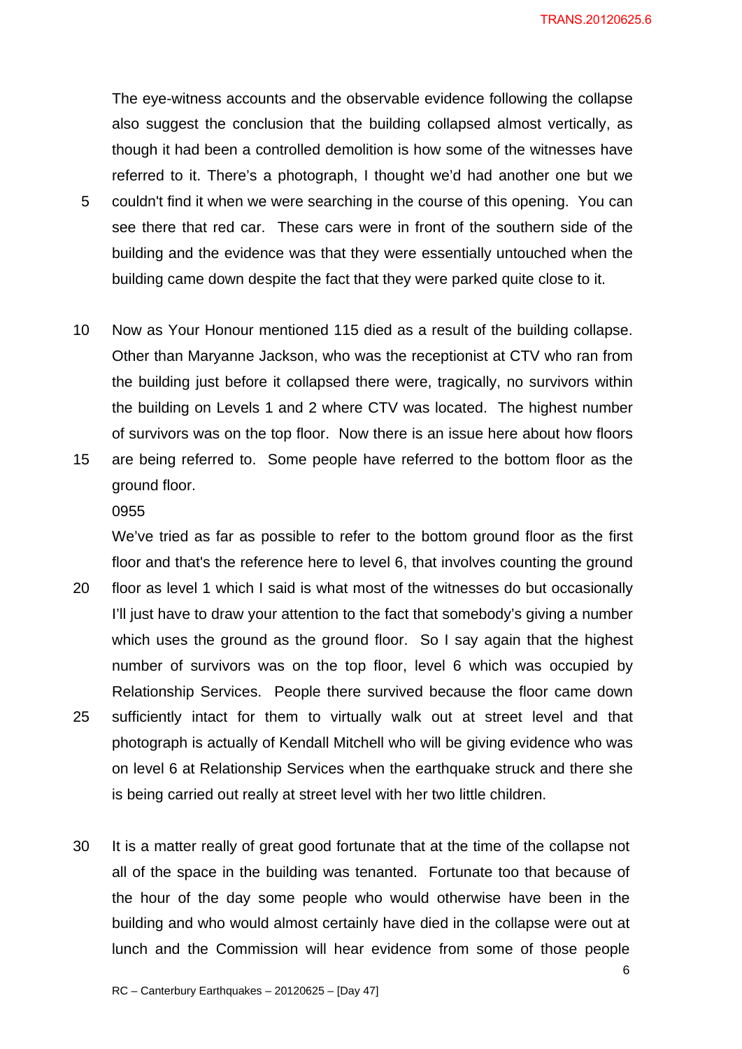The eye-witness accounts and the observable evidence following the collapse also suggest the conclusion that the building collapsed almost vertically, as though it had been a controlled demolition is how some of the witnesses have referred to it. There's a photograph, I thought we'd had another one but we couldn't find it when we were searching in the course of this opening. You can see there that red car. These cars were in front of the southern side of the building and the evidence was that they were essentially untouched when the building came down despite the fact that they were parked quite close to it.

Now as Your Honour mentioned 115 died as a result of the building collapse. Other than Maryanne Jackson, who was the receptionist at CTV who ran from the building just before it collapsed there were, tragically, no survivors within the building on Levels 1 and 2 where CTV was located. The highest number of survivors was on the top floor. Now there is an issue here about how floors are being referred to. Some people have referred to the bottom floor as the ground floor.

0955

We've tried as far as possible to refer to the bottom ground floor as the first floor and that's the reference here to level 6, that involves counting the ground floor as level 1 which I said is what most of the witnesses do but occasionally I'll just have to draw your attention to the fact that somebody's giving a number which uses the ground as the ground floor. So I say again that the highest number of survivors was on the top floor, level 6 which was occupied by Relationship Services. People there survived because the floor came down sufficiently intact for them to virtually walk out at street level and that photograph is actually of Kendall Mitchell who will be giving evidence who was on level 6 at Relationship Services when the earthquake struck and there she is being carried out really at street level with her two little children.

It is a matter really of great good fortunate that at the time of the collapse not all of the space in the building was tenanted. Fortunate too that because of the hour of the day some people who would otherwise have been in the building and who would almost certainly have died in the collapse were out at lunch and the Commission will hear evidence from some of those people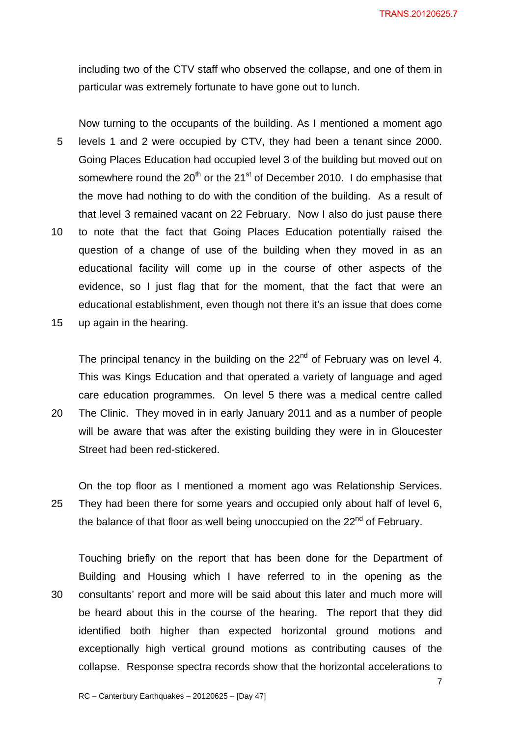including two of the CTV staff who observed the collapse, and one of them in particular was extremely fortunate to have gone out to lunch.

Now turning to the occupants of the building. As I mentioned a moment ago levels 1 and 2 were occupied by CTV, they had been a tenant since 2000. Going Places Education had occupied level 3 of the building but moved out on somewhere round the 20th or the 21st of December 2010. I do emphasise that the move had nothing to do with the condition of the building. As a result of that level 3 remained vacant on 22 February. Now I also do just pause there to note that the fact that Going Places Education potentially raised the question of a change of use of the building when they moved in as an educational facility will come up in the course of other aspects of the evidence, so I just flag that for the moment, that the fact that were an educational establishment, even though not there it's an issue that does come up again in the hearing.

The principal tenancy in the building on the 22nd of February was on level 4. This was Kings Education and that operated a variety of language and aged care education programmes. On level 5 there was a medical centre called The Clinic. They moved in in early January 2011 and as a number of people will be aware that was after the existing building they were in in Gloucester Street had been red-stickered.

On the top floor as I mentioned a moment ago was Relationship Services. They had been there for some years and occupied only about half of level 6, the balance of that floor as well being unoccupied on the 22nd of February.

Touching briefly on the report that has been done for the Department of Building and Housing which I have referred to in the opening as the consultants' report and more will be said about this later and much more will be heard about this in the course of the hearing. The report that they did identified both higher than expected horizontal ground motions and exceptionally high vertical ground motions as contributing causes of the collapse. Response spectra records show that the horizontal accelerations to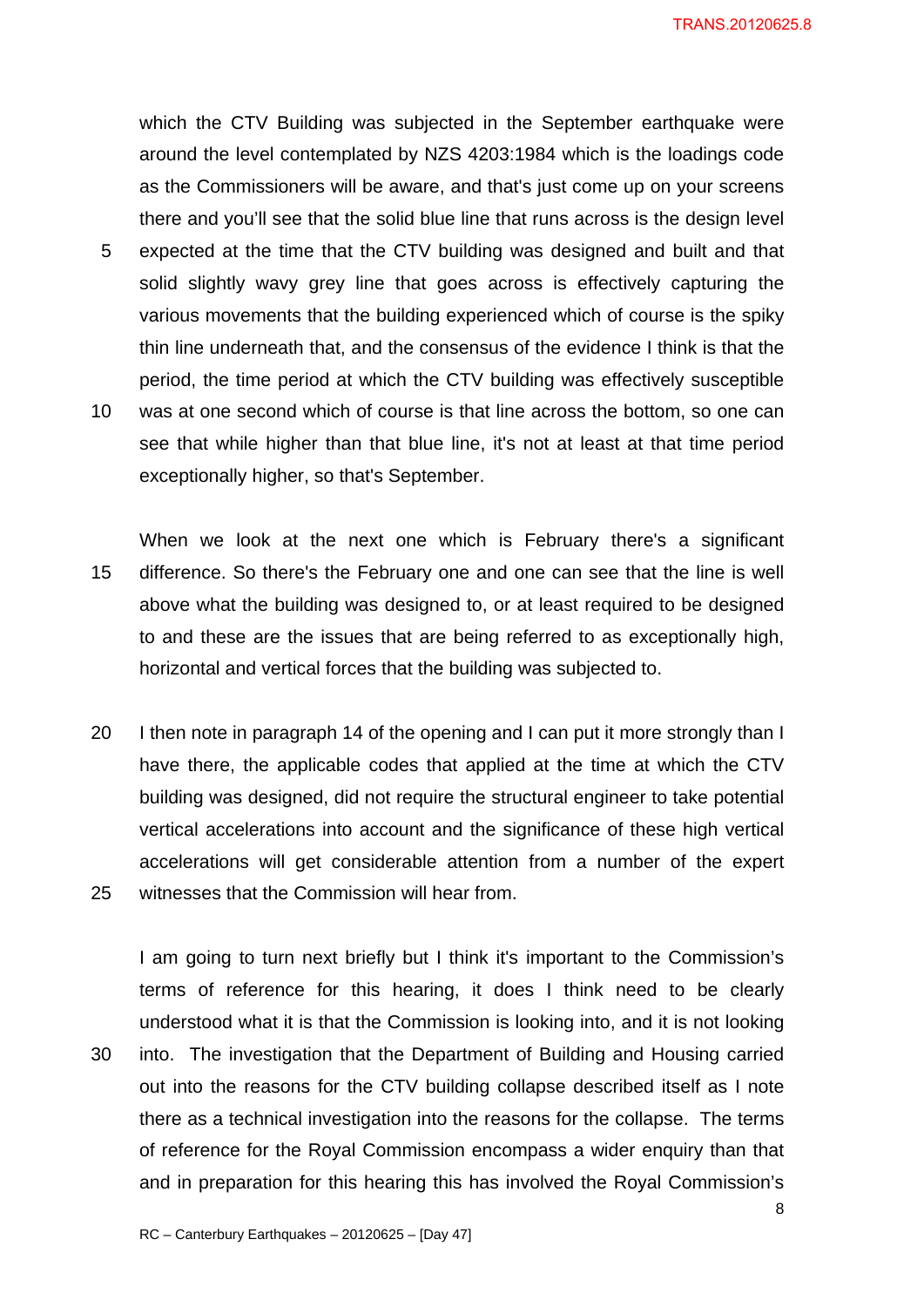which the CTV Building was subjected in the September earthquake were around the level contemplated by NZS 4203:1984 which is the loadings code as the Commissioners will be aware, and that's just come up on your screens there and you'll see that the solid blue line that runs across is the design level expected at the time that the CTV building was designed and built and that solid slightly wavy grey line that goes across is effectively capturing the various movements that the building experienced which of course is the spiky thin line underneath that, and the consensus of the evidence I think is that the period, the time period at which the CTV building was effectively susceptible was at one second which of course is that line across the bottom, so one can see that while higher than that blue line, it's not at least at that time period exceptionally higher, so that's September.

When we look at the next one which is February there's a significant difference. So there's the February one and one can see that the line is well above what the building was designed to, or at least required to be designed to and these are the issues that are being referred to as exceptionally high, horizontal and vertical forces that the building was subjected to.

I then note in paragraph 14 of the opening and I can put it more strongly than I have there, the applicable codes that applied at the time at which the CTV building was designed, did not require the structural engineer to take potential vertical accelerations into account and the significance of these high vertical accelerations will get considerable attention from a number of the expert witnesses that the Commission will hear from.

I am going to turn next briefly but I think it's important to the Commission's terms of reference for this hearing, it does I think need to be clearly understood what it is that the Commission is looking into, and it is not looking into. The investigation that the Department of Building and Housing carried out into the reasons for the CTV building collapse described itself as I note there as a technical investigation into the reasons for the collapse. The terms of reference for the Royal Commission encompass a wider enquiry than that and in preparation for this hearing this has involved the Royal Commission's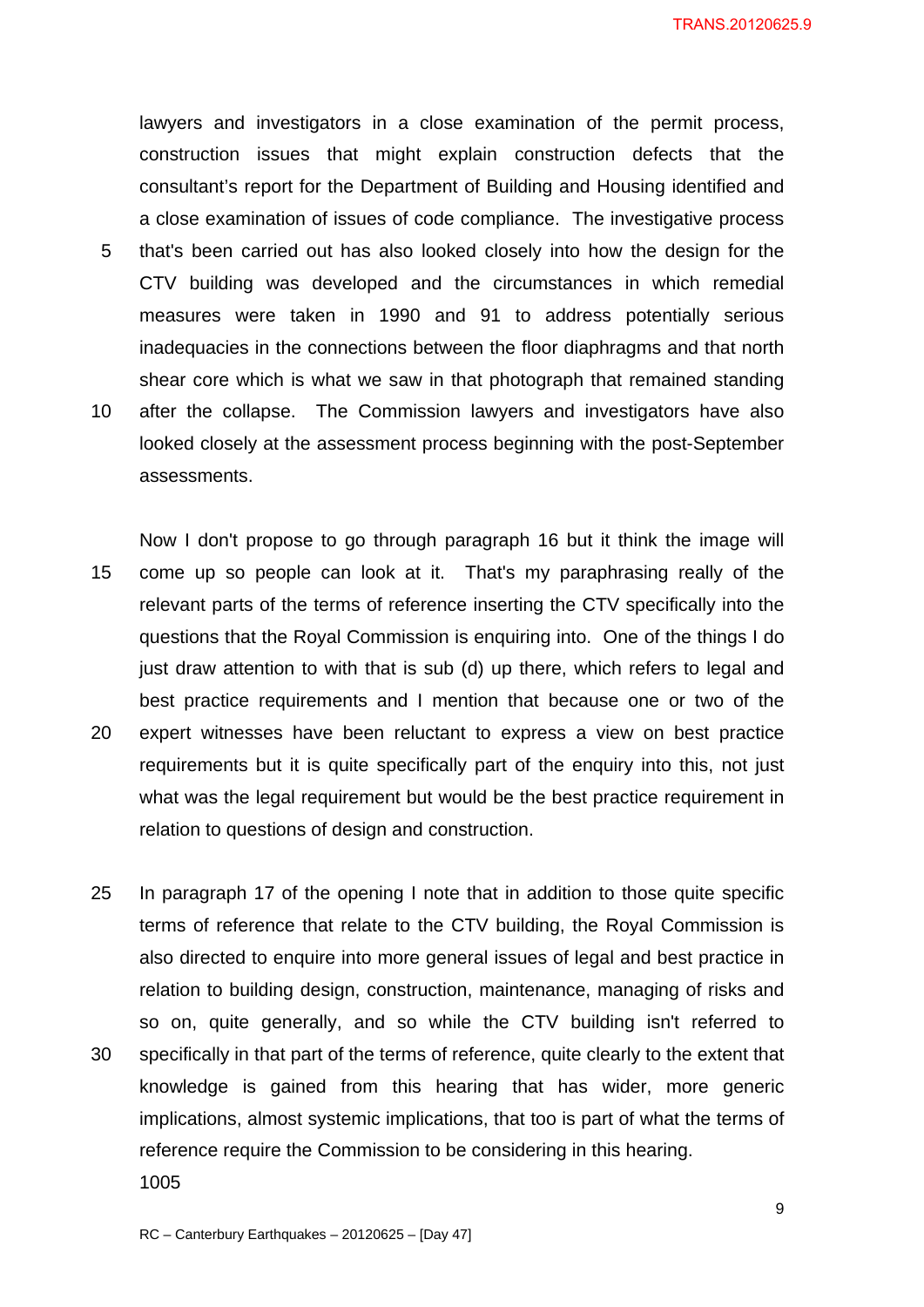lawyers and investigators in a close examination of the permit process, construction issues that might explain construction defects that the consultant's report for the Department of Building and Housing identified and a close examination of issues of code compliance. The investigative process that's been carried out has also looked closely into how the design for the CTV building was developed and the circumstances in which remedial measures were taken in 1990 and 91 to address potentially serious inadequacies in the connections between the floor diaphragms and that north shear core which is what we saw in that photograph that remained standing after the collapse. The Commission lawyers and investigators have also looked closely at the assessment process beginning with the post-September assessments.

Now I don't propose to go through paragraph 16 but it think the image will come up so people can look at it. That's my paraphrasing really of the relevant parts of the terms of reference inserting the CTV specifically into the questions that the Royal Commission is enquiring into. One of the things I do just draw attention to with that is sub (d) up there, which refers to legal and best practice requirements and I mention that because one or two of the expert witnesses have been reluctant to express a view on best practice requirements but it is quite specifically part of the enquiry into this, not just what was the legal requirement but would be the best practice requirement in relation to questions of design and construction.

In paragraph 17 of the opening I note that in addition to those quite specific terms of reference that relate to the CTV building, the Royal Commission is also directed to enquire into more general issues of legal and best practice in relation to building design, construction, maintenance, managing of risks and so on, quite generally, and so while the CTV building isn't referred to specifically in that part of the terms of reference, quite clearly to the extent that knowledge is gained from this hearing that has wider, more generic implications, almost systemic implications, that too is part of what the terms of reference require the Commission to be considering in this hearing.

1005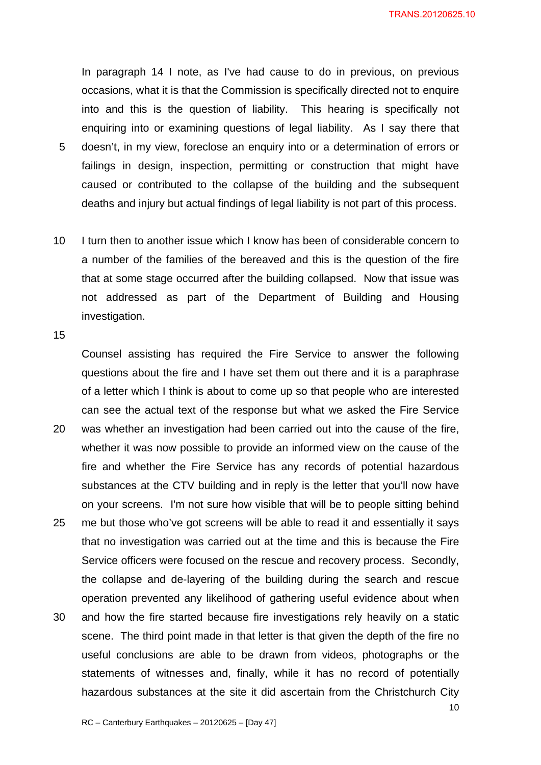In paragraph 14 I note, as I've had cause to do in previous, on previous occasions, what it is that the Commission is specifically directed not to enquire into and this is the question of liability. This hearing is specifically not enquiring into or examining questions of legal liability. As I say there that doesn't, in my view, foreclose an enquiry into or a determination of errors or failings in design, inspection, permitting or construction that might have caused or contributed to the collapse of the building and the subsequent deaths and injury but actual findings of legal liability is not part of this process.

I turn then to another issue which I know has been of considerable concern to a number of the families of the bereaved and this is the question of the fire that at some stage occurred after the building collapsed. Now that issue was not addressed as part of the Department of Building and Housing investigation.

Counsel assisting has required the Fire Service to answer the following questions about the fire and I have set them out there and it is a paraphrase of a letter which I think is about to come up so that people who are interested can see the actual text of the response but what we asked the Fire Service was whether an investigation had been carried out into the cause of the fire, whether it was now possible to provide an informed view on the cause of the fire and whether the Fire Service has any records of potential hazardous substances at the CTV building and in reply is the letter that you'll now have on your screens. I'm not sure how visible that will be to people sitting behind me but those who've got screens will be able to read it and essentially it says that no investigation was carried out at the time and this is because the Fire Service officers were focused on the rescue and recovery process. Secondly, the collapse and de-layering of the building during the search and rescue operation prevented any likelihood of gathering useful evidence about when and how the fire started because fire investigations rely heavily on a static scene. The third point made in that letter is that given the depth of the fire no useful conclusions are able to be drawn from videos, photographs or the statements of witnesses and, finally, while it has no record of potentially hazardous substances at the site it did ascertain from the Christchurch City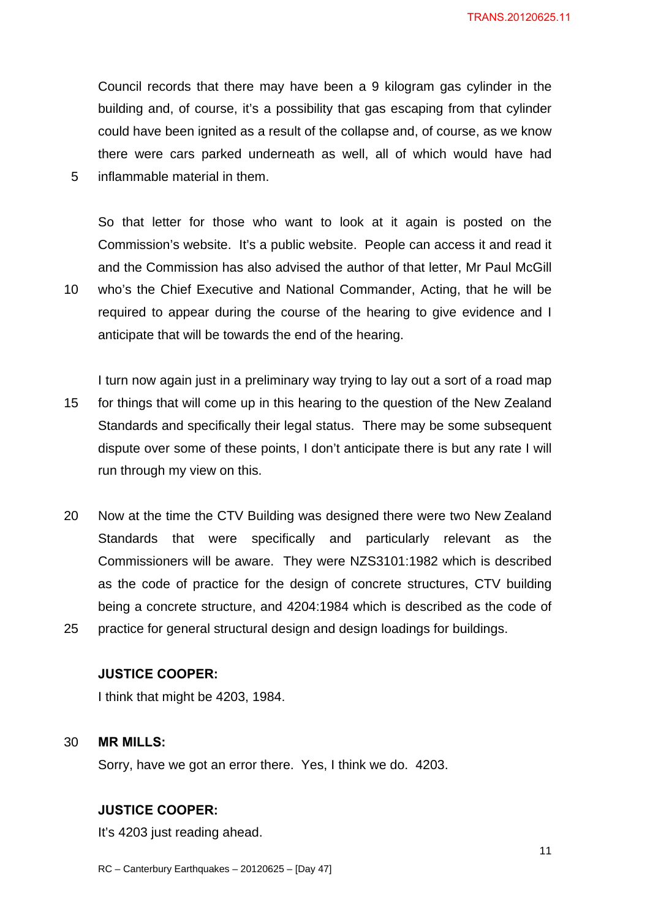Council records that there may have been a 9 kilogram gas cylinder in the building and, of course, it's a possibility that gas escaping from that cylinder could have been ignited as a result of the collapse and, of course, as we know there were cars parked underneath as well, all of which would have had inflammable material in them.

So that letter for those who want to look at it again is posted on the Commission's website. It's a public website. People can access it and read it and the Commission has also advised the author of that letter, Mr Paul McGill who's the Chief Executive and National Commander, Acting, that he will be required to appear during the course of the hearing to give evidence and I anticipate that will be towards the end of the hearing.

I turn now again just in a preliminary way trying to lay out a sort of a road map for things that will come up in this hearing to the question of the New Zealand Standards and specifically their legal status. There may be some subsequent dispute over some of these points, I don't anticipate there is but any rate I will run through my view on this.

Now at the time the CTV Building was designed there were two New Zealand Standards that were specifically and particularly relevant as the Commissioners will be aware. They were NZS3101:1982 which is described as the code of practice for the design of concrete structures, CTV building being a concrete structure, and 4204:1984 which is described as the code of practice for general structural design and design loadings for buildings.

**JUSTICE COOPER:**

I think that might be 4203, 1984.

**MR MILLS:**

Sorry, have we got an error there. Yes, I think we do. 4203.

**JUSTICE COOPER:**

It's 4203 just reading ahead.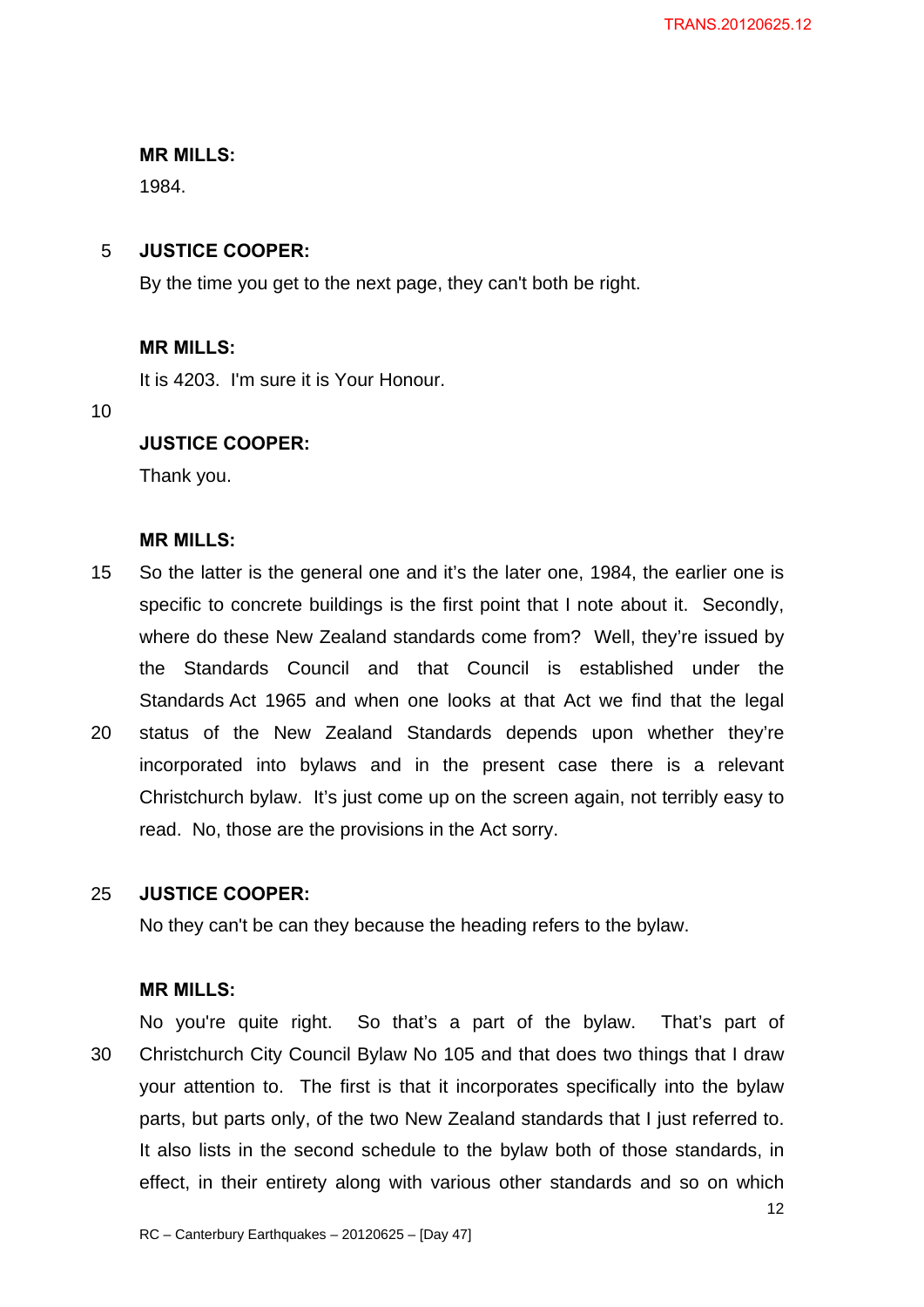**MR MILLS:**

1984.

**JUSTICE COOPER:**

By the time you get to the next page, they can't both be right.

**MR MILLS:**

It is 4203. I'm sure it is Your Honour.

**JUSTICE COOPER:**

Thank you.

**MR MILLS:**

So the latter is the general one and it's the later one, 1984, the earlier one is specific to concrete buildings is the first point that I note about it. Secondly, where do these New Zealand standards come from? Well, they're issued by the Standards Council and that Council is established under the Standards Act 1965 and when one looks at that Act we find that the legal status of the New Zealand Standards depends upon whether they're incorporated into bylaws and in the present case there is a relevant Christchurch bylaw. It's just come up on the screen again, not terribly easy to read. No, those are the provisions in the Act sorry.

**JUSTICE COOPER:**

No they can't be can they because the heading refers to the bylaw.

**MR MILLS:**

No you're quite right. So that's a part of the bylaw. That's part of Christchurch City Council Bylaw No 105 and that does two things that I draw your attention to. The first is that it incorporates specifically into the bylaw parts, but parts only, of the two New Zealand standards that I just referred to. It also lists in the second schedule to the bylaw both of those standards, in effect, in their entirety along with various other standards and so on which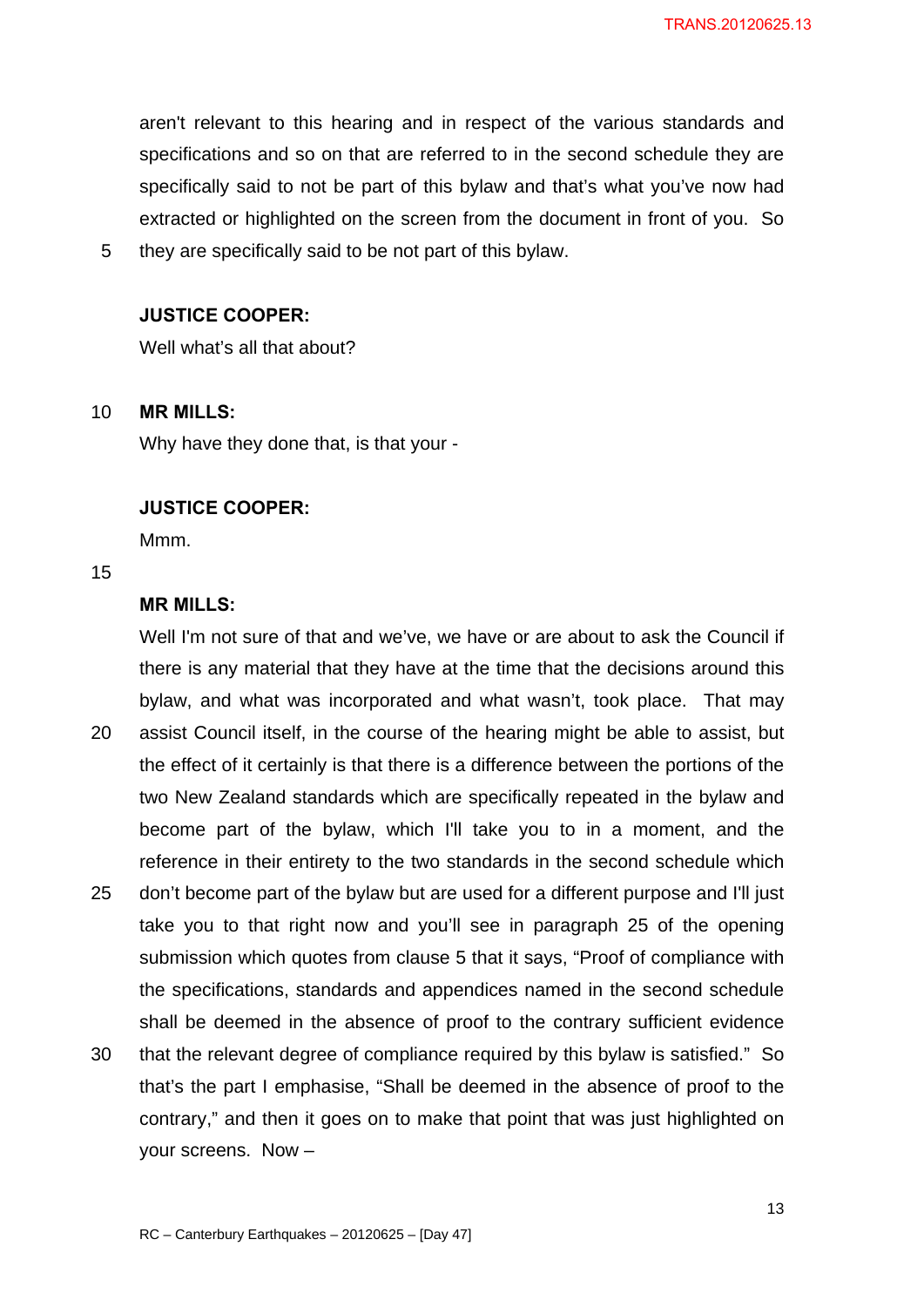aren't relevant to this hearing and in respect of the various standards and specifications and so on that are referred to in the second schedule they are specifically said to not be part of this bylaw and that's what you've now had extracted or highlighted on the screen from the document in front of you. So they are specifically said to be not part of this bylaw.

**JUSTICE COOPER:**

Well what's all that about?

**MR MILLS:**

Why have they done that, is that your -

**JUSTICE COOPER:**

Mmm.

**MR MILLS:**

Well I'm not sure of that and we've, we have or are about to ask the Council if there is any material that they have at the time that the decisions around this bylaw, and what was incorporated and what wasn't, took place. That may assist Council itself, in the course of the hearing might be able to assist, but the effect of it certainly is that there is a difference between the portions of the two New Zealand standards which are specifically repeated in the bylaw and become part of the bylaw, which I'll take you to in a moment, and the reference in their entirety to the two standards in the second schedule which don't become part of the bylaw but are used for a different purpose and I'll just take you to that right now and you'll see in paragraph 25 of the opening submission which quotes from clause 5 that it says, "Proof of compliance with the specifications, standards and appendices named in the second schedule shall be deemed in the absence of proof to the contrary sufficient evidence that the relevant degree of compliance required by this bylaw is satisfied." So that's the part I emphasise, "Shall be deemed in the absence of proof to the contrary," and then it goes on to make that point that was just highlighted on your screens. Now –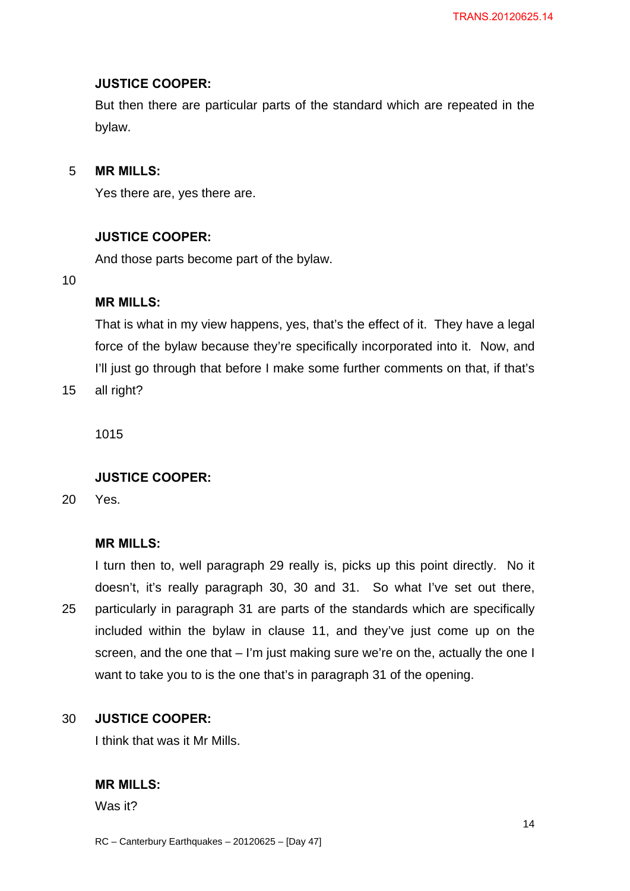**JUSTICE COOPER:**

But then there are particular parts of the standard which are repeated in the bylaw.

**MR MILLS:**

Yes there are, yes there are.

**JUSTICE COOPER:**

And those parts become part of the bylaw.

**MR MILLS:**

That is what in my view happens, yes, that's the effect of it. They have a legal force of the bylaw because they're specifically incorporated into it. Now, and I'll just go through that before I make some further comments on that, if that's all right?

1015

**JUSTICE COOPER:**

Yes.

**MR MILLS:**

I turn then to, well paragraph 29 really is, picks up this point directly. No it doesn't, it's really paragraph 30, 30 and 31. So what I've set out there, particularly in paragraph 31 are parts of the standards which are specifically included within the bylaw in clause 11, and they've just come up on the screen, and the one that – I'm just making sure we're on the, actually the one I want to take you to is the one that's in paragraph 31 of the opening.

**JUSTICE COOPER:**

I think that was it Mr Mills.

**MR MILLS:**

Was it?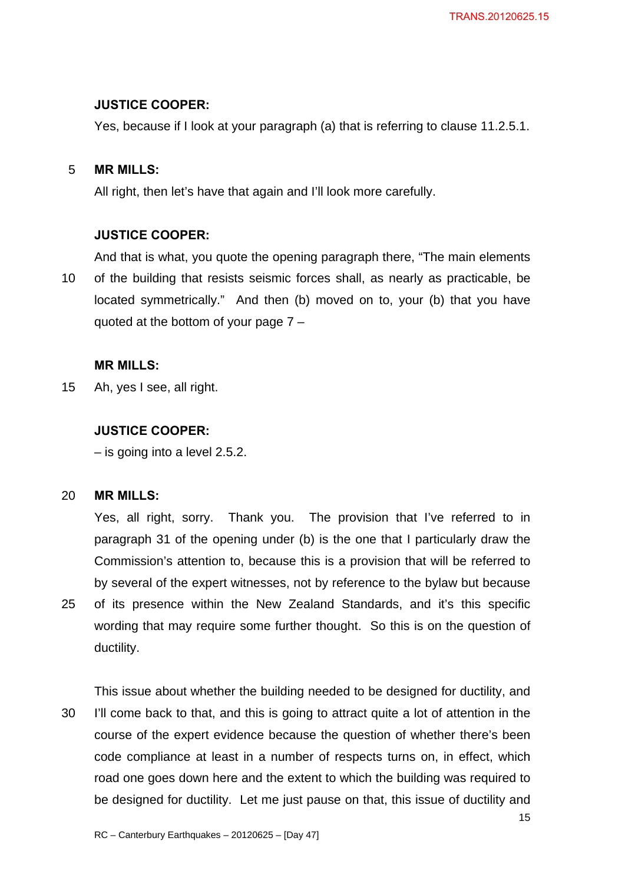**JUSTICE COOPER:**

Yes, because if I look at your paragraph (a) that is referring to clause 11.2.5.1.

**MR MILLS:**

All right, then let's have that again and I'll look more carefully.

**JUSTICE COOPER:**

And that is what, you quote the opening paragraph there, "The main elements of the building that resists seismic forces shall, as nearly as practicable, be located symmetrically." And then (b) moved on to, your (b) that you have quoted at the bottom of your page 7 –

**MR MILLS:**

Ah, yes I see, all right.

**JUSTICE COOPER:**

– is going into a level 2.5.2.

**MR MILLS:**

Yes, all right, sorry. Thank you. The provision that I've referred to in paragraph 31 of the opening under (b) is the one that I particularly draw the Commission's attention to, because this is a provision that will be referred to by several of the expert witnesses, not by reference to the bylaw but because of its presence within the New Zealand Standards, and it's this specific wording that may require some further thought. So this is on the question of ductility.

This issue about whether the building needed to be designed for ductility, and I'll come back to that, and this is going to attract quite a lot of attention in the course of the expert evidence because the question of whether there's been code compliance at least in a number of respects turns on, in effect, which road one goes down here and the extent to which the building was required to be designed for ductility. Let me just pause on that, this issue of ductility and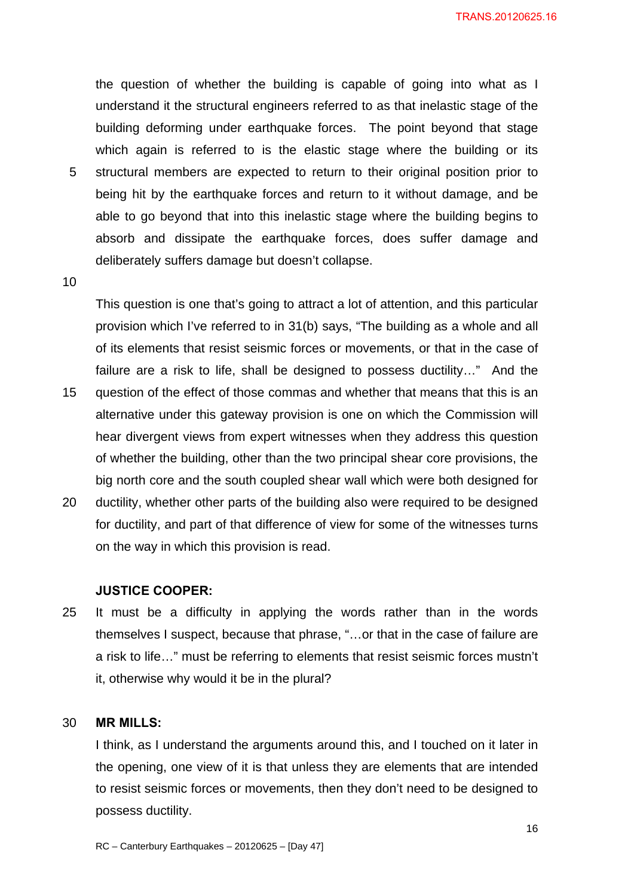the question of whether the building is capable of going into what as I understand it the structural engineers referred to as that inelastic stage of the building deforming under earthquake forces. The point beyond that stage which again is referred to is the elastic stage where the building or its structural members are expected to return to their original position prior to being hit by the earthquake forces and return to it without damage, and be able to go beyond that into this inelastic stage where the building begins to absorb and dissipate the earthquake forces, does suffer damage and deliberately suffers damage but doesn't collapse.

This question is one that's going to attract a lot of attention, and this particular provision which I've referred to in 31(b) says, "The building as a whole and all of its elements that resist seismic forces or movements, or that in the case of failure are a risk to life, shall be designed to possess ductility…" And the question of the effect of those commas and whether that means that this is an alternative under this gateway provision is one on which the Commission will hear divergent views from expert witnesses when they address this question of whether the building, other than the two principal shear core provisions, the big north core and the south coupled shear wall which were both designed for ductility, whether other parts of the building also were required to be designed for ductility, and part of that difference of view for some of the witnesses turns on the way in which this provision is read.

**JUSTICE COOPER:**

It must be a difficulty in applying the words rather than in the words themselves I suspect, because that phrase, "…or that in the case of failure are a risk to life…" must be referring to elements that resist seismic forces mustn't it, otherwise why would it be in the plural?

**MR MILLS:**

I think, as I understand the arguments around this, and I touched on it later in the opening, one view of it is that unless they are elements that are intended to resist seismic forces or movements, then they don't need to be designed to possess ductility.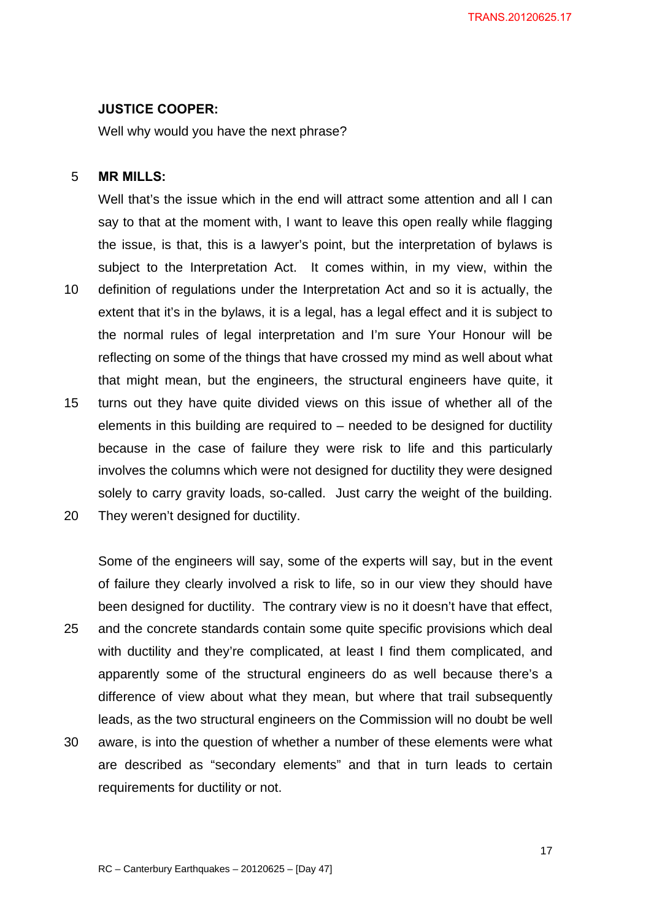**JUSTICE COOPER:**

Well why would you have the next phrase?

**MR MILLS:**

Well that's the issue which in the end will attract some attention and all I can say to that at the moment with, I want to leave this open really while flagging the issue, is that, this is a lawyer's point, but the interpretation of bylaws is subject to the Interpretation Act. It comes within, in my view, within the definition of regulations under the Interpretation Act and so it is actually, the extent that it's in the bylaws, it is a legal, has a legal effect and it is subject to the normal rules of legal interpretation and I'm sure Your Honour will be reflecting on some of the things that have crossed my mind as well about what that might mean, but the engineers, the structural engineers have quite, it turns out they have quite divided views on this issue of whether all of the elements in this building are required to – needed to be designed for ductility because in the case of failure they were risk to life and this particularly involves the columns which were not designed for ductility they were designed solely to carry gravity loads, so-called. Just carry the weight of the building. They weren't designed for ductility.

Some of the engineers will say, some of the experts will say, but in the event of failure they clearly involved a risk to life, so in our view they should have been designed for ductility. The contrary view is no it doesn't have that effect, and the concrete standards contain some quite specific provisions which deal with ductility and they're complicated, at least I find them complicated, and apparently some of the structural engineers do as well because there's a difference of view about what they mean, but where that trail subsequently leads, as the two structural engineers on the Commission will no doubt be well aware, is into the question of whether a number of these elements were what are described as "secondary elements" and that in turn leads to certain requirements for ductility or not.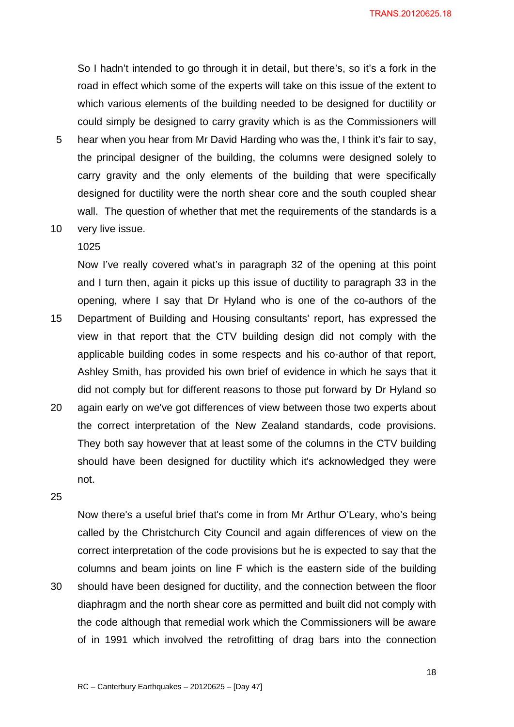So I hadn't intended to go through it in detail, but there's, so it's a fork in the road in effect which some of the experts will take on this issue of the extent to which various elements of the building needed to be designed for ductility or could simply be designed to carry gravity which is as the Commissioners will hear when you hear from Mr David Harding who was the, I think it's fair to say, the principal designer of the building, the columns were designed solely to carry gravity and the only elements of the building that were specifically designed for ductility were the north shear core and the south coupled shear wall. The question of whether that met the requirements of the standards is a very live issue.

1025

Now I've really covered what's in paragraph 32 of the opening at this point and I turn then, again it picks up this issue of ductility to paragraph 33 in the opening, where I say that Dr Hyland who is one of the co-authors of the Department of Building and Housing consultants' report, has expressed the view in that report that the CTV building design did not comply with the applicable building codes in some respects and his co-author of that report, Ashley Smith, has provided his own brief of evidence in which he says that it did not comply but for different reasons to those put forward by Dr Hyland so again early on we've got differences of view between those two experts about the correct interpretation of the New Zealand standards, code provisions. They both say however that at least some of the columns in the CTV building should have been designed for ductility which it's acknowledged they were not.

Now there's a useful brief that's come in from Mr Arthur O'Leary, who's being called by the Christchurch City Council and again differences of view on the correct interpretation of the code provisions but he is expected to say that the columns and beam joints on line F which is the eastern side of the building should have been designed for ductility, and the connection between the floor diaphragm and the north shear core as permitted and built did not comply with the code although that remedial work which the Commissioners will be aware of in 1991 which involved the retrofitting of drag bars into the connection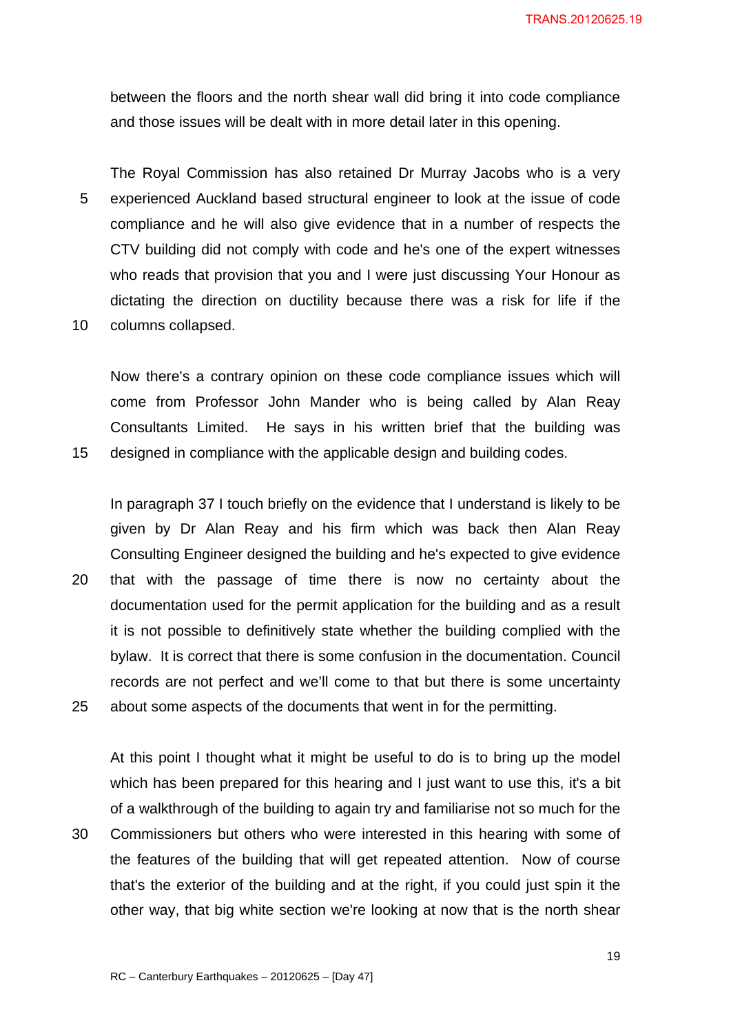between the floors and the north shear wall did bring it into code compliance and those issues will be dealt with in more detail later in this opening.

The Royal Commission has also retained Dr Murray Jacobs who is a very experienced Auckland based structural engineer to look at the issue of code compliance and he will also give evidence that in a number of respects the CTV building did not comply with code and he's one of the expert witnesses who reads that provision that you and I were just discussing Your Honour as dictating the direction on ductility because there was a risk for life if the columns collapsed.

Now there's a contrary opinion on these code compliance issues which will come from Professor John Mander who is being called by Alan Reay Consultants Limited. He says in his written brief that the building was designed in compliance with the applicable design and building codes.

In paragraph 37 I touch briefly on the evidence that I understand is likely to be given by Dr Alan Reay and his firm which was back then Alan Reay Consulting Engineer designed the building and he's expected to give evidence that with the passage of time there is now no certainty about the documentation used for the permit application for the building and as a result it is not possible to definitively state whether the building complied with the bylaw. It is correct that there is some confusion in the documentation. Council records are not perfect and we'll come to that but there is some uncertainty about some aspects of the documents that went in for the permitting.

At this point I thought what it might be useful to do is to bring up the model which has been prepared for this hearing and I just want to use this, it's a bit of a walkthrough of the building to again try and familiarise not so much for the Commissioners but others who were interested in this hearing with some of the features of the building that will get repeated attention. Now of course that's the exterior of the building and at the right, if you could just spin it the other way, that big white section we're looking at now that is the north shear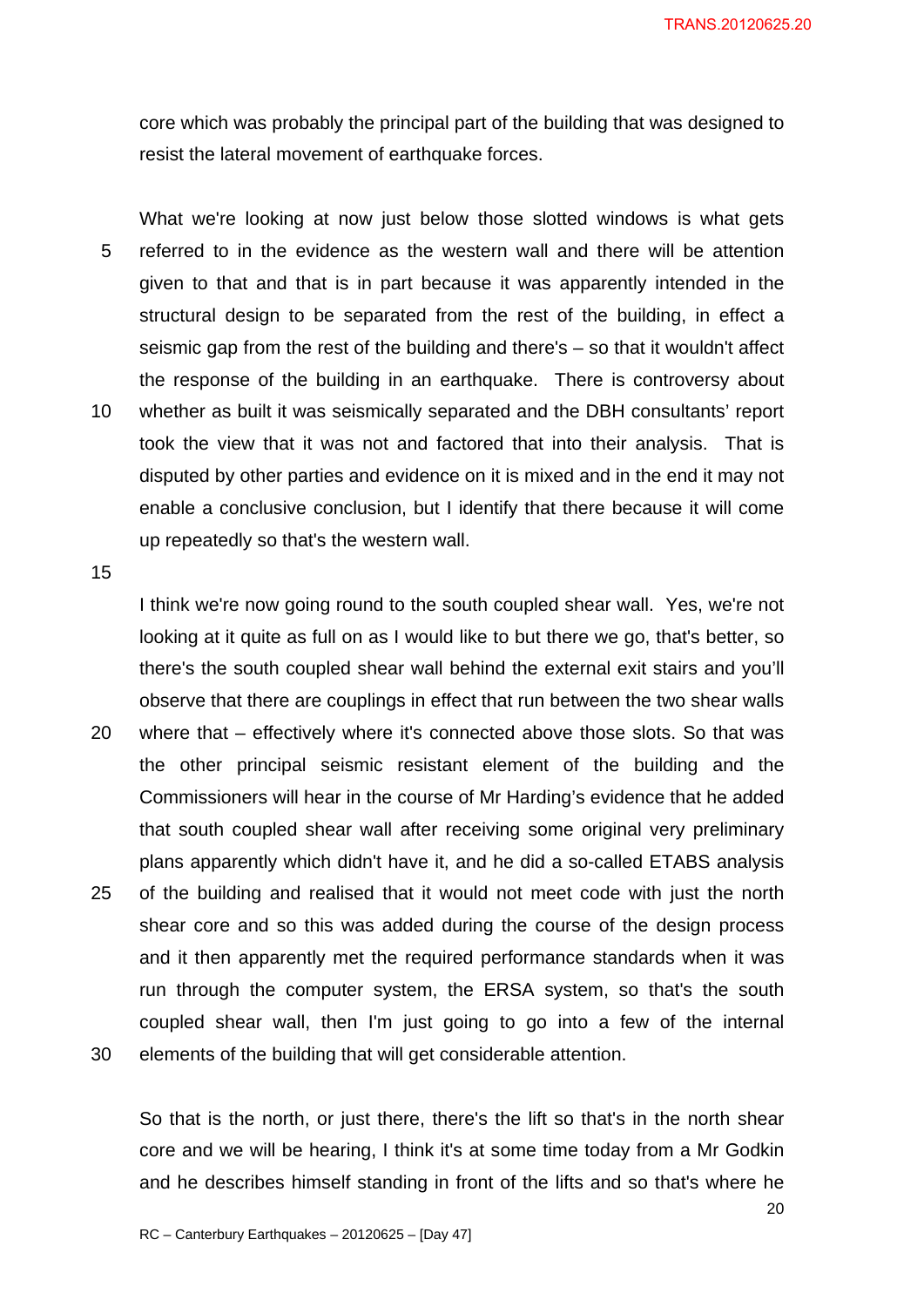core which was probably the principal part of the building that was designed to resist the lateral movement of earthquake forces.

What we're looking at now just below those slotted windows is what gets referred to in the evidence as the western wall and there will be attention given to that and that is in part because it was apparently intended in the structural design to be separated from the rest of the building, in effect a seismic gap from the rest of the building and there's – so that it wouldn't affect the response of the building in an earthquake. There is controversy about whether as built it was seismically separated and the DBH consultants' report took the view that it was not and factored that into their analysis. That is disputed by other parties and evidence on it is mixed and in the end it may not enable a conclusive conclusion, but I identify that there because it will come up repeatedly so that's the western wall.

I think we're now going round to the south coupled shear wall. Yes, we're not looking at it quite as full on as I would like to but there we go, that's better, so there's the south coupled shear wall behind the external exit stairs and you'll observe that there are couplings in effect that run between the two shear walls where that – effectively where it's connected above those slots. So that was the other principal seismic resistant element of the building and the Commissioners will hear in the course of Mr Harding's evidence that he added that south coupled shear wall after receiving some original very preliminary plans apparently which didn't have it, and he did a so-called ETABS analysis of the building and realised that it would not meet code with just the north shear core and so this was added during the course of the design process and it then apparently met the required performance standards when it was run through the computer system, the ERSA system, so that's the south coupled shear wall, then I'm just going to go into a few of the internal elements of the building that will get considerable attention.

So that is the north, or just there, there's the lift so that's in the north shear core and we will be hearing, I think it's at some time today from a Mr Godkin and he describes himself standing in front of the lifts and so that's where he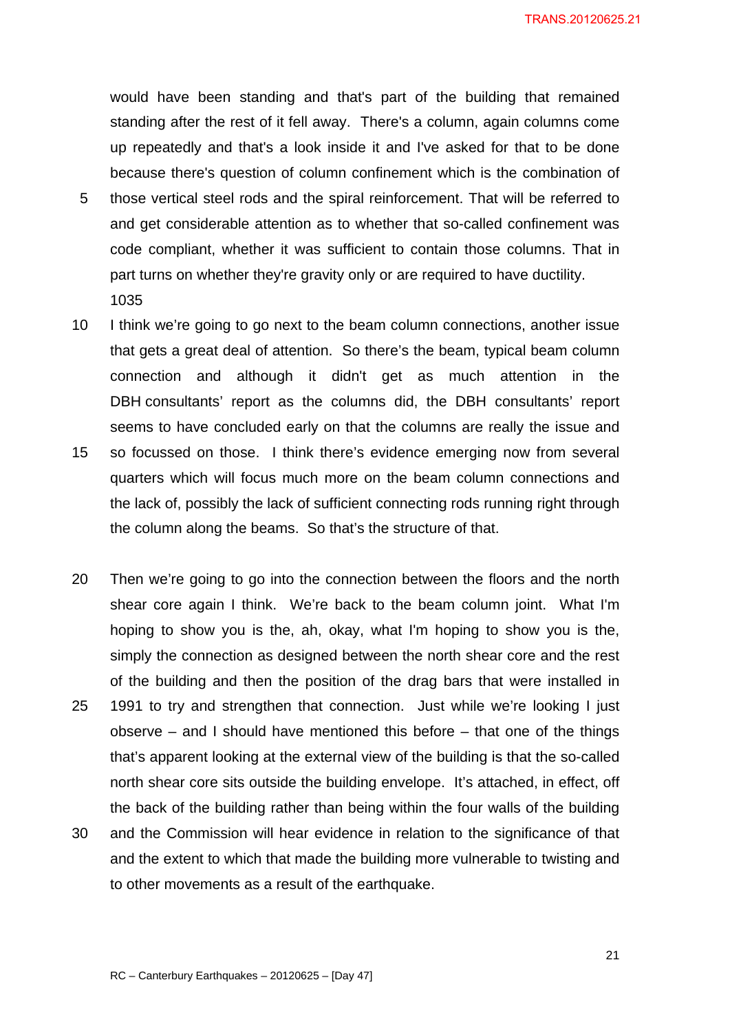would have been standing and that's part of the building that remained standing after the rest of it fell away. There's a column, again columns come up repeatedly and that's a look inside it and I've asked for that to be done because there's question of column confinement which is the combination of those vertical steel rods and the spiral reinforcement. That will be referred to and get considerable attention as to whether that so-called confinement was code compliant, whether it was sufficient to contain those columns. That in part turns on whether they're gravity only or are required to have ductility.

1035

I think we're going to go next to the beam column connections, another issue that gets a great deal of attention. So there's the beam, typical beam column connection and although it didn't get as much attention in the DBH consultants' report as the columns did, the DBH consultants' report seems to have concluded early on that the columns are really the issue and so focussed on those. I think there's evidence emerging now from several quarters which will focus much more on the beam column connections and the lack of, possibly the lack of sufficient connecting rods running right through the column along the beams. So that's the structure of that.

Then we're going to go into the connection between the floors and the north shear core again I think. We're back to the beam column joint. What I'm hoping to show you is the, ah, okay, what I'm hoping to show you is the, simply the connection as designed between the north shear core and the rest of the building and then the position of the drag bars that were installed in 1991 to try and strengthen that connection. Just while we're looking I just observe – and I should have mentioned this before – that one of the things that's apparent looking at the external view of the building is that the so-called north shear core sits outside the building envelope. It's attached, in effect, off the back of the building rather than being within the four walls of the building and the Commission will hear evidence in relation to the significance of that and the extent to which that made the building more vulnerable to twisting and to other movements as a result of the earthquake.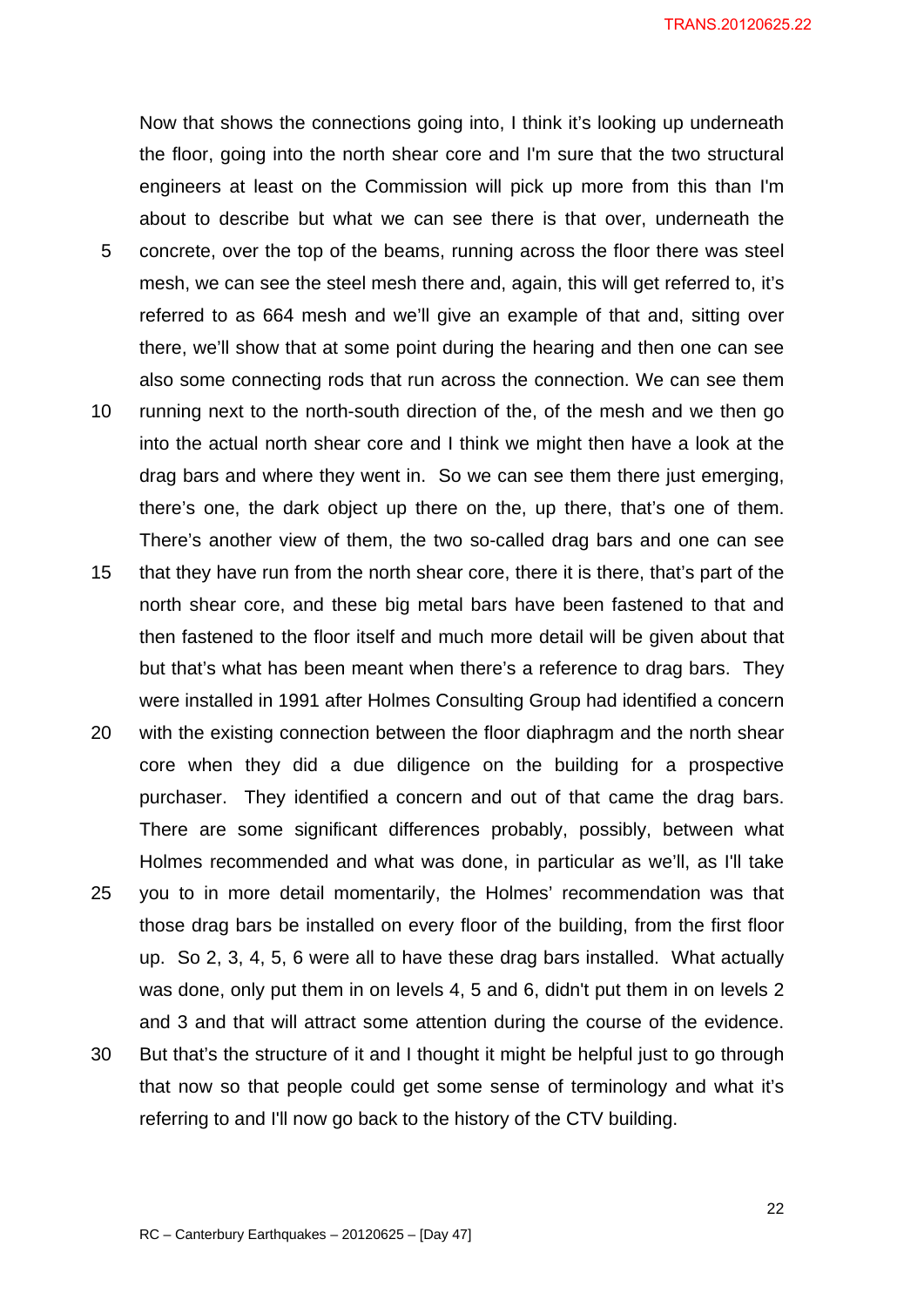Now that shows the connections going into, I think it's looking up underneath the floor, going into the north shear core and I'm sure that the two structural engineers at least on the Commission will pick up more from this than I'm about to describe but what we can see there is that over, underneath the concrete, over the top of the beams, running across the floor there was steel mesh, we can see the steel mesh there and, again, this will get referred to, it's referred to as 664 mesh and we'll give an example of that and, sitting over there, we'll show that at some point during the hearing and then one can see also some connecting rods that run across the connection. We can see them running next to the north-south direction of the, of the mesh and we then go into the actual north shear core and I think we might then have a look at the drag bars and where they went in. So we can see them there just emerging, there's one, the dark object up there on the, up there, that's one of them. There's another view of them, the two so-called drag bars and one can see that they have run from the north shear core, there it is there, that's part of the north shear core, and these big metal bars have been fastened to that and then fastened to the floor itself and much more detail will be given about that but that's what has been meant when there's a reference to drag bars. They were installed in 1991 after Holmes Consulting Group had identified a concern with the existing connection between the floor diaphragm and the north shear core when they did a due diligence on the building for a prospective purchaser. They identified a concern and out of that came the drag bars. There are some significant differences probably, possibly, between what Holmes recommended and what was done, in particular as we'll, as I'll take you to in more detail momentarily, the Holmes' recommendation was that those drag bars be installed on every floor of the building, from the first floor up. So 2, 3, 4, 5, 6 were all to have these drag bars installed. What actually was done, only put them in on levels 4, 5 and 6, didn't put them in on levels 2 and 3 and that will attract some attention during the course of the evidence. But that's the structure of it and I thought it might be helpful just to go through that now so that people could get some sense of terminology and what it's referring to and I'll now go back to the history of the CTV building.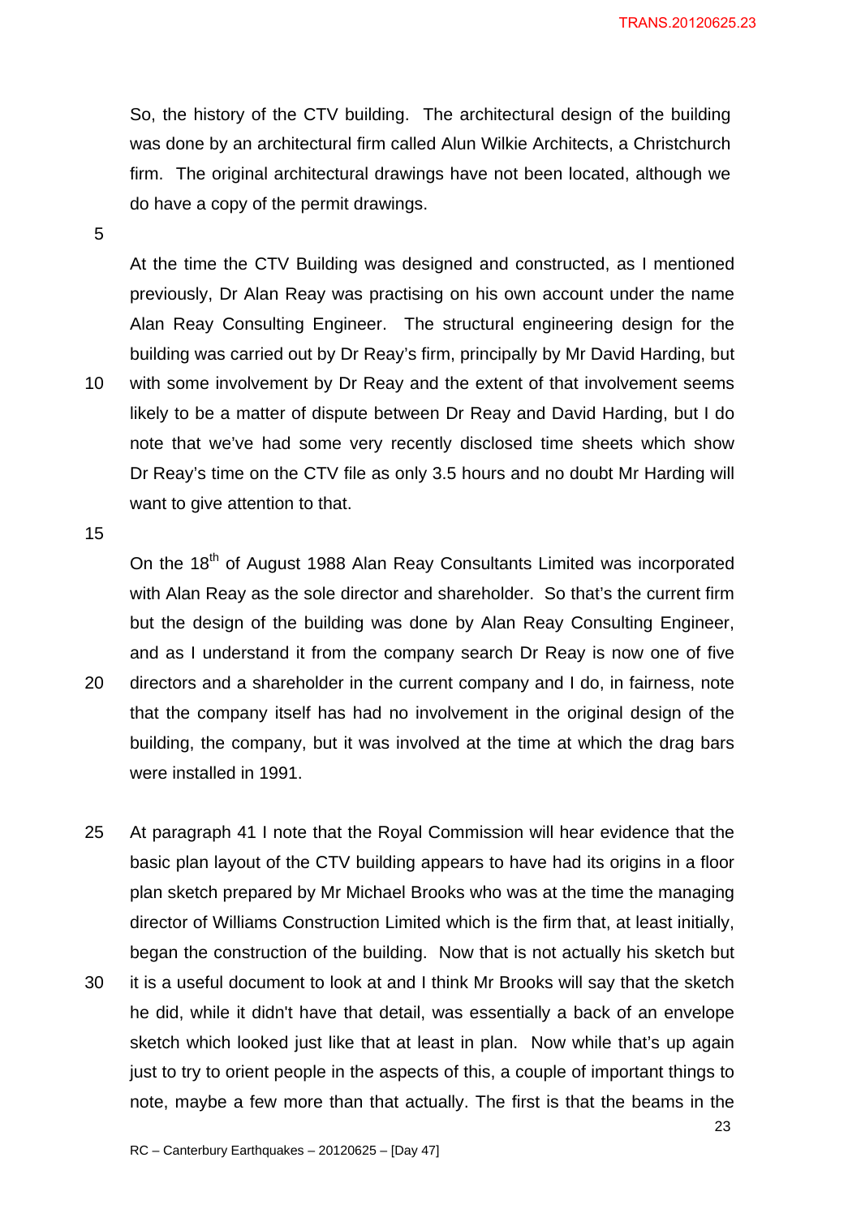So, the history of the CTV building. The architectural design of the building was done by an architectural firm called Alun Wilkie Architects, a Christchurch firm. The original architectural drawings have not been located, although we do have a copy of the permit drawings.

At the time the CTV Building was designed and constructed, as I mentioned previously, Dr Alan Reay was practising on his own account under the name Alan Reay Consulting Engineer. The structural engineering design for the building was carried out by Dr Reay's firm, principally by Mr David Harding, but with some involvement by Dr Reay and the extent of that involvement seems likely to be a matter of dispute between Dr Reay and David Harding, but I do note that we've had some very recently disclosed time sheets which show Dr Reay's time on the CTV file as only 3.5 hours and no doubt Mr Harding will want to give attention to that.

On the 18th of August 1988 Alan Reay Consultants Limited was incorporated with Alan Reay as the sole director and shareholder. So that's the current firm but the design of the building was done by Alan Reay Consulting Engineer, and as I understand it from the company search Dr Reay is now one of five directors and a shareholder in the current company and I do, in fairness, note that the company itself has had no involvement in the original design of the building, the company, but it was involved at the time at which the drag bars were installed in 1991.

At paragraph 41 I note that the Royal Commission will hear evidence that the basic plan layout of the CTV building appears to have had its origins in a floor plan sketch prepared by Mr Michael Brooks who was at the time the managing director of Williams Construction Limited which is the firm that, at least initially, began the construction of the building. Now that is not actually his sketch but it is a useful document to look at and I think Mr Brooks will say that the sketch he did, while it didn't have that detail, was essentially a back of an envelope sketch which looked just like that at least in plan. Now while that's up again just to try to orient people in the aspects of this, a couple of important things to note, maybe a few more than that actually. The first is that the beams in the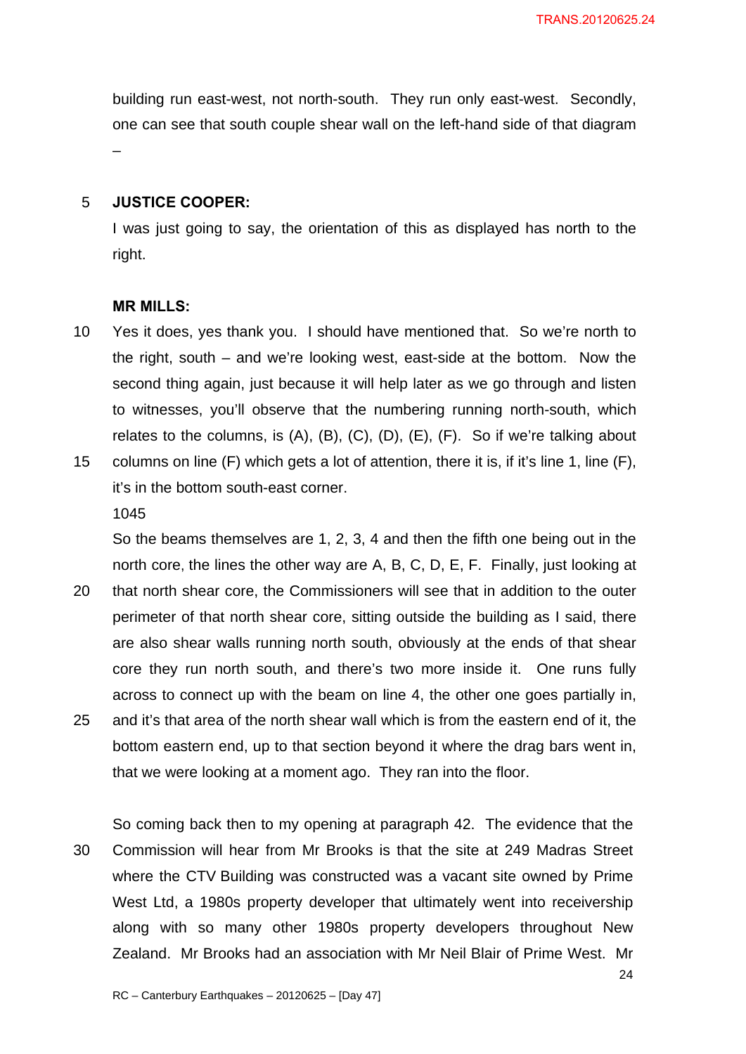building run east-west, not north-south. They run only east-west. Secondly, one can see that south couple shear wall on the left-hand side of that diagram –

**JUSTICE COOPER:**

I was just going to say, the orientation of this as displayed has north to the right.

**MR MILLS:**

Yes it does, yes thank you. I should have mentioned that. So we're north to the right, south – and we're looking west, east-side at the bottom. Now the second thing again, just because it will help later as we go through and listen to witnesses, you'll observe that the numbering running north-south, which relates to the columns, is (A), (B), (C), (D), (E), (F). So if we're talking about columns on line (F) which gets a lot of attention, there it is, if it's line 1, line (F), it's in the bottom south-east corner.

1045

So the beams themselves are 1, 2, 3, 4 and then the fifth one being out in the north core, the lines the other way are A, B, C, D, E, F. Finally, just looking at that north shear core, the Commissioners will see that in addition to the outer perimeter of that north shear core, sitting outside the building as I said, there are also shear walls running north south, obviously at the ends of that shear core they run north south, and there's two more inside it. One runs fully across to connect up with the beam on line 4, the other one goes partially in, and it's that area of the north shear wall which is from the eastern end of it, the bottom eastern end, up to that section beyond it where the drag bars went in, that we were looking at a moment ago. They ran into the floor.

So coming back then to my opening at paragraph 42. The evidence that the Commission will hear from Mr Brooks is that the site at 249 Madras Street where the CTV Building was constructed was a vacant site owned by Prime West Ltd, a 1980s property developer that ultimately went into receivership along with so many other 1980s property developers throughout New Zealand. Mr Brooks had an association with Mr Neil Blair of Prime West. Mr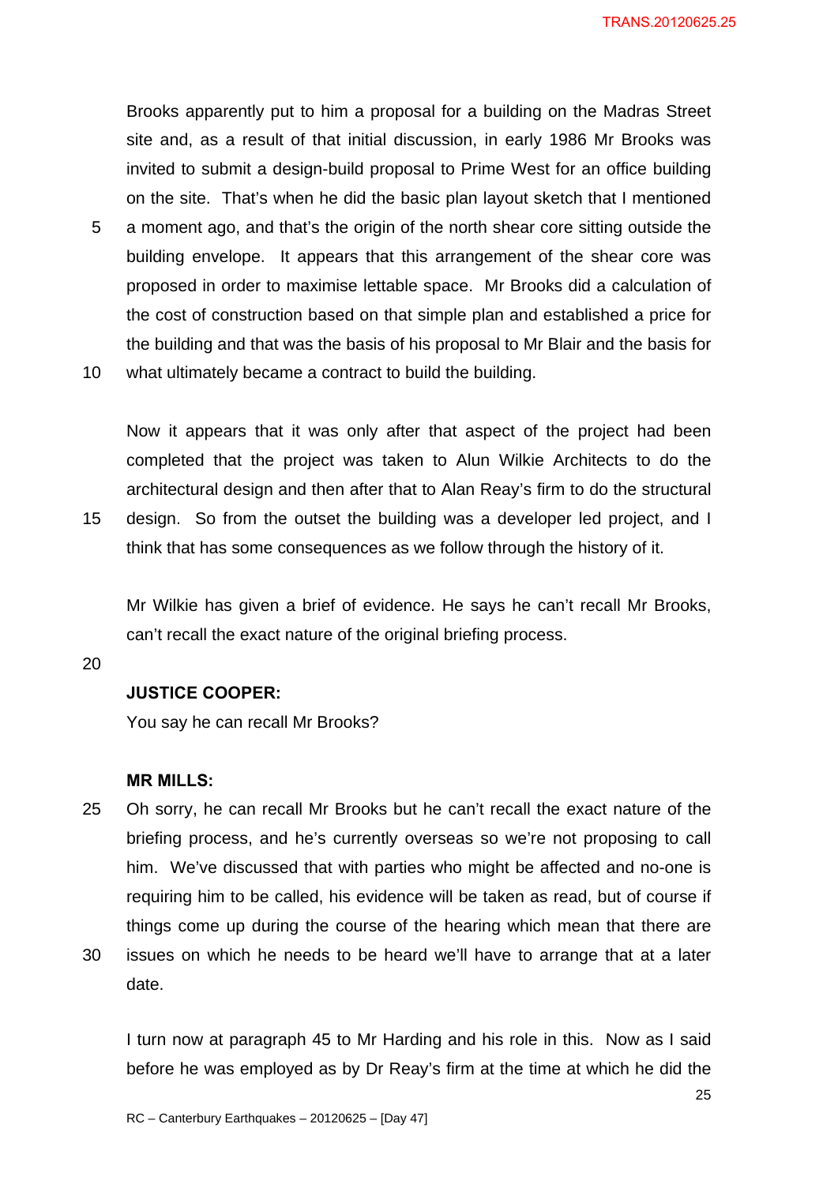Brooks apparently put to him a proposal for a building on the Madras Street site and, as a result of that initial discussion, in early 1986 Mr Brooks was invited to submit a design-build proposal to Prime West for an office building on the site. That's when he did the basic plan layout sketch that I mentioned a moment ago, and that's the origin of the north shear core sitting outside the building envelope. It appears that this arrangement of the shear core was proposed in order to maximise lettable space. Mr Brooks did a calculation of the cost of construction based on that simple plan and established a price for the building and that was the basis of his proposal to Mr Blair and the basis for what ultimately became a contract to build the building.

Now it appears that it was only after that aspect of the project had been completed that the project was taken to Alun Wilkie Architects to do the architectural design and then after that to Alan Reay's firm to do the structural design. So from the outset the building was a developer led project, and I think that has some consequences as we follow through the history of it.

Mr Wilkie has given a brief of evidence. He says he can't recall Mr Brooks, can't recall the exact nature of the original briefing process.

**JUSTICE COOPER:**

You say he can recall Mr Brooks?

**MR MILLS:**

Oh sorry, he can recall Mr Brooks but he can't recall the exact nature of the briefing process, and he's currently overseas so we're not proposing to call him. We've discussed that with parties who might be affected and no-one is requiring him to be called, his evidence will be taken as read, but of course if things come up during the course of the hearing which mean that there are issues on which he needs to be heard we'll have to arrange that at a later date.

I turn now at paragraph 45 to Mr Harding and his role in this. Now as I said before he was employed as by Dr Reay's firm at the time at which he did the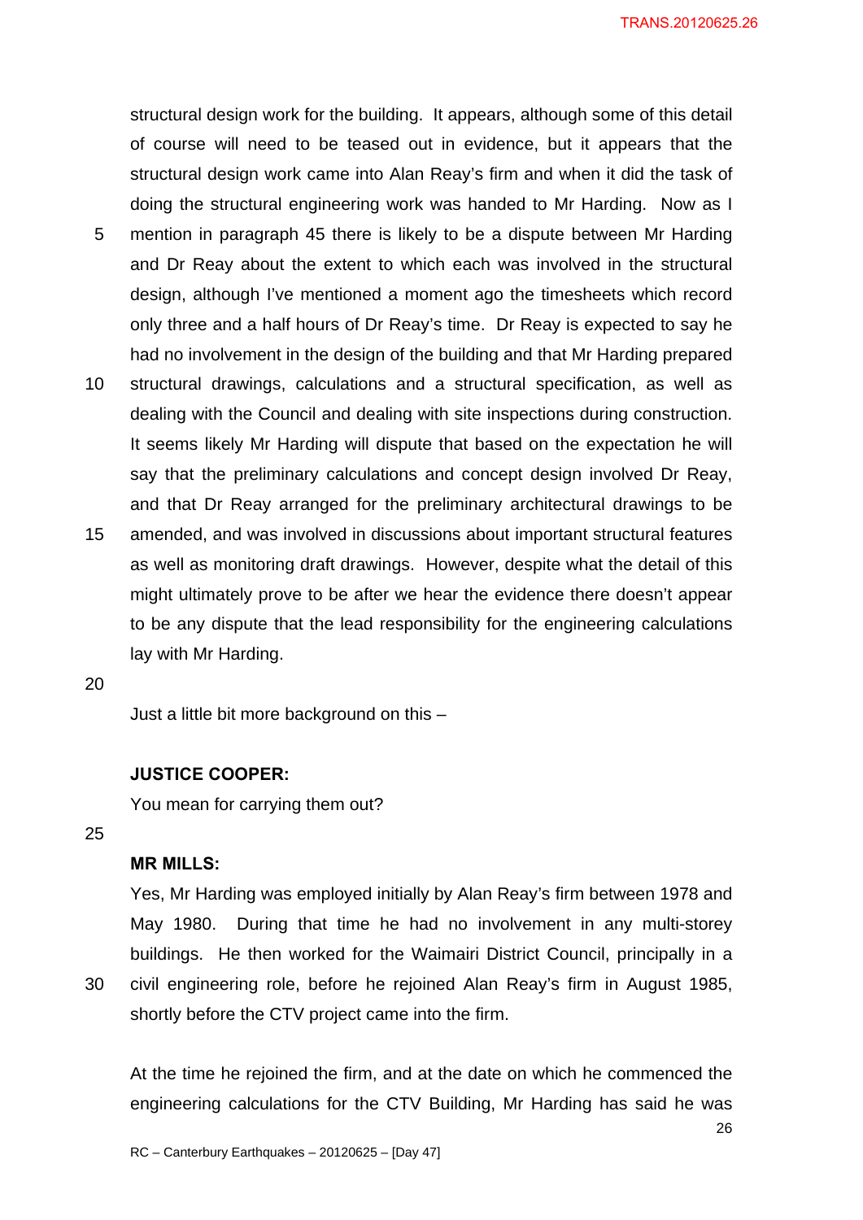structural design work for the building. It appears, although some of this detail of course will need to be teased out in evidence, but it appears that the structural design work came into Alan Reay's firm and when it did the task of doing the structural engineering work was handed to Mr Harding. Now as I mention in paragraph 45 there is likely to be a dispute between Mr Harding and Dr Reay about the extent to which each was involved in the structural design, although I've mentioned a moment ago the timesheets which record only three and a half hours of Dr Reay's time. Dr Reay is expected to say he had no involvement in the design of the building and that Mr Harding prepared structural drawings, calculations and a structural specification, as well as dealing with the Council and dealing with site inspections during construction. It seems likely Mr Harding will dispute that based on the expectation he will say that the preliminary calculations and concept design involved Dr Reay, and that Dr Reay arranged for the preliminary architectural drawings to be amended, and was involved in discussions about important structural features as well as monitoring draft drawings. However, despite what the detail of this might ultimately prove to be after we hear the evidence there doesn't appear to be any dispute that the lead responsibility for the engineering calculations lay with Mr Harding.

Just a little bit more background on this –

**JUSTICE COOPER:**

You mean for carrying them out?

**MR MILLS:**

Yes, Mr Harding was employed initially by Alan Reay's firm between 1978 and May 1980. During that time he had no involvement in any multi-storey buildings. He then worked for the Waimairi District Council, principally in a civil engineering role, before he rejoined Alan Reay's firm in August 1985, shortly before the CTV project came into the firm.

At the time he rejoined the firm, and at the date on which he commenced the engineering calculations for the CTV Building, Mr Harding has said he was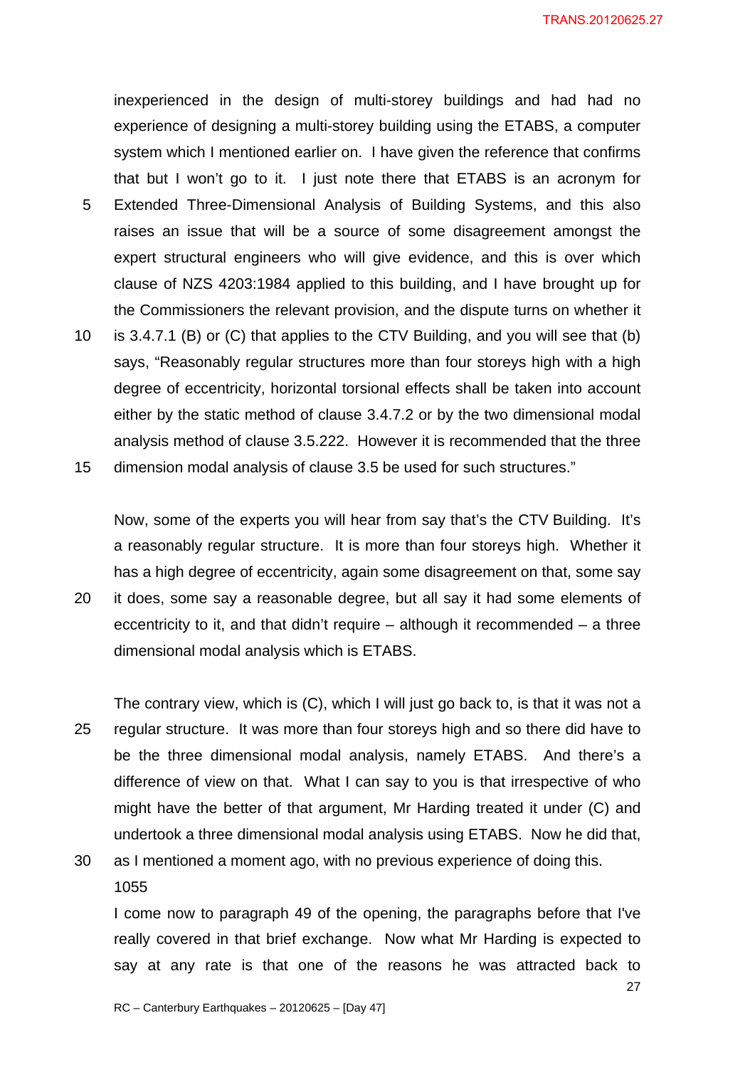inexperienced in the design of multi-storey buildings and had had no experience of designing a multi-storey building using the ETABS, a computer system which I mentioned earlier on. I have given the reference that confirms that but I won't go to it. I just note there that ETABS is an acronym for Extended Three-Dimensional Analysis of Building Systems, and this also raises an issue that will be a source of some disagreement amongst the expert structural engineers who will give evidence, and this is over which clause of NZS 4203:1984 applied to this building, and I have brought up for the Commissioners the relevant provision, and the dispute turns on whether it is 3.4.7.1 (B) or (C) that applies to the CTV Building, and you will see that (b) says, "Reasonably regular structures more than four storeys high with a high degree of eccentricity, horizontal torsional effects shall be taken into account either by the static method of clause 3.4.7.2 or by the two dimensional modal analysis method of clause 3.5.222. However it is recommended that the three dimension modal analysis of clause 3.5 be used for such structures."

Now, some of the experts you will hear from say that's the CTV Building. It's a reasonably regular structure. It is more than four storeys high. Whether it has a high degree of eccentricity, again some disagreement on that, some say it does, some say a reasonable degree, but all say it had some elements of eccentricity to it, and that didn't require – although it recommended – a three dimensional modal analysis which is ETABS.

The contrary view, which is (C), which I will just go back to, is that it was not a regular structure. It was more than four storeys high and so there did have to be the three dimensional modal analysis, namely ETABS. And there's a difference of view on that. What I can say to you is that irrespective of who might have the better of that argument, Mr Harding treated it under (C) and undertook a three dimensional modal analysis using ETABS. Now he did that, as I mentioned a moment ago, with no previous experience of doing this.

1055

I come now to paragraph 49 of the opening, the paragraphs before that I've really covered in that brief exchange. Now what Mr Harding is expected to say at any rate is that one of the reasons he was attracted back to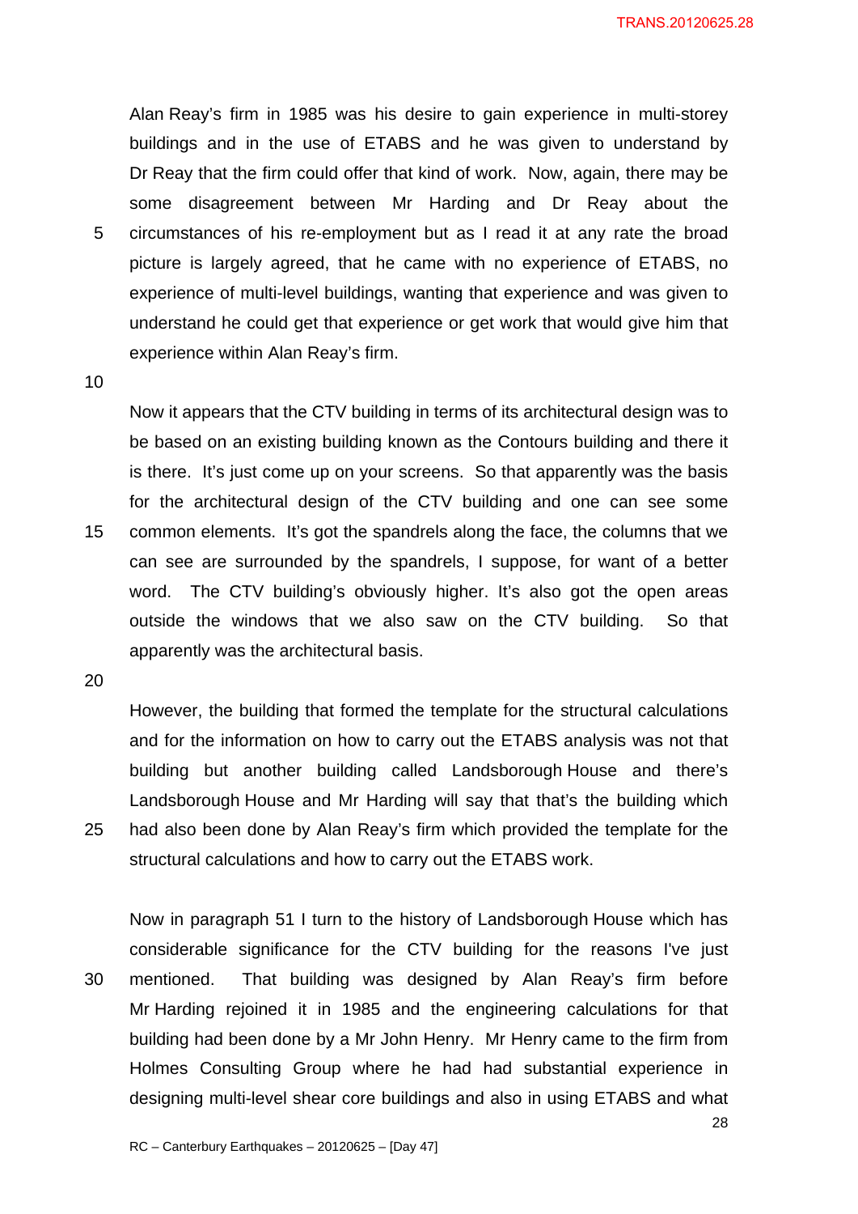Alan Reay's firm in 1985 was his desire to gain experience in multi-storey buildings and in the use of ETABS and he was given to understand by Dr Reay that the firm could offer that kind of work. Now, again, there may be some disagreement between Mr Harding and Dr Reay about the circumstances of his re-employment but as I read it at any rate the broad picture is largely agreed, that he came with no experience of ETABS, no experience of multi-level buildings, wanting that experience and was given to understand he could get that experience or get work that would give him that experience within Alan Reay's firm.

Now it appears that the CTV building in terms of its architectural design was to be based on an existing building known as the Contours building and there it is there. It's just come up on your screens. So that apparently was the basis for the architectural design of the CTV building and one can see some common elements. It's got the spandrels along the face, the columns that we can see are surrounded by the spandrels, I suppose, for want of a better word. The CTV building's obviously higher. It's also got the open areas outside the windows that we also saw on the CTV building. So that apparently was the architectural basis.

However, the building that formed the template for the structural calculations and for the information on how to carry out the ETABS analysis was not that building but another building called Landsborough House and there's Landsborough House and Mr Harding will say that that's the building which had also been done by Alan Reay's firm which provided the template for the structural calculations and how to carry out the ETABS work.

Now in paragraph 51 I turn to the history of Landsborough House which has considerable significance for the CTV building for the reasons I've just mentioned. That building was designed by Alan Reay's firm before Mr Harding rejoined it in 1985 and the engineering calculations for that building had been done by a Mr John Henry. Mr Henry came to the firm from Holmes Consulting Group where he had had substantial experience in designing multi-level shear core buildings and also in using ETABS and what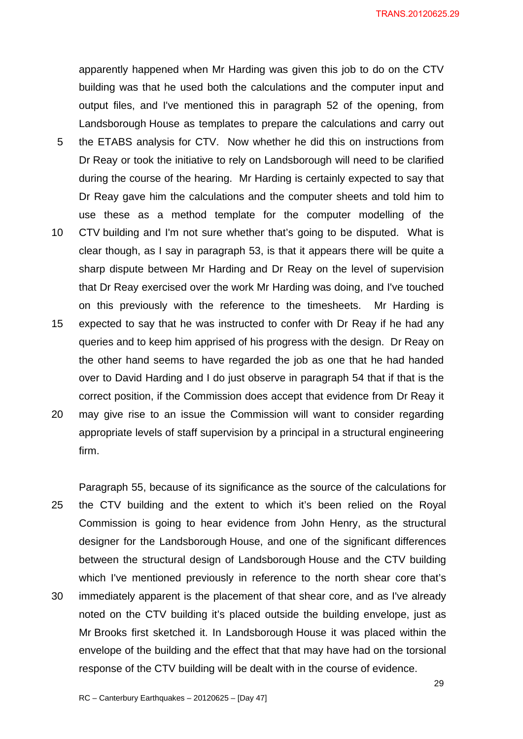apparently happened when Mr Harding was given this job to do on the CTV building was that he used both the calculations and the computer input and output files, and I've mentioned this in paragraph 52 of the opening, from Landsborough House as templates to prepare the calculations and carry out the ETABS analysis for CTV. Now whether he did this on instructions from Dr Reay or took the initiative to rely on Landsborough will need to be clarified during the course of the hearing. Mr Harding is certainly expected to say that Dr Reay gave him the calculations and the computer sheets and told him to use these as a method template for the computer modelling of the CTV building and I'm not sure whether that's going to be disputed. What is clear though, as I say in paragraph 53, is that it appears there will be quite a sharp dispute between Mr Harding and Dr Reay on the level of supervision that Dr Reay exercised over the work Mr Harding was doing, and I've touched on this previously with the reference to the timesheets. Mr Harding is expected to say that he was instructed to confer with Dr Reay if he had any queries and to keep him apprised of his progress with the design. Dr Reay on the other hand seems to have regarded the job as one that he had handed over to David Harding and I do just observe in paragraph 54 that if that is the correct position, if the Commission does accept that evidence from Dr Reay it may give rise to an issue the Commission will want to consider regarding appropriate levels of staff supervision by a principal in a structural engineering firm.

Paragraph 55, because of its significance as the source of the calculations for the CTV building and the extent to which it's been relied on the Royal Commission is going to hear evidence from John Henry, as the structural designer for the Landsborough House, and one of the significant differences between the structural design of Landsborough House and the CTV building which I've mentioned previously in reference to the north shear core that's immediately apparent is the placement of that shear core, and as I've already noted on the CTV building it's placed outside the building envelope, just as Mr Brooks first sketched it. In Landsborough House it was placed within the envelope of the building and the effect that that may have had on the torsional response of the CTV building will be dealt with in the course of evidence.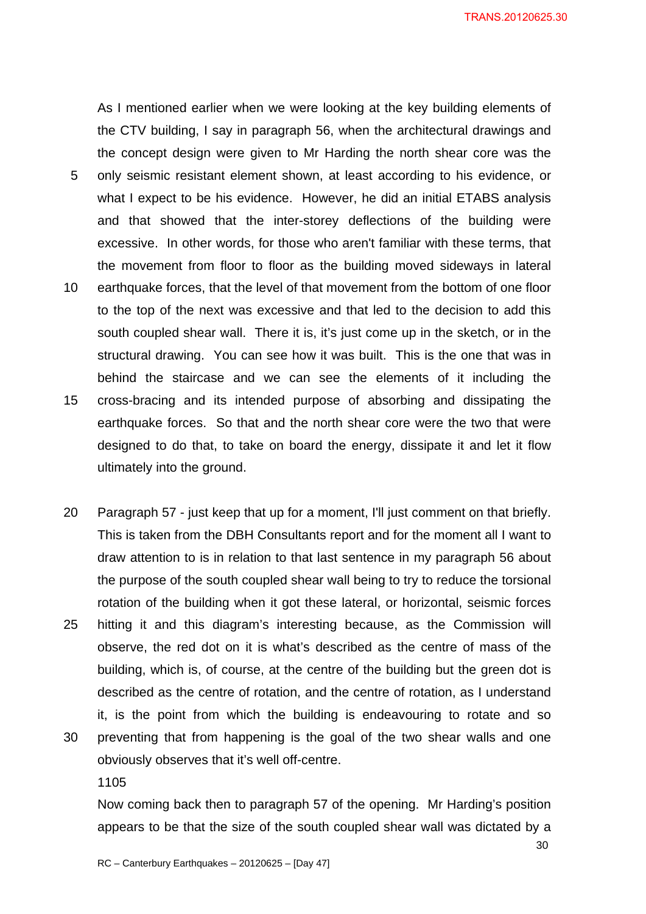As I mentioned earlier when we were looking at the key building elements of the CTV building, I say in paragraph 56, when the architectural drawings and the concept design were given to Mr Harding the north shear core was the only seismic resistant element shown, at least according to his evidence, or what I expect to be his evidence. However, he did an initial ETABS analysis and that showed that the inter-storey deflections of the building were excessive. In other words, for those who aren't familiar with these terms, that the movement from floor to floor as the building moved sideways in lateral earthquake forces, that the level of that movement from the bottom of one floor to the top of the next was excessive and that led to the decision to add this south coupled shear wall. There it is, it's just come up in the sketch, or in the structural drawing. You can see how it was built. This is the one that was in behind the staircase and we can see the elements of it including the cross-bracing and its intended purpose of absorbing and dissipating the earthquake forces. So that and the north shear core were the two that were designed to do that, to take on board the energy, dissipate it and let it flow ultimately into the ground.

Paragraph 57 - just keep that up for a moment, I'll just comment on that briefly. This is taken from the DBH Consultants report and for the moment all I want to draw attention to is in relation to that last sentence in my paragraph 56 about the purpose of the south coupled shear wall being to try to reduce the torsional rotation of the building when it got these lateral, or horizontal, seismic forces hitting it and this diagram's interesting because, as the Commission will observe, the red dot on it is what's described as the centre of mass of the building, which is, of course, at the centre of the building but the green dot is described as the centre of rotation, and the centre of rotation, as I understand it, is the point from which the building is endeavouring to rotate and so preventing that from happening is the goal of the two shear walls and one obviously observes that it's well off-centre.

1105

Now coming back then to paragraph 57 of the opening. Mr Harding's position appears to be that the size of the south coupled shear wall was dictated by a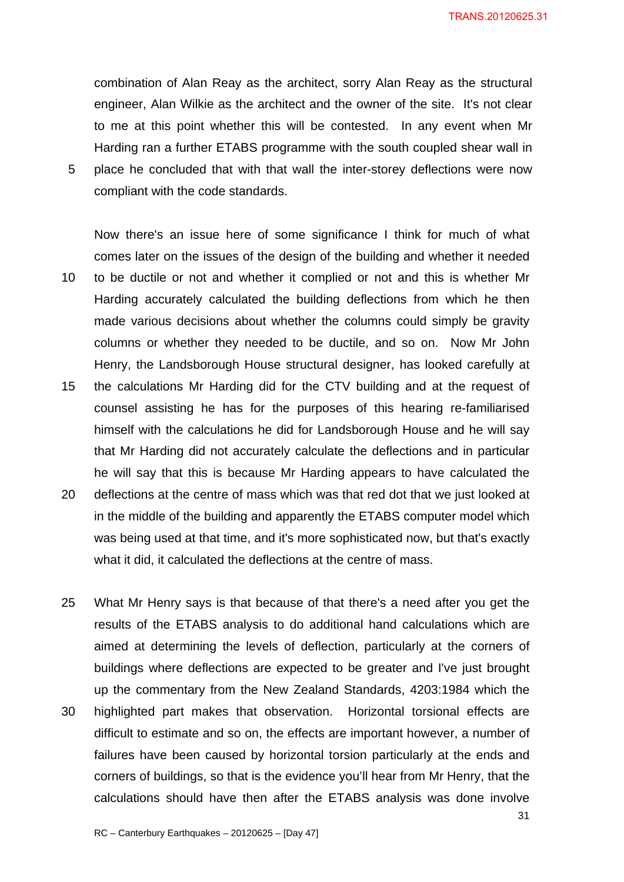combination of Alan Reay as the architect, sorry Alan Reay as the structural engineer, Alan Wilkie as the architect and the owner of the site. It's not clear to me at this point whether this will be contested. In any event when Mr Harding ran a further ETABS programme with the south coupled shear wall in place he concluded that with that wall the inter-storey deflections were now compliant with the code standards.

Now there's an issue here of some significance I think for much of what comes later on the issues of the design of the building and whether it needed to be ductile or not and whether it complied or not and this is whether Mr Harding accurately calculated the building deflections from which he then made various decisions about whether the columns could simply be gravity columns or whether they needed to be ductile, and so on. Now Mr John Henry, the Landsborough House structural designer, has looked carefully at the calculations Mr Harding did for the CTV building and at the request of counsel assisting he has for the purposes of this hearing re-familiarised himself with the calculations he did for Landsborough House and he will say that Mr Harding did not accurately calculate the deflections and in particular he will say that this is because Mr Harding appears to have calculated the deflections at the centre of mass which was that red dot that we just looked at in the middle of the building and apparently the ETABS computer model which was being used at that time, and it's more sophisticated now, but that's exactly what it did, it calculated the deflections at the centre of mass.

What Mr Henry says is that because of that there's a need after you get the results of the ETABS analysis to do additional hand calculations which are aimed at determining the levels of deflection, particularly at the corners of buildings where deflections are expected to be greater and I've just brought up the commentary from the New Zealand Standards, 4203:1984 which the highlighted part makes that observation. Horizontal torsional effects are difficult to estimate and so on, the effects are important however, a number of failures have been caused by horizontal torsion particularly at the ends and corners of buildings, so that is the evidence you'll hear from Mr Henry, that the calculations should have then after the ETABS analysis was done involve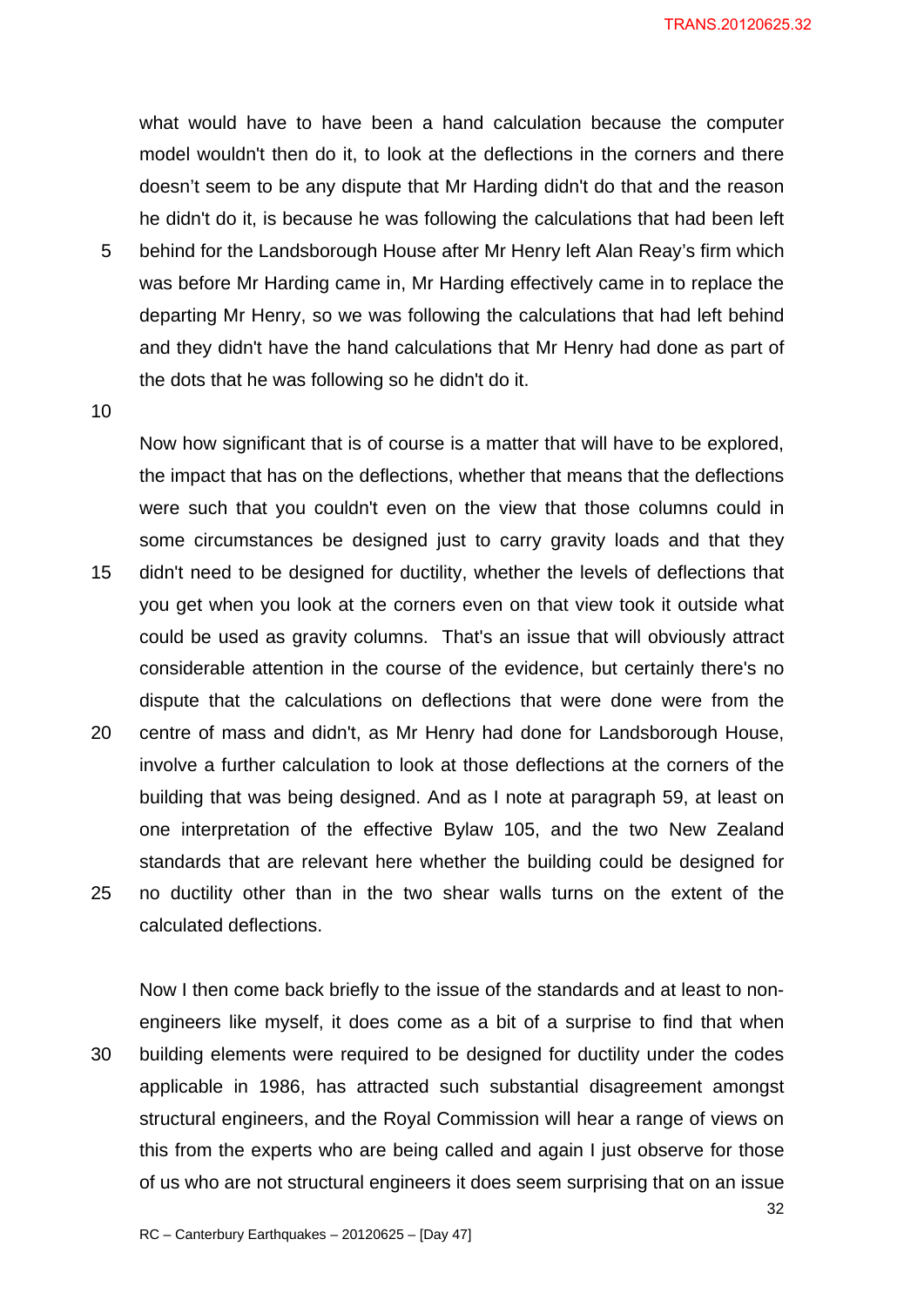what would have to have been a hand calculation because the computer model wouldn't then do it, to look at the deflections in the corners and there doesn't seem to be any dispute that Mr Harding didn't do that and the reason he didn't do it, is because he was following the calculations that had been left behind for the Landsborough House after Mr Henry left Alan Reay's firm which was before Mr Harding came in, Mr Harding effectively came in to replace the departing Mr Henry, so we was following the calculations that had left behind and they didn't have the hand calculations that Mr Henry had done as part of the dots that he was following so he didn't do it.

Now how significant that is of course is a matter that will have to be explored, the impact that has on the deflections, whether that means that the deflections were such that you couldn't even on the view that those columns could in some circumstances be designed just to carry gravity loads and that they didn't need to be designed for ductility, whether the levels of deflections that you get when you look at the corners even on that view took it outside what could be used as gravity columns. That's an issue that will obviously attract considerable attention in the course of the evidence, but certainly there's no dispute that the calculations on deflections that were done were from the centre of mass and didn't, as Mr Henry had done for Landsborough House, involve a further calculation to look at those deflections at the corners of the building that was being designed. And as I note at paragraph 59, at least on one interpretation of the effective Bylaw 105, and the two New Zealand standards that are relevant here whether the building could be designed for no ductility other than in the two shear walls turns on the extent of the calculated deflections.

Now I then come back briefly to the issue of the standards and at least to non-engineers like myself, it does come as a bit of a surprise to find that when building elements were required to be designed for ductility under the codes applicable in 1986, has attracted such substantial disagreement amongst structural engineers, and the Royal Commission will hear a range of views on this from the experts who are being called and again I just observe for those of us who are not structural engineers it does seem surprising that on an issue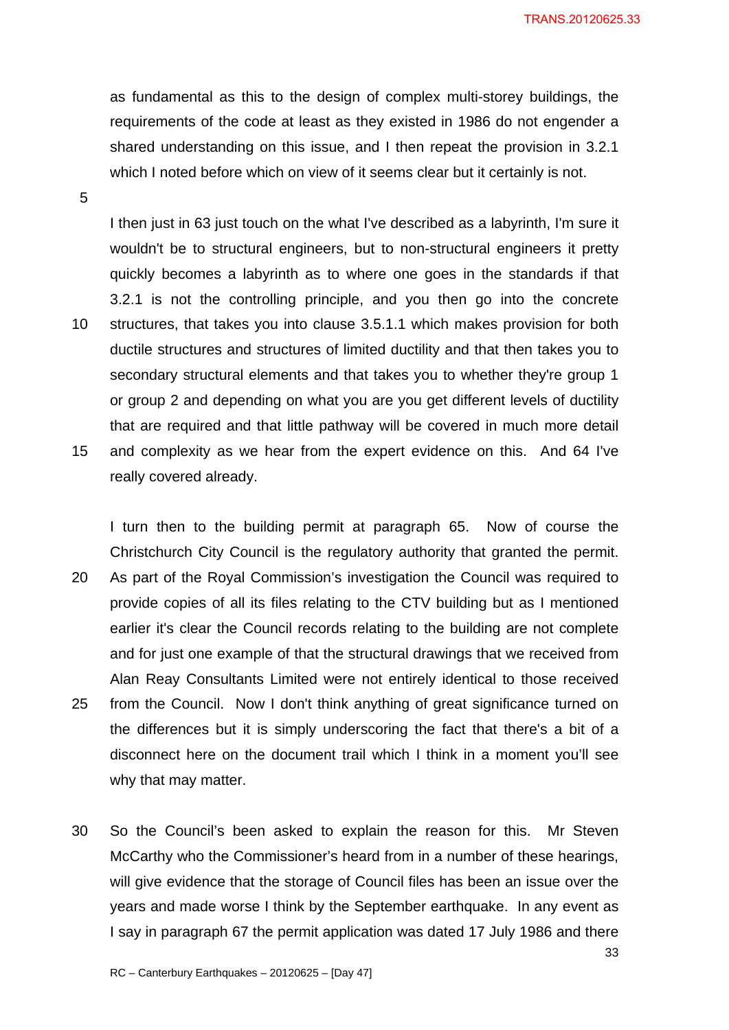as fundamental as this to the design of complex multi-storey buildings, the requirements of the code at least as they existed in 1986 do not engender a shared understanding on this issue, and I then repeat the provision in 3.2.1 which I noted before which on view of it seems clear but it certainly is not.

I then just in 63 just touch on the what I've described as a labyrinth, I'm sure it wouldn't be to structural engineers, but to non-structural engineers it pretty quickly becomes a labyrinth as to where one goes in the standards if that 3.2.1 is not the controlling principle, and you then go into the concrete structures, that takes you into clause 3.5.1.1 which makes provision for both ductile structures and structures of limited ductility and that then takes you to secondary structural elements and that takes you to whether they're group 1 or group 2 and depending on what you are you get different levels of ductility that are required and that little pathway will be covered in much more detail and complexity as we hear from the expert evidence on this. And 64 I've really covered already.

I turn then to the building permit at paragraph 65. Now of course the Christchurch City Council is the regulatory authority that granted the permit. As part of the Royal Commission's investigation the Council was required to provide copies of all its files relating to the CTV building but as I mentioned earlier it's clear the Council records relating to the building are not complete and for just one example of that the structural drawings that we received from Alan Reay Consultants Limited were not entirely identical to those received from the Council. Now I don't think anything of great significance turned on the differences but it is simply underscoring the fact that there's a bit of a disconnect here on the document trail which I think in a moment you'll see why that may matter.

So the Council's been asked to explain the reason for this. Mr Steven McCarthy who the Commissioner's heard from in a number of these hearings, will give evidence that the storage of Council files has been an issue over the years and made worse I think by the September earthquake. In any event as I say in paragraph 67 the permit application was dated 17 July 1986 and there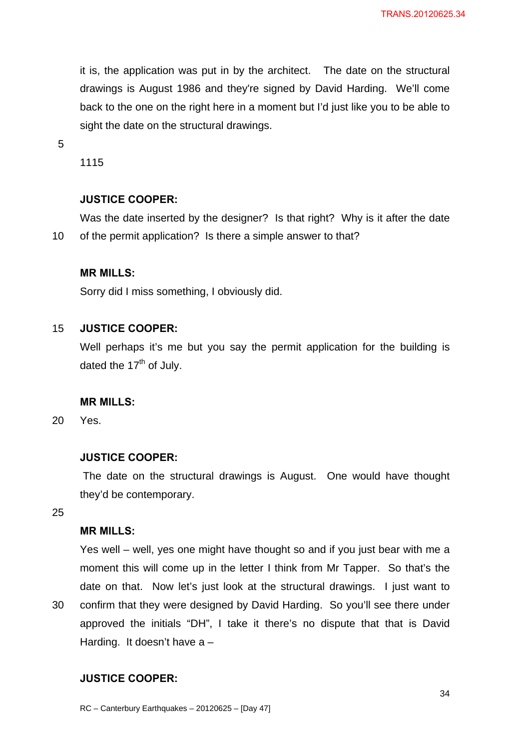it is, the application was put in by the architect. The date on the structural drawings is August 1986 and they're signed by David Harding. We'll come back to the one on the right here in a moment but I'd just like you to be able to sight the date on the structural drawings.

1115

**JUSTICE COOPER:**

Was the date inserted by the designer? Is that right? Why is it after the date of the permit application? Is there a simple answer to that?

**MR MILLS:**

Sorry did I miss something, I obviously did.

**JUSTICE COOPER:**

Well perhaps it's me but you say the permit application for the building is dated the 17th of July.

**MR MILLS:**

Yes.

**JUSTICE COOPER:**

The date on the structural drawings is August. One would have thought they'd be contemporary.

**MR MILLS:**

Yes well – well, yes one might have thought so and if you just bear with me a moment this will come up in the letter I think from Mr Tapper. So that's the date on that. Now let's just look at the structural drawings. I just want to confirm that they were designed by David Harding. So you'll see there under approved the initials "DH", I take it there's no dispute that that is David Harding. It doesn't have a –

**JUSTICE COOPER:**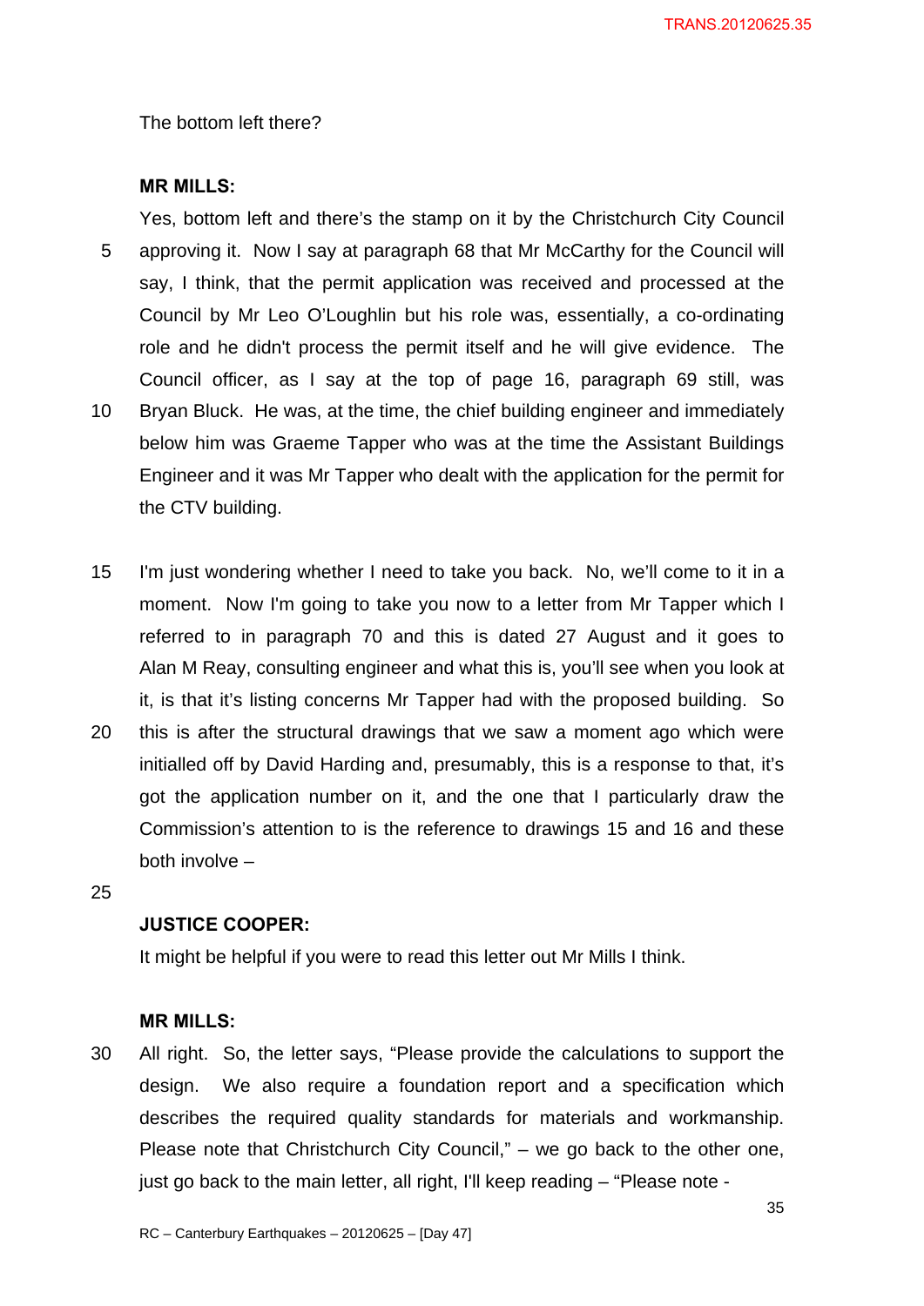The bottom left there?

**MR MILLS:**

Yes, bottom left and there's the stamp on it by the Christchurch City Council approving it. Now I say at paragraph 68 that Mr McCarthy for the Council will say, I think, that the permit application was received and processed at the Council by Mr Leo O'Loughlin but his role was, essentially, a co-ordinating role and he didn't process the permit itself and he will give evidence. The Council officer, as I say at the top of page 16, paragraph 69 still, was Bryan Bluck. He was, at the time, the chief building engineer and immediately below him was Graeme Tapper who was at the time the Assistant Buildings Engineer and it was Mr Tapper who dealt with the application for the permit for the CTV building.

I'm just wondering whether I need to take you back. No, we'll come to it in a moment. Now I'm going to take you now to a letter from Mr Tapper which I referred to in paragraph 70 and this is dated 27 August and it goes to Alan M Reay, consulting engineer and what this is, you'll see when you look at it, is that it's listing concerns Mr Tapper had with the proposed building. So this is after the structural drawings that we saw a moment ago which were initialled off by David Harding and, presumably, this is a response to that, it's got the application number on it, and the one that I particularly draw the Commission's attention to is the reference to drawings 15 and 16 and these both involve –

**JUSTICE COOPER:**

It might be helpful if you were to read this letter out Mr Mills I think.

**MR MILLS:**

All right. So, the letter says, "Please provide the calculations to support the design. We also require a foundation report and a specification which describes the required quality standards for materials and workmanship. Please note that Christchurch City Council," – we go back to the other one, just go back to the main letter, all right, I'll keep reading – "Please note -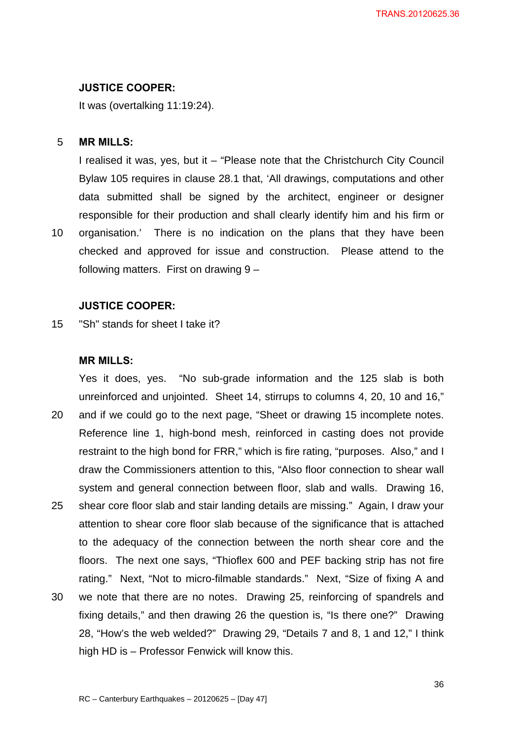**JUSTICE COOPER:**

It was (overtalking 11:19:24).

**MR MILLS:**

I realised it was, yes, but it – "Please note that the Christchurch City Council Bylaw 105 requires in clause 28.1 that, 'All drawings, computations and other data submitted shall be signed by the architect, engineer or designer responsible for their production and shall clearly identify him and his firm or organisation.' There is no indication on the plans that they have been checked and approved for issue and construction. Please attend to the following matters. First on drawing 9 –

**JUSTICE COOPER:**

"Sh" stands for sheet I take it?

**MR MILLS:**

Yes it does, yes. "No sub-grade information and the 125 slab is both unreinforced and unjointed. Sheet 14, stirrups to columns 4, 20, 10 and 16," and if we could go to the next page, "Sheet or drawing 15 incomplete notes. Reference line 1, high-bond mesh, reinforced in casting does not provide restraint to the high bond for FRR," which is fire rating, "purposes. Also," and I draw the Commissioners attention to this, "Also floor connection to shear wall system and general connection between floor, slab and walls. Drawing 16, shear core floor slab and stair landing details are missing." Again, I draw your attention to shear core floor slab because of the significance that is attached to the adequacy of the connection between the north shear core and the floors. The next one says, "Thioflex 600 and PEF backing strip has not fire rating." Next, "Not to micro-filmable standards." Next, "Size of fixing A and we note that there are no notes. Drawing 25, reinforcing of spandrels and fixing details," and then drawing 26 the question is, "Is there one?" Drawing 28, "How's the web welded?" Drawing 29, "Details 7 and 8, 1 and 12," I think high HD is – Professor Fenwick will know this.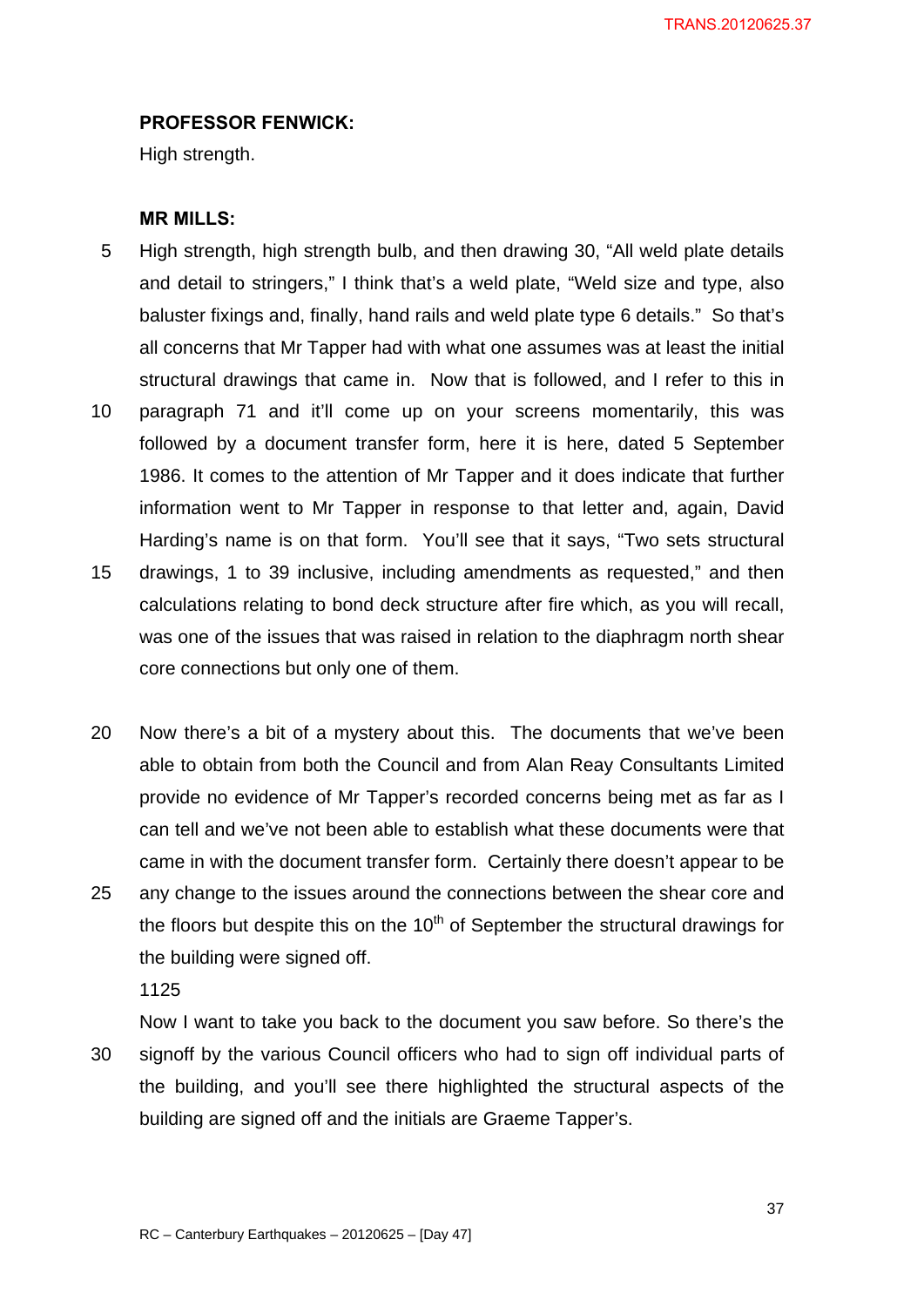**PROFESSOR FENWICK:**

High strength.

**MR MILLS:**

High strength, high strength bulb, and then drawing 30, "All weld plate details and detail to stringers," I think that's a weld plate, "Weld size and type, also baluster fixings and, finally, hand rails and weld plate type 6 details." So that's all concerns that Mr Tapper had with what one assumes was at least the initial structural drawings that came in. Now that is followed, and I refer to this in paragraph 71 and it'll come up on your screens momentarily, this was followed by a document transfer form, here it is here, dated 5 September 1986. It comes to the attention of Mr Tapper and it does indicate that further information went to Mr Tapper in response to that letter and, again, David Harding's name is on that form. You'll see that it says, "Two sets structural drawings, 1 to 39 inclusive, including amendments as requested," and then calculations relating to bond deck structure after fire which, as you will recall, was one of the issues that was raised in relation to the diaphragm north shear core connections but only one of them.

Now there's a bit of a mystery about this. The documents that we've been able to obtain from both the Council and from Alan Reay Consultants Limited provide no evidence of Mr Tapper's recorded concerns being met as far as I can tell and we've not been able to establish what these documents were that came in with the document transfer form. Certainly there doesn't appear to be any change to the issues around the connections between the shear core and the floors but despite this on the 10th of September the structural drawings for the building were signed off.

1125

Now I want to take you back to the document you saw before. So there's the signoff by the various Council officers who had to sign off individual parts of the building, and you'll see there highlighted the structural aspects of the building are signed off and the initials are Graeme Tapper's.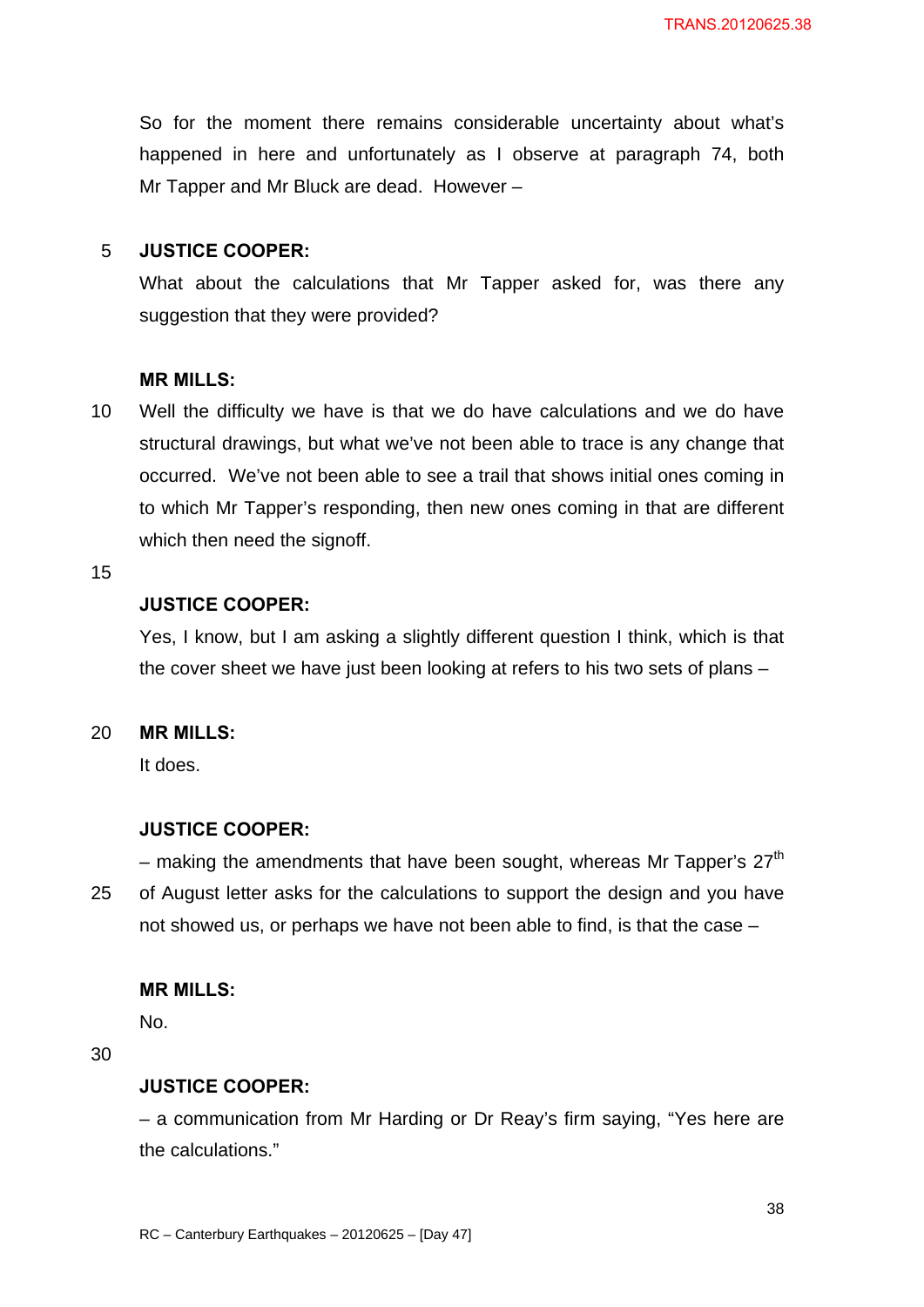So for the moment there remains considerable uncertainty about what's happened in here and unfortunately as I observe at paragraph 74, both Mr Tapper and Mr Bluck are dead. However –

**JUSTICE COOPER:**

What about the calculations that Mr Tapper asked for, was there any suggestion that they were provided?

**MR MILLS:**

Well the difficulty we have is that we do have calculations and we do have structural drawings, but what we've not been able to trace is any change that occurred. We've not been able to see a trail that shows initial ones coming in to which Mr Tapper's responding, then new ones coming in that are different which then need the signoff.

**JUSTICE COOPER:**

Yes, I know, but I am asking a slightly different question I think, which is that the cover sheet we have just been looking at refers to his two sets of plans –

**MR MILLS:**

It does.

**JUSTICE COOPER:**

– making the amendments that have been sought, whereas Mr Tapper's 27th of August letter asks for the calculations to support the design and you have not showed us, or perhaps we have not been able to find, is that the case –

**MR MILLS:**

No.

**JUSTICE COOPER:**

– a communication from Mr Harding or Dr Reay's firm saying, "Yes here are the calculations."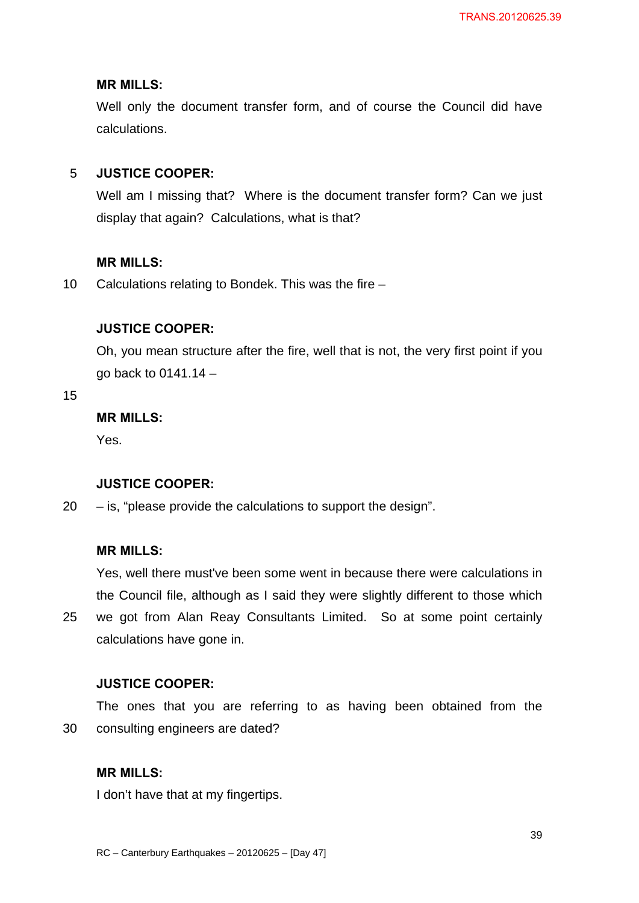**MR MILLS:**

Well only the document transfer form, and of course the Council did have calculations.

**JUSTICE COOPER:**

Well am I missing that? Where is the document transfer form? Can we just display that again? Calculations, what is that?

**MR MILLS:**

Calculations relating to Bondek. This was the fire –

**JUSTICE COOPER:**

Oh, you mean structure after the fire, well that is not, the very first point if you go back to 0141.14 –

**MR MILLS:**

Yes.

**JUSTICE COOPER:**

– is, "please provide the calculations to support the design".

**MR MILLS:**

Yes, well there must've been some went in because there were calculations in the Council file, although as I said they were slightly different to those which we got from Alan Reay Consultants Limited. So at some point certainly calculations have gone in.

**JUSTICE COOPER:**

The ones that you are referring to as having been obtained from the consulting engineers are dated?

**MR MILLS:**

I don't have that at my fingertips.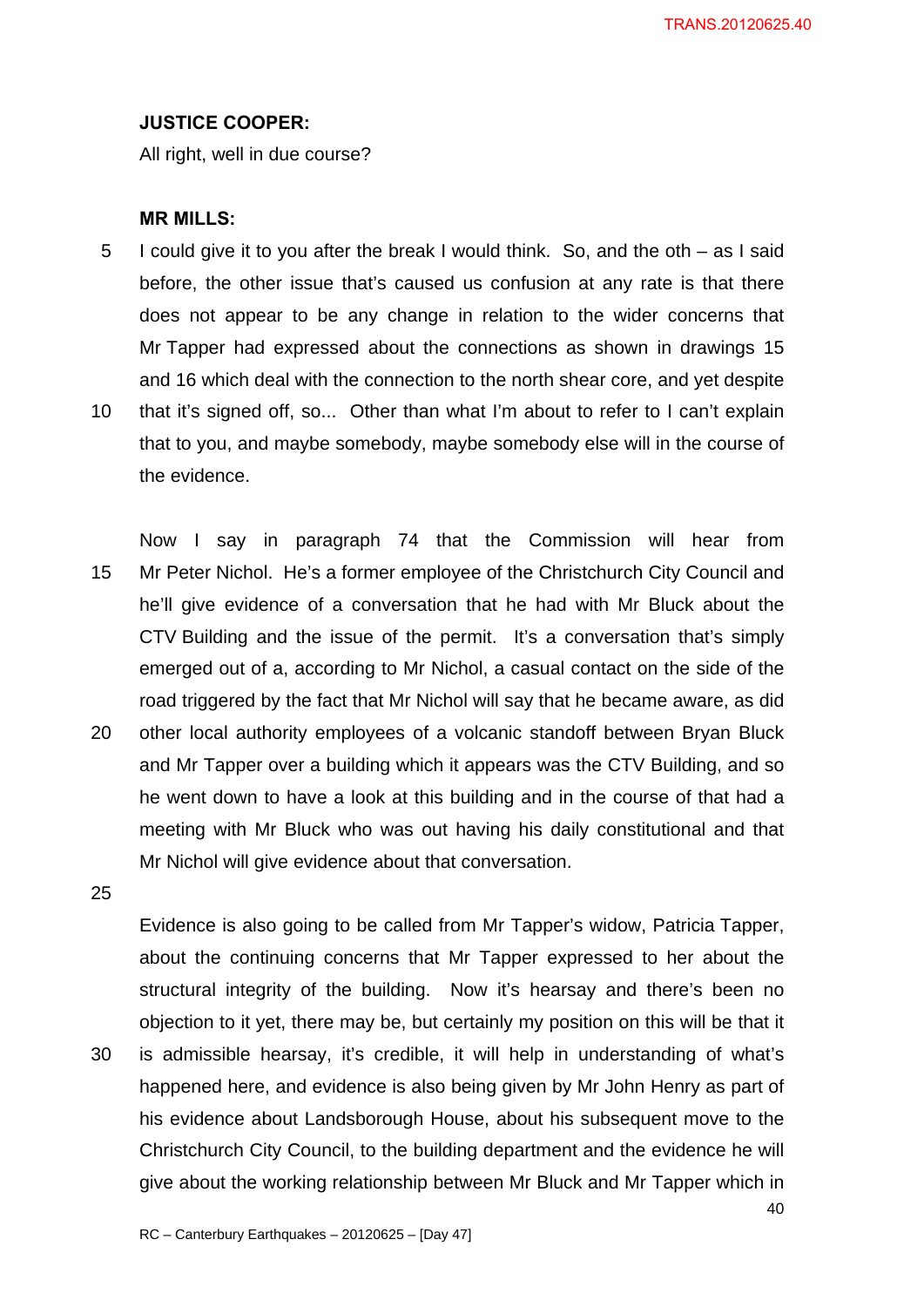**JUSTICE COOPER:**

All right, well in due course?

**MR MILLS:**

I could give it to you after the break I would think. So, and the oth – as I said before, the other issue that's caused us confusion at any rate is that there does not appear to be any change in relation to the wider concerns that Mr Tapper had expressed about the connections as shown in drawings 15 and 16 which deal with the connection to the north shear core, and yet despite that it's signed off, so... Other than what I'm about to refer to I can't explain that to you, and maybe somebody, maybe somebody else will in the course of the evidence.

Now I say in paragraph 74 that the Commission will hear from Mr Peter Nichol. He's a former employee of the Christchurch City Council and he'll give evidence of a conversation that he had with Mr Bluck about the CTV Building and the issue of the permit. It's a conversation that's simply emerged out of a, according to Mr Nichol, a casual contact on the side of the road triggered by the fact that Mr Nichol will say that he became aware, as did other local authority employees of a volcanic standoff between Bryan Bluck and Mr Tapper over a building which it appears was the CTV Building, and so he went down to have a look at this building and in the course of that had a meeting with Mr Bluck who was out having his daily constitutional and that Mr Nichol will give evidence about that conversation.

Evidence is also going to be called from Mr Tapper's widow, Patricia Tapper, about the continuing concerns that Mr Tapper expressed to her about the structural integrity of the building. Now it's hearsay and there's been no objection to it yet, there may be, but certainly my position on this will be that it is admissible hearsay, it's credible, it will help in understanding of what's happened here, and evidence is also being given by Mr John Henry as part of his evidence about Landsborough House, about his subsequent move to the Christchurch City Council, to the building department and the evidence he will give about the working relationship between Mr Bluck and Mr Tapper which in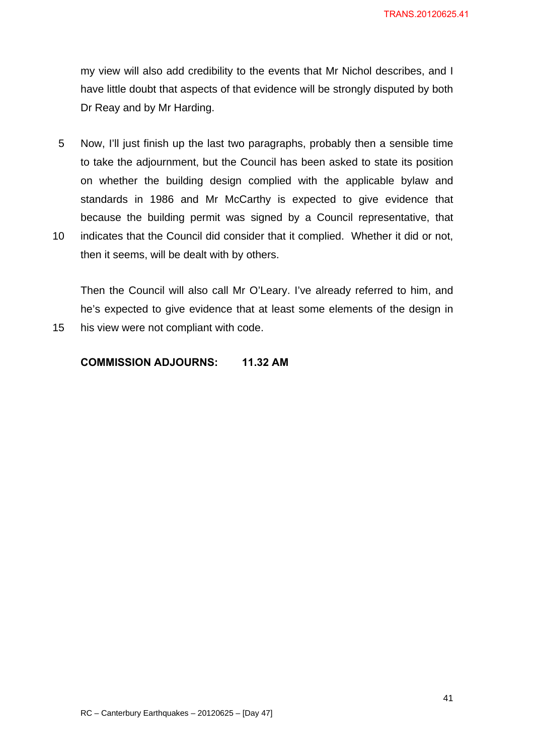my view will also add credibility to the events that Mr Nichol describes, and I have little doubt that aspects of that evidence will be strongly disputed by both Dr Reay and by Mr Harding.

Now, I'll just finish up the last two paragraphs, probably then a sensible time to take the adjournment, but the Council has been asked to state its position on whether the building design complied with the applicable bylaw and standards in 1986 and Mr McCarthy is expected to give evidence that because the building permit was signed by a Council representative, that indicates that the Council did consider that it complied. Whether it did or not, then it seems, will be dealt with by others.

Then the Council will also call Mr O'Leary. I've already referred to him, and he's expected to give evidence that at least some elements of the design in his view were not compliant with code.

**COMMISSION ADJOURNS: 11.32 AM**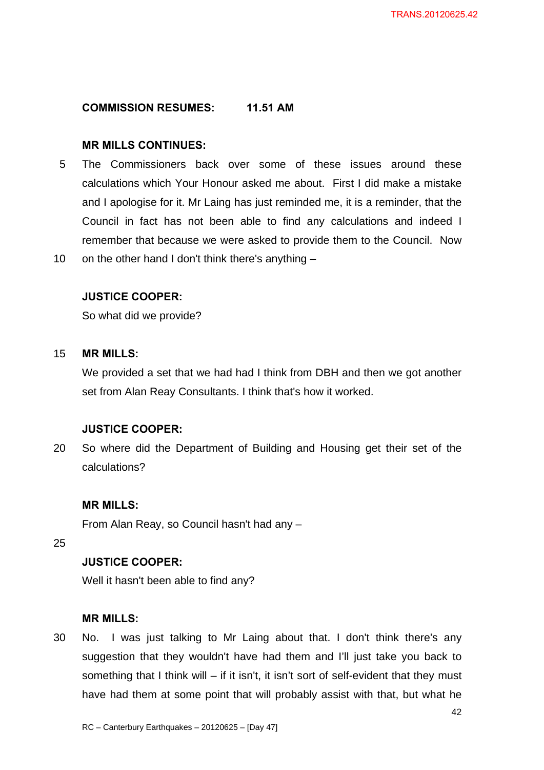**COMMISSION RESUMES: 11.51 AM**

**MR MILLS CONTINUES:**

The Commissioners back over some of these issues around these calculations which Your Honour asked me about. First I did make a mistake and I apologise for it. Mr Laing has just reminded me, it is a reminder, that the Council in fact has not been able to find any calculations and indeed I remember that because we were asked to provide them to the Council. Now on the other hand I don't think there's anything –

**JUSTICE COOPER:**

So what did we provide?

**MR MILLS:**

We provided a set that we had had I think from DBH and then we got another set from Alan Reay Consultants. I think that's how it worked.

**JUSTICE COOPER:**

So where did the Department of Building and Housing get their set of the calculations?

**MR MILLS:**

From Alan Reay, so Council hasn't had any –

**JUSTICE COOPER:**

Well it hasn't been able to find any?

**MR MILLS:**

No. I was just talking to Mr Laing about that. I don't think there's any suggestion that they wouldn't have had them and I'll just take you back to something that I think will – if it isn't, it isn't sort of self-evident that they must have had them at some point that will probably assist with that, but what he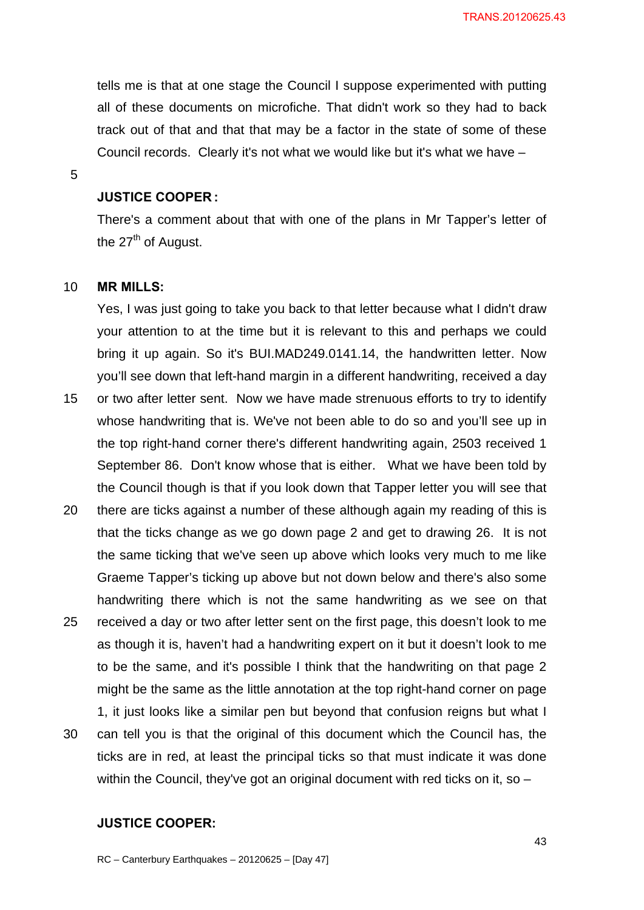tells me is that at one stage the Council I suppose experimented with putting all of these documents on microfiche. That didn't work so they had to back track out of that and that that may be a factor in the state of some of these Council records. Clearly it's not what we would like but it's what we have –

**JUSTICE COOPER:**

There's a comment about that with one of the plans in Mr Tapper's letter of the 27th of August.

**MR MILLS:**

Yes, I was just going to take you back to that letter because what I didn't draw your attention to at the time but it is relevant to this and perhaps we could bring it up again. So it's BUI.MAD249.0141.14, the handwritten letter. Now you'll see down that left-hand margin in a different handwriting, received a day or two after letter sent. Now we have made strenuous efforts to try to identify whose handwriting that is. We've not been able to do so and you'll see up in the top right-hand corner there's different handwriting again, 2503 received 1 September 86. Don't know whose that is either. What we have been told by the Council though is that if you look down that Tapper letter you will see that there are ticks against a number of these although again my reading of this is that the ticks change as we go down page 2 and get to drawing 26. It is not the same ticking that we've seen up above which looks very much to me like Graeme Tapper's ticking up above but not down below and there's also some handwriting there which is not the same handwriting as we see on that received a day or two after letter sent on the first page, this doesn't look to me as though it is, haven't had a handwriting expert on it but it doesn't look to me to be the same, and it's possible I think that the handwriting on that page 2 might be the same as the little annotation at the top right-hand corner on page 1, it just looks like a similar pen but beyond that confusion reigns but what I can tell you is that the original of this document which the Council has, the ticks are in red, at least the principal ticks so that must indicate it was done within the Council, they've got an original document with red ticks on it, so –

**JUSTICE COOPER:**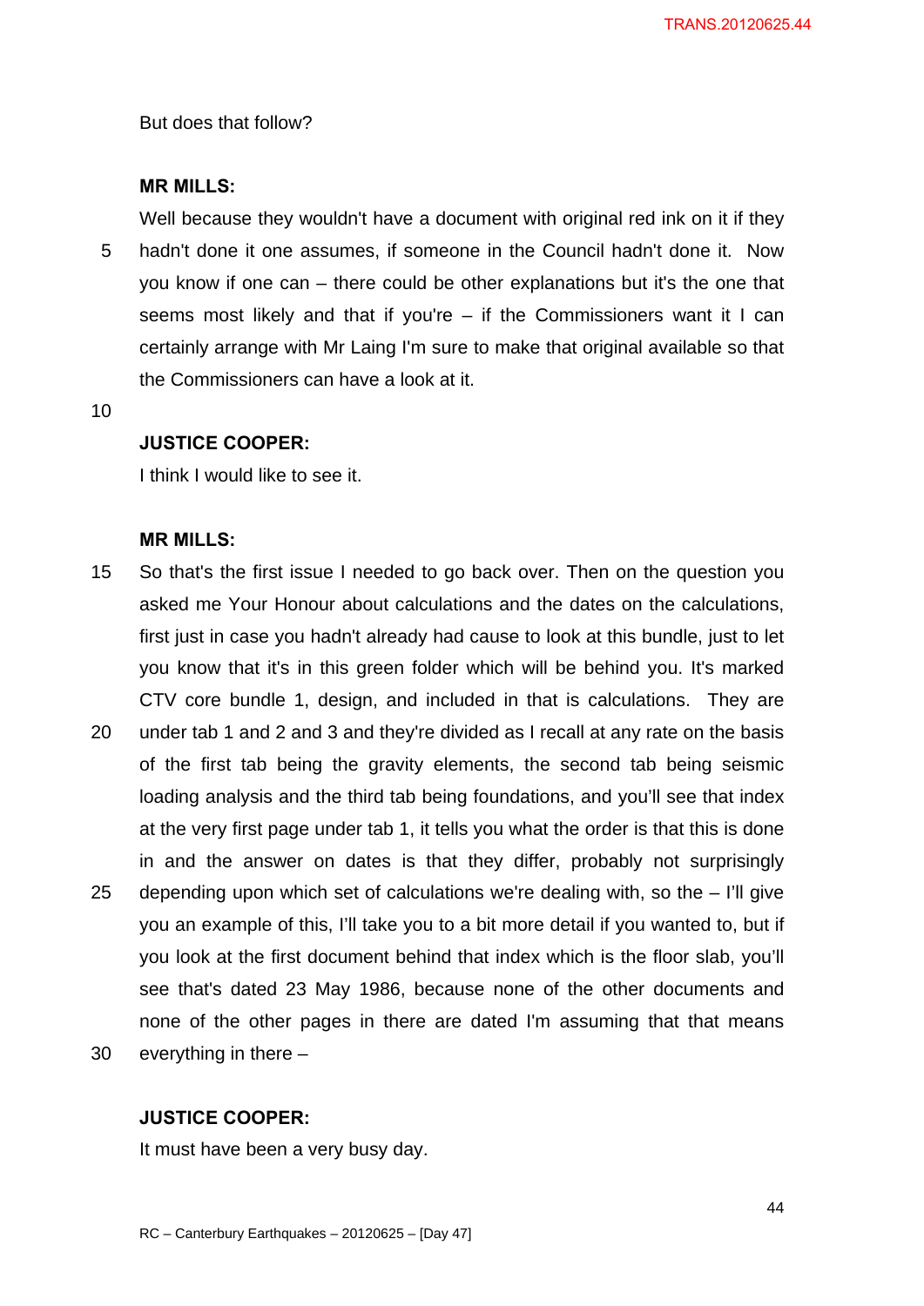But does that follow?

**MR MILLS:**

Well because they wouldn't have a document with original red ink on it if they hadn't done it one assumes, if someone in the Council hadn't done it. Now you know if one can – there could be other explanations but it's the one that seems most likely and that if you're – if the Commissioners want it I can certainly arrange with Mr Laing I'm sure to make that original available so that the Commissioners can have a look at it.

**JUSTICE COOPER:**

I think I would like to see it.

**MR MILLS:**

So that's the first issue I needed to go back over. Then on the question you asked me Your Honour about calculations and the dates on the calculations, first just in case you hadn't already had cause to look at this bundle, just to let you know that it's in this green folder which will be behind you. It's marked CTV core bundle 1, design, and included in that is calculations. They are under tab 1 and 2 and 3 and they're divided as I recall at any rate on the basis of the first tab being the gravity elements, the second tab being seismic loading analysis and the third tab being foundations, and you'll see that index at the very first page under tab 1, it tells you what the order is that this is done in and the answer on dates is that they differ, probably not surprisingly depending upon which set of calculations we're dealing with, so the – I'll give you an example of this, I'll take you to a bit more detail if you wanted to, but if you look at the first document behind that index which is the floor slab, you'll see that's dated 23 May 1986, because none of the other documents and none of the other pages in there are dated I'm assuming that that means everything in there –

**JUSTICE COOPER:**

It must have been a very busy day.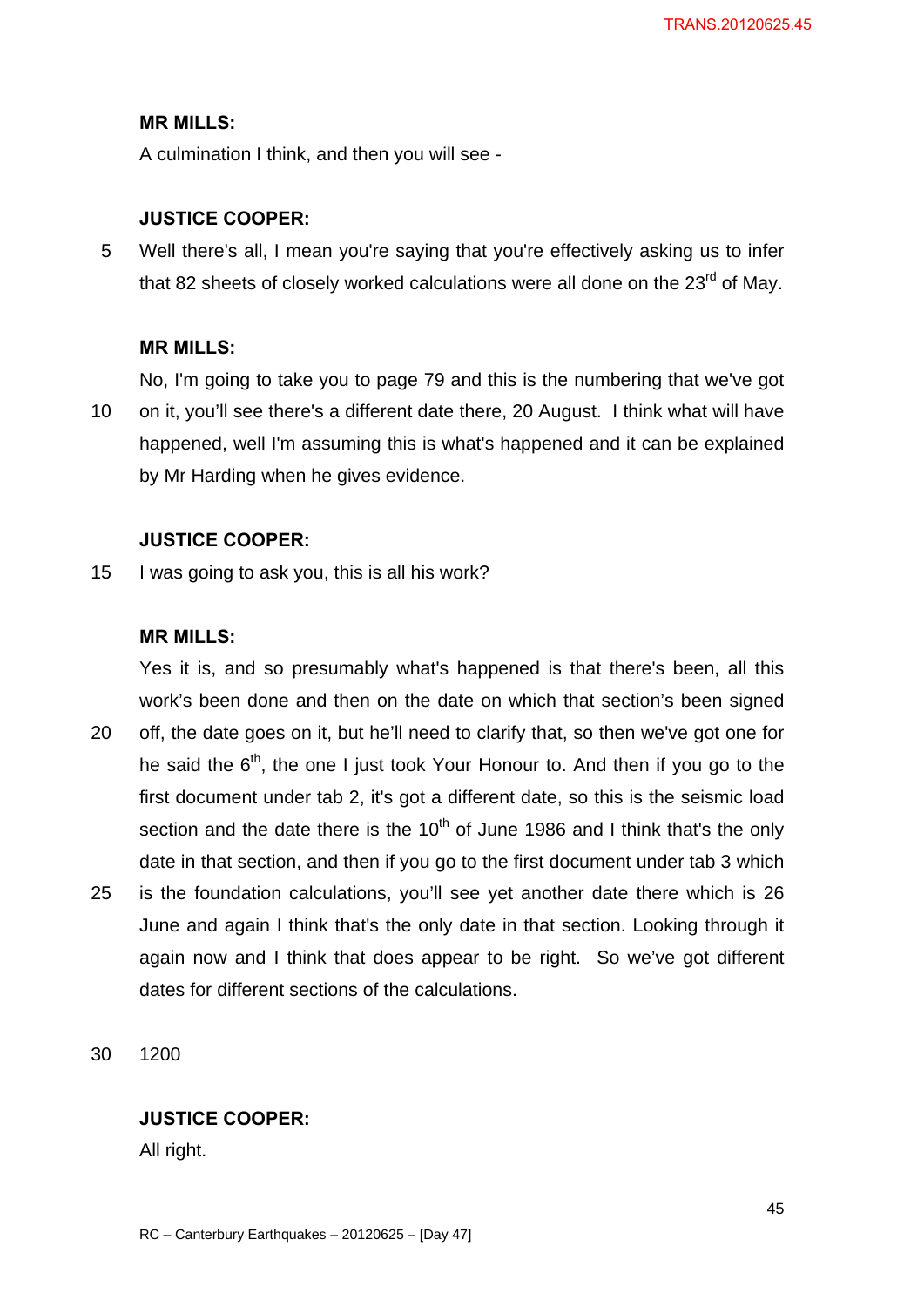**MR MILLS:**

A culmination I think, and then you will see -

**JUSTICE COOPER:**

Well there's all, I mean you're saying that you're effectively asking us to infer that 82 sheets of closely worked calculations were all done on the 23rd of May.

**MR MILLS:**

No, I'm going to take you to page 79 and this is the numbering that we've got on it, you'll see there's a different date there, 20 August. I think what will have happened, well I'm assuming this is what's happened and it can be explained by Mr Harding when he gives evidence.

**JUSTICE COOPER:**

I was going to ask you, this is all his work?

**MR MILLS:**

Yes it is, and so presumably what's happened is that there's been, all this work's been done and then on the date on which that section's been signed off, the date goes on it, but he'll need to clarify that, so then we've got one for he said the 6th, the one I just took Your Honour to. And then if you go to the first document under tab 2, it's got a different date, so this is the seismic load section and the date there is the 10th of June 1986 and I think that's the only date in that section, and then if you go to the first document under tab 3 which is the foundation calculations, you'll see yet another date there which is 26 June and again I think that's the only date in that section. Looking through it again now and I think that does appear to be right. So we've got different dates for different sections of the calculations.

1200

**JUSTICE COOPER:**

All right.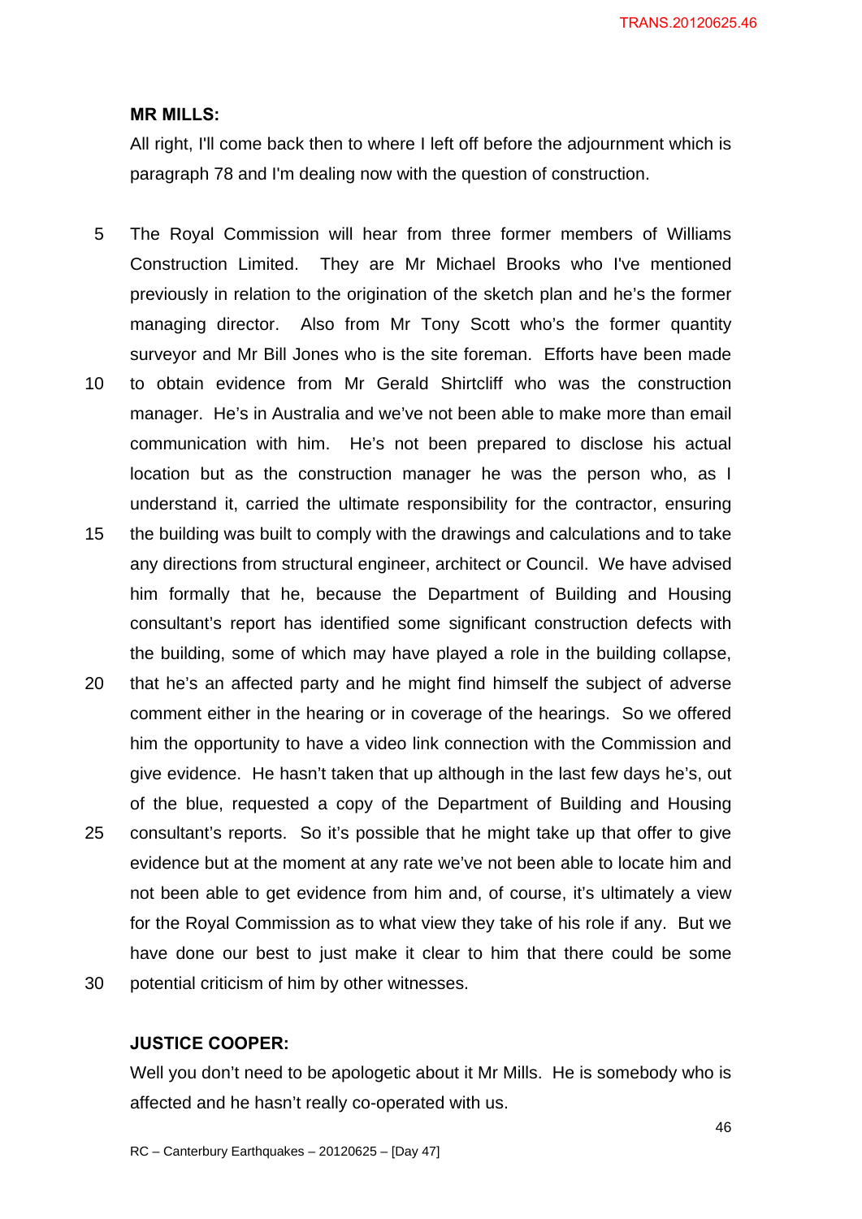**MR MILLS:**

All right, I'll come back then to where I left off before the adjournment which is paragraph 78 and I'm dealing now with the question of construction.

The Royal Commission will hear from three former members of Williams Construction Limited. They are Mr Michael Brooks who I've mentioned previously in relation to the origination of the sketch plan and he's the former managing director. Also from Mr Tony Scott who's the former quantity surveyor and Mr Bill Jones who is the site foreman. Efforts have been made to obtain evidence from Mr Gerald Shirtcliff who was the construction manager. He's in Australia and we've not been able to make more than email communication with him. He's not been prepared to disclose his actual location but as the construction manager he was the person who, as I understand it, carried the ultimate responsibility for the contractor, ensuring the building was built to comply with the drawings and calculations and to take any directions from structural engineer, architect or Council. We have advised him formally that he, because the Department of Building and Housing consultant's report has identified some significant construction defects with the building, some of which may have played a role in the building collapse, that he's an affected party and he might find himself the subject of adverse comment either in the hearing or in coverage of the hearings. So we offered him the opportunity to have a video link connection with the Commission and give evidence. He hasn't taken that up although in the last few days he's, out of the blue, requested a copy of the Department of Building and Housing consultant's reports. So it's possible that he might take up that offer to give evidence but at the moment at any rate we've not been able to locate him and not been able to get evidence from him and, of course, it's ultimately a view for the Royal Commission as to what view they take of his role if any. But we have done our best to just make it clear to him that there could be some potential criticism of him by other witnesses.

**JUSTICE COOPER:**

Well you don't need to be apologetic about it Mr Mills. He is somebody who is affected and he hasn't really co-operated with us.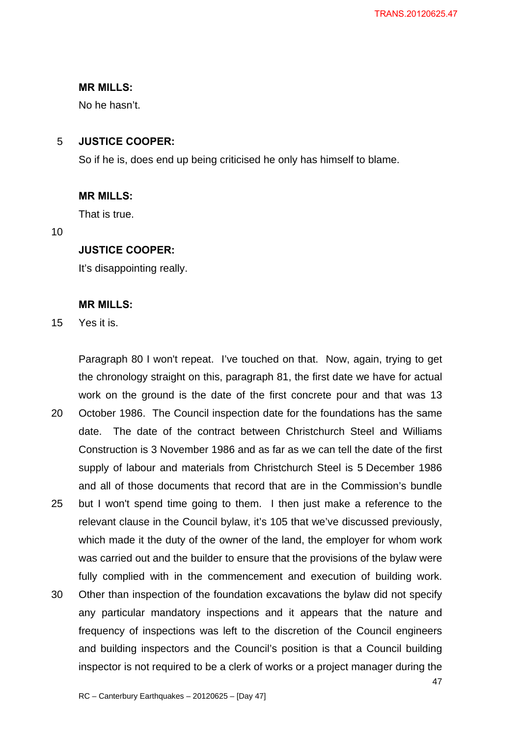**MR MILLS:**

No he hasn't.

**JUSTICE COOPER:**

So if he is, does end up being criticised he only has himself to blame.

**MR MILLS:**

That is true.

**JUSTICE COOPER:**

It's disappointing really.

**MR MILLS:**

Yes it is.

Paragraph 80 I won't repeat. I've touched on that. Now, again, trying to get the chronology straight on this, paragraph 81, the first date we have for actual work on the ground is the date of the first concrete pour and that was 13 October 1986. The Council inspection date for the foundations has the same date. The date of the contract between Christchurch Steel and Williams Construction is 3 November 1986 and as far as we can tell the date of the first supply of labour and materials from Christchurch Steel is 5 December 1986 and all of those documents that record that are in the Commission's bundle but I won't spend time going to them. I then just make a reference to the relevant clause in the Council bylaw, it's 105 that we've discussed previously, which made it the duty of the owner of the land, the employer for whom work was carried out and the builder to ensure that the provisions of the bylaw were fully complied with in the commencement and execution of building work. Other than inspection of the foundation excavations the bylaw did not specify any particular mandatory inspections and it appears that the nature and frequency of inspections was left to the discretion of the Council engineers and building inspectors and the Council's position is that a Council building inspector is not required to be a clerk of works or a project manager during the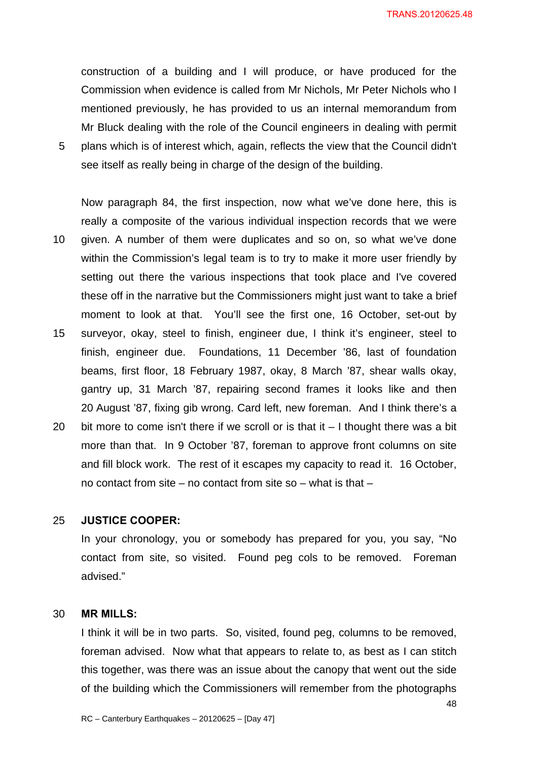construction of a building and I will produce, or have produced for the Commission when evidence is called from Mr Nichols, Mr Peter Nichols who I mentioned previously, he has provided to us an internal memorandum from Mr Bluck dealing with the role of the Council engineers in dealing with permit plans which is of interest which, again, reflects the view that the Council didn't see itself as really being in charge of the design of the building.

Now paragraph 84, the first inspection, now what we've done here, this is really a composite of the various individual inspection records that we were given. A number of them were duplicates and so on, so what we've done within the Commission's legal team is to try to make it more user friendly by setting out there the various inspections that took place and I've covered these off in the narrative but the Commissioners might just want to take a brief moment to look at that. You'll see the first one, 16 October, set-out by surveyor, okay, steel to finish, engineer due, I think it's engineer, steel to finish, engineer due. Foundations, 11 December '86, last of foundation beams, first floor, 18 February 1987, okay, 8 March '87, shear walls okay, gantry up, 31 March '87, repairing second frames it looks like and then 20 August '87, fixing gib wrong. Card left, new foreman. And I think there's a bit more to come isn't there if we scroll or is that it – I thought there was a bit more than that. In 9 October '87, foreman to approve front columns on site and fill block work. The rest of it escapes my capacity to read it. 16 October, no contact from site – no contact from site so – what is that –

**JUSTICE COOPER:**

In your chronology, you or somebody has prepared for you, you say, "No contact from site, so visited. Found peg cols to be removed. Foreman advised."

**MR MILLS:**

I think it will be in two parts. So, visited, found peg, columns to be removed, foreman advised. Now what that appears to relate to, as best as I can stitch this together, was there was an issue about the canopy that went out the side of the building which the Commissioners will remember from the photographs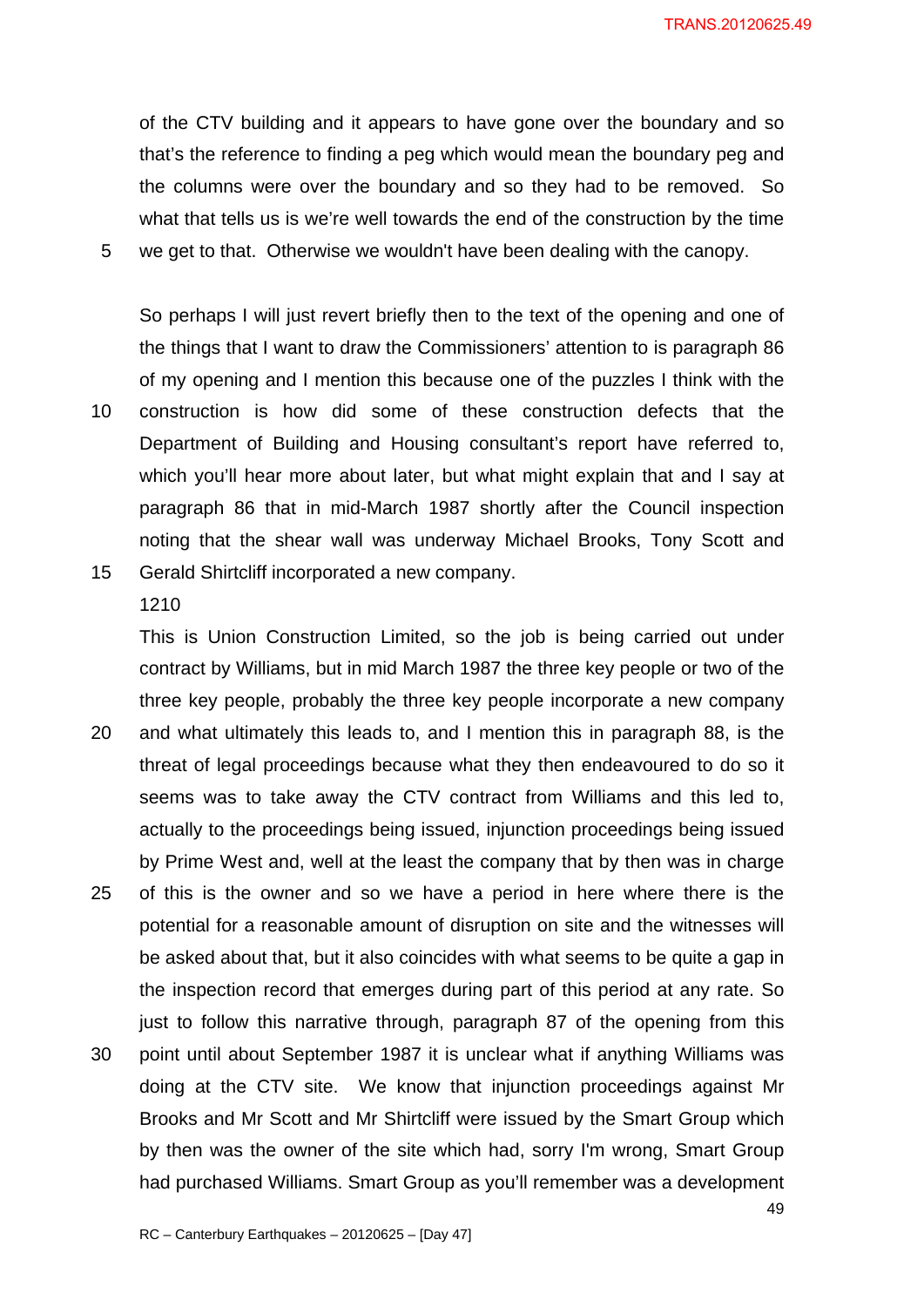of the CTV building and it appears to have gone over the boundary and so that's the reference to finding a peg which would mean the boundary peg and the columns were over the boundary and so they had to be removed. So what that tells us is we're well towards the end of the construction by the time we get to that. Otherwise we wouldn't have been dealing with the canopy.

So perhaps I will just revert briefly then to the text of the opening and one of the things that I want to draw the Commissioners' attention to is paragraph 86 of my opening and I mention this because one of the puzzles I think with the construction is how did some of these construction defects that the Department of Building and Housing consultant's report have referred to, which you'll hear more about later, but what might explain that and I say at paragraph 86 that in mid-March 1987 shortly after the Council inspection noting that the shear wall was underway Michael Brooks, Tony Scott and Gerald Shirtcliff incorporated a new company.

1210

This is Union Construction Limited, so the job is being carried out under contract by Williams, but in mid March 1987 the three key people or two of the three key people, probably the three key people incorporate a new company and what ultimately this leads to, and I mention this in paragraph 88, is the threat of legal proceedings because what they then endeavoured to do so it seems was to take away the CTV contract from Williams and this led to, actually to the proceedings being issued, injunction proceedings being issued by Prime West and, well at the least the company that by then was in charge of this is the owner and so we have a period in here where there is the potential for a reasonable amount of disruption on site and the witnesses will be asked about that, but it also coincides with what seems to be quite a gap in the inspection record that emerges during part of this period at any rate. So just to follow this narrative through, paragraph 87 of the opening from this point until about September 1987 it is unclear what if anything Williams was doing at the CTV site. We know that injunction proceedings against Mr Brooks and Mr Scott and Mr Shirtcliff were issued by the Smart Group which by then was the owner of the site which had, sorry I'm wrong, Smart Group had purchased Williams. Smart Group as you'll remember was a development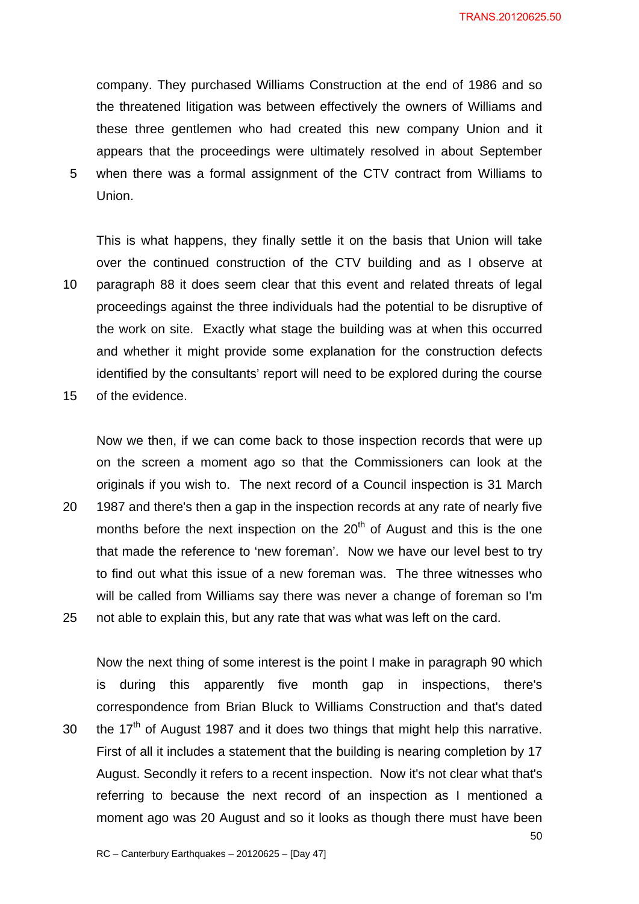company. They purchased Williams Construction at the end of 1986 and so the threatened litigation was between effectively the owners of Williams and these three gentlemen who had created this new company Union and it appears that the proceedings were ultimately resolved in about September when there was a formal assignment of the CTV contract from Williams to Union.

This is what happens, they finally settle it on the basis that Union will take over the continued construction of the CTV building and as I observe at paragraph 88 it does seem clear that this event and related threats of legal proceedings against the three individuals had the potential to be disruptive of the work on site. Exactly what stage the building was at when this occurred and whether it might provide some explanation for the construction defects identified by the consultants' report will need to be explored during the course of the evidence.

Now we then, if we can come back to those inspection records that were up on the screen a moment ago so that the Commissioners can look at the originals if you wish to. The next record of a Council inspection is 31 March 1987 and there's then a gap in the inspection records at any rate of nearly five months before the next inspection on the 20th of August and this is the one that made the reference to 'new foreman'. Now we have our level best to try to find out what this issue of a new foreman was. The three witnesses who will be called from Williams say there was never a change of foreman so I'm not able to explain this, but any rate that was what was left on the card.

Now the next thing of some interest is the point I make in paragraph 90 which is during this apparently five month gap in inspections, there's correspondence from Brian Bluck to Williams Construction and that's dated the 17th of August 1987 and it does two things that might help this narrative. First of all it includes a statement that the building is nearing completion by 17 August. Secondly it refers to a recent inspection. Now it's not clear what that's referring to because the next record of an inspection as I mentioned a moment ago was 20 August and so it looks as though there must have been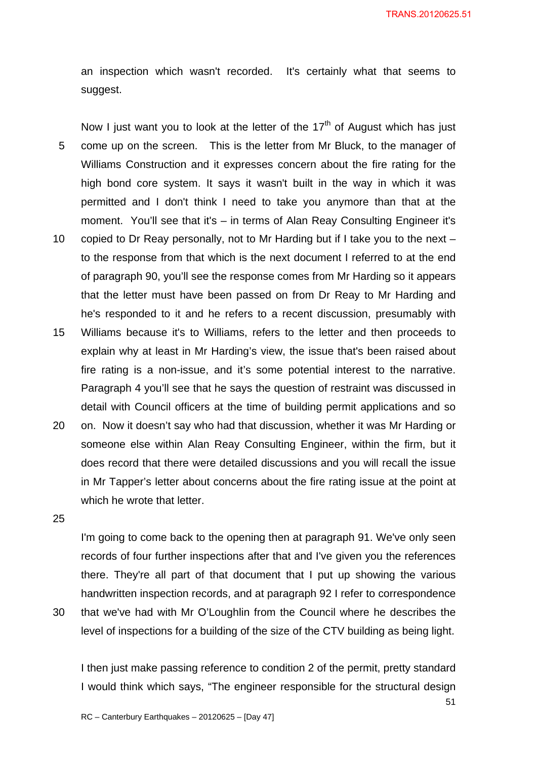an inspection which wasn't recorded. It's certainly what that seems to suggest.

Now I just want you to look at the letter of the 17th of August which has just come up on the screen. This is the letter from Mr Bluck, to the manager of Williams Construction and it expresses concern about the fire rating for the high bond core system. It says it wasn't built in the way in which it was permitted and I don't think I need to take you anymore than that at the moment. You'll see that it's – in terms of Alan Reay Consulting Engineer it's copied to Dr Reay personally, not to Mr Harding but if I take you to the next – to the response from that which is the next document I referred to at the end of paragraph 90, you'll see the response comes from Mr Harding so it appears that the letter must have been passed on from Dr Reay to Mr Harding and he's responded to it and he refers to a recent discussion, presumably with Williams because it's to Williams, refers to the letter and then proceeds to explain why at least in Mr Harding's view, the issue that's been raised about fire rating is a non-issue, and it's some potential interest to the narrative. Paragraph 4 you'll see that he says the question of restraint was discussed in detail with Council officers at the time of building permit applications and so on. Now it doesn't say who had that discussion, whether it was Mr Harding or someone else within Alan Reay Consulting Engineer, within the firm, but it does record that there were detailed discussions and you will recall the issue in Mr Tapper's letter about concerns about the fire rating issue at the point at which he wrote that letter.

I'm going to come back to the opening then at paragraph 91. We've only seen records of four further inspections after that and I've given you the references there. They're all part of that document that I put up showing the various handwritten inspection records, and at paragraph 92 I refer to correspondence that we've had with Mr O'Loughlin from the Council where he describes the level of inspections for a building of the size of the CTV building as being light.

I then just make passing reference to condition 2 of the permit, pretty standard I would think which says, "The engineer responsible for the structural design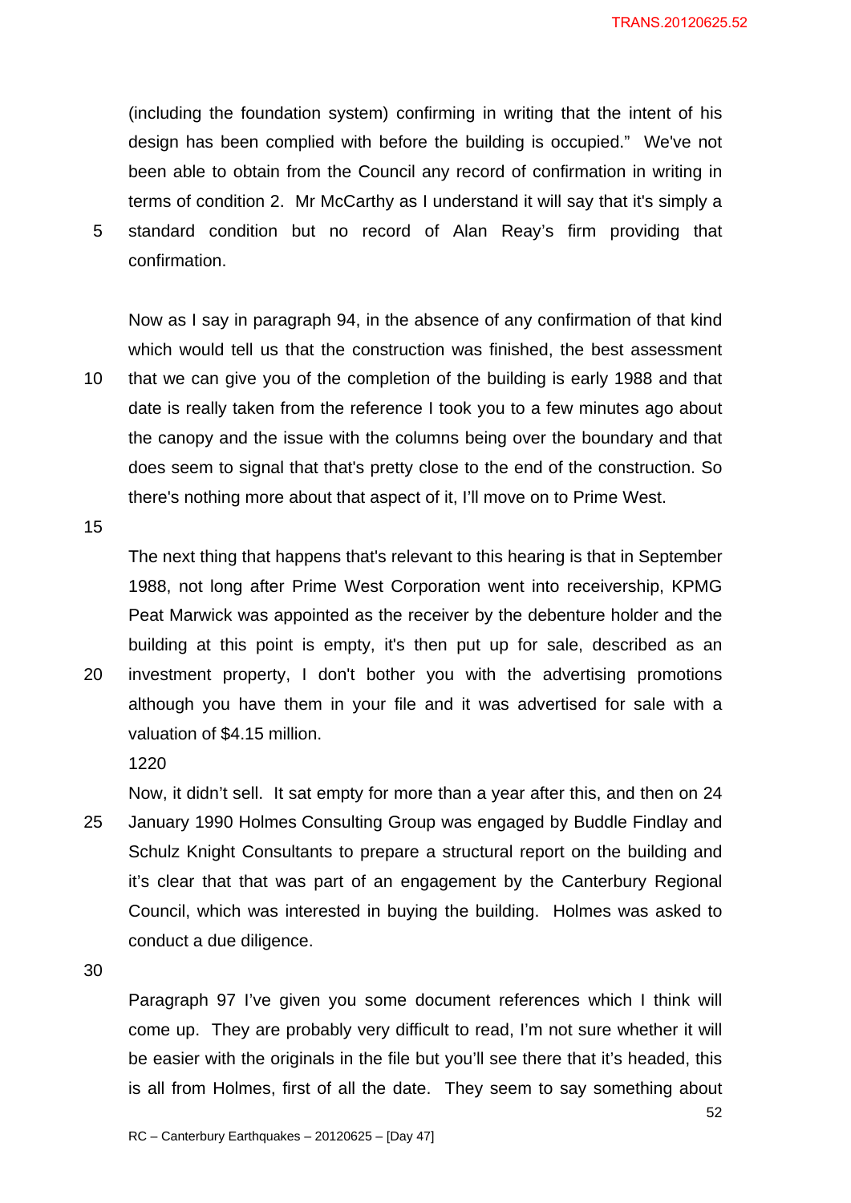(including the foundation system) confirming in writing that the intent of his design has been complied with before the building is occupied." We've not been able to obtain from the Council any record of confirmation in writing in terms of condition 2. Mr McCarthy as I understand it will say that it's simply a standard condition but no record of Alan Reay's firm providing that confirmation.

Now as I say in paragraph 94, in the absence of any confirmation of that kind which would tell us that the construction was finished, the best assessment that we can give you of the completion of the building is early 1988 and that date is really taken from the reference I took you to a few minutes ago about the canopy and the issue with the columns being over the boundary and that does seem to signal that that's pretty close to the end of the construction. So there's nothing more about that aspect of it, I'll move on to Prime West.

The next thing that happens that's relevant to this hearing is that in September 1988, not long after Prime West Corporation went into receivership, KPMG Peat Marwick was appointed as the receiver by the debenture holder and the building at this point is empty, it's then put up for sale, described as an investment property, I don't bother you with the advertising promotions although you have them in your file and it was advertised for sale with a valuation of $4.15 million.

1220

Now, it didn't sell. It sat empty for more than a year after this, and then on 24 January 1990 Holmes Consulting Group was engaged by Buddle Findlay and Schulz Knight Consultants to prepare a structural report on the building and it's clear that that was part of an engagement by the Canterbury Regional Council, which was interested in buying the building. Holmes was asked to conduct a due diligence.

Paragraph 97 I've given you some document references which I think will come up. They are probably very difficult to read, I'm not sure whether it will be easier with the originals in the file but you'll see there that it's headed, this is all from Holmes, first of all the date. They seem to say something about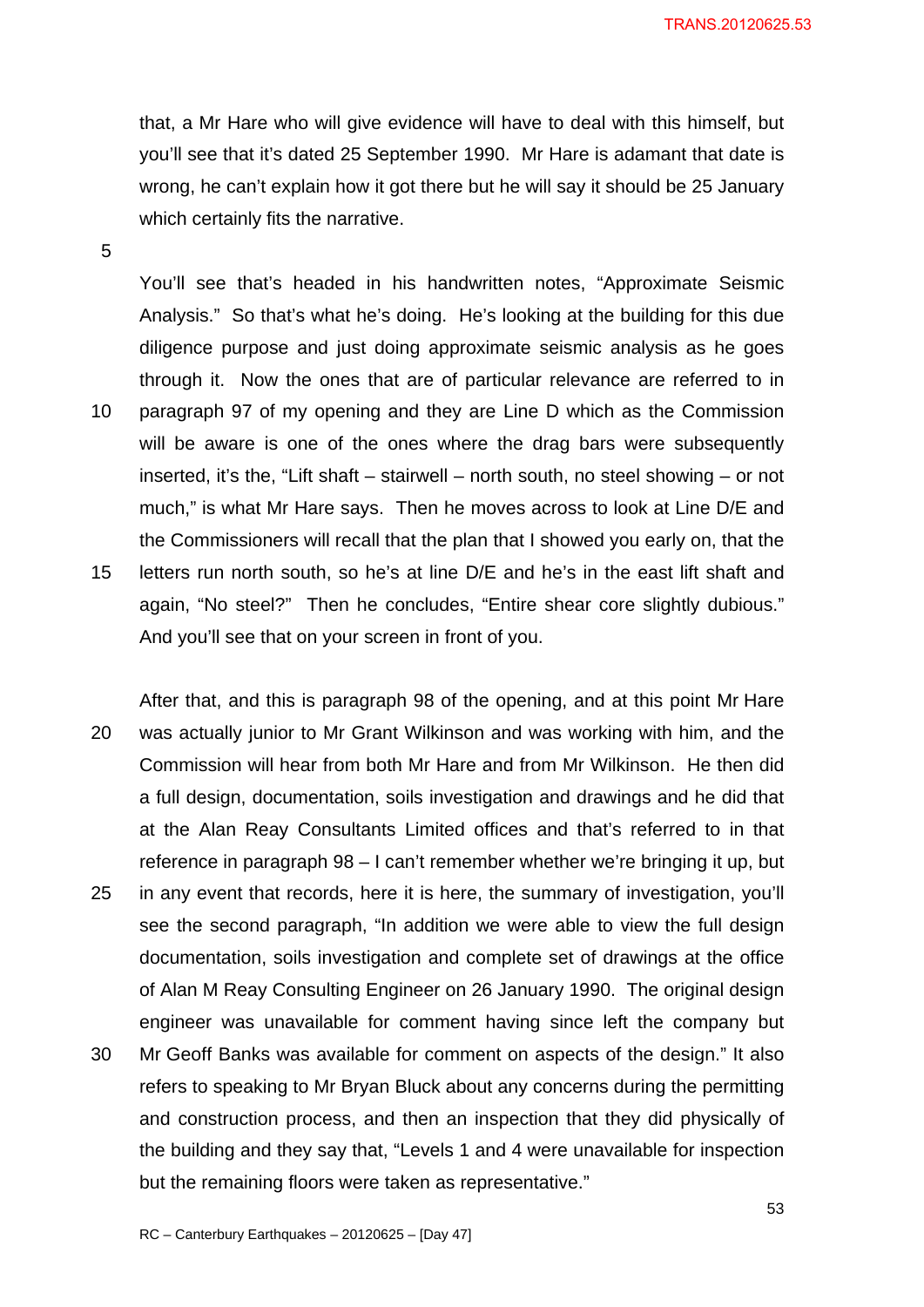that, a Mr Hare who will give evidence will have to deal with this himself, but you'll see that it's dated 25 September 1990. Mr Hare is adamant that date is wrong, he can't explain how it got there but he will say it should be 25 January which certainly fits the narrative.

You'll see that's headed in his handwritten notes, "Approximate Seismic Analysis." So that's what he's doing. He's looking at the building for this due diligence purpose and just doing approximate seismic analysis as he goes through it. Now the ones that are of particular relevance are referred to in paragraph 97 of my opening and they are Line D which as the Commission will be aware is one of the ones where the drag bars were subsequently inserted, it's the, "Lift shaft – stairwell – north south, no steel showing – or not much," is what Mr Hare says. Then he moves across to look at Line D/E and the Commissioners will recall that the plan that I showed you early on, that the letters run north south, so he's at line D/E and he's in the east lift shaft and again, "No steel?" Then he concludes, "Entire shear core slightly dubious." And you'll see that on your screen in front of you.

After that, and this is paragraph 98 of the opening, and at this point Mr Hare was actually junior to Mr Grant Wilkinson and was working with him, and the Commission will hear from both Mr Hare and from Mr Wilkinson. He then did a full design, documentation, soils investigation and drawings and he did that at the Alan Reay Consultants Limited offices and that's referred to in that reference in paragraph 98 – I can't remember whether we're bringing it up, but in any event that records, here it is here, the summary of investigation, you'll see the second paragraph, "In addition we were able to view the full design documentation, soils investigation and complete set of drawings at the office of Alan M Reay Consulting Engineer on 26 January 1990. The original design engineer was unavailable for comment having since left the company but Mr Geoff Banks was available for comment on aspects of the design." It also refers to speaking to Mr Bryan Bluck about any concerns during the permitting and construction process, and then an inspection that they did physically of the building and they say that, "Levels 1 and 4 were unavailable for inspection but the remaining floors were taken as representative."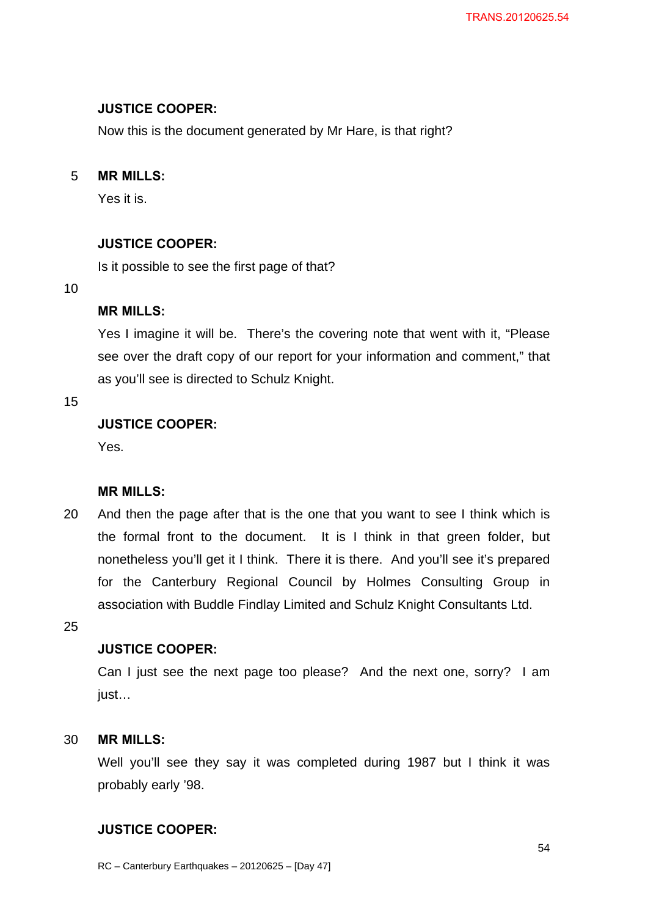**JUSTICE COOPER:**

Now this is the document generated by Mr Hare, is that right?

**MR MILLS:**

Yes it is.

**JUSTICE COOPER:**

Is it possible to see the first page of that?

**MR MILLS:**

Yes I imagine it will be. There's the covering note that went with it, "Please see over the draft copy of our report for your information and comment," that as you'll see is directed to Schulz Knight.

**JUSTICE COOPER:**

Yes.

**MR MILLS:**

And then the page after that is the one that you want to see I think which is the formal front to the document. It is I think in that green folder, but nonetheless you'll get it I think. There it is there. And you'll see it's prepared for the Canterbury Regional Council by Holmes Consulting Group in association with Buddle Findlay Limited and Schulz Knight Consultants Ltd.

**JUSTICE COOPER:**

Can I just see the next page too please? And the next one, sorry? I am just…

**MR MILLS:**

Well you'll see they say it was completed during 1987 but I think it was probably early '98.

**JUSTICE COOPER:**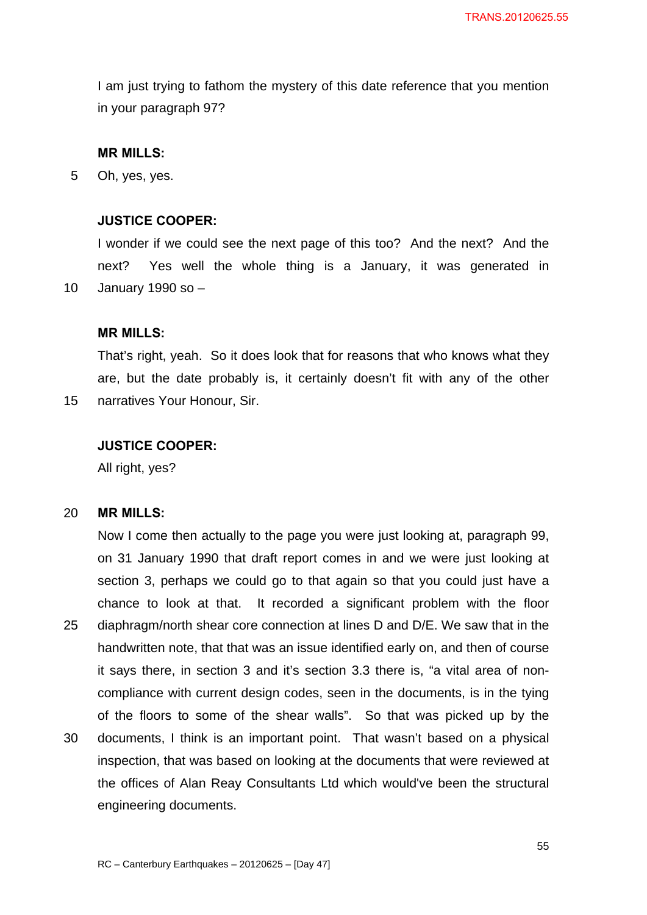I am just trying to fathom the mystery of this date reference that you mention in your paragraph 97?

**MR MILLS:**

Oh, yes, yes.

**JUSTICE COOPER:**

I wonder if we could see the next page of this too? And the next? And the next? Yes well the whole thing is a January, it was generated in January 1990 so –

**MR MILLS:**

That's right, yeah. So it does look that for reasons that who knows what they are, but the date probably is, it certainly doesn't fit with any of the other narratives Your Honour, Sir.

**JUSTICE COOPER:**

All right, yes?

**MR MILLS:**

Now I come then actually to the page you were just looking at, paragraph 99, on 31 January 1990 that draft report comes in and we were just looking at section 3, perhaps we could go to that again so that you could just have a chance to look at that. It recorded a significant problem with the floor diaphragm/north shear core connection at lines D and D/E. We saw that in the handwritten note, that that was an issue identified early on, and then of course it says there, in section 3 and it's section 3.3 there is, "a vital area of non-compliance with current design codes, seen in the documents, is in the tying of the floors to some of the shear walls". So that was picked up by the documents, I think is an important point. That wasn't based on a physical inspection, that was based on looking at the documents that were reviewed at the offices of Alan Reay Consultants Ltd which would've been the structural engineering documents.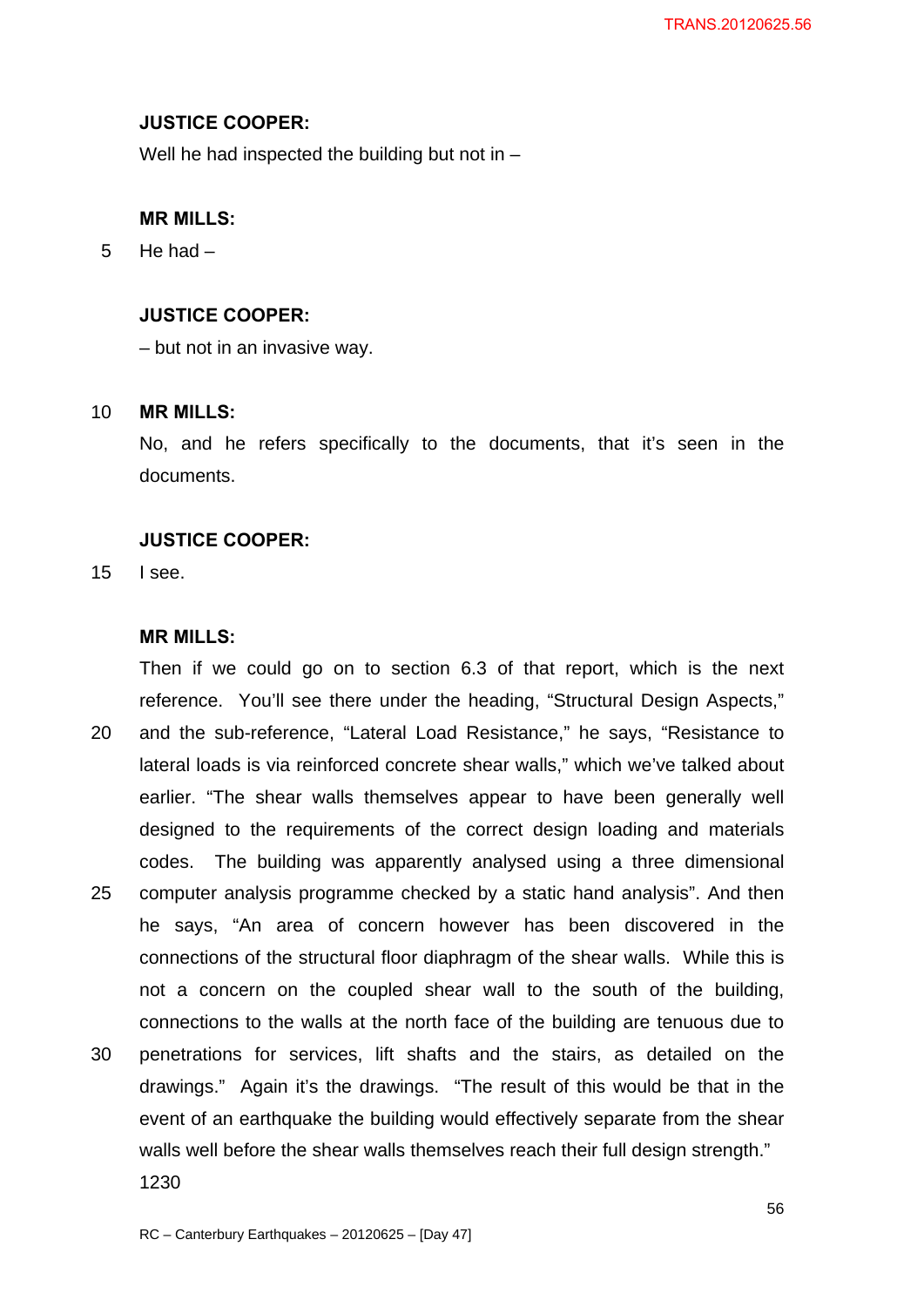**JUSTICE COOPER:**

Well he had inspected the building but not in –

**MR MILLS:**

He had –

**JUSTICE COOPER:**

– but not in an invasive way.

**MR MILLS:**

No, and he refers specifically to the documents, that it's seen in the documents.

**JUSTICE COOPER:**

I see.

**MR MILLS:**

Then if we could go on to section 6.3 of that report, which is the next reference. You'll see there under the heading, "Structural Design Aspects," and the sub-reference, "Lateral Load Resistance," he says, "Resistance to lateral loads is via reinforced concrete shear walls," which we've talked about earlier. "The shear walls themselves appear to have been generally well designed to the requirements of the correct design loading and materials codes. The building was apparently analysed using a three dimensional computer analysis programme checked by a static hand analysis". And then he says, "An area of concern however has been discovered in the connections of the structural floor diaphragm of the shear walls. While this is not a concern on the coupled shear wall to the south of the building, connections to the walls at the north face of the building are tenuous due to penetrations for services, lift shafts and the stairs, as detailed on the drawings." Again it's the drawings. "The result of this would be that in the event of an earthquake the building would effectively separate from the shear walls well before the shear walls themselves reach their full design strength."

1230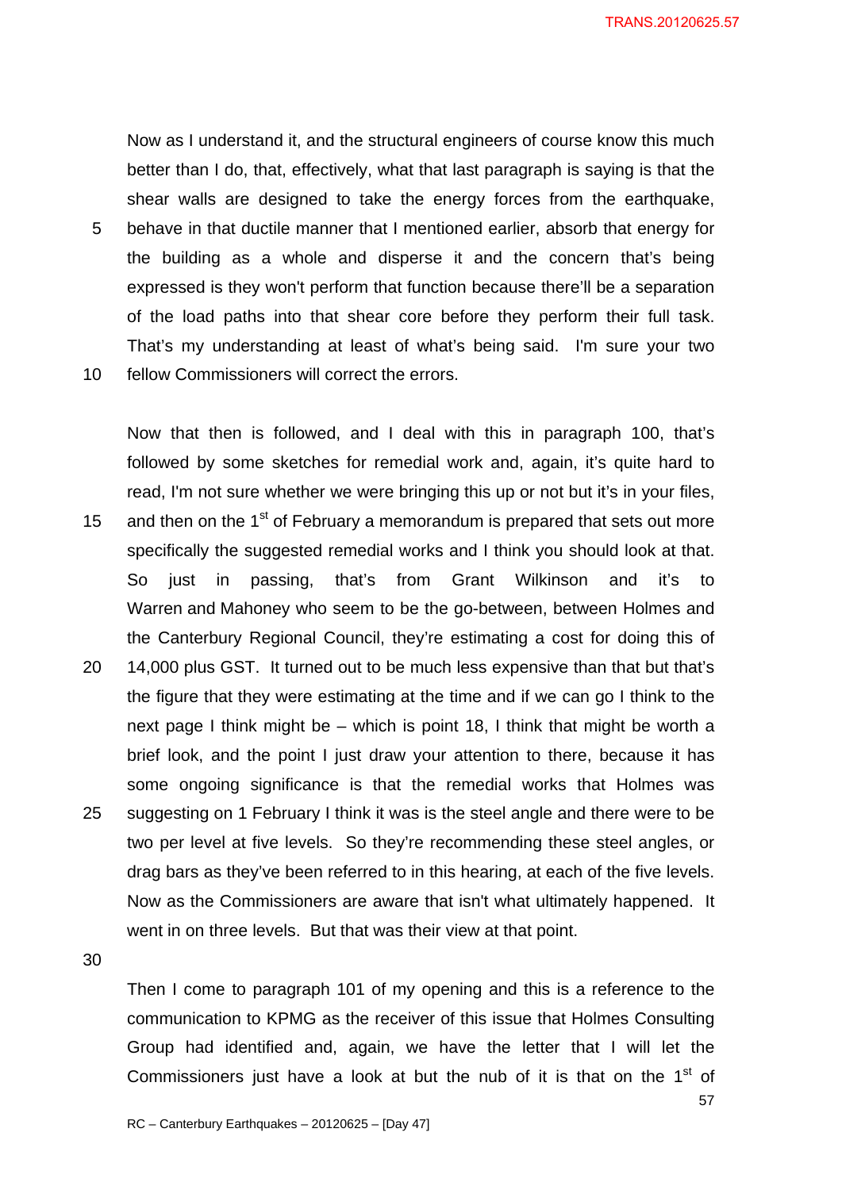Now as I understand it, and the structural engineers of course know this much better than I do, that, effectively, what that last paragraph is saying is that the shear walls are designed to take the energy forces from the earthquake, behave in that ductile manner that I mentioned earlier, absorb that energy for the building as a whole and disperse it and the concern that's being expressed is they won't perform that function because there'll be a separation of the load paths into that shear core before they perform their full task. That's my understanding at least of what's being said. I'm sure your two fellow Commissioners will correct the errors.

Now that then is followed, and I deal with this in paragraph 100, that's followed by some sketches for remedial work and, again, it's quite hard to read, I'm not sure whether we were bringing this up or not but it's in your files, and then on the 1st of February a memorandum is prepared that sets out more specifically the suggested remedial works and I think you should look at that. So just in passing, that's from Grant Wilkinson and it's to Warren and Mahoney who seem to be the go-between, between Holmes and the Canterbury Regional Council, they're estimating a cost for doing this of 14,000 plus GST. It turned out to be much less expensive than that but that's the figure that they were estimating at the time and if we can go I think to the next page I think might be – which is point 18, I think that might be worth a brief look, and the point I just draw your attention to there, because it has some ongoing significance is that the remedial works that Holmes was suggesting on 1 February I think it was is the steel angle and there were to be two per level at five levels. So they're recommending these steel angles, or drag bars as they've been referred to in this hearing, at each of the five levels. Now as the Commissioners are aware that isn't what ultimately happened. It went in on three levels. But that was their view at that point.

Then I come to paragraph 101 of my opening and this is a reference to the communication to KPMG as the receiver of this issue that Holmes Consulting Group had identified and, again, we have the letter that I will let the Commissioners just have a look at but the nub of it is that on the 1st of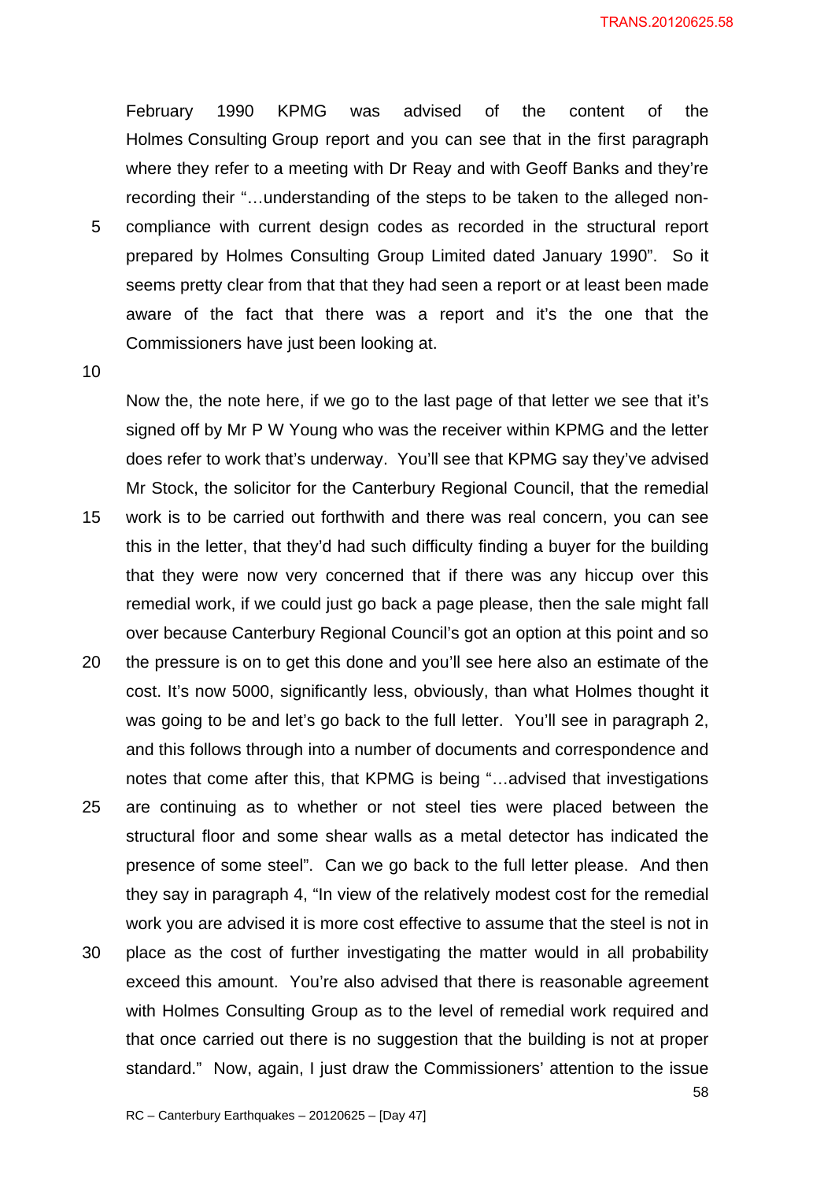February 1990 KPMG was advised of the content of the Holmes Consulting Group report and you can see that in the first paragraph where they refer to a meeting with Dr Reay and with Geoff Banks and they're recording their "…understanding of the steps to be taken to the alleged non-compliance with current design codes as recorded in the structural report prepared by Holmes Consulting Group Limited dated January 1990". So it seems pretty clear from that that they had seen a report or at least been made aware of the fact that there was a report and it's the one that the Commissioners have just been looking at.

Now the, the note here, if we go to the last page of that letter we see that it's signed off by Mr P W Young who was the receiver within KPMG and the letter does refer to work that's underway. You'll see that KPMG say they've advised Mr Stock, the solicitor for the Canterbury Regional Council, that the remedial work is to be carried out forthwith and there was real concern, you can see this in the letter, that they'd had such difficulty finding a buyer for the building that they were now very concerned that if there was any hiccup over this remedial work, if we could just go back a page please, then the sale might fall over because Canterbury Regional Council's got an option at this point and so the pressure is on to get this done and you'll see here also an estimate of the cost. It's now 5000, significantly less, obviously, than what Holmes thought it was going to be and let's go back to the full letter. You'll see in paragraph 2, and this follows through into a number of documents and correspondence and notes that come after this, that KPMG is being "…advised that investigations are continuing as to whether or not steel ties were placed between the structural floor and some shear walls as a metal detector has indicated the presence of some steel". Can we go back to the full letter please. And then they say in paragraph 4, "In view of the relatively modest cost for the remedial work you are advised it is more cost effective to assume that the steel is not in place as the cost of further investigating the matter would in all probability exceed this amount. You're also advised that there is reasonable agreement with Holmes Consulting Group as to the level of remedial work required and that once carried out there is no suggestion that the building is not at proper standard." Now, again, I just draw the Commissioners' attention to the issue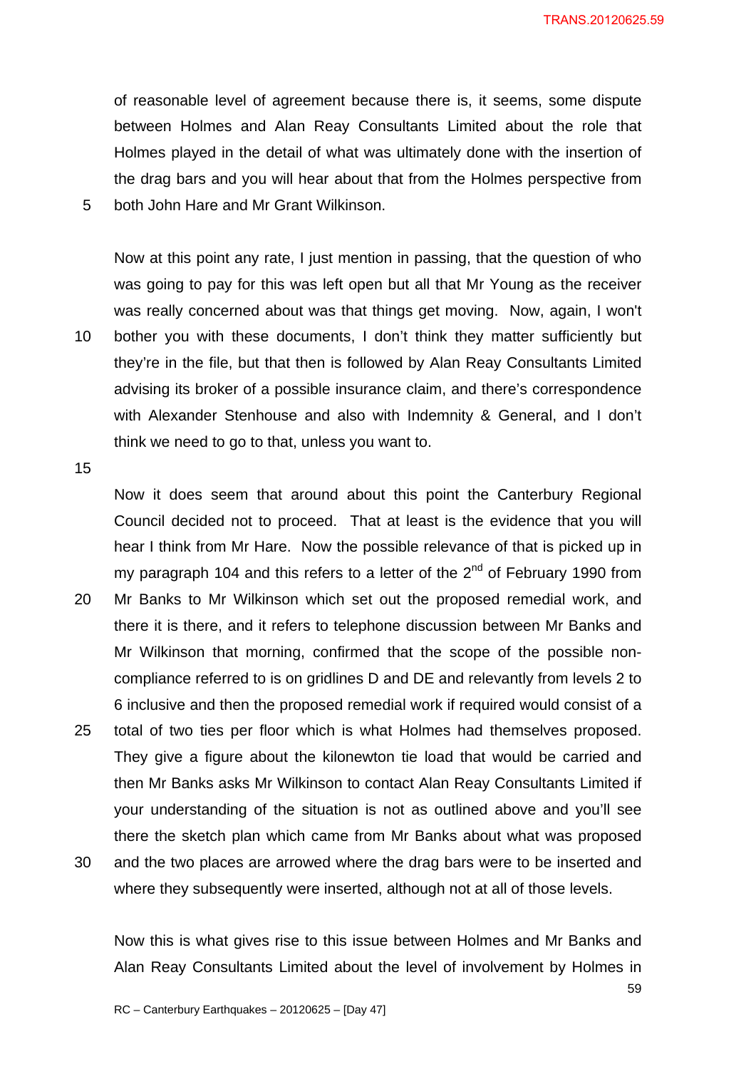of reasonable level of agreement because there is, it seems, some dispute between Holmes and Alan Reay Consultants Limited about the role that Holmes played in the detail of what was ultimately done with the insertion of the drag bars and you will hear about that from the Holmes perspective from both John Hare and Mr Grant Wilkinson.

Now at this point any rate, I just mention in passing, that the question of who was going to pay for this was left open but all that Mr Young as the receiver was really concerned about was that things get moving. Now, again, I won't bother you with these documents, I don't think they matter sufficiently but they're in the file, but that then is followed by Alan Reay Consultants Limited advising its broker of a possible insurance claim, and there's correspondence with Alexander Stenhouse and also with Indemnity & General, and I don't think we need to go to that, unless you want to.

Now it does seem that around about this point the Canterbury Regional Council decided not to proceed. That at least is the evidence that you will hear I think from Mr Hare. Now the possible relevance of that is picked up in my paragraph 104 and this refers to a letter of the 2nd of February 1990 from Mr Banks to Mr Wilkinson which set out the proposed remedial work, and there it is there, and it refers to telephone discussion between Mr Banks and Mr Wilkinson that morning, confirmed that the scope of the possible non-compliance referred to is on gridlines D and DE and relevantly from levels 2 to 6 inclusive and then the proposed remedial work if required would consist of a total of two ties per floor which is what Holmes had themselves proposed. They give a figure about the kilonewton tie load that would be carried and then Mr Banks asks Mr Wilkinson to contact Alan Reay Consultants Limited if your understanding of the situation is not as outlined above and you'll see there the sketch plan which came from Mr Banks about what was proposed and the two places are arrowed where the drag bars were to be inserted and where they subsequently were inserted, although not at all of those levels.

Now this is what gives rise to this issue between Holmes and Mr Banks and Alan Reay Consultants Limited about the level of involvement by Holmes in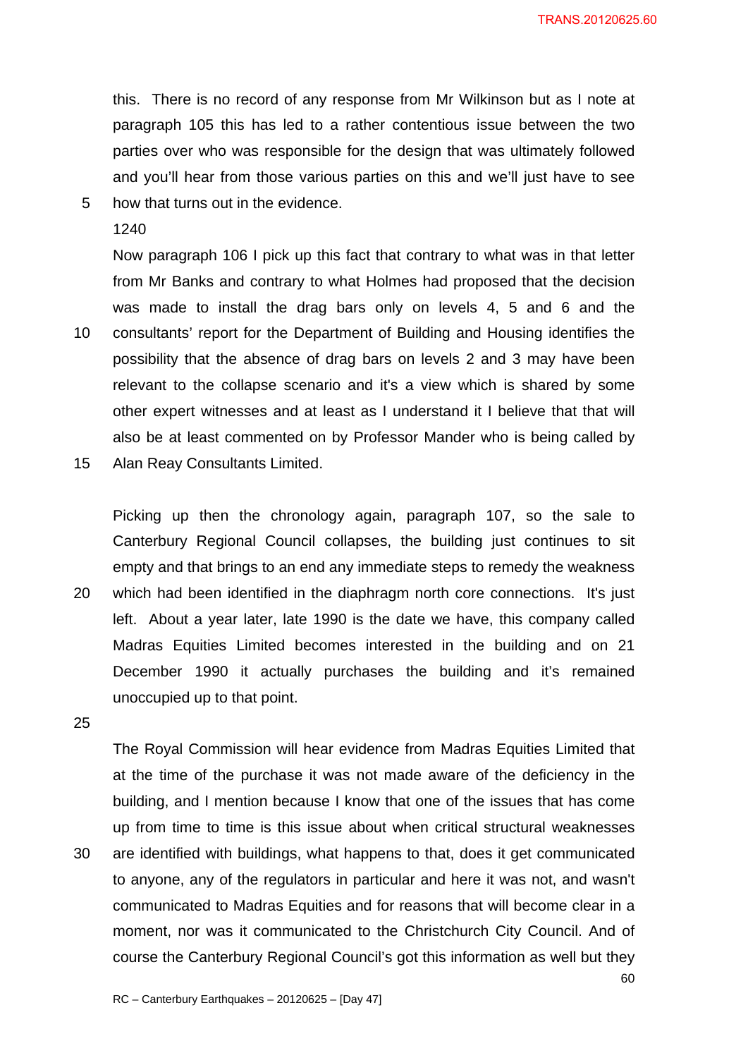this. There is no record of any response from Mr Wilkinson but as I note at paragraph 105 this has led to a rather contentious issue between the two parties over who was responsible for the design that was ultimately followed and you'll hear from those various parties on this and we'll just have to see how that turns out in the evidence.

1240

Now paragraph 106 I pick up this fact that contrary to what was in that letter from Mr Banks and contrary to what Holmes had proposed that the decision was made to install the drag bars only on levels 4, 5 and 6 and the consultants' report for the Department of Building and Housing identifies the possibility that the absence of drag bars on levels 2 and 3 may have been relevant to the collapse scenario and it's a view which is shared by some other expert witnesses and at least as I understand it I believe that that will also be at least commented on by Professor Mander who is being called by Alan Reay Consultants Limited.

Picking up then the chronology again, paragraph 107, so the sale to Canterbury Regional Council collapses, the building just continues to sit empty and that brings to an end any immediate steps to remedy the weakness which had been identified in the diaphragm north core connections. It's just left. About a year later, late 1990 is the date we have, this company called Madras Equities Limited becomes interested in the building and on 21 December 1990 it actually purchases the building and it's remained unoccupied up to that point.

The Royal Commission will hear evidence from Madras Equities Limited that at the time of the purchase it was not made aware of the deficiency in the building, and I mention because I know that one of the issues that has come up from time to time is this issue about when critical structural weaknesses are identified with buildings, what happens to that, does it get communicated to anyone, any of the regulators in particular and here it was not, and wasn't communicated to Madras Equities and for reasons that will become clear in a moment, nor was it communicated to the Christchurch City Council. And of course the Canterbury Regional Council's got this information as well but they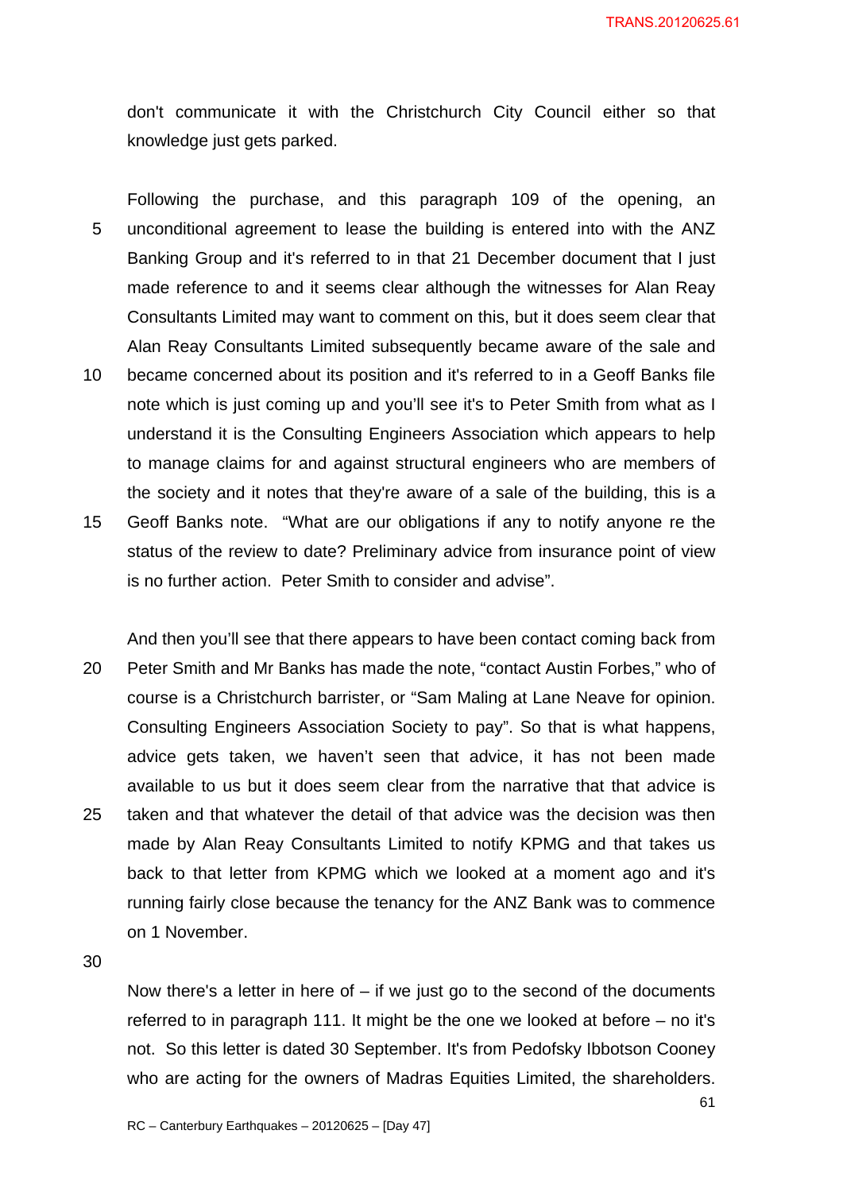don't communicate it with the Christchurch City Council either so that knowledge just gets parked.

Following the purchase, and this paragraph 109 of the opening, an unconditional agreement to lease the building is entered into with the ANZ Banking Group and it's referred to in that 21 December document that I just made reference to and it seems clear although the witnesses for Alan Reay Consultants Limited may want to comment on this, but it does seem clear that Alan Reay Consultants Limited subsequently became aware of the sale and became concerned about its position and it's referred to in a Geoff Banks file note which is just coming up and you'll see it's to Peter Smith from what as I understand it is the Consulting Engineers Association which appears to help to manage claims for and against structural engineers who are members of the society and it notes that they're aware of a sale of the building, this is a Geoff Banks note. "What are our obligations if any to notify anyone re the status of the review to date? Preliminary advice from insurance point of view is no further action. Peter Smith to consider and advise".

And then you'll see that there appears to have been contact coming back from Peter Smith and Mr Banks has made the note, "contact Austin Forbes," who of course is a Christchurch barrister, or "Sam Maling at Lane Neave for opinion. Consulting Engineers Association Society to pay". So that is what happens, advice gets taken, we haven't seen that advice, it has not been made available to us but it does seem clear from the narrative that that advice is taken and that whatever the detail of that advice was the decision was then made by Alan Reay Consultants Limited to notify KPMG and that takes us back to that letter from KPMG which we looked at a moment ago and it's running fairly close because the tenancy for the ANZ Bank was to commence on 1 November.

Now there's a letter in here of – if we just go to the second of the documents referred to in paragraph 111. It might be the one we looked at before – no it's not. So this letter is dated 30 September. It's from Pedofsky Ibbotson Cooney who are acting for the owners of Madras Equities Limited, the shareholders.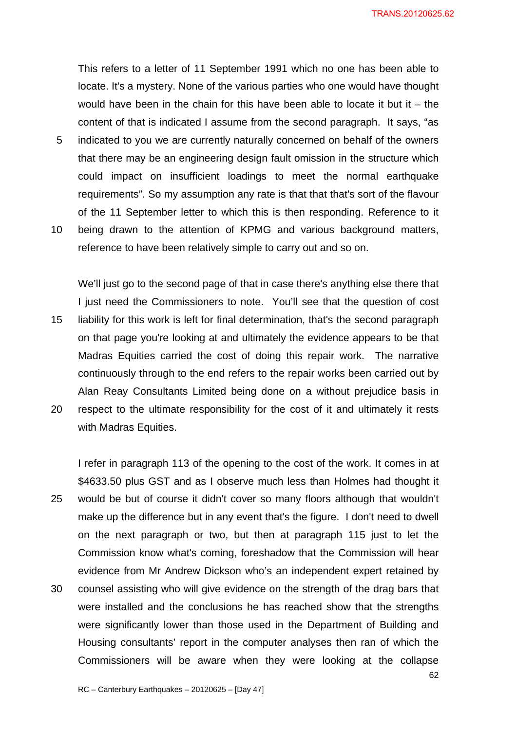This refers to a letter of 11 September 1991 which no one has been able to locate. It's a mystery. None of the various parties who one would have thought would have been in the chain for this have been able to locate it but it – the content of that is indicated I assume from the second paragraph. It says, "as indicated to you we are currently naturally concerned on behalf of the owners that there may be an engineering design fault omission in the structure which could impact on insufficient loadings to meet the normal earthquake requirements". So my assumption any rate is that that that's sort of the flavour of the 11 September letter to which this is then responding. Reference to it being drawn to the attention of KPMG and various background matters, reference to have been relatively simple to carry out and so on.

We'll just go to the second page of that in case there's anything else there that I just need the Commissioners to note. You'll see that the question of cost liability for this work is left for final determination, that's the second paragraph on that page you're looking at and ultimately the evidence appears to be that Madras Equities carried the cost of doing this repair work. The narrative continuously through to the end refers to the repair works been carried out by Alan Reay Consultants Limited being done on a without prejudice basis in respect to the ultimate responsibility for the cost of it and ultimately it rests with Madras Equities.

I refer in paragraph 113 of the opening to the cost of the work. It comes in at $4633.50 plus GST and as I observe much less than Holmes had thought it would be but of course it didn't cover so many floors although that wouldn't make up the difference but in any event that's the figure. I don't need to dwell on the next paragraph or two, but then at paragraph 115 just to let the Commission know what's coming, foreshadow that the Commission will hear evidence from Mr Andrew Dickson who's an independent expert retained by counsel assisting who will give evidence on the strength of the drag bars that were installed and the conclusions he has reached show that the strengths were significantly lower than those used in the Department of Building and Housing consultants' report in the computer analyses then ran of which the Commissioners will be aware when they were looking at the collapse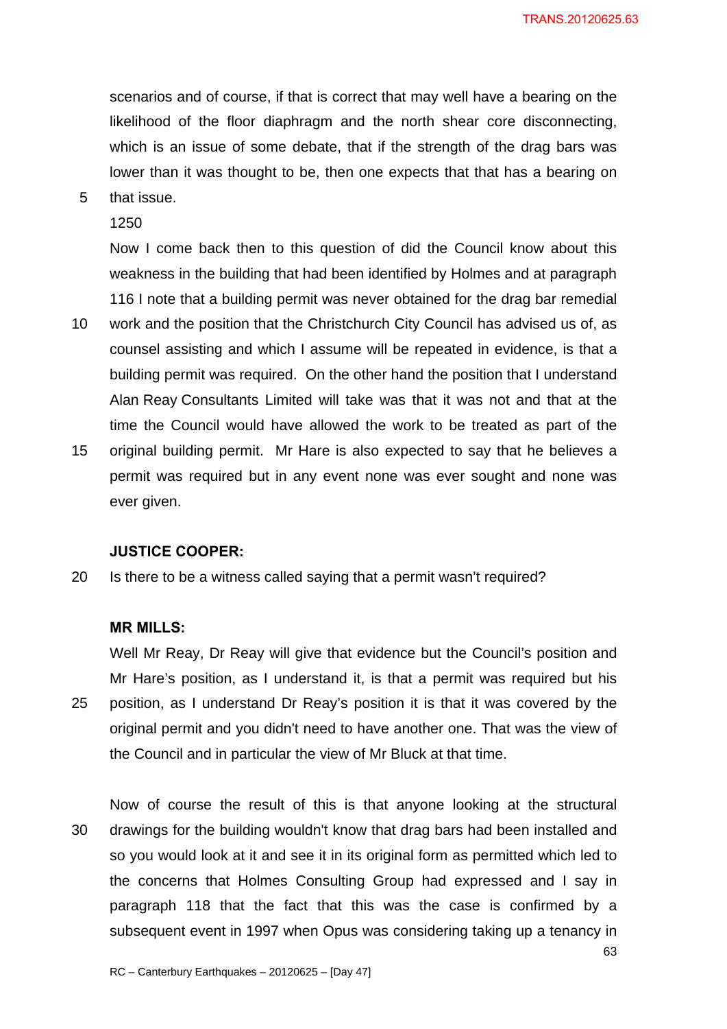scenarios and of course, if that is correct that may well have a bearing on the likelihood of the floor diaphragm and the north shear core disconnecting, which is an issue of some debate, that if the strength of the drag bars was lower than it was thought to be, then one expects that that has a bearing on that issue.

1250

Now I come back then to this question of did the Council know about this weakness in the building that had been identified by Holmes and at paragraph 116 I note that a building permit was never obtained for the drag bar remedial work and the position that the Christchurch City Council has advised us of, as counsel assisting and which I assume will be repeated in evidence, is that a building permit was required. On the other hand the position that I understand Alan Reay Consultants Limited will take was that it was not and that at the time the Council would have allowed the work to be treated as part of the original building permit. Mr Hare is also expected to say that he believes a permit was required but in any event none was ever sought and none was ever given.

**JUSTICE COOPER:**

Is there to be a witness called saying that a permit wasn't required?

**MR MILLS:**

Well Mr Reay, Dr Reay will give that evidence but the Council's position and Mr Hare's position, as I understand it, is that a permit was required but his position, as I understand Dr Reay's position it is that it was covered by the original permit and you didn't need to have another one. That was the view of the Council and in particular the view of Mr Bluck at that time.

Now of course the result of this is that anyone looking at the structural drawings for the building wouldn't know that drag bars had been installed and so you would look at it and see it in its original form as permitted which led to the concerns that Holmes Consulting Group had expressed and I say in paragraph 118 that the fact that this was the case is confirmed by a subsequent event in 1997 when Opus was considering taking up a tenancy in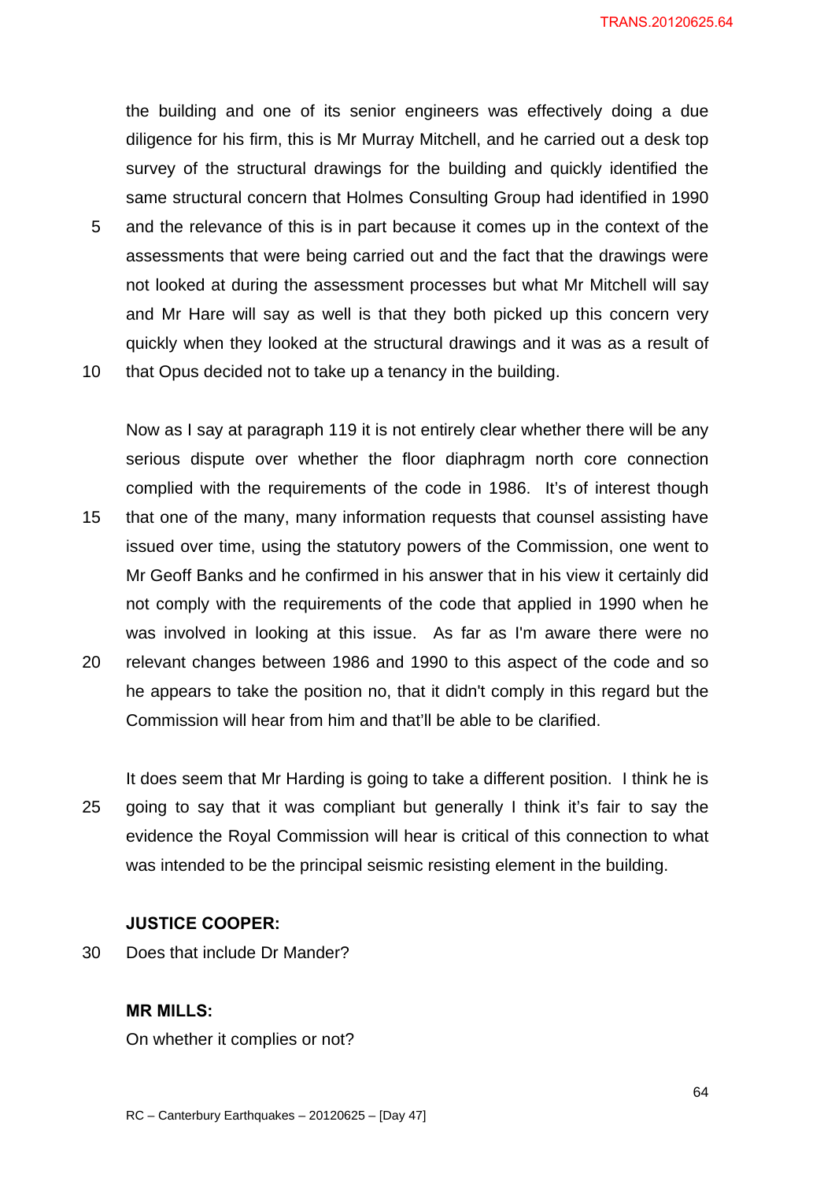the building and one of its senior engineers was effectively doing a due diligence for his firm, this is Mr Murray Mitchell, and he carried out a desk top survey of the structural drawings for the building and quickly identified the same structural concern that Holmes Consulting Group had identified in 1990 and the relevance of this is in part because it comes up in the context of the assessments that were being carried out and the fact that the drawings were not looked at during the assessment processes but what Mr Mitchell will say and Mr Hare will say as well is that they both picked up this concern very quickly when they looked at the structural drawings and it was as a result of that Opus decided not to take up a tenancy in the building.

Now as I say at paragraph 119 it is not entirely clear whether there will be any serious dispute over whether the floor diaphragm north core connection complied with the requirements of the code in 1986. It's of interest though that one of the many, many information requests that counsel assisting have issued over time, using the statutory powers of the Commission, one went to Mr Geoff Banks and he confirmed in his answer that in his view it certainly did not comply with the requirements of the code that applied in 1990 when he was involved in looking at this issue. As far as I'm aware there were no relevant changes between 1986 and 1990 to this aspect of the code and so he appears to take the position no, that it didn't comply in this regard but the Commission will hear from him and that'll be able to be clarified.

It does seem that Mr Harding is going to take a different position. I think he is going to say that it was compliant but generally I think it's fair to say the evidence the Royal Commission will hear is critical of this connection to what was intended to be the principal seismic resisting element in the building.

**JUSTICE COOPER:**

Does that include Dr Mander?

**MR MILLS:**

On whether it complies or not?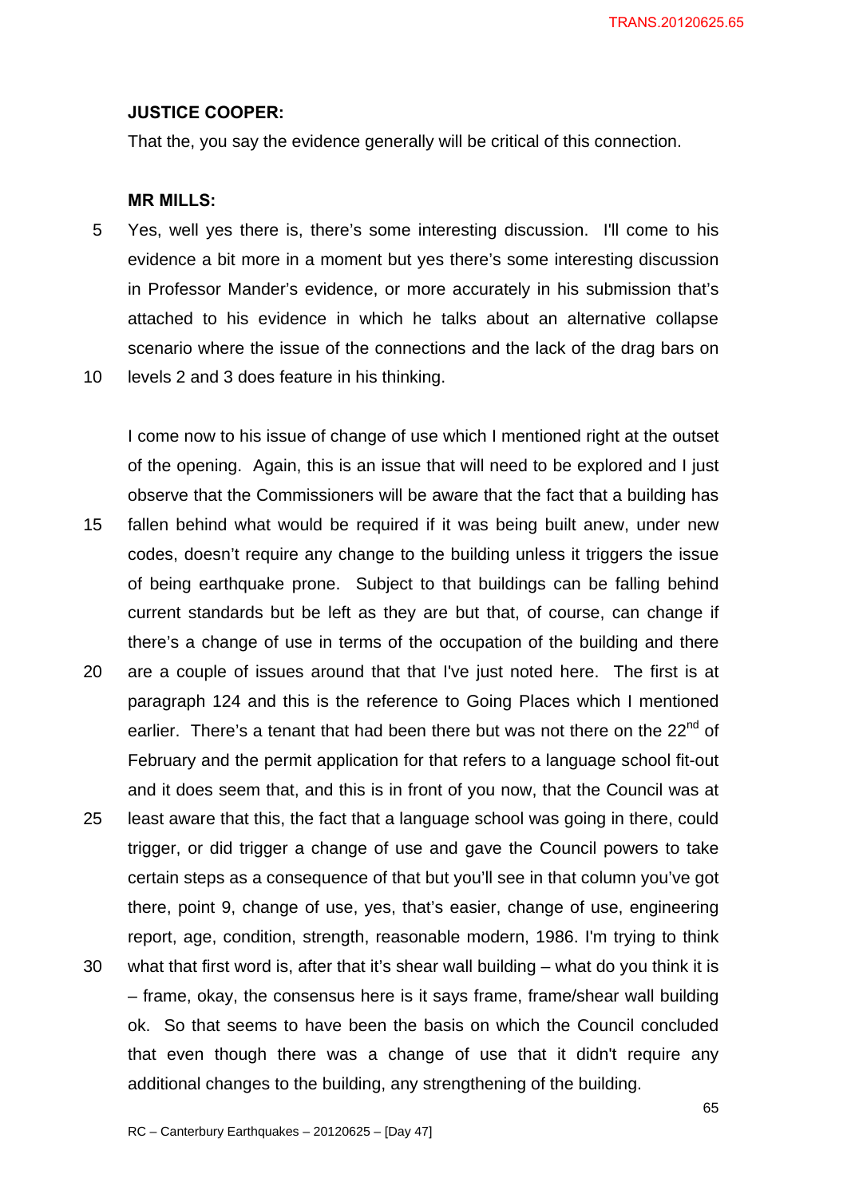**JUSTICE COOPER:**

That the, you say the evidence generally will be critical of this connection.

**MR MILLS:**

Yes, well yes there is, there's some interesting discussion. I'll come to his evidence a bit more in a moment but yes there's some interesting discussion in Professor Mander's evidence, or more accurately in his submission that's attached to his evidence in which he talks about an alternative collapse scenario where the issue of the connections and the lack of the drag bars on levels 2 and 3 does feature in his thinking.

I come now to his issue of change of use which I mentioned right at the outset of the opening. Again, this is an issue that will need to be explored and I just observe that the Commissioners will be aware that the fact that a building has fallen behind what would be required if it was being built anew, under new codes, doesn't require any change to the building unless it triggers the issue of being earthquake prone. Subject to that buildings can be falling behind current standards but be left as they are but that, of course, can change if there's a change of use in terms of the occupation of the building and there are a couple of issues around that that I've just noted here. The first is at paragraph 124 and this is the reference to Going Places which I mentioned earlier. There's a tenant that had been there but was not there on the 22nd of February and the permit application for that refers to a language school fit-out and it does seem that, and this is in front of you now, that the Council was at least aware that this, the fact that a language school was going in there, could trigger, or did trigger a change of use and gave the Council powers to take certain steps as a consequence of that but you'll see in that column you've got there, point 9, change of use, yes, that's easier, change of use, engineering report, age, condition, strength, reasonable modern, 1986. I'm trying to think what that first word is, after that it's shear wall building – what do you think it is – frame, okay, the consensus here is it says frame, frame/shear wall building ok. So that seems to have been the basis on which the Council concluded that even though there was a change of use that it didn't require any additional changes to the building, any strengthening of the building.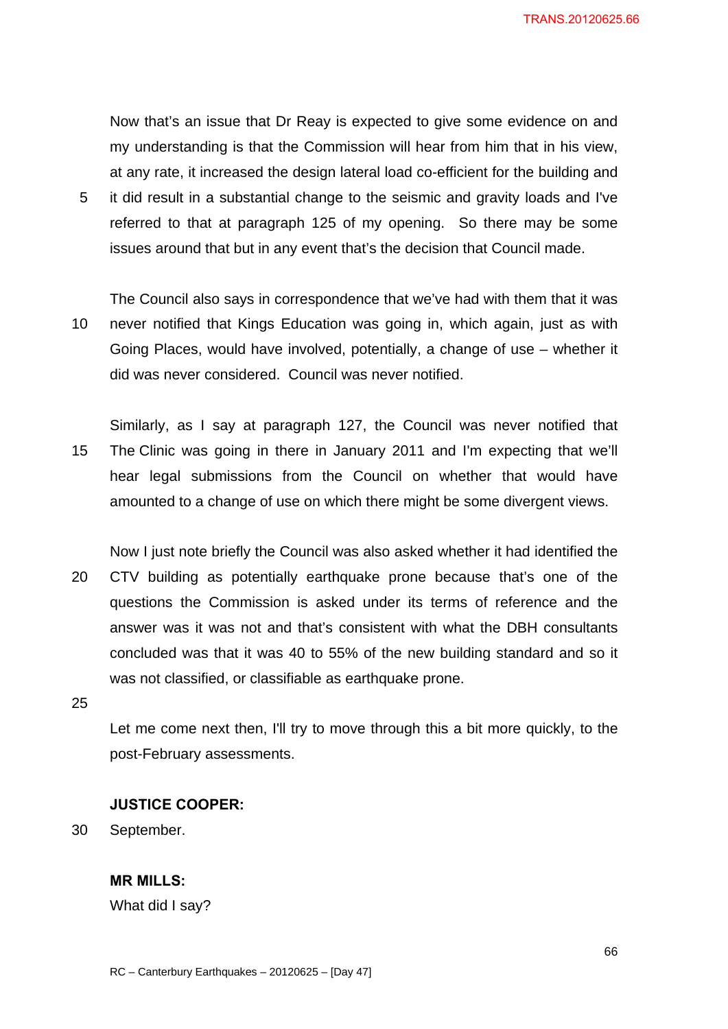Now that's an issue that Dr Reay is expected to give some evidence on and my understanding is that the Commission will hear from him that in his view, at any rate, it increased the design lateral load co-efficient for the building and it did result in a substantial change to the seismic and gravity loads and I've referred to that at paragraph 125 of my opening. So there may be some issues around that but in any event that's the decision that Council made.

The Council also says in correspondence that we've had with them that it was never notified that Kings Education was going in, which again, just as with Going Places, would have involved, potentially, a change of use – whether it did was never considered. Council was never notified.

Similarly, as I say at paragraph 127, the Council was never notified that The Clinic was going in there in January 2011 and I'm expecting that we'll hear legal submissions from the Council on whether that would have amounted to a change of use on which there might be some divergent views.

Now I just note briefly the Council was also asked whether it had identified the CTV building as potentially earthquake prone because that's one of the questions the Commission is asked under its terms of reference and the answer was it was not and that's consistent with what the DBH consultants concluded was that it was 40 to 55% of the new building standard and so it was not classified, or classifiable as earthquake prone.

Let me come next then, I'll try to move through this a bit more quickly, to the post-February assessments.

**JUSTICE COOPER:**

September.

**MR MILLS:**

What did I say?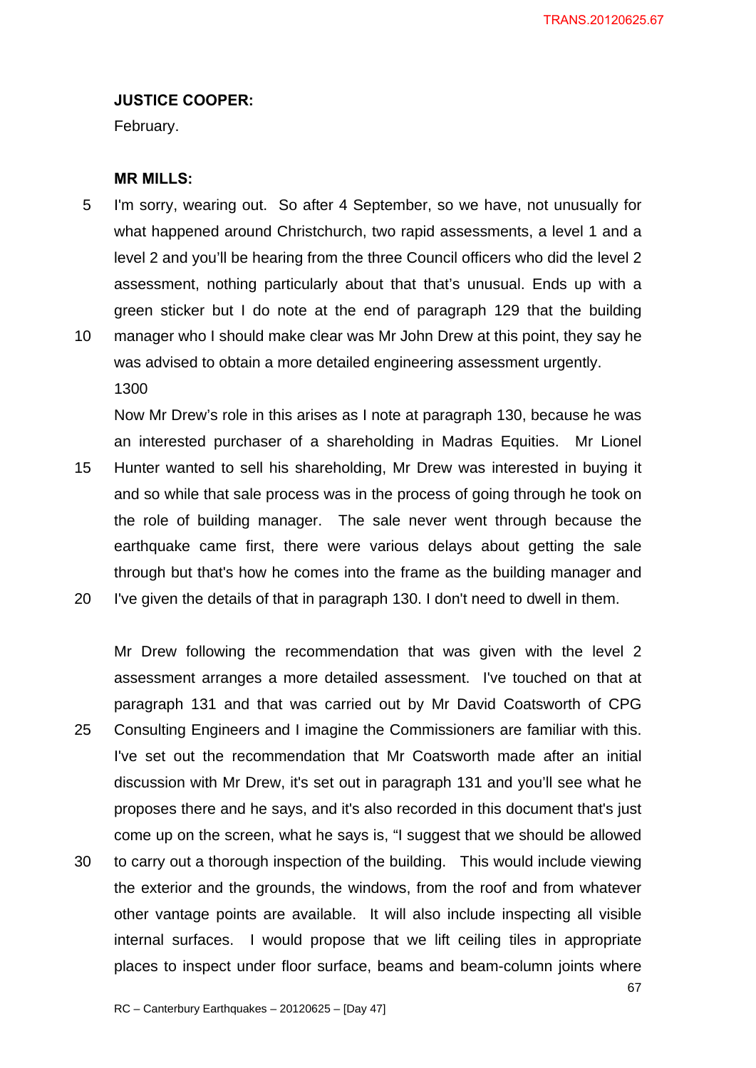**JUSTICE COOPER:**

February.

**MR MILLS:**

I'm sorry, wearing out. So after 4 September, so we have, not unusually for what happened around Christchurch, two rapid assessments, a level 1 and a level 2 and you'll be hearing from the three Council officers who did the level 2 assessment, nothing particularly about that that's unusual. Ends up with a green sticker but I do note at the end of paragraph 129 that the building manager who I should make clear was Mr John Drew at this point, they say he was advised to obtain a more detailed engineering assessment urgently.

1300

Now Mr Drew's role in this arises as I note at paragraph 130, because he was an interested purchaser of a shareholding in Madras Equities. Mr Lionel Hunter wanted to sell his shareholding, Mr Drew was interested in buying it and so while that sale process was in the process of going through he took on the role of building manager. The sale never went through because the earthquake came first, there were various delays about getting the sale through but that's how he comes into the frame as the building manager and I've given the details of that in paragraph 130. I don't need to dwell in them.

Mr Drew following the recommendation that was given with the level 2 assessment arranges a more detailed assessment. I've touched on that at paragraph 131 and that was carried out by Mr David Coatsworth of CPG Consulting Engineers and I imagine the Commissioners are familiar with this. I've set out the recommendation that Mr Coatsworth made after an initial discussion with Mr Drew, it's set out in paragraph 131 and you'll see what he proposes there and he says, and it's also recorded in this document that's just come up on the screen, what he says is, "I suggest that we should be allowed to carry out a thorough inspection of the building. This would include viewing the exterior and the grounds, the windows, from the roof and from whatever other vantage points are available. It will also include inspecting all visible internal surfaces. I would propose that we lift ceiling tiles in appropriate places to inspect under floor surface, beams and beam-column joints where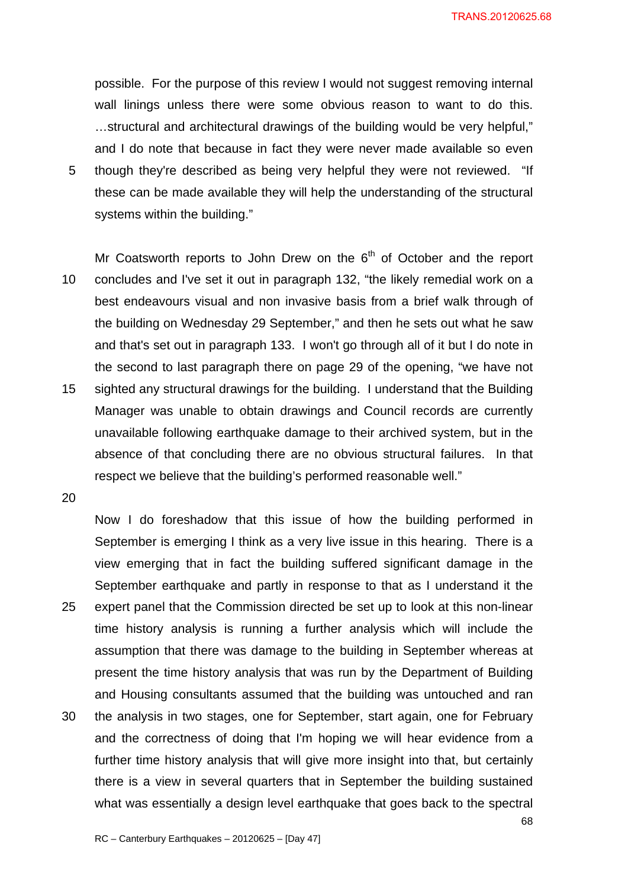possible. For the purpose of this review I would not suggest removing internal wall linings unless there were some obvious reason to want to do this. …structural and architectural drawings of the building would be very helpful," and I do note that because in fact they were never made available so even though they're described as being very helpful they were not reviewed. "If these can be made available they will help the understanding of the structural systems within the building."

Mr Coatsworth reports to John Drew on the 6th of October and the report concludes and I've set it out in paragraph 132, "the likely remedial work on a best endeavours visual and non invasive basis from a brief walk through of the building on Wednesday 29 September," and then he sets out what he saw and that's set out in paragraph 133. I won't go through all of it but I do note in the second to last paragraph there on page 29 of the opening, "we have not sighted any structural drawings for the building. I understand that the Building Manager was unable to obtain drawings and Council records are currently unavailable following earthquake damage to their archived system, but in the absence of that concluding there are no obvious structural failures. In that respect we believe that the building's performed reasonable well."

Now I do foreshadow that this issue of how the building performed in September is emerging I think as a very live issue in this hearing. There is a view emerging that in fact the building suffered significant damage in the September earthquake and partly in response to that as I understand it the expert panel that the Commission directed be set up to look at this non-linear time history analysis is running a further analysis which will include the assumption that there was damage to the building in September whereas at present the time history analysis that was run by the Department of Building and Housing consultants assumed that the building was untouched and ran the analysis in two stages, one for September, start again, one for February and the correctness of doing that I'm hoping we will hear evidence from a further time history analysis that will give more insight into that, but certainly there is a view in several quarters that in September the building sustained what was essentially a design level earthquake that goes back to the spectral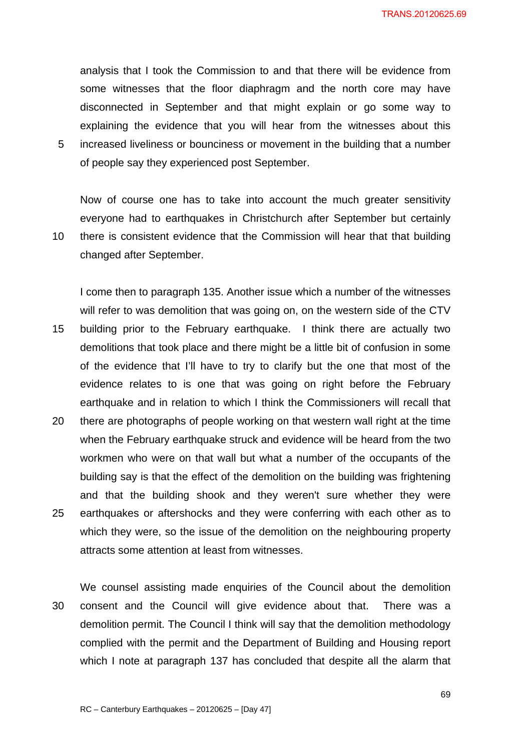analysis that I took the Commission to and that there will be evidence from some witnesses that the floor diaphragm and the north core may have disconnected in September and that might explain or go some way to explaining the evidence that you will hear from the witnesses about this increased liveliness or bounciness or movement in the building that a number of people say they experienced post September.

Now of course one has to take into account the much greater sensitivity everyone had to earthquakes in Christchurch after September but certainly there is consistent evidence that the Commission will hear that that building changed after September.

I come then to paragraph 135. Another issue which a number of the witnesses will refer to was demolition that was going on, on the western side of the CTV building prior to the February earthquake. I think there are actually two demolitions that took place and there might be a little bit of confusion in some of the evidence that I'll have to try to clarify but the one that most of the evidence relates to is one that was going on right before the February earthquake and in relation to which I think the Commissioners will recall that there are photographs of people working on that western wall right at the time when the February earthquake struck and evidence will be heard from the two workmen who were on that wall but what a number of the occupants of the building say is that the effect of the demolition on the building was frightening and that the building shook and they weren't sure whether they were earthquakes or aftershocks and they were conferring with each other as to which they were, so the issue of the demolition on the neighbouring property attracts some attention at least from witnesses.

We counsel assisting made enquiries of the Council about the demolition consent and the Council will give evidence about that. There was a demolition permit. The Council I think will say that the demolition methodology complied with the permit and the Department of Building and Housing report which I note at paragraph 137 has concluded that despite all the alarm that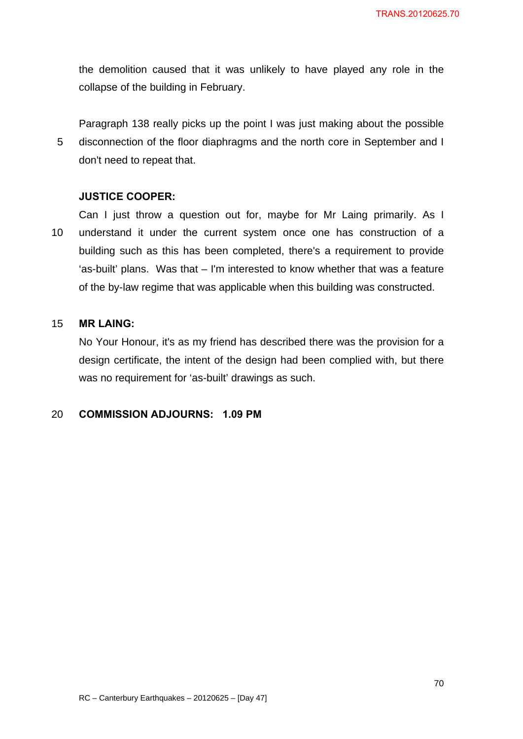the demolition caused that it was unlikely to have played any role in the collapse of the building in February.

Paragraph 138 really picks up the point I was just making about the possible disconnection of the floor diaphragms and the north core in September and I don't need to repeat that.

**JUSTICE COOPER:**

Can I just throw a question out for, maybe for Mr Laing primarily. As I understand it under the current system once one has construction of a building such as this has been completed, there's a requirement to provide 'as-built' plans. Was that – I'm interested to know whether that was a feature of the by-law regime that was applicable when this building was constructed.

**MR LAING:**

No Your Honour, it's as my friend has described there was the provision for a design certificate, the intent of the design had been complied with, but there was no requirement for 'as-built' drawings as such.

**COMMISSION ADJOURNS: 1.09 PM**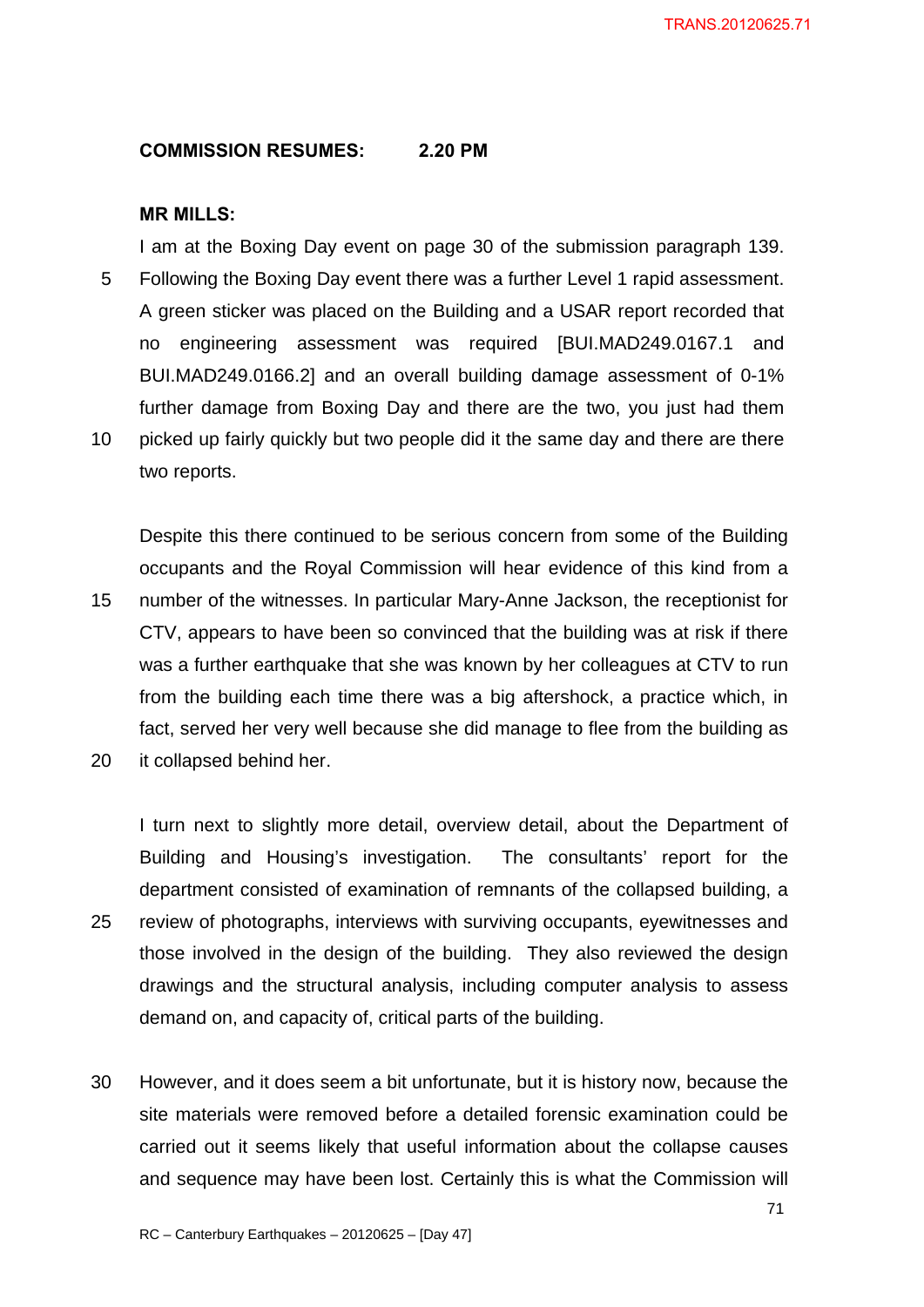**COMMISSION RESUMES: 2.20 PM**

**MR MILLS:**

I am at the Boxing Day event on page 30 of the submission paragraph 139. Following the Boxing Day event there was a further Level 1 rapid assessment. A green sticker was placed on the Building and a USAR report recorded that no engineering assessment was required [BUI.MAD249.0167.1 and BUI.MAD249.0166.2] and an overall building damage assessment of 0-1% further damage from Boxing Day and there are the two, you just had them picked up fairly quickly but two people did it the same day and there are there two reports.

Despite this there continued to be serious concern from some of the Building occupants and the Royal Commission will hear evidence of this kind from a number of the witnesses. In particular Mary-Anne Jackson, the receptionist for CTV, appears to have been so convinced that the building was at risk if there was a further earthquake that she was known by her colleagues at CTV to run from the building each time there was a big aftershock, a practice which, in fact, served her very well because she did manage to flee from the building as it collapsed behind her.

I turn next to slightly more detail, overview detail, about the Department of Building and Housing's investigation. The consultants' report for the department consisted of examination of remnants of the collapsed building, a review of photographs, interviews with surviving occupants, eyewitnesses and those involved in the design of the building. They also reviewed the design drawings and the structural analysis, including computer analysis to assess demand on, and capacity of, critical parts of the building.

However, and it does seem a bit unfortunate, but it is history now, because the site materials were removed before a detailed forensic examination could be carried out it seems likely that useful information about the collapse causes and sequence may have been lost. Certainly this is what the Commission will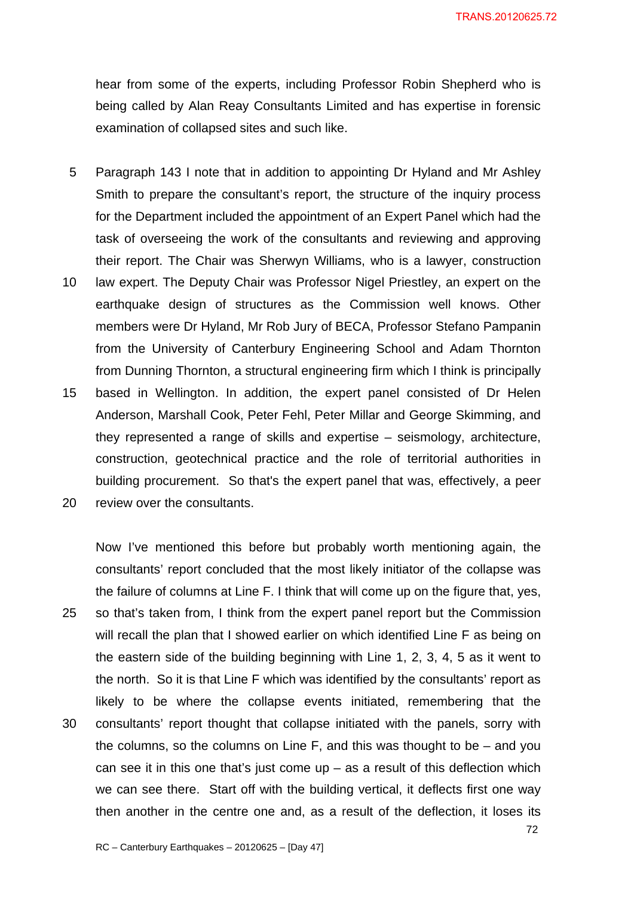hear from some of the experts, including Professor Robin Shepherd who is being called by Alan Reay Consultants Limited and has expertise in forensic examination of collapsed sites and such like.

Paragraph 143 I note that in addition to appointing Dr Hyland and Mr Ashley Smith to prepare the consultant's report, the structure of the inquiry process for the Department included the appointment of an Expert Panel which had the task of overseeing the work of the consultants and reviewing and approving their report. The Chair was Sherwyn Williams, who is a lawyer, construction law expert. The Deputy Chair was Professor Nigel Priestley, an expert on the earthquake design of structures as the Commission well knows. Other members were Dr Hyland, Mr Rob Jury of BECA, Professor Stefano Pampanin from the University of Canterbury Engineering School and Adam Thornton from Dunning Thornton, a structural engineering firm which I think is principally based in Wellington. In addition, the expert panel consisted of Dr Helen Anderson, Marshall Cook, Peter Fehl, Peter Millar and George Skimming, and they represented a range of skills and expertise – seismology, architecture, construction, geotechnical practice and the role of territorial authorities in building procurement. So that's the expert panel that was, effectively, a peer review over the consultants.

Now I've mentioned this before but probably worth mentioning again, the consultants' report concluded that the most likely initiator of the collapse was the failure of columns at Line F. I think that will come up on the figure that, yes, so that's taken from, I think from the expert panel report but the Commission will recall the plan that I showed earlier on which identified Line F as being on the eastern side of the building beginning with Line 1, 2, 3, 4, 5 as it went to the north. So it is that Line F which was identified by the consultants' report as likely to be where the collapse events initiated, remembering that the consultants' report thought that collapse initiated with the panels, sorry with the columns, so the columns on Line F, and this was thought to be – and you can see it in this one that's just come up – as a result of this deflection which we can see there. Start off with the building vertical, it deflects first one way then another in the centre one and, as a result of the deflection, it loses its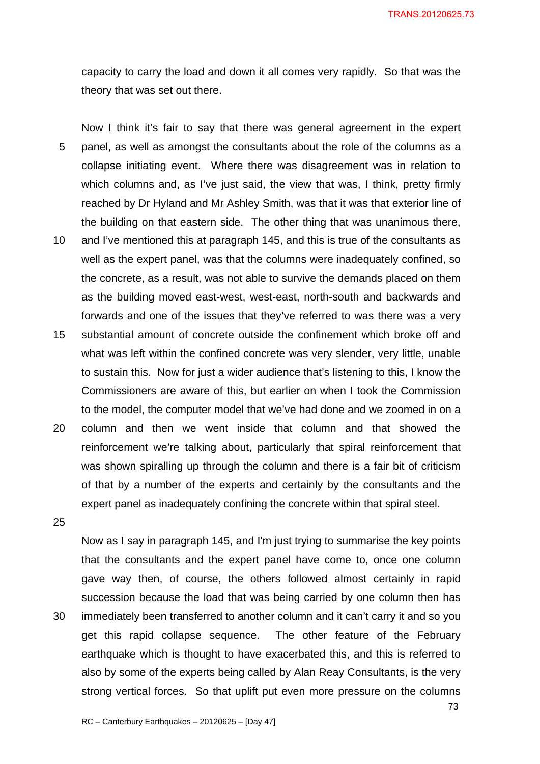capacity to carry the load and down it all comes very rapidly. So that was the theory that was set out there.

Now I think it's fair to say that there was general agreement in the expert panel, as well as amongst the consultants about the role of the columns as a collapse initiating event. Where there was disagreement was in relation to which columns and, as I've just said, the view that was, I think, pretty firmly reached by Dr Hyland and Mr Ashley Smith, was that it was that exterior line of the building on that eastern side. The other thing that was unanimous there, and I've mentioned this at paragraph 145, and this is true of the consultants as well as the expert panel, was that the columns were inadequately confined, so the concrete, as a result, was not able to survive the demands placed on them as the building moved east-west, west-east, north-south and backwards and forwards and one of the issues that they've referred to was there was a very substantial amount of concrete outside the confinement which broke off and what was left within the confined concrete was very slender, very little, unable to sustain this. Now for just a wider audience that's listening to this, I know the Commissioners are aware of this, but earlier on when I took the Commission to the model, the computer model that we've had done and we zoomed in on a column and then we went inside that column and that showed the reinforcement we're talking about, particularly that spiral reinforcement that was shown spiralling up through the column and there is a fair bit of criticism of that by a number of the experts and certainly by the consultants and the expert panel as inadequately confining the concrete within that spiral steel.

Now as I say in paragraph 145, and I'm just trying to summarise the key points that the consultants and the expert panel have come to, once one column gave way then, of course, the others followed almost certainly in rapid succession because the load that was being carried by one column then has immediately been transferred to another column and it can't carry it and so you get this rapid collapse sequence. The other feature of the February earthquake which is thought to have exacerbated this, and this is referred to also by some of the experts being called by Alan Reay Consultants, is the very strong vertical forces. So that uplift put even more pressure on the columns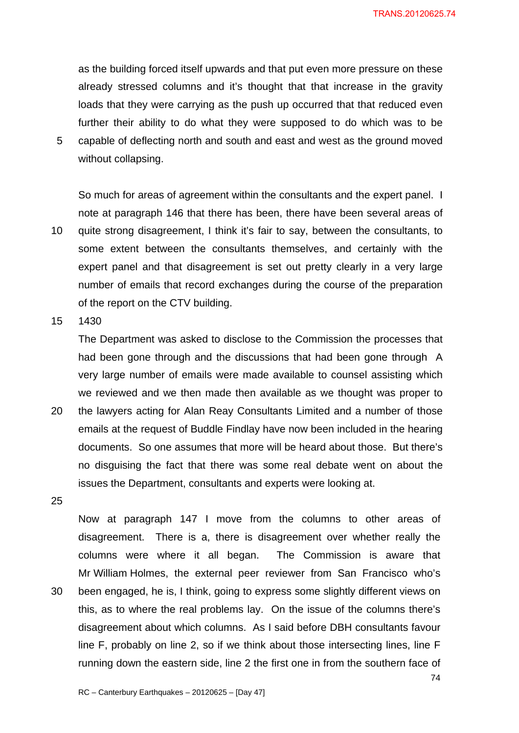as the building forced itself upwards and that put even more pressure on these already stressed columns and it's thought that that increase in the gravity loads that they were carrying as the push up occurred that that reduced even further their ability to do what they were supposed to do which was to be capable of deflecting north and south and east and west as the ground moved without collapsing.

So much for areas of agreement within the consultants and the expert panel. I note at paragraph 146 that there has been, there have been several areas of quite strong disagreement, I think it's fair to say, between the consultants, to some extent between the consultants themselves, and certainly with the expert panel and that disagreement is set out pretty clearly in a very large number of emails that record exchanges during the course of the preparation of the report on the CTV building.

1430

The Department was asked to disclose to the Commission the processes that had been gone through and the discussions that had been gone through A very large number of emails were made available to counsel assisting which we reviewed and we then made then available as we thought was proper to the lawyers acting for Alan Reay Consultants Limited and a number of those emails at the request of Buddle Findlay have now been included in the hearing documents. So one assumes that more will be heard about those. But there's no disguising the fact that there was some real debate went on about the issues the Department, consultants and experts were looking at.

Now at paragraph 147 I move from the columns to other areas of disagreement. There is a, there is disagreement over whether really the columns were where it all began. The Commission is aware that Mr William Holmes, the external peer reviewer from San Francisco who's been engaged, he is, I think, going to express some slightly different views on this, as to where the real problems lay. On the issue of the columns there's disagreement about which columns. As I said before DBH consultants favour line F, probably on line 2, so if we think about those intersecting lines, line F running down the eastern side, line 2 the first one in from the southern face of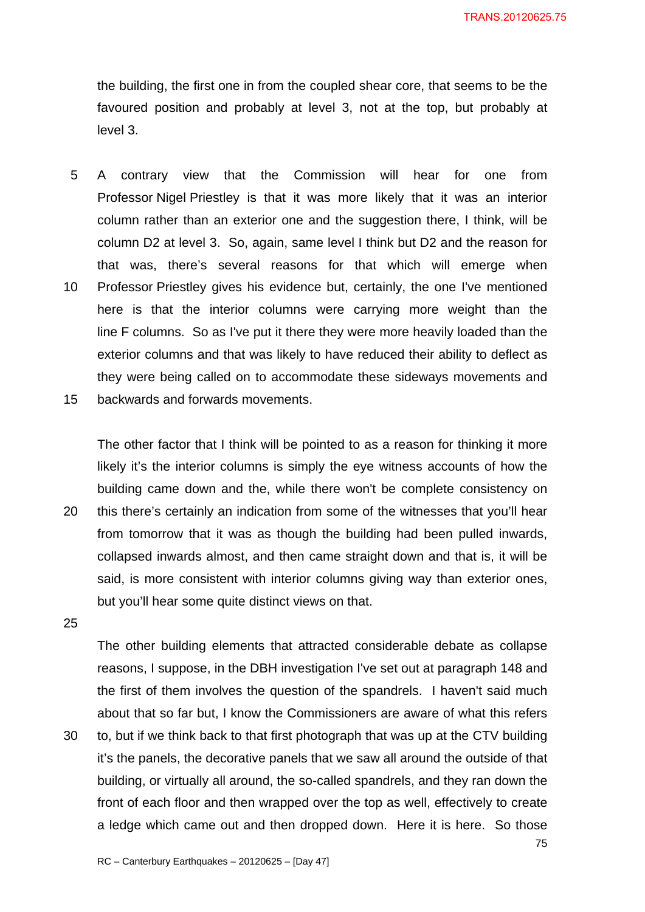the building, the first one in from the coupled shear core, that seems to be the favoured position and probably at level 3, not at the top, but probably at level 3.

A contrary view that the Commission will hear for one from Professor Nigel Priestley is that it was more likely that it was an interior column rather than an exterior one and the suggestion there, I think, will be column D2 at level 3. So, again, same level I think but D2 and the reason for that was, there's several reasons for that which will emerge when Professor Priestley gives his evidence but, certainly, the one I've mentioned here is that the interior columns were carrying more weight than the line F columns. So as I've put it there they were more heavily loaded than the exterior columns and that was likely to have reduced their ability to deflect as they were being called on to accommodate these sideways movements and backwards and forwards movements.

The other factor that I think will be pointed to as a reason for thinking it more likely it's the interior columns is simply the eye witness accounts of how the building came down and the, while there won't be complete consistency on this there's certainly an indication from some of the witnesses that you'll hear from tomorrow that it was as though the building had been pulled inwards, collapsed inwards almost, and then came straight down and that is, it will be said, is more consistent with interior columns giving way than exterior ones, but you'll hear some quite distinct views on that.

The other building elements that attracted considerable debate as collapse reasons, I suppose, in the DBH investigation I've set out at paragraph 148 and the first of them involves the question of the spandrels. I haven't said much about that so far but, I know the Commissioners are aware of what this refers to, but if we think back to that first photograph that was up at the CTV building it's the panels, the decorative panels that we saw all around the outside of that building, or virtually all around, the so-called spandrels, and they ran down the front of each floor and then wrapped over the top as well, effectively to create a ledge which came out and then dropped down. Here it is here. So those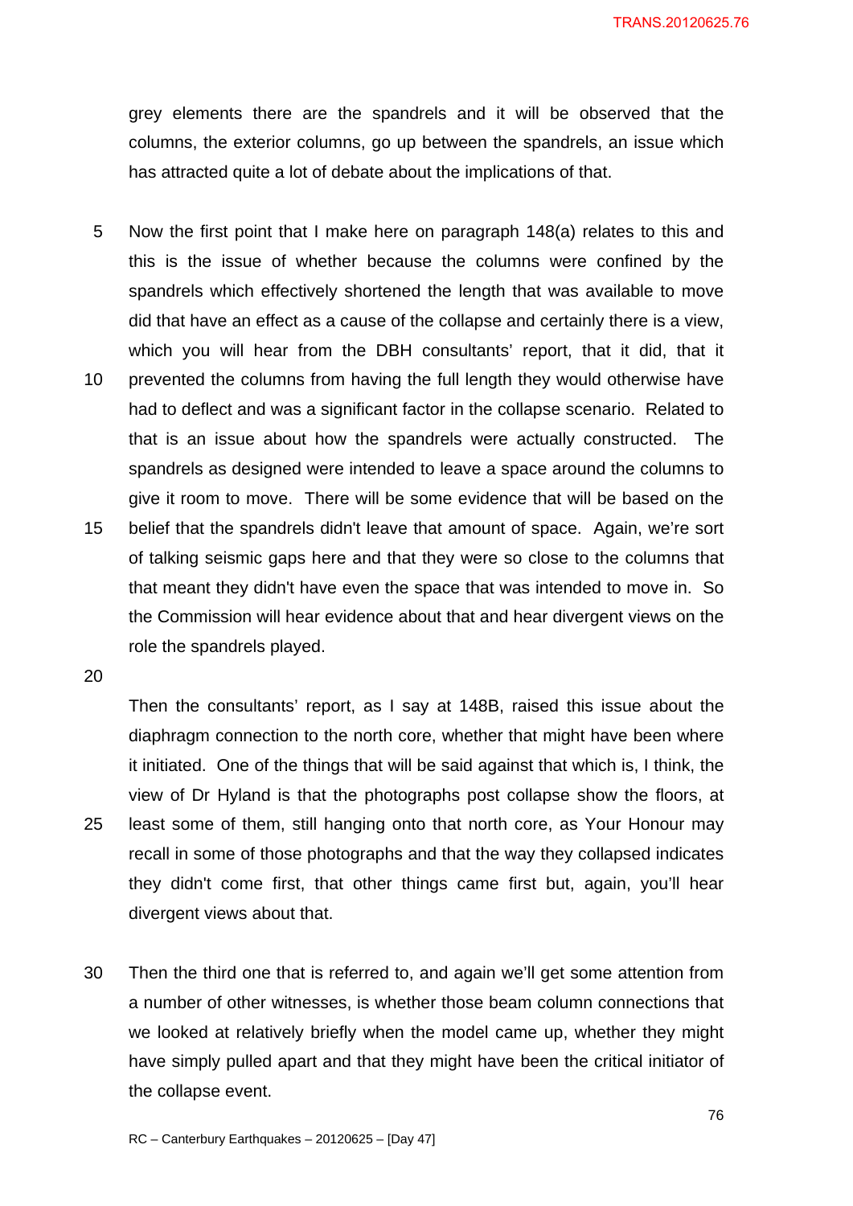grey elements there are the spandrels and it will be observed that the columns, the exterior columns, go up between the spandrels, an issue which has attracted quite a lot of debate about the implications of that.

Now the first point that I make here on paragraph 148(a) relates to this and this is the issue of whether because the columns were confined by the spandrels which effectively shortened the length that was available to move did that have an effect as a cause of the collapse and certainly there is a view, which you will hear from the DBH consultants' report, that it did, that it prevented the columns from having the full length they would otherwise have had to deflect and was a significant factor in the collapse scenario. Related to that is an issue about how the spandrels were actually constructed. The spandrels as designed were intended to leave a space around the columns to give it room to move. There will be some evidence that will be based on the belief that the spandrels didn't leave that amount of space. Again, we're sort of talking seismic gaps here and that they were so close to the columns that that meant they didn't have even the space that was intended to move in. So the Commission will hear evidence about that and hear divergent views on the role the spandrels played.

Then the consultants' report, as I say at 148B, raised this issue about the diaphragm connection to the north core, whether that might have been where it initiated. One of the things that will be said against that which is, I think, the view of Dr Hyland is that the photographs post collapse show the floors, at least some of them, still hanging onto that north core, as Your Honour may recall in some of those photographs and that the way they collapsed indicates they didn't come first, that other things came first but, again, you'll hear divergent views about that.

Then the third one that is referred to, and again we'll get some attention from a number of other witnesses, is whether those beam column connections that we looked at relatively briefly when the model came up, whether they might have simply pulled apart and that they might have been the critical initiator of the collapse event.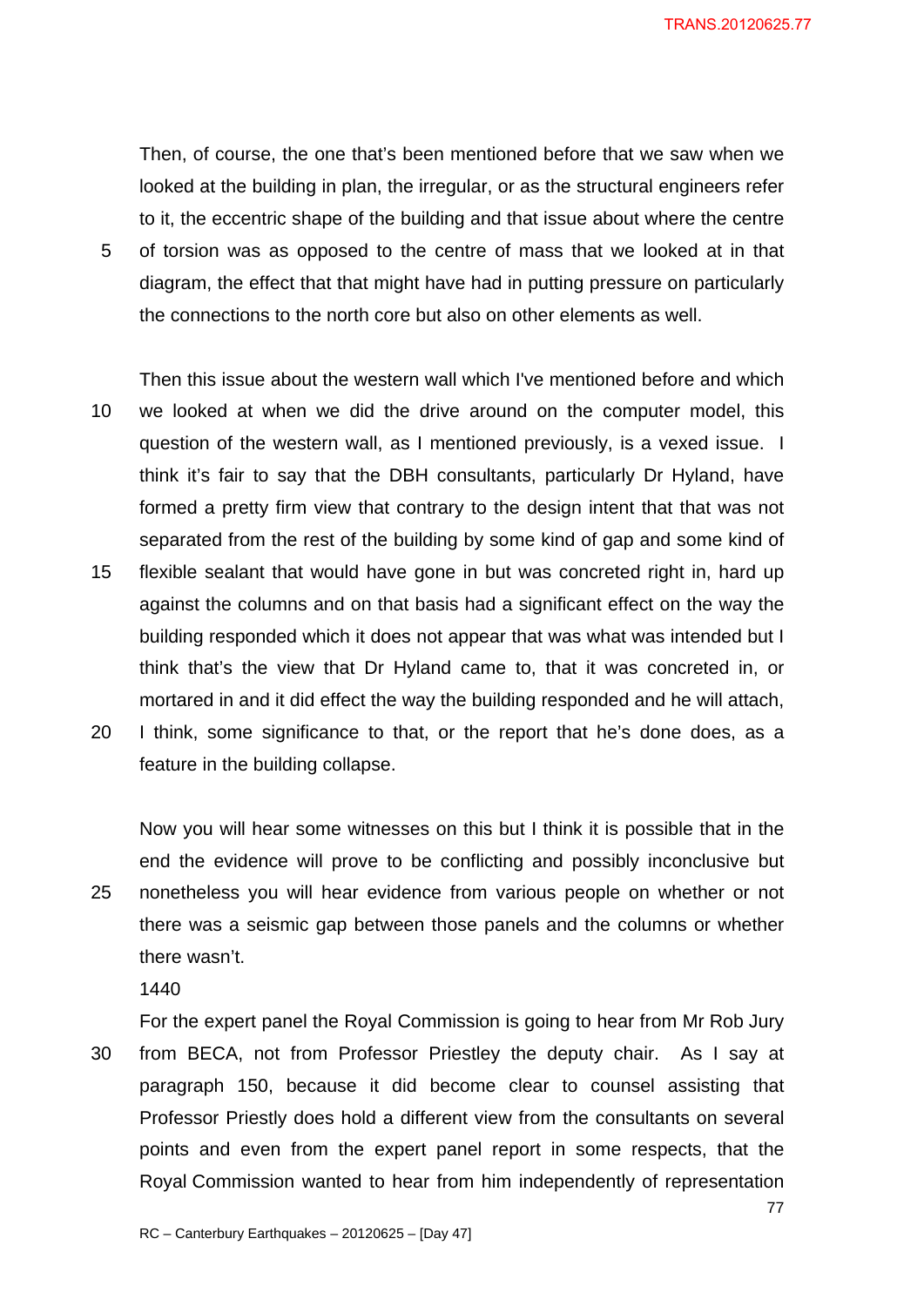Then, of course, the one that's been mentioned before that we saw when we looked at the building in plan, the irregular, or as the structural engineers refer to it, the eccentric shape of the building and that issue about where the centre of torsion was as opposed to the centre of mass that we looked at in that diagram, the effect that that might have had in putting pressure on particularly the connections to the north core but also on other elements as well.

Then this issue about the western wall which I've mentioned before and which we looked at when we did the drive around on the computer model, this question of the western wall, as I mentioned previously, is a vexed issue. I think it's fair to say that the DBH consultants, particularly Dr Hyland, have formed a pretty firm view that contrary to the design intent that that was not separated from the rest of the building by some kind of gap and some kind of flexible sealant that would have gone in but was concreted right in, hard up against the columns and on that basis had a significant effect on the way the building responded which it does not appear that was what was intended but I think that's the view that Dr Hyland came to, that it was concreted in, or mortared in and it did effect the way the building responded and he will attach, I think, some significance to that, or the report that he's done does, as a feature in the building collapse.

Now you will hear some witnesses on this but I think it is possible that in the end the evidence will prove to be conflicting and possibly inconclusive but nonetheless you will hear evidence from various people on whether or not there was a seismic gap between those panels and the columns or whether there wasn't.

1440

For the expert panel the Royal Commission is going to hear from Mr Rob Jury from BECA, not from Professor Priestley the deputy chair. As I say at paragraph 150, because it did become clear to counsel assisting that Professor Priestly does hold a different view from the consultants on several points and even from the expert panel report in some respects, that the Royal Commission wanted to hear from him independently of representation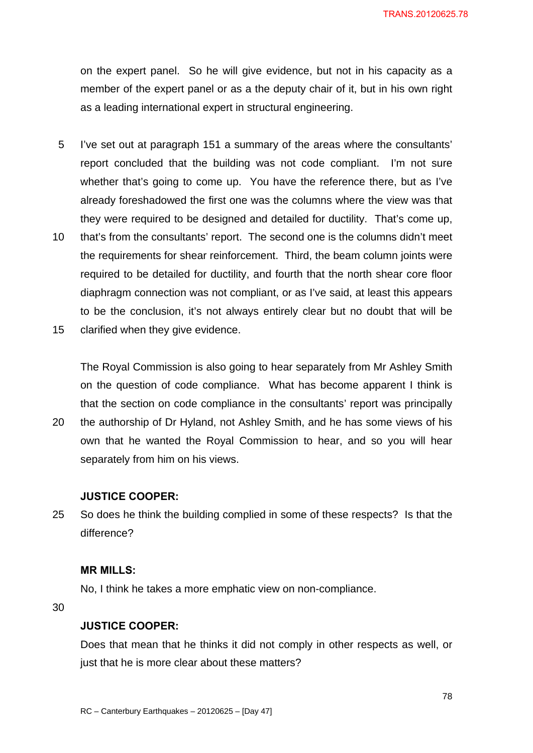on the expert panel. So he will give evidence, but not in his capacity as a member of the expert panel or as a the deputy chair of it, but in his own right as a leading international expert in structural engineering.

I've set out at paragraph 151 a summary of the areas where the consultants' report concluded that the building was not code compliant. I'm not sure whether that's going to come up. You have the reference there, but as I've already foreshadowed the first one was the columns where the view was that they were required to be designed and detailed for ductility. That's come up, that's from the consultants' report. The second one is the columns didn't meet the requirements for shear reinforcement. Third, the beam column joints were required to be detailed for ductility, and fourth that the north shear core floor diaphragm connection was not compliant, or as I've said, at least this appears to be the conclusion, it's not always entirely clear but no doubt that will be clarified when they give evidence.

The Royal Commission is also going to hear separately from Mr Ashley Smith on the question of code compliance. What has become apparent I think is that the section on code compliance in the consultants' report was principally the authorship of Dr Hyland, not Ashley Smith, and he has some views of his own that he wanted the Royal Commission to hear, and so you will hear separately from him on his views.

**JUSTICE COOPER:**

So does he think the building complied in some of these respects? Is that the difference?

**MR MILLS:**

No, I think he takes a more emphatic view on non-compliance.

**JUSTICE COOPER:**

Does that mean that he thinks it did not comply in other respects as well, or just that he is more clear about these matters?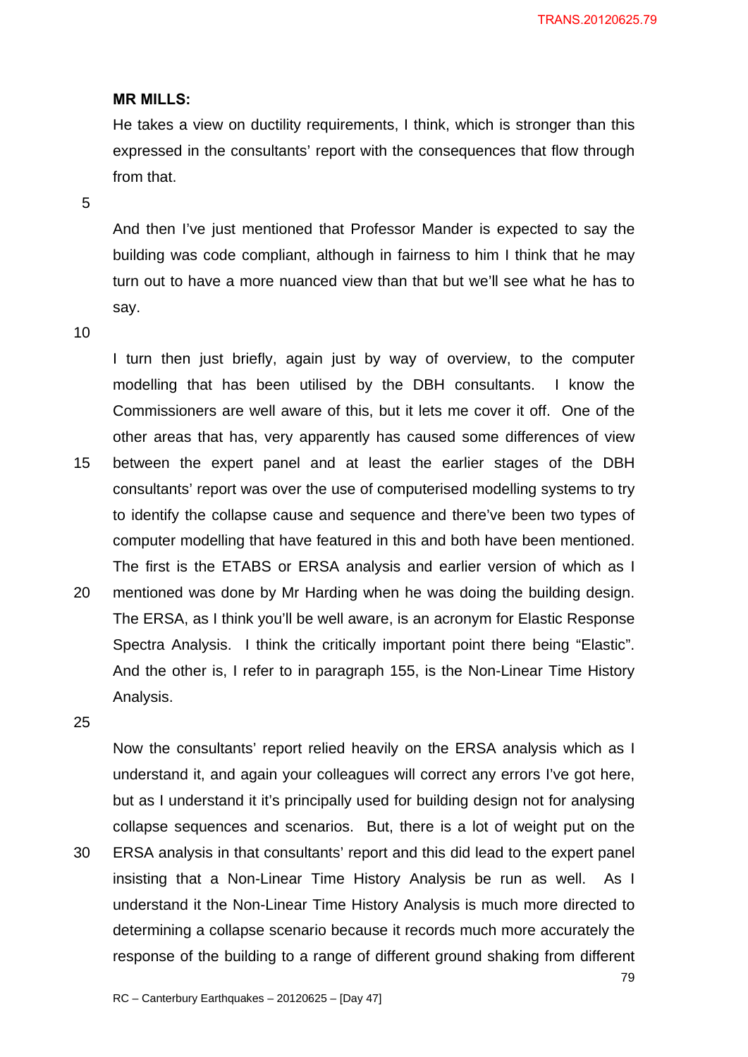**MR MILLS:**

He takes a view on ductility requirements, I think, which is stronger than this expressed in the consultants' report with the consequences that flow through from that.

And then I've just mentioned that Professor Mander is expected to say the building was code compliant, although in fairness to him I think that he may turn out to have a more nuanced view than that but we'll see what he has to say.

I turn then just briefly, again just by way of overview, to the computer modelling that has been utilised by the DBH consultants. I know the Commissioners are well aware of this, but it lets me cover it off. One of the other areas that has, very apparently has caused some differences of view between the expert panel and at least the earlier stages of the DBH consultants' report was over the use of computerised modelling systems to try to identify the collapse cause and sequence and there've been two types of computer modelling that have featured in this and both have been mentioned. The first is the ETABS or ERSA analysis and earlier version of which as I mentioned was done by Mr Harding when he was doing the building design. The ERSA, as I think you'll be well aware, is an acronym for Elastic Response Spectra Analysis. I think the critically important point there being "Elastic". And the other is, I refer to in paragraph 155, is the Non-Linear Time History Analysis.

Now the consultants' report relied heavily on the ERSA analysis which as I understand it, and again your colleagues will correct any errors I've got here, but as I understand it it's principally used for building design not for analysing collapse sequences and scenarios. But, there is a lot of weight put on the ERSA analysis in that consultants' report and this did lead to the expert panel insisting that a Non-Linear Time History Analysis be run as well. As I understand it the Non-Linear Time History Analysis is much more directed to determining a collapse scenario because it records much more accurately the response of the building to a range of different ground shaking from different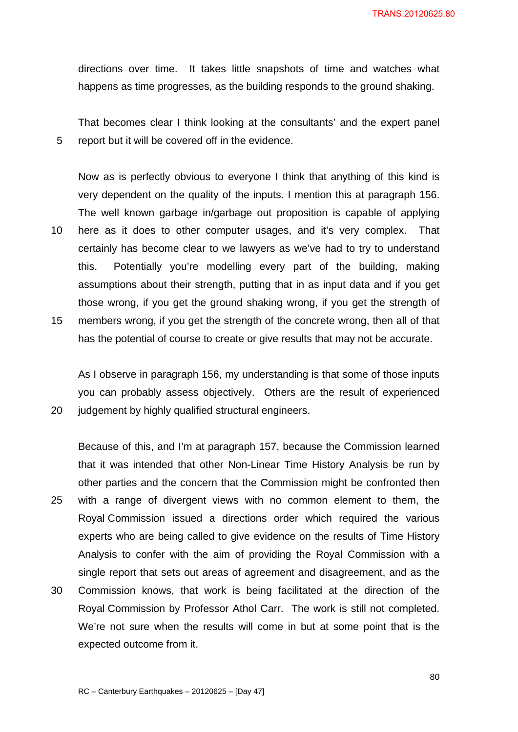directions over time. It takes little snapshots of time and watches what happens as time progresses, as the building responds to the ground shaking.

That becomes clear I think looking at the consultants' and the expert panel report but it will be covered off in the evidence.

Now as is perfectly obvious to everyone I think that anything of this kind is very dependent on the quality of the inputs. I mention this at paragraph 156. The well known garbage in/garbage out proposition is capable of applying here as it does to other computer usages, and it's very complex. That certainly has become clear to we lawyers as we've had to try to understand this. Potentially you're modelling every part of the building, making assumptions about their strength, putting that in as input data and if you get those wrong, if you get the ground shaking wrong, if you get the strength of members wrong, if you get the strength of the concrete wrong, then all of that has the potential of course to create or give results that may not be accurate.

As I observe in paragraph 156, my understanding is that some of those inputs you can probably assess objectively. Others are the result of experienced judgement by highly qualified structural engineers.

Because of this, and I'm at paragraph 157, because the Commission learned that it was intended that other Non-Linear Time History Analysis be run by other parties and the concern that the Commission might be confronted then with a range of divergent views with no common element to them, the Royal Commission issued a directions order which required the various experts who are being called to give evidence on the results of Time History Analysis to confer with the aim of providing the Royal Commission with a single report that sets out areas of agreement and disagreement, and as the Commission knows, that work is being facilitated at the direction of the Royal Commission by Professor Athol Carr. The work is still not completed. We're not sure when the results will come in but at some point that is the expected outcome from it.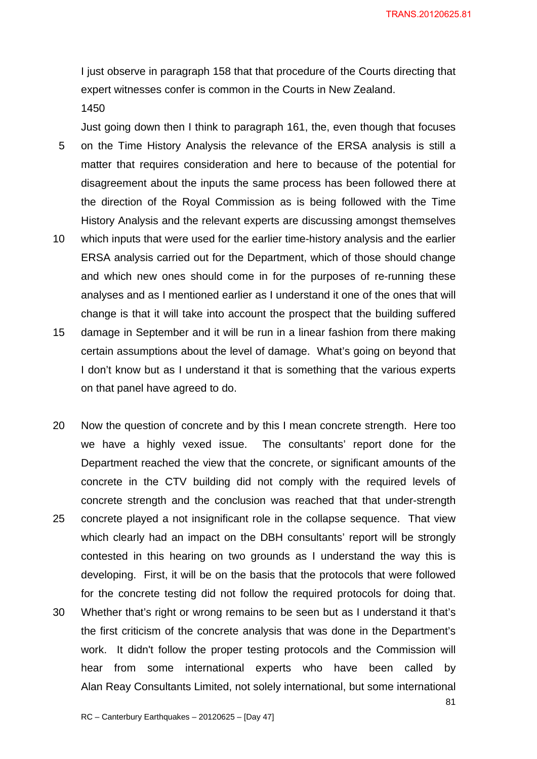I just observe in paragraph 158 that that procedure of the Courts directing that expert witnesses confer is common in the Courts in New Zealand.

1450

Just going down then I think to paragraph 161, the, even though that focuses on the Time History Analysis the relevance of the ERSA analysis is still a matter that requires consideration and here to because of the potential for disagreement about the inputs the same process has been followed there at the direction of the Royal Commission as is being followed with the Time History Analysis and the relevant experts are discussing amongst themselves which inputs that were used for the earlier time-history analysis and the earlier ERSA analysis carried out for the Department, which of those should change and which new ones should come in for the purposes of re-running these analyses and as I mentioned earlier as I understand it one of the ones that will change is that it will take into account the prospect that the building suffered damage in September and it will be run in a linear fashion from there making certain assumptions about the level of damage. What's going on beyond that I don't know but as I understand it that is something that the various experts on that panel have agreed to do.

Now the question of concrete and by this I mean concrete strength. Here too we have a highly vexed issue. The consultants' report done for the Department reached the view that the concrete, or significant amounts of the concrete in the CTV building did not comply with the required levels of concrete strength and the conclusion was reached that that under-strength concrete played a not insignificant role in the collapse sequence. That view which clearly had an impact on the DBH consultants' report will be strongly contested in this hearing on two grounds as I understand the way this is developing. First, it will be on the basis that the protocols that were followed for the concrete testing did not follow the required protocols for doing that. Whether that's right or wrong remains to be seen but as I understand it that's the first criticism of the concrete analysis that was done in the Department's work. It didn't follow the proper testing protocols and the Commission will hear from some international experts who have been called by Alan Reay Consultants Limited, not solely international, but some international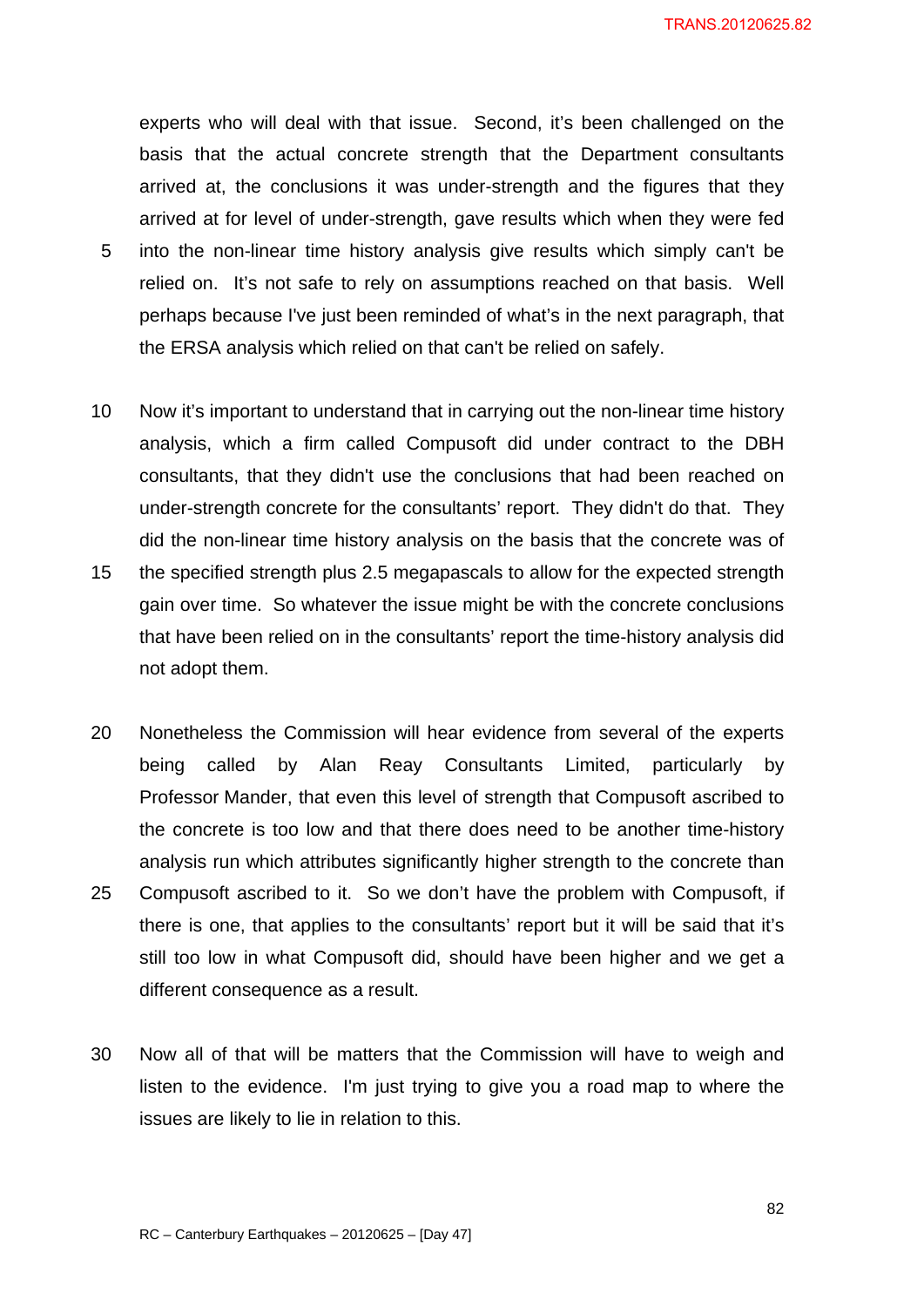experts who will deal with that issue. Second, it's been challenged on the basis that the actual concrete strength that the Department consultants arrived at, the conclusions it was under-strength and the figures that they arrived at for level of under-strength, gave results which when they were fed into the non-linear time history analysis give results which simply can't be relied on. It's not safe to rely on assumptions reached on that basis. Well perhaps because I've just been reminded of what's in the next paragraph, that the ERSA analysis which relied on that can't be relied on safely.

Now it's important to understand that in carrying out the non-linear time history analysis, which a firm called Compusoft did under contract to the DBH consultants, that they didn't use the conclusions that had been reached on under-strength concrete for the consultants' report. They didn't do that. They did the non-linear time history analysis on the basis that the concrete was of the specified strength plus 2.5 megapascals to allow for the expected strength gain over time. So whatever the issue might be with the concrete conclusions that have been relied on in the consultants' report the time-history analysis did not adopt them.

Nonetheless the Commission will hear evidence from several of the experts being called by Alan Reay Consultants Limited, particularly by Professor Mander, that even this level of strength that Compusoft ascribed to the concrete is too low and that there does need to be another time-history analysis run which attributes significantly higher strength to the concrete than Compusoft ascribed to it. So we don't have the problem with Compusoft, if there is one, that applies to the consultants' report but it will be said that it's still too low in what Compusoft did, should have been higher and we get a different consequence as a result.

Now all of that will be matters that the Commission will have to weigh and listen to the evidence. I'm just trying to give you a road map to where the issues are likely to lie in relation to this.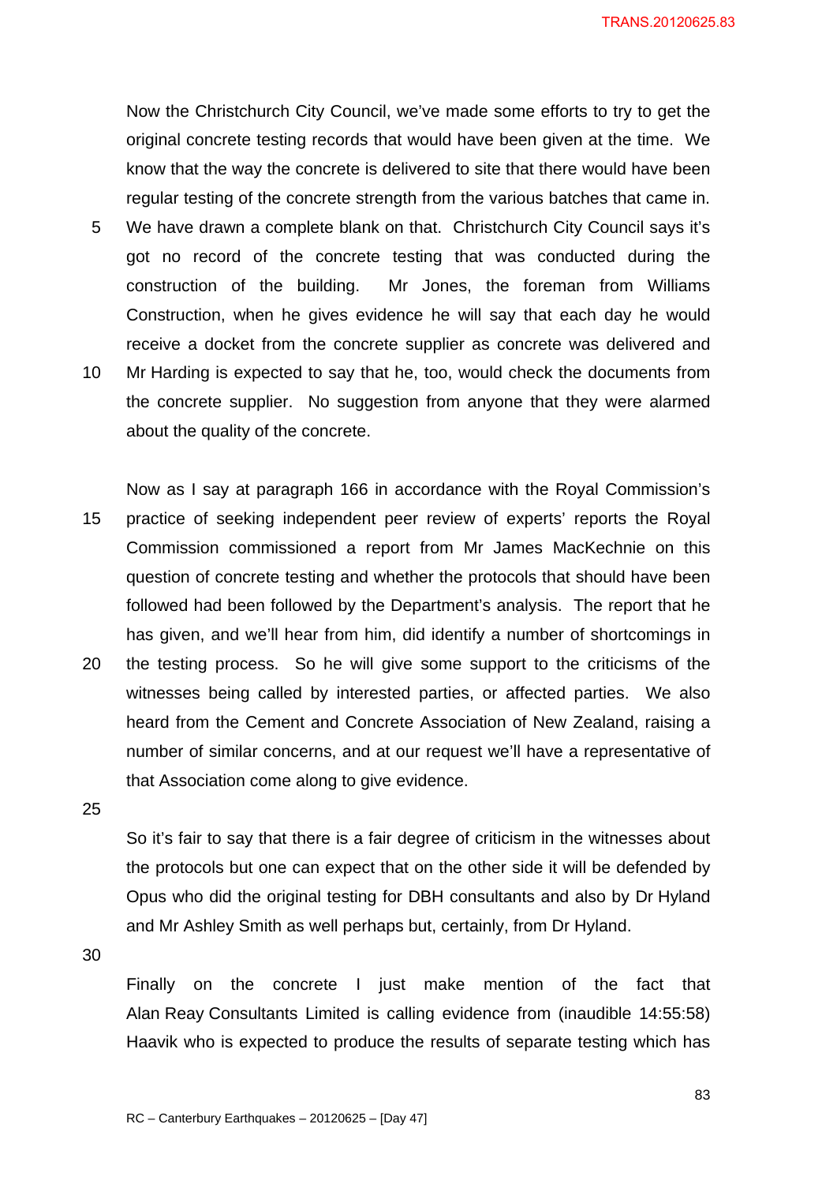Now the Christchurch City Council, we've made some efforts to try to get the original concrete testing records that would have been given at the time. We know that the way the concrete is delivered to site that there would have been regular testing of the concrete strength from the various batches that came in. We have drawn a complete blank on that. Christchurch City Council says it's got no record of the concrete testing that was conducted during the construction of the building. Mr Jones, the foreman from Williams Construction, when he gives evidence he will say that each day he would receive a docket from the concrete supplier as concrete was delivered and Mr Harding is expected to say that he, too, would check the documents from the concrete supplier. No suggestion from anyone that they were alarmed about the quality of the concrete.

Now as I say at paragraph 166 in accordance with the Royal Commission's practice of seeking independent peer review of experts' reports the Royal Commission commissioned a report from Mr James MacKechnie on this question of concrete testing and whether the protocols that should have been followed had been followed by the Department's analysis. The report that he has given, and we'll hear from him, did identify a number of shortcomings in the testing process. So he will give some support to the criticisms of the witnesses being called by interested parties, or affected parties. We also heard from the Cement and Concrete Association of New Zealand, raising a number of similar concerns, and at our request we'll have a representative of that Association come along to give evidence.

So it's fair to say that there is a fair degree of criticism in the witnesses about the protocols but one can expect that on the other side it will be defended by Opus who did the original testing for DBH consultants and also by Dr Hyland and Mr Ashley Smith as well perhaps but, certainly, from Dr Hyland.

Finally on the concrete I just make mention of the fact that Alan Reay Consultants Limited is calling evidence from (inaudible 14:55:58) Haavik who is expected to produce the results of separate testing which has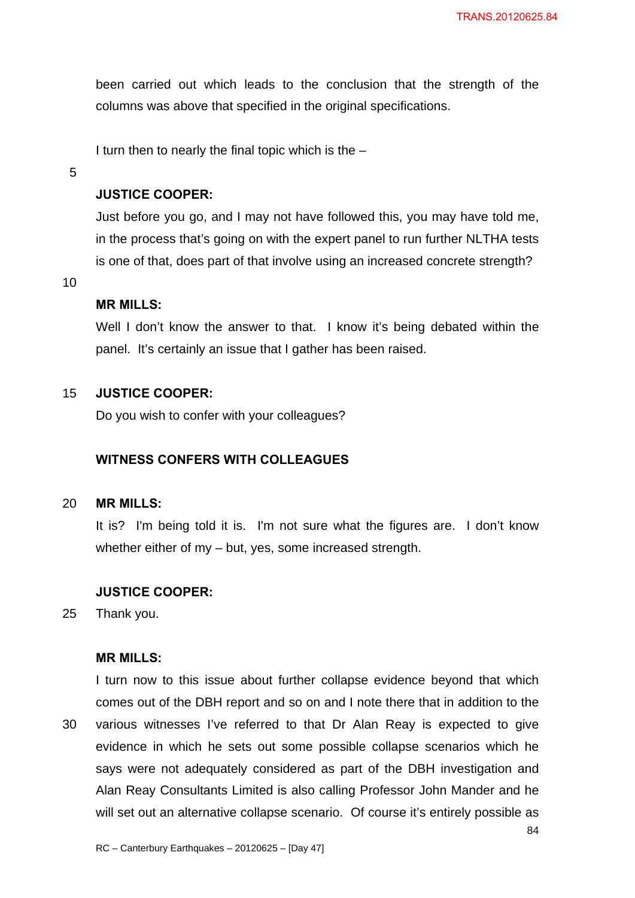been carried out which leads to the conclusion that the strength of the columns was above that specified in the original specifications.

I turn then to nearly the final topic which is the –

**JUSTICE COOPER:**

Just before you go, and I may not have followed this, you may have told me, in the process that's going on with the expert panel to run further NLTHA tests is one of that, does part of that involve using an increased concrete strength?

**MR MILLS:**

Well I don't know the answer to that. I know it's being debated within the panel. It's certainly an issue that I gather has been raised.

**JUSTICE COOPER:**

Do you wish to confer with your colleagues?

**WITNESS CONFERS WITH COLLEAGUES**

**MR MILLS:**

It is? I'm being told it is. I'm not sure what the figures are. I don't know whether either of my – but, yes, some increased strength.

**JUSTICE COOPER:**

Thank you.

**MR MILLS:**

I turn now to this issue about further collapse evidence beyond that which comes out of the DBH report and so on and I note there that in addition to the various witnesses I've referred to that Dr Alan Reay is expected to give evidence in which he sets out some possible collapse scenarios which he says were not adequately considered as part of the DBH investigation and Alan Reay Consultants Limited is also calling Professor John Mander and he will set out an alternative collapse scenario. Of course it's entirely possible as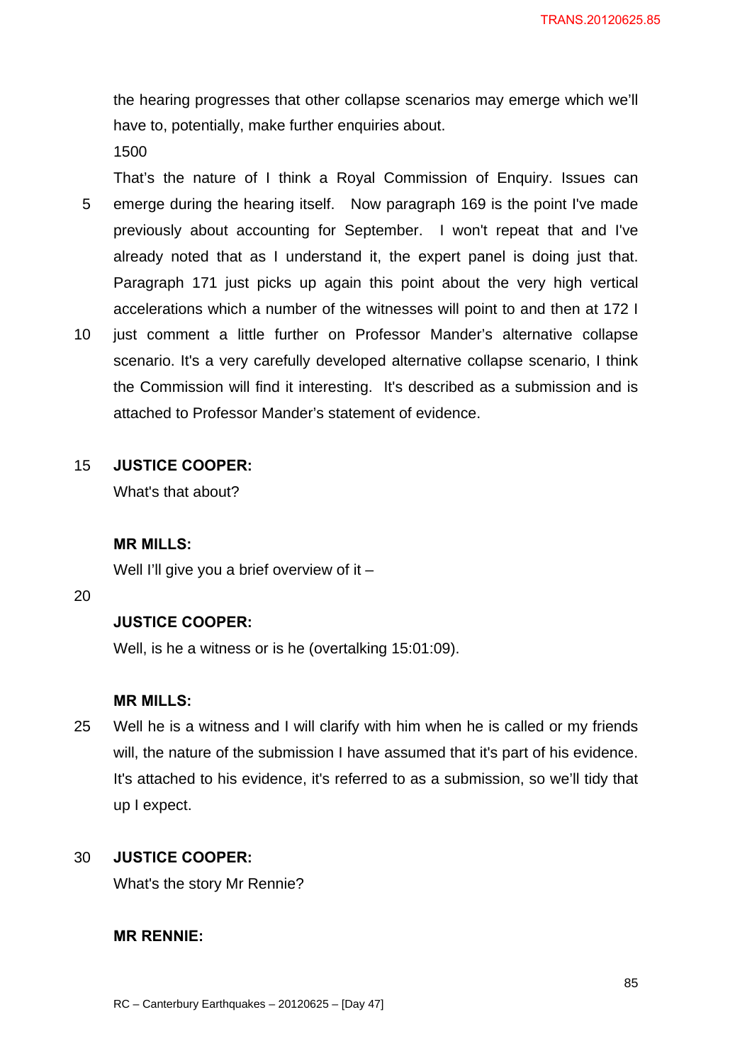the hearing progresses that other collapse scenarios may emerge which we'll have to, potentially, make further enquiries about.

1500

That's the nature of I think a Royal Commission of Enquiry. Issues can emerge during the hearing itself. Now paragraph 169 is the point I've made previously about accounting for September. I won't repeat that and I've already noted that as I understand it, the expert panel is doing just that. Paragraph 171 just picks up again this point about the very high vertical accelerations which a number of the witnesses will point to and then at 172 I just comment a little further on Professor Mander's alternative collapse scenario. It's a very carefully developed alternative collapse scenario, I think the Commission will find it interesting. It's described as a submission and is attached to Professor Mander's statement of evidence.

**JUSTICE COOPER:**

What's that about?

**MR MILLS:**

Well I'll give you a brief overview of it –

**JUSTICE COOPER:**

Well, is he a witness or is he (overtalking 15:01:09).

**MR MILLS:**

Well he is a witness and I will clarify with him when he is called or my friends will, the nature of the submission I have assumed that it's part of his evidence. It's attached to his evidence, it's referred to as a submission, so we'll tidy that up I expect.

**JUSTICE COOPER:**

What's the story Mr Rennie?

**MR RENNIE:**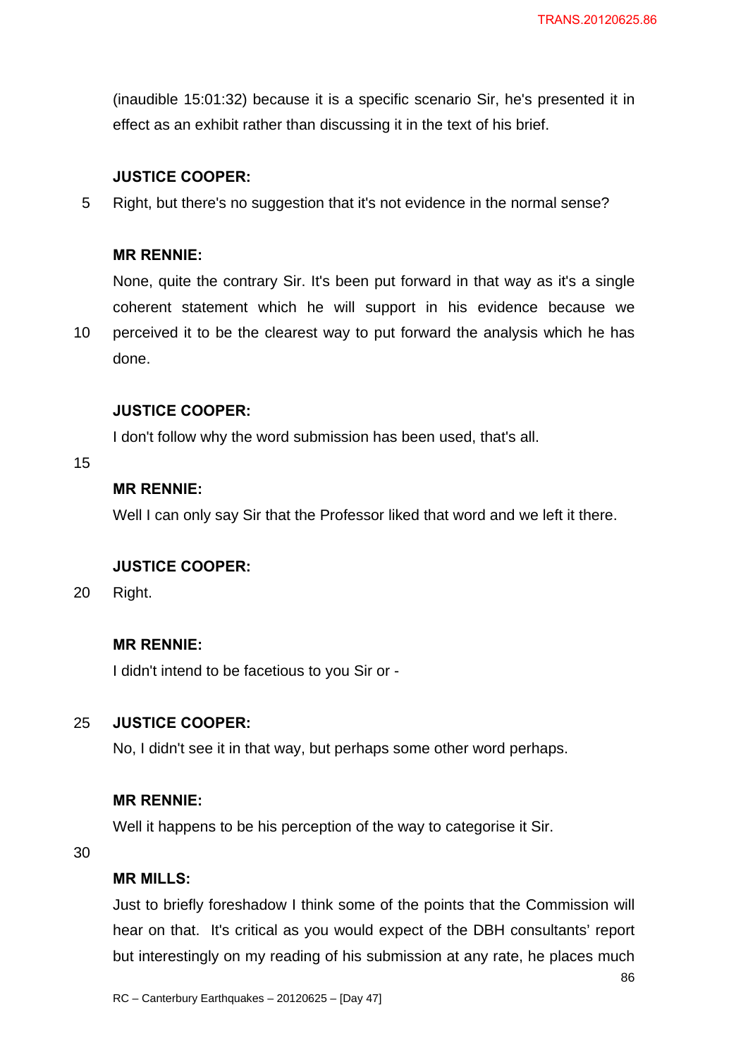(inaudible 15:01:32) because it is a specific scenario Sir, he's presented it in effect as an exhibit rather than discussing it in the text of his brief.

**JUSTICE COOPER:**

Right, but there's no suggestion that it's not evidence in the normal sense?

**MR RENNIE:**

None, quite the contrary Sir. It's been put forward in that way as it's a single coherent statement which he will support in his evidence because we perceived it to be the clearest way to put forward the analysis which he has done.

**JUSTICE COOPER:**

I don't follow why the word submission has been used, that's all.

**MR RENNIE:**

Well I can only say Sir that the Professor liked that word and we left it there.

**JUSTICE COOPER:**

Right.

**MR RENNIE:**

I didn't intend to be facetious to you Sir or -

**JUSTICE COOPER:**

No, I didn't see it in that way, but perhaps some other word perhaps.

**MR RENNIE:**

Well it happens to be his perception of the way to categorise it Sir.

**MR MILLS:**

Just to briefly foreshadow I think some of the points that the Commission will hear on that. It's critical as you would expect of the DBH consultants' report but interestingly on my reading of his submission at any rate, he places much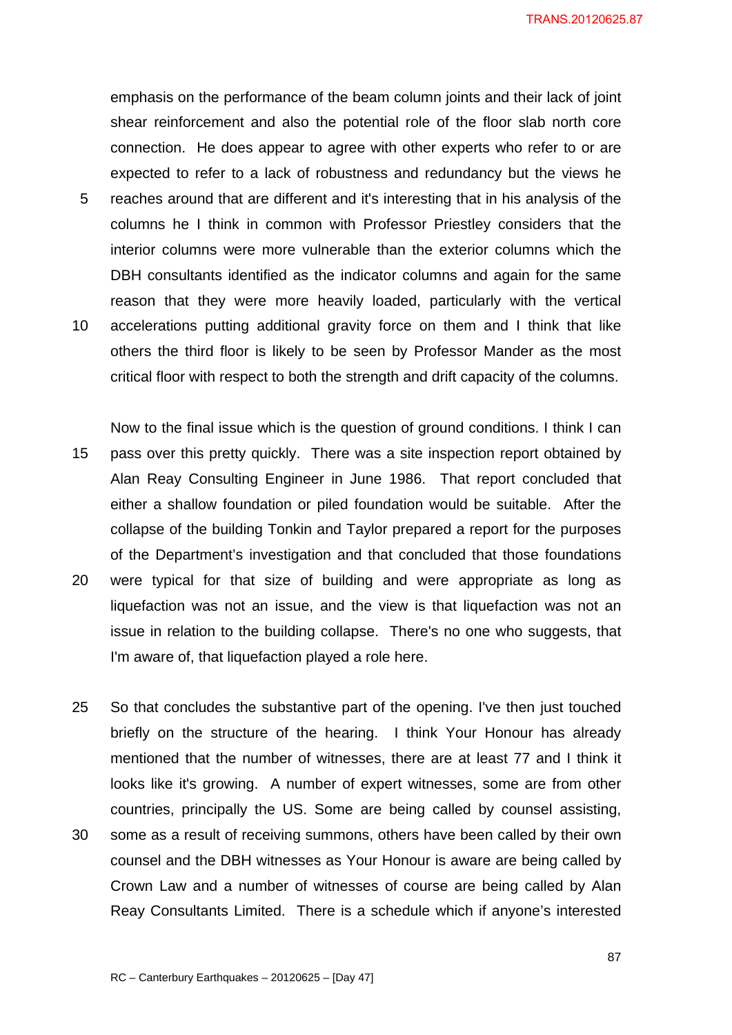emphasis on the performance of the beam column joints and their lack of joint shear reinforcement and also the potential role of the floor slab north core connection. He does appear to agree with other experts who refer to or are expected to refer to a lack of robustness and redundancy but the views he reaches around that are different and it's interesting that in his analysis of the columns he I think in common with Professor Priestley considers that the interior columns were more vulnerable than the exterior columns which the DBH consultants identified as the indicator columns and again for the same reason that they were more heavily loaded, particularly with the vertical accelerations putting additional gravity force on them and I think that like others the third floor is likely to be seen by Professor Mander as the most critical floor with respect to both the strength and drift capacity of the columns.

Now to the final issue which is the question of ground conditions. I think I can pass over this pretty quickly. There was a site inspection report obtained by Alan Reay Consulting Engineer in June 1986. That report concluded that either a shallow foundation or piled foundation would be suitable. After the collapse of the building Tonkin and Taylor prepared a report for the purposes of the Department's investigation and that concluded that those foundations were typical for that size of building and were appropriate as long as liquefaction was not an issue, and the view is that liquefaction was not an issue in relation to the building collapse. There's no one who suggests, that I'm aware of, that liquefaction played a role here.

So that concludes the substantive part of the opening. I've then just touched briefly on the structure of the hearing. I think Your Honour has already mentioned that the number of witnesses, there are at least 77 and I think it looks like it's growing. A number of expert witnesses, some are from other countries, principally the US. Some are being called by counsel assisting, some as a result of receiving summons, others have been called by their own counsel and the DBH witnesses as Your Honour is aware are being called by Crown Law and a number of witnesses of course are being called by Alan Reay Consultants Limited. There is a schedule which if anyone's interested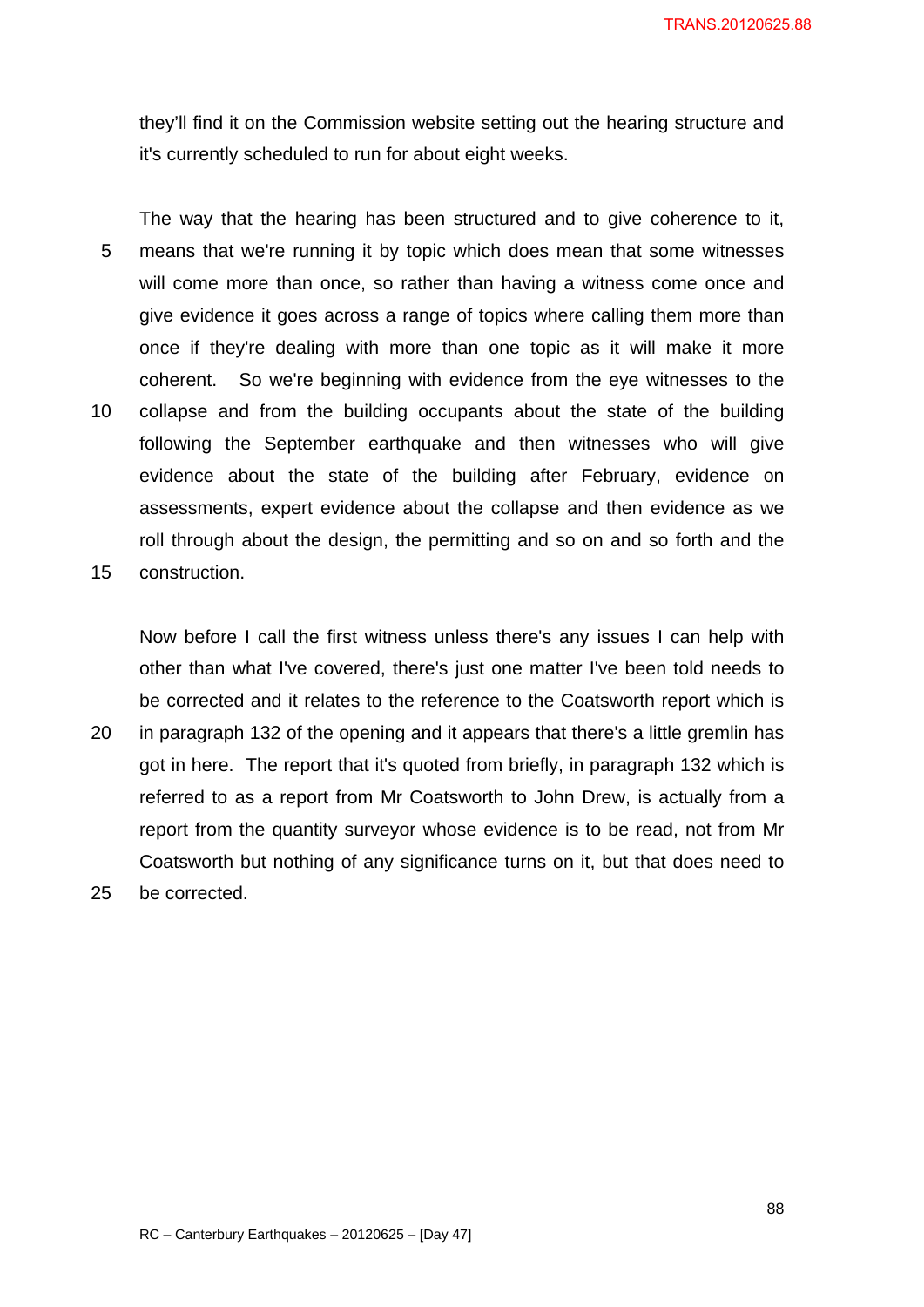they'll find it on the Commission website setting out the hearing structure and it's currently scheduled to run for about eight weeks.

The way that the hearing has been structured and to give coherence to it, means that we're running it by topic which does mean that some witnesses will come more than once, so rather than having a witness come once and give evidence it goes across a range of topics where calling them more than once if they're dealing with more than one topic as it will make it more coherent. So we're beginning with evidence from the eye witnesses to the collapse and from the building occupants about the state of the building following the September earthquake and then witnesses who will give evidence about the state of the building after February, evidence on assessments, expert evidence about the collapse and then evidence as we roll through about the design, the permitting and so on and so forth and the construction.

Now before I call the first witness unless there's any issues I can help with other than what I've covered, there's just one matter I've been told needs to be corrected and it relates to the reference to the Coatsworth report which is in paragraph 132 of the opening and it appears that there's a little gremlin has got in here. The report that it's quoted from briefly, in paragraph 132 which is referred to as a report from Mr Coatsworth to John Drew, is actually from a report from the quantity surveyor whose evidence is to be read, not from Mr Coatsworth but nothing of any significance turns on it, but that does need to be corrected.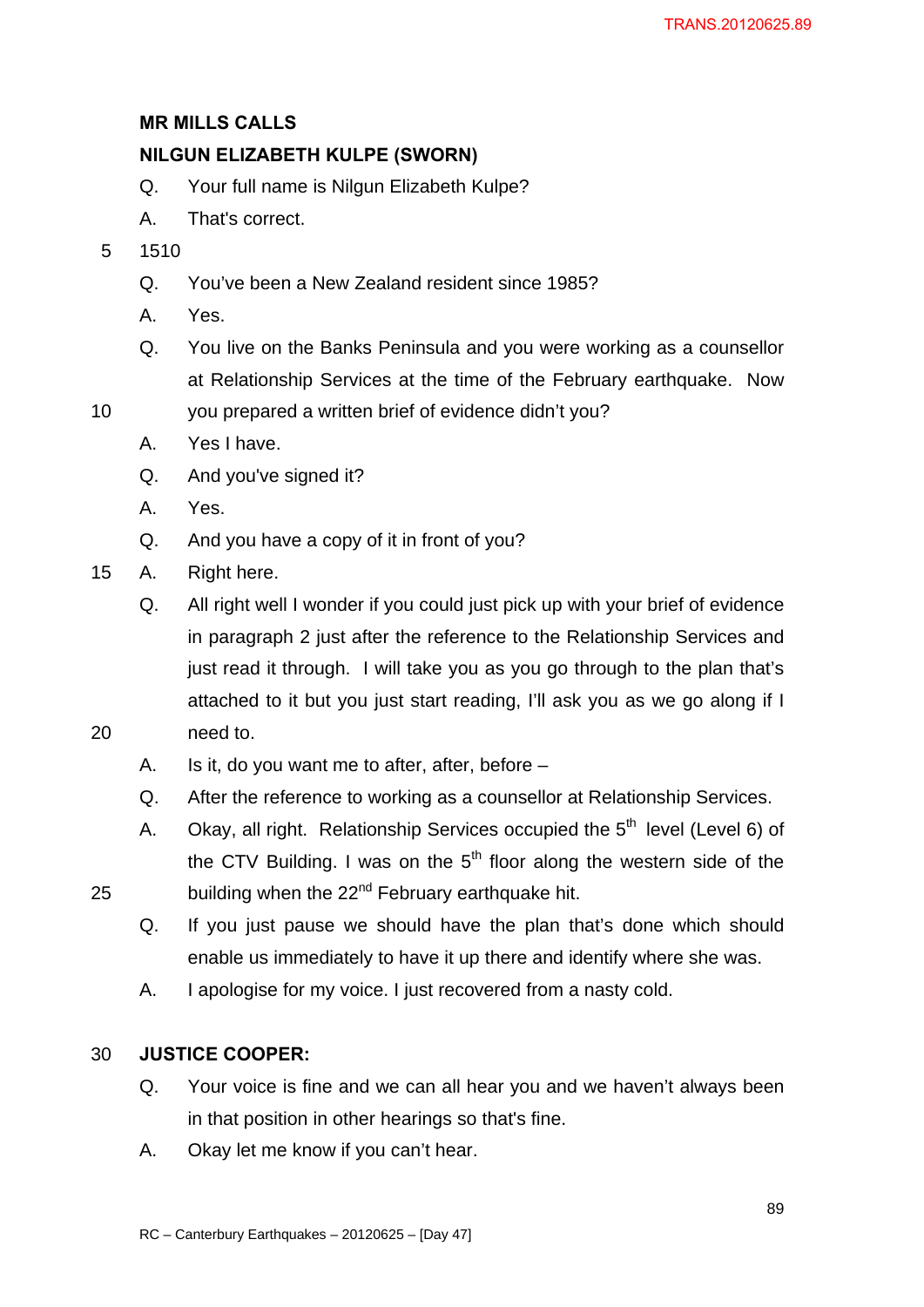**MR MILLS CALLS**

**NILGUN ELIZABETH KULPE (SWORN)**

Q. Your full name is Nilgun Elizabeth Kulpe?

A. That's correct.

1510

Q. You've been a New Zealand resident since 1985?

A. Yes.

Q. You live on the Banks Peninsula and you were working as a counsellor at Relationship Services at the time of the February earthquake. Now you prepared a written brief of evidence didn't you?

A. Yes I have.

Q. And you've signed it?

A. Yes.

Q. And you have a copy of it in front of you?

A. Right here.

Q. All right well I wonder if you could just pick up with your brief of evidence in paragraph 2 just after the reference to the Relationship Services and just read it through. I will take you as you go through to the plan that's attached to it but you just start reading, I'll ask you as we go along if I need to.

A. Is it, do you want me to after, after, before –

Q. After the reference to working as a counsellor at Relationship Services.

A. Okay, all right. Relationship Services occupied the 5th level (Level 6) of the CTV Building. I was on the 5th floor along the western side of the building when the 22nd February earthquake hit.

Q. If you just pause we should have the plan that's done which should enable us immediately to have it up there and identify where she was.

A. I apologise for my voice. I just recovered from a nasty cold.

**JUSTICE COOPER:**

Q. Your voice is fine and we can all hear you and we haven't always been in that position in other hearings so that's fine.

A. Okay let me know if you can't hear.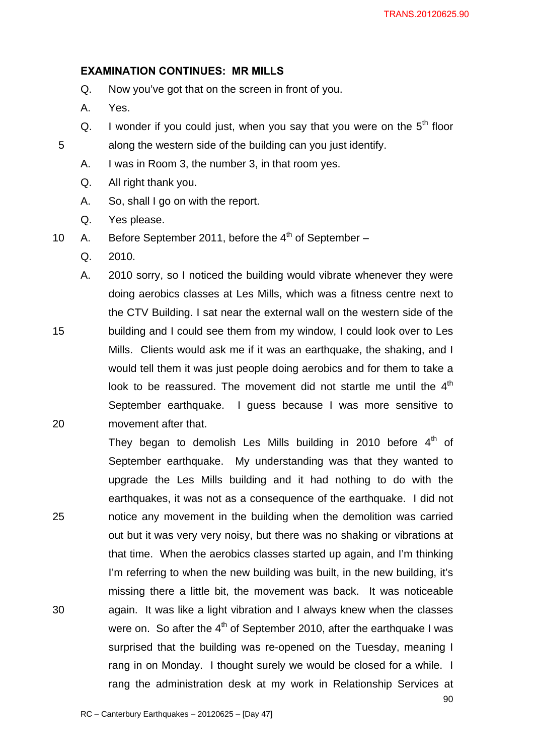**EXAMINATION CONTINUES: MR MILLS**

Q. Now you've got that on the screen in front of you.

A. Yes.

Q. I wonder if you could just, when you say that you were on the 5th floor along the western side of the building can you just identify.

A. I was in Room 3, the number 3, in that room yes.

Q. All right thank you.

A. So, shall I go on with the report.

Q. Yes please.

A. Before September 2011, before the 4th of September –

Q. 2010.

A. 2010 sorry, so I noticed the building would vibrate whenever they were doing aerobics classes at Les Mills, which was a fitness centre next to the CTV Building. I sat near the external wall on the western side of the building and I could see them from my window, I could look over to Les Mills. Clients would ask me if it was an earthquake, the shaking, and I would tell them it was just people doing aerobics and for them to take a look to be reassured. The movement did not startle me until the 4th September earthquake. I guess because I was more sensitive to movement after that.

They began to demolish Les Mills building in 2010 before 4th of September earthquake. My understanding was that they wanted to upgrade the Les Mills building and it had nothing to do with the earthquakes, it was not as a consequence of the earthquake. I did not notice any movement in the building when the demolition was carried out but it was very very noisy, but there was no shaking or vibrations at that time. When the aerobics classes started up again, and I'm thinking I'm referring to when the new building was built, in the new building, it's missing there a little bit, the movement was back. It was noticeable again. It was like a light vibration and I always knew when the classes were on. So after the 4th of September 2010, after the earthquake I was surprised that the building was re-opened on the Tuesday, meaning I rang in on Monday. I thought surely we would be closed for a while. I rang the administration desk at my work in Relationship Services at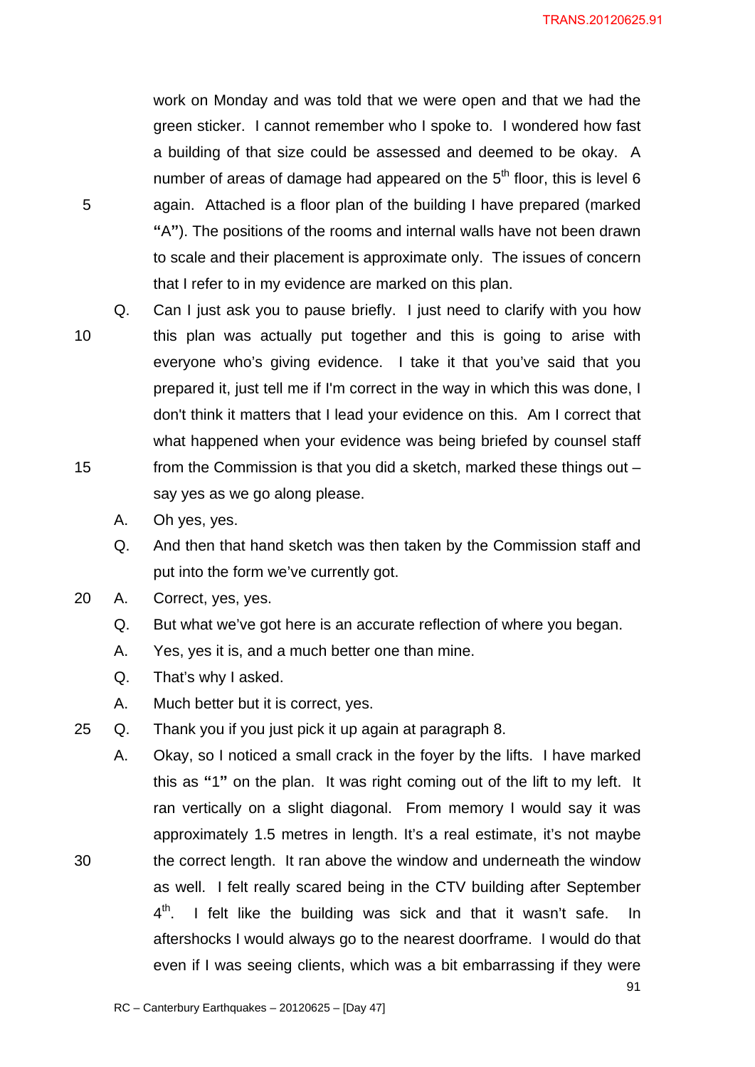work on Monday and was told that we were open and that we had the green sticker. I cannot remember who I spoke to. I wondered how fast a building of that size could be assessed and deemed to be okay. A number of areas of damage had appeared on the 5th floor, this is level 6 again. Attached is a floor plan of the building I have prepared (marked "A"). The positions of the rooms and internal walls have not been drawn to scale and their placement is approximate only. The issues of concern that I refer to in my evidence are marked on this plan.

Q. Can I just ask you to pause briefly. I just need to clarify with you how this plan was actually put together and this is going to arise with everyone who's giving evidence. I take it that you've said that you prepared it, just tell me if I'm correct in the way in which this was done, I don't think it matters that I lead your evidence on this. Am I correct that what happened when your evidence was being briefed by counsel staff from the Commission is that you did a sketch, marked these things out – say yes as we go along please.

A. Oh yes, yes.

Q. And then that hand sketch was then taken by the Commission staff and put into the form we've currently got.

A. Correct, yes, yes.

Q. But what we've got here is an accurate reflection of where you began.

A. Yes, yes it is, and a much better one than mine.

Q. That's why I asked.

A. Much better but it is correct, yes.

Q. Thank you if you just pick it up again at paragraph 8.

A. Okay, so I noticed a small crack in the foyer by the lifts. I have marked this as "1" on the plan. It was right coming out of the lift to my left. It ran vertically on a slight diagonal. From memory I would say it was approximately 1.5 metres in length. It's a real estimate, it's not maybe the correct length. It ran above the window and underneath the window as well. I felt really scared being in the CTV building after September 4th. I felt like the building was sick and that it wasn't safe. In aftershocks I would always go to the nearest doorframe. I would do that even if I was seeing clients, which was a bit embarrassing if they were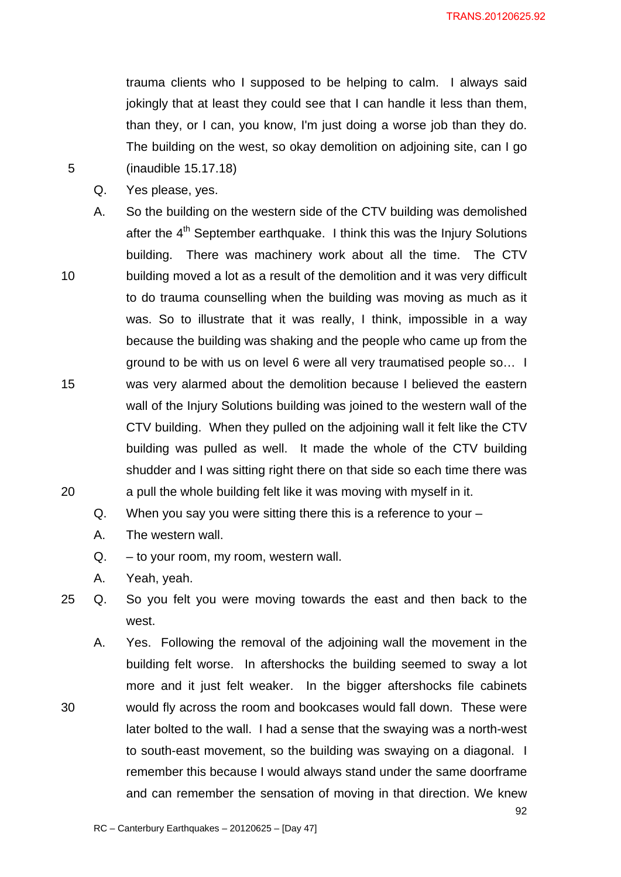trauma clients who I supposed to be helping to calm. I always said jokingly that at least they could see that I can handle it less than them, than they, or I can, you know, I'm just doing a worse job than they do. The building on the west, so okay demolition on adjoining site, can I go (inaudible 15.17.18)

Q. Yes please, yes.

A. So the building on the western side of the CTV building was demolished after the 4th September earthquake. I think this was the Injury Solutions building. There was machinery work about all the time. The CTV building moved a lot as a result of the demolition and it was very difficult to do trauma counselling when the building was moving as much as it was. So to illustrate that it was really, I think, impossible in a way because the building was shaking and the people who came up from the ground to be with us on level 6 were all very traumatised people so… I was very alarmed about the demolition because I believed the eastern wall of the Injury Solutions building was joined to the western wall of the CTV building. When they pulled on the adjoining wall it felt like the CTV building was pulled as well. It made the whole of the CTV building shudder and I was sitting right there on that side so each time there was a pull the whole building felt like it was moving with myself in it.

Q. When you say you were sitting there this is a reference to your –

A. The western wall.

Q. – to your room, my room, western wall.

A. Yeah, yeah.

Q. So you felt you were moving towards the east and then back to the west.

A. Yes. Following the removal of the adjoining wall the movement in the building felt worse. In aftershocks the building seemed to sway a lot more and it just felt weaker. In the bigger aftershocks file cabinets would fly across the room and bookcases would fall down. These were later bolted to the wall. I had a sense that the swaying was a north-west to south-east movement, so the building was swaying on a diagonal. I remember this because I would always stand under the same doorframe and can remember the sensation of moving in that direction. We knew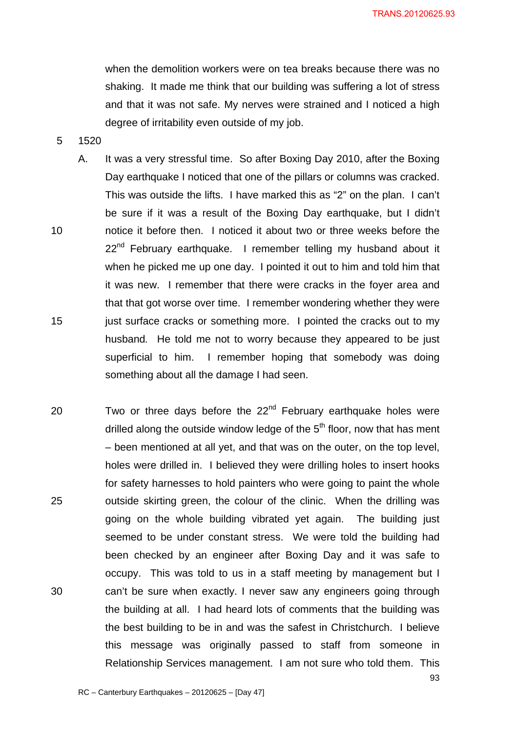when the demolition workers were on tea breaks because there was no shaking. It made me think that our building was suffering a lot of stress and that it was not safe. My nerves were strained and I noticed a high degree of irritability even outside of my job.

1520

A. It was a very stressful time. So after Boxing Day 2010, after the Boxing Day earthquake I noticed that one of the pillars or columns was cracked. This was outside the lifts. I have marked this as "2" on the plan. I can't be sure if it was a result of the Boxing Day earthquake, but I didn't notice it before then. I noticed it about two or three weeks before the 22nd February earthquake. I remember telling my husband about it when he picked me up one day. I pointed it out to him and told him that it was new. I remember that there were cracks in the foyer area and that that got worse over time. I remember wondering whether they were just surface cracks or something more. I pointed the cracks out to my husband. He told me not to worry because they appeared to be just superficial to him. I remember hoping that somebody was doing something about all the damage I had seen.

Two or three days before the 22nd February earthquake holes were drilled along the outside window ledge of the 5th floor, now that has ment – been mentioned at all yet, and that was on the outer, on the top level, holes were drilled in. I believed they were drilling holes to insert hooks for safety harnesses to hold painters who were going to paint the whole outside skirting green, the colour of the clinic. When the drilling was going on the whole building vibrated yet again. The building just seemed to be under constant stress. We were told the building had been checked by an engineer after Boxing Day and it was safe to occupy. This was told to us in a staff meeting by management but I can't be sure when exactly. I never saw any engineers going through the building at all. I had heard lots of comments that the building was the best building to be in and was the safest in Christchurch. I believe this message was originally passed to staff from someone in Relationship Services management. I am not sure who told them. This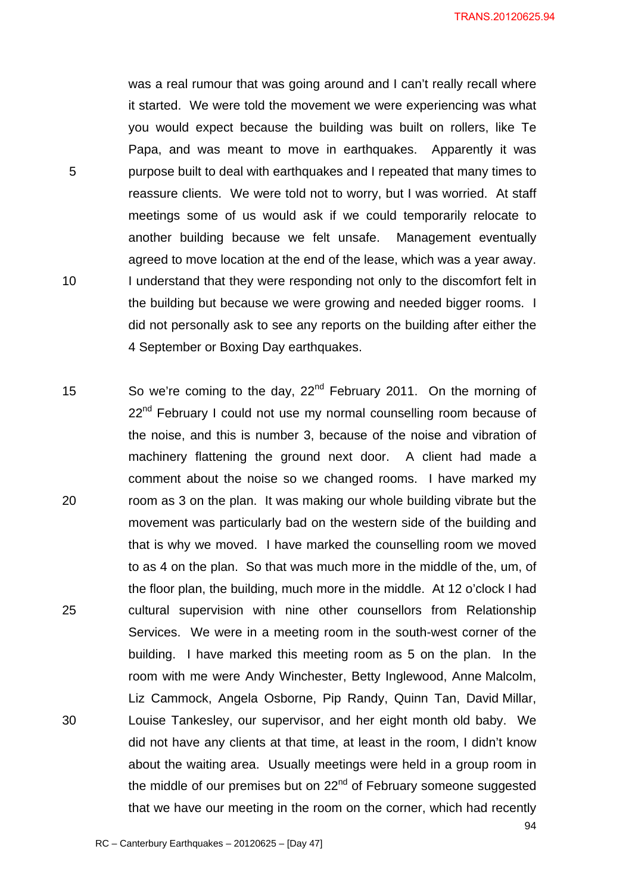was a real rumour that was going around and I can't really recall where it started. We were told the movement we were experiencing was what you would expect because the building was built on rollers, like Te Papa, and was meant to move in earthquakes. Apparently it was purpose built to deal with earthquakes and I repeated that many times to reassure clients. We were told not to worry, but I was worried. At staff meetings some of us would ask if we could temporarily relocate to another building because we felt unsafe. Management eventually agreed to move location at the end of the lease, which was a year away. I understand that they were responding not only to the discomfort felt in the building but because we were growing and needed bigger rooms. I did not personally ask to see any reports on the building after either the 4 September or Boxing Day earthquakes.

So we're coming to the day, 22nd February 2011. On the morning of 22nd February I could not use my normal counselling room because of the noise, and this is number 3, because of the noise and vibration of machinery flattening the ground next door. A client had made a comment about the noise so we changed rooms. I have marked my room as 3 on the plan. It was making our whole building vibrate but the movement was particularly bad on the western side of the building and that is why we moved. I have marked the counselling room we moved to as 4 on the plan. So that was much more in the middle of the, um, of the floor plan, the building, much more in the middle. At 12 o'clock I had cultural supervision with nine other counsellors from Relationship Services. We were in a meeting room in the south-west corner of the building. I have marked this meeting room as 5 on the plan. In the room with me were Andy Winchester, Betty Inglewood, Anne Malcolm, Liz Cammock, Angela Osborne, Pip Randy, Quinn Tan, David Millar, Louise Tankesley, our supervisor, and her eight month old baby. We did not have any clients at that time, at least in the room, I didn't know about the waiting area. Usually meetings were held in a group room in the middle of our premises but on 22nd of February someone suggested that we have our meeting in the room on the corner, which had recently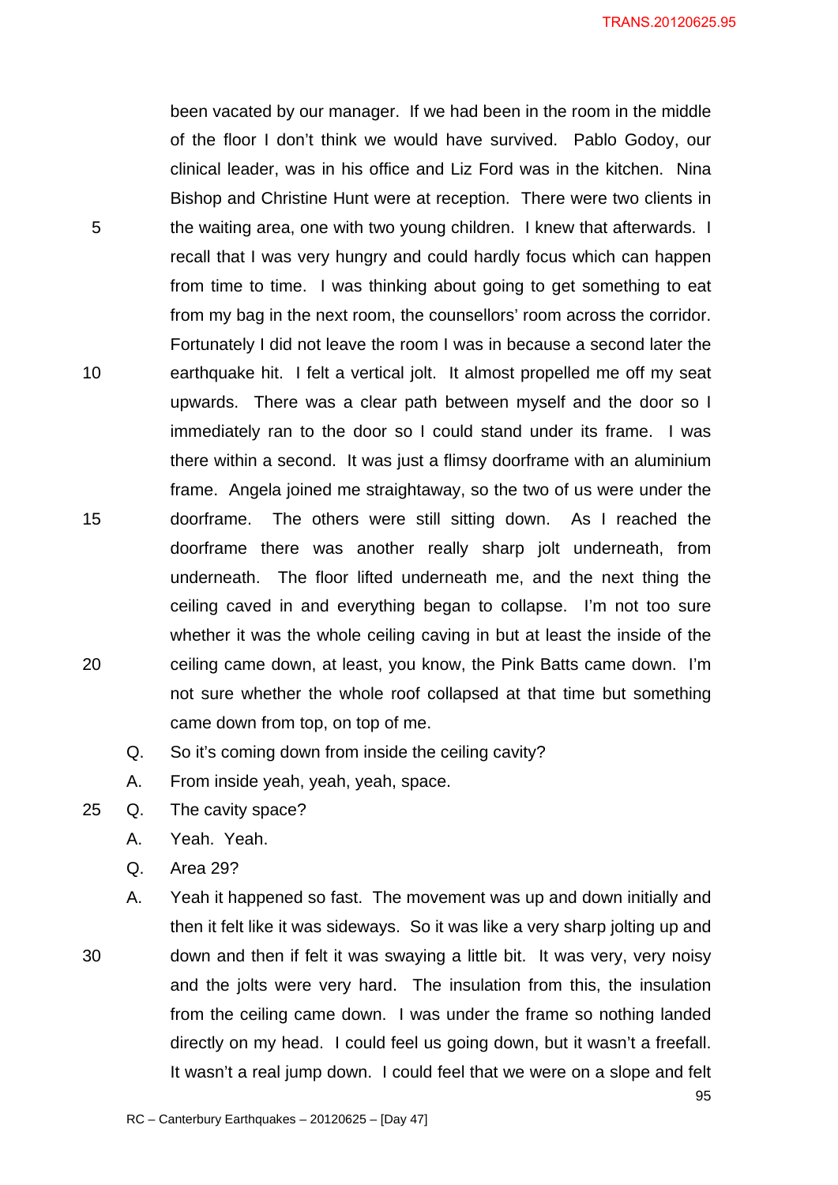been vacated by our manager. If we had been in the room in the middle of the floor I don't think we would have survived. Pablo Godoy, our clinical leader, was in his office and Liz Ford was in the kitchen. Nina Bishop and Christine Hunt were at reception. There were two clients in the waiting area, one with two young children. I knew that afterwards. I recall that I was very hungry and could hardly focus which can happen from time to time. I was thinking about going to get something to eat from my bag in the next room, the counsellors' room across the corridor. Fortunately I did not leave the room I was in because a second later the earthquake hit. I felt a vertical jolt. It almost propelled me off my seat upwards. There was a clear path between myself and the door so I immediately ran to the door so I could stand under its frame. I was there within a second. It was just a flimsy doorframe with an aluminium frame. Angela joined me straightaway, so the two of us were under the doorframe. The others were still sitting down. As I reached the doorframe there was another really sharp jolt underneath, from underneath. The floor lifted underneath me, and the next thing the ceiling caved in and everything began to collapse. I'm not too sure whether it was the whole ceiling caving in but at least the inside of the ceiling came down, at least, you know, the Pink Batts came down. I'm not sure whether the whole roof collapsed at that time but something came down from top, on top of me.

Q. So it's coming down from inside the ceiling cavity?

A. From inside yeah, yeah, yeah, space.

Q. The cavity space?

A. Yeah. Yeah.

Q. Area 29?

A. Yeah it happened so fast. The movement was up and down initially and then it felt like it was sideways. So it was like a very sharp jolting up and down and then if felt it was swaying a little bit. It was very, very noisy and the jolts were very hard. The insulation from this, the insulation from the ceiling came down. I was under the frame so nothing landed directly on my head. I could feel us going down, but it wasn't a freefall. It wasn't a real jump down. I could feel that we were on a slope and felt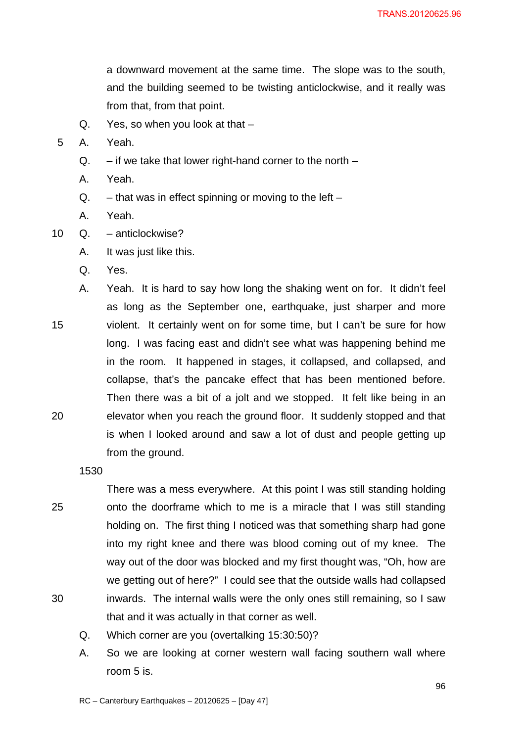a downward movement at the same time. The slope was to the south, and the building seemed to be twisting anticlockwise, and it really was from that, from that point.

Q. Yes, so when you look at that –

A. Yeah.

Q. – if we take that lower right-hand corner to the north –

A. Yeah.

Q. – that was in effect spinning or moving to the left –

A. Yeah.

Q. – anticlockwise?

A. It was just like this.

Q. Yes.

A. Yeah. It is hard to say how long the shaking went on for. It didn't feel as long as the September one, earthquake, just sharper and more violent. It certainly went on for some time, but I can't be sure for how long. I was facing east and didn't see what was happening behind me in the room. It happened in stages, it collapsed, and collapsed, and collapse, that's the pancake effect that has been mentioned before. Then there was a bit of a jolt and we stopped. It felt like being in an elevator when you reach the ground floor. It suddenly stopped and that is when I looked around and saw a lot of dust and people getting up from the ground.

1530

There was a mess everywhere. At this point I was still standing holding onto the doorframe which to me is a miracle that I was still standing holding on. The first thing I noticed was that something sharp had gone into my right knee and there was blood coming out of my knee. The way out of the door was blocked and my first thought was, "Oh, how are we getting out of here?" I could see that the outside walls had collapsed inwards. The internal walls were the only ones still remaining, so I saw that and it was actually in that corner as well.

Q. Which corner are you (overtalking 15:30:50)?

A. So we are looking at corner western wall facing southern wall where room 5 is.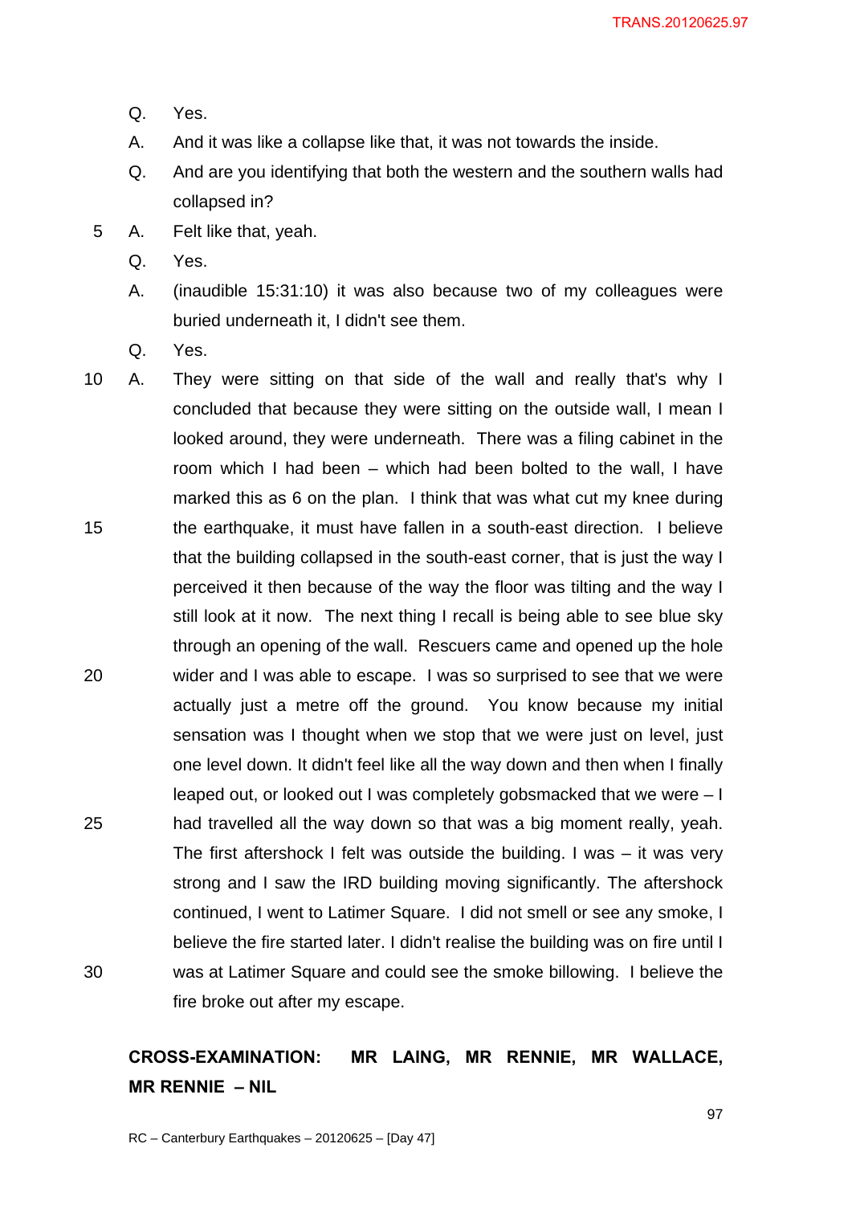Q. Yes.

A. And it was like a collapse like that, it was not towards the inside.

Q. And are you identifying that both the western and the southern walls had collapsed in?

A. Felt like that, yeah.

Q. Yes.

A. (inaudible 15:31:10) it was also because two of my colleagues were buried underneath it, I didn't see them.

Q. Yes.

A. They were sitting on that side of the wall and really that's why I concluded that because they were sitting on the outside wall, I mean I looked around, they were underneath. There was a filing cabinet in the room which I had been – which had been bolted to the wall, I have marked this as 6 on the plan. I think that was what cut my knee during the earthquake, it must have fallen in a south-east direction. I believe that the building collapsed in the south-east corner, that is just the way I perceived it then because of the way the floor was tilting and the way I still look at it now. The next thing I recall is being able to see blue sky through an opening of the wall. Rescuers came and opened up the hole wider and I was able to escape. I was so surprised to see that we were actually just a metre off the ground. You know because my initial sensation was I thought when we stop that we were just on level, just one level down. It didn't feel like all the way down and then when I finally leaped out, or looked out I was completely gobsmacked that we were – I had travelled all the way down so that was a big moment really, yeah. The first aftershock I felt was outside the building. I was – it was very strong and I saw the IRD building moving significantly. The aftershock continued, I went to Latimer Square. I did not smell or see any smoke, I believe the fire started later. I didn't realise the building was on fire until I was at Latimer Square and could see the smoke billowing. I believe the fire broke out after my escape.

**CROSS-EXAMINATION: MR LAING, MR RENNIE, MR WALLACE, MR RENNIE – NIL**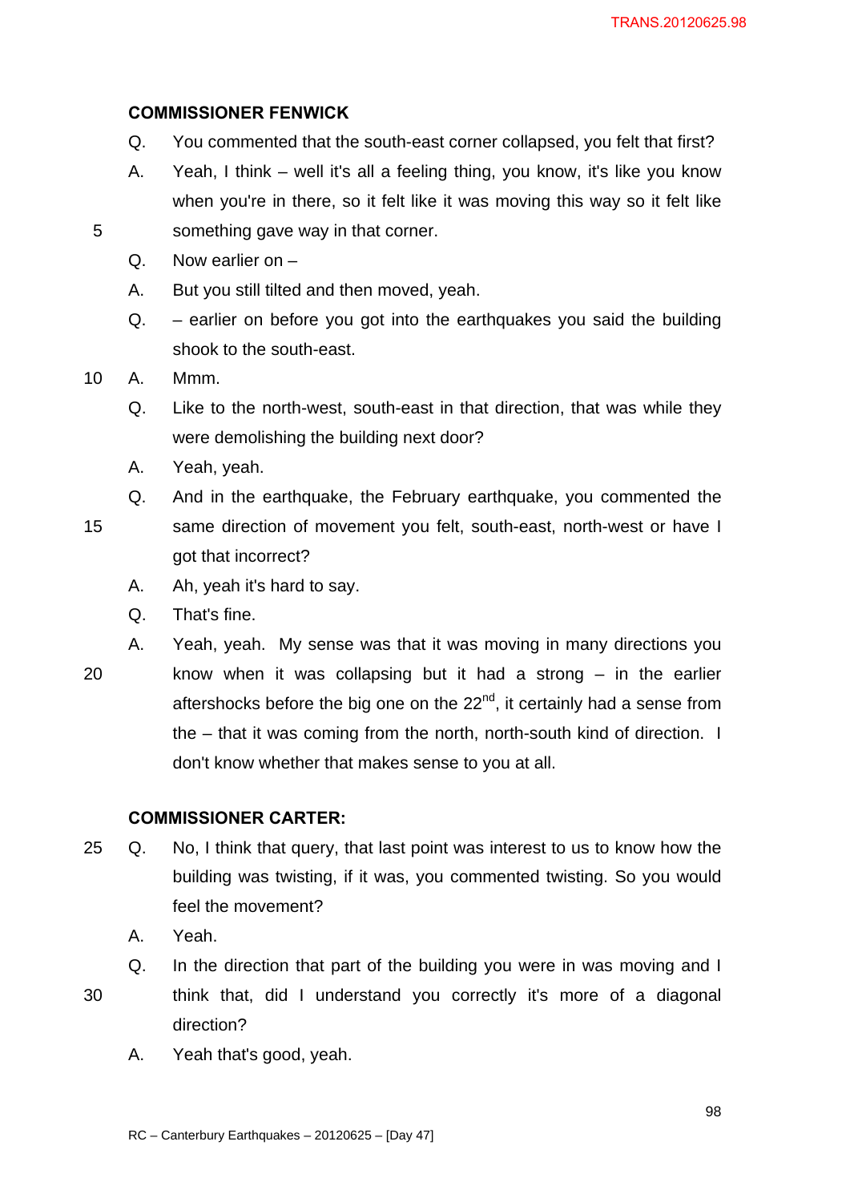**COMMISSIONER FENWICK**

Q. You commented that the south-east corner collapsed, you felt that first?

A. Yeah, I think – well it's all a feeling thing, you know, it's like you know when you're in there, so it felt like it was moving this way so it felt like something gave way in that corner.

Q. Now earlier on –

A. But you still tilted and then moved, yeah.

Q. – earlier on before you got into the earthquakes you said the building shook to the south-east.

A. Mmm.

Q. Like to the north-west, south-east in that direction, that was while they were demolishing the building next door?

A. Yeah, yeah.

Q. And in the earthquake, the February earthquake, you commented the same direction of movement you felt, south-east, north-west or have I got that incorrect?

A. Ah, yeah it's hard to say.

Q. That's fine.

A. Yeah, yeah. My sense was that it was moving in many directions you know when it was collapsing but it had a strong – in the earlier aftershocks before the big one on the 22nd, it certainly had a sense from the – that it was coming from the north, north-south kind of direction. I don't know whether that makes sense to you at all.

**COMMISSIONER CARTER:**

Q. No, I think that query, that last point was interest to us to know how the building was twisting, if it was, you commented twisting. So you would feel the movement?

A. Yeah.

Q. In the direction that part of the building you were in was moving and I think that, did I understand you correctly it's more of a diagonal direction?

A. Yeah that's good, yeah.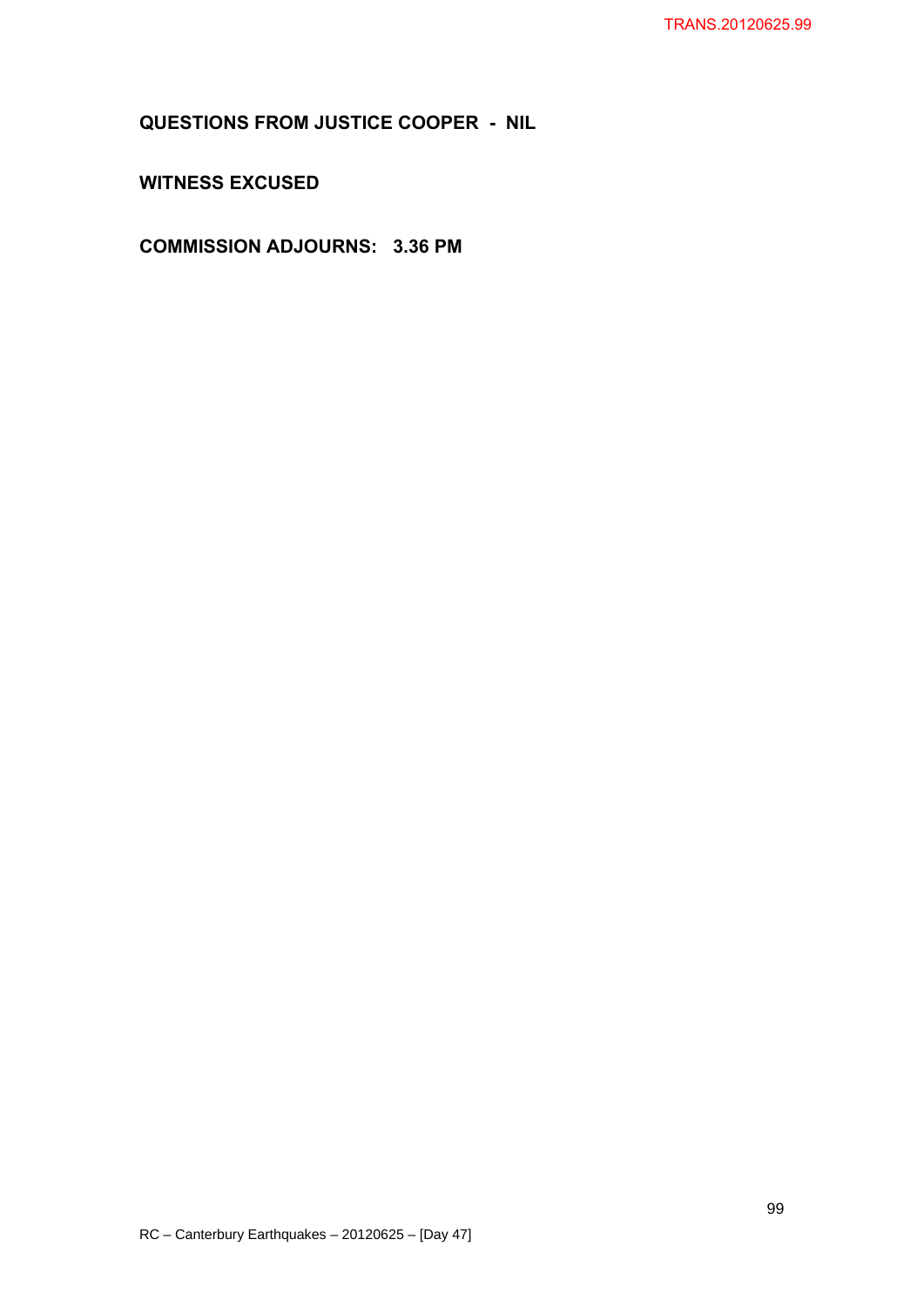**QUESTIONS FROM JUSTICE COOPER - NIL**

**WITNESS EXCUSED**

**COMMISSION ADJOURNS: 3.36 PM**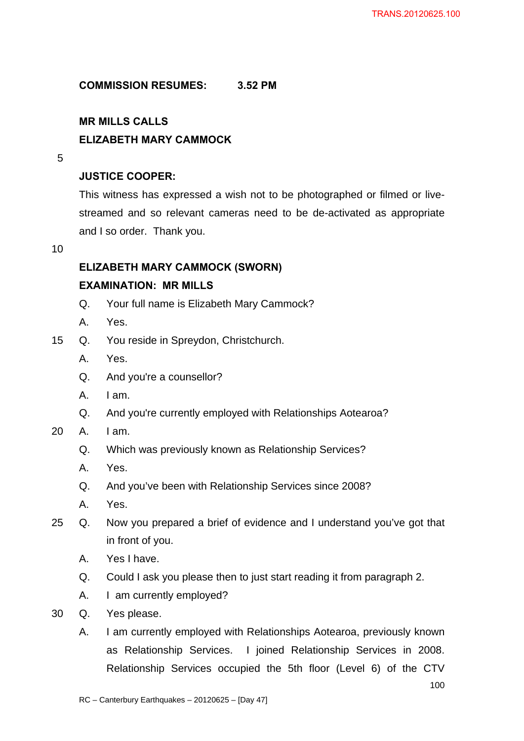**COMMISSION RESUMES: 3.52 PM**

**MR MILLS CALLS**
**ELIZABETH MARY CAMMOCK**

**JUSTICE COOPER:**
This witness has expressed a wish not to be photographed or filmed or live-streamed and so relevant cameras need to be de-activated as appropriate and I so order. Thank you.

**ELIZABETH MARY CAMMOCK (SWORN)**
**EXAMINATION: MR MILLS**

Q. Your full name is Elizabeth Mary Cammock?
A. Yes.
Q. You reside in Spreydon, Christchurch.
A. Yes.
Q. And you're a counsellor?
A. I am.
Q. And you're currently employed with Relationships Aotearoa?
A. I am.
Q. Which was previously known as Relationship Services?
A. Yes.
Q. And you've been with Relationship Services since 2008?
A. Yes.
Q. Now you prepared a brief of evidence and I understand you've got that in front of you.
A. Yes I have.
Q. Could I ask you please then to just start reading it from paragraph 2.
A. I am currently employed?
Q. Yes please.
A. I am currently employed with Relationships Aotearoa, previously known as Relationship Services. I joined Relationship Services in 2008. Relationship Services occupied the 5th floor (Level 6) of the CTV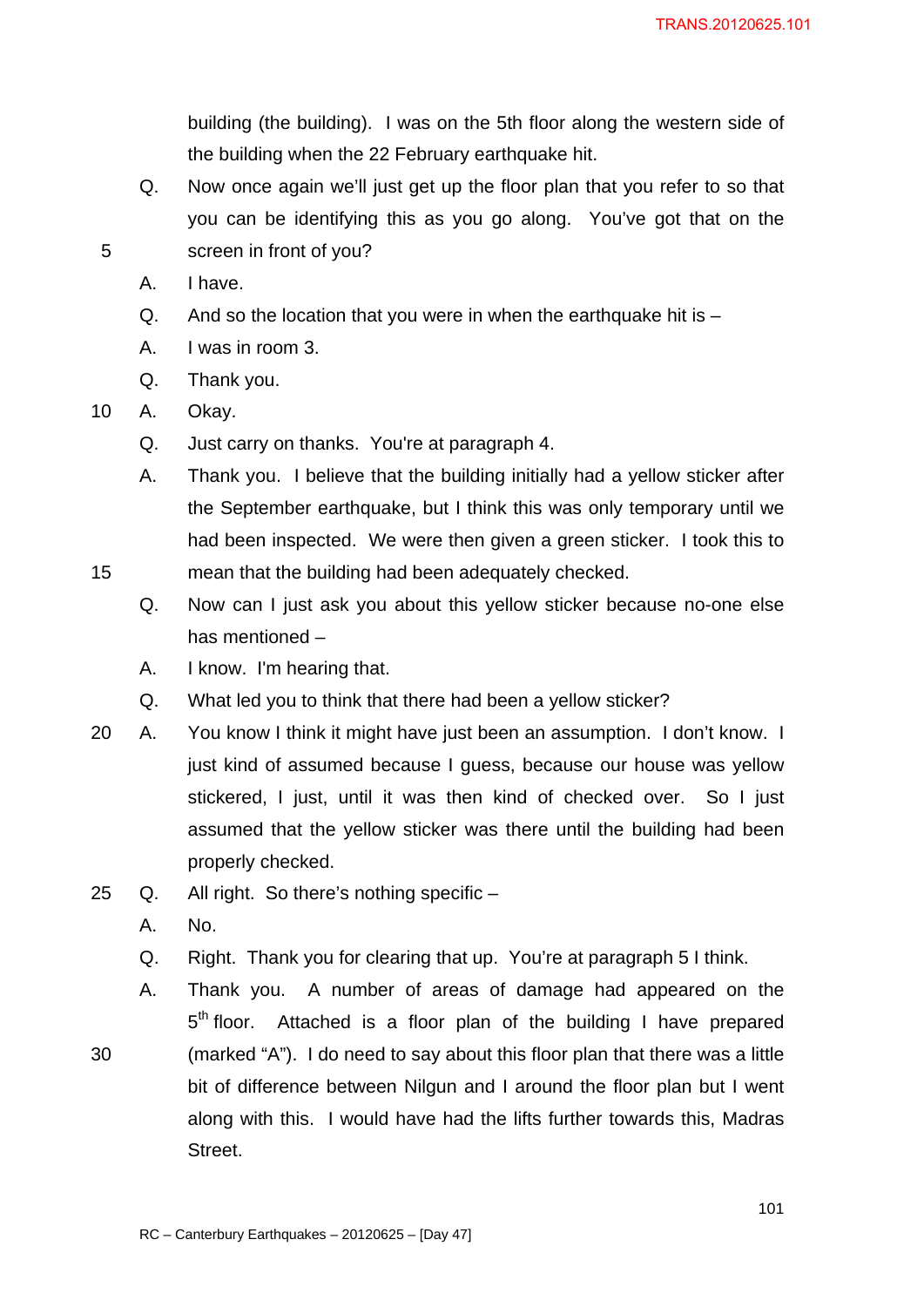building (the building). I was on the 5th floor along the western side of the building when the 22 February earthquake hit.

Q. Now once again we'll just get up the floor plan that you refer to so that you can be identifying this as you go along. You've got that on the screen in front of you?

A. I have.

Q. And so the location that you were in when the earthquake hit is –

A. I was in room 3.

Q. Thank you.

A. Okay.

Q. Just carry on thanks. You're at paragraph 4.

A. Thank you. I believe that the building initially had a yellow sticker after the September earthquake, but I think this was only temporary until we had been inspected. We were then given a green sticker. I took this to mean that the building had been adequately checked.

Q. Now can I just ask you about this yellow sticker because no-one else has mentioned –

A. I know. I'm hearing that.

Q. What led you to think that there had been a yellow sticker?

A. You know I think it might have just been an assumption. I don't know. I just kind of assumed because I guess, because our house was yellow stickered, I just, until it was then kind of checked over. So I just assumed that the yellow sticker was there until the building had been properly checked.

Q. All right. So there's nothing specific –

A. No.

Q. Right. Thank you for clearing that up. You're at paragraph 5 I think.

A. Thank you. A number of areas of damage had appeared on the 5th floor. Attached is a floor plan of the building I have prepared (marked "A"). I do need to say about this floor plan that there was a little bit of difference between Nilgun and I around the floor plan but I went along with this. I would have had the lifts further towards this, Madras Street.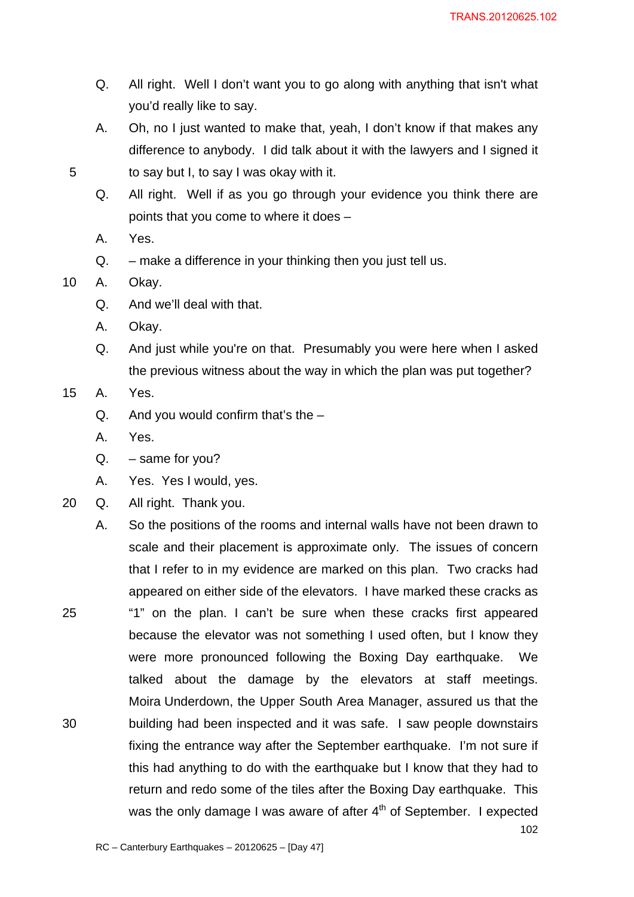Q. All right. Well I don't want you to go along with anything that isn't what you'd really like to say.

A. Oh, no I just wanted to make that, yeah, I don't know if that makes any difference to anybody. I did talk about it with the lawyers and I signed it to say but I, to say I was okay with it.

Q. All right. Well if as you go through your evidence you think there are points that you come to where it does –

A. Yes.

Q. – make a difference in your thinking then you just tell us.

A. Okay.

Q. And we'll deal with that.

A. Okay.

Q. And just while you're on that. Presumably you were here when I asked the previous witness about the way in which the plan was put together?

A. Yes.

Q. And you would confirm that's the –

A. Yes.

Q. – same for you?

A. Yes. Yes I would, yes.

Q. All right. Thank you.

A. So the positions of the rooms and internal walls have not been drawn to scale and their placement is approximate only. The issues of concern that I refer to in my evidence are marked on this plan. Two cracks had appeared on either side of the elevators. I have marked these cracks as "1" on the plan. I can't be sure when these cracks first appeared because the elevator was not something I used often, but I know they were more pronounced following the Boxing Day earthquake. We talked about the damage by the elevators at staff meetings. Moira Underdown, the Upper South Area Manager, assured us that the building had been inspected and it was safe. I saw people downstairs fixing the entrance way after the September earthquake. I'm not sure if this had anything to do with the earthquake but I know that they had to return and redo some of the tiles after the Boxing Day earthquake. This was the only damage I was aware of after 4th of September. I expected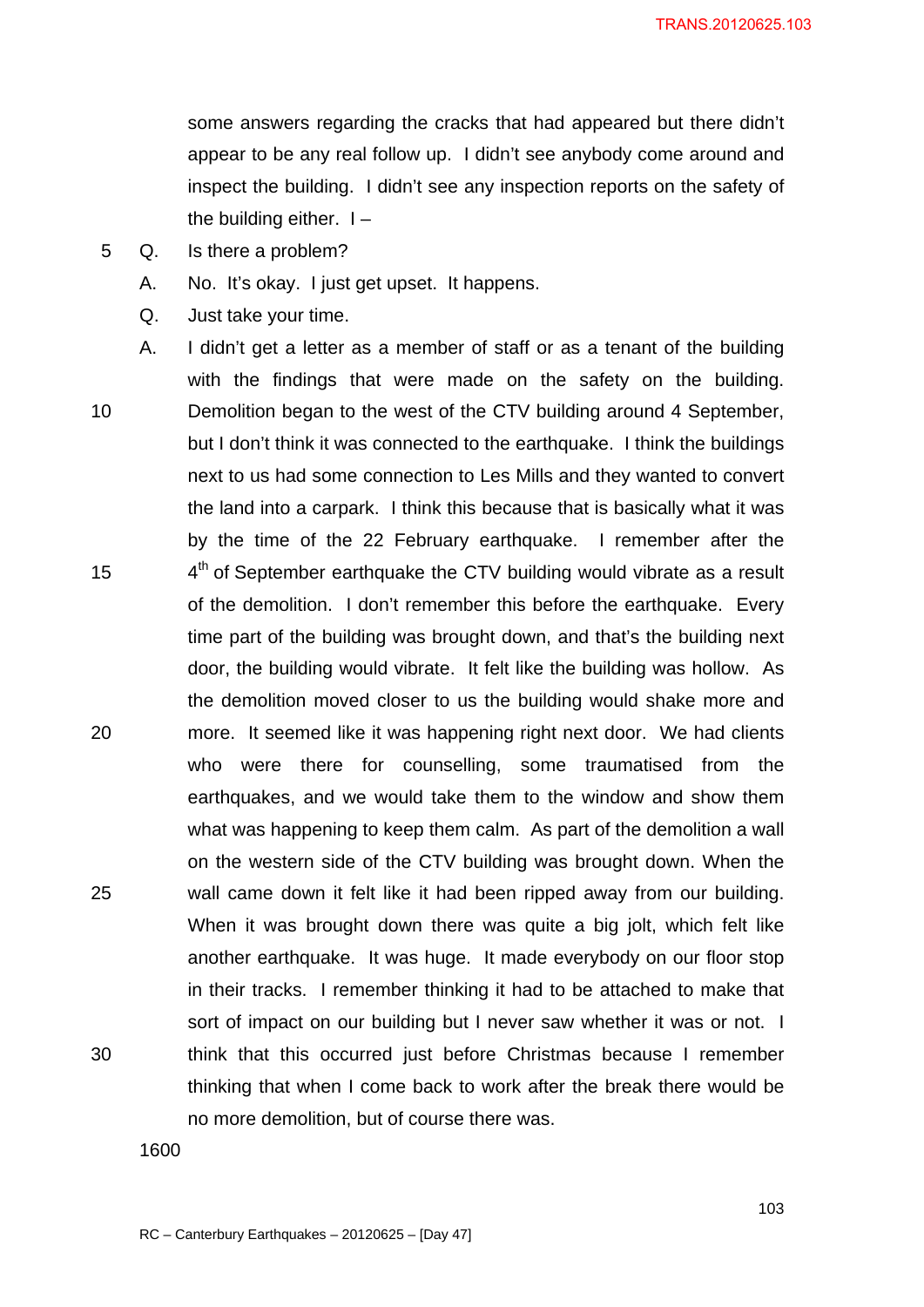some answers regarding the cracks that had appeared but there didn't appear to be any real follow up. I didn't see anybody come around and inspect the building. I didn't see any inspection reports on the safety of the building either. I –

Q. Is there a problem?

A. No. It's okay. I just get upset. It happens.

Q. Just take your time.

A. I didn't get a letter as a member of staff or as a tenant of the building with the findings that were made on the safety on the building. Demolition began to the west of the CTV building around 4 September, but I don't think it was connected to the earthquake. I think the buildings next to us had some connection to Les Mills and they wanted to convert the land into a carpark. I think this because that is basically what it was by the time of the 22 February earthquake. I remember after the 4th of September earthquake the CTV building would vibrate as a result of the demolition. I don't remember this before the earthquake. Every time part of the building was brought down, and that's the building next door, the building would vibrate. It felt like the building was hollow. As the demolition moved closer to us the building would shake more and more. It seemed like it was happening right next door. We had clients who were there for counselling, some traumatised from the earthquakes, and we would take them to the window and show them what was happening to keep them calm. As part of the demolition a wall on the western side of the CTV building was brought down. When the wall came down it felt like it had been ripped away from our building. When it was brought down there was quite a big jolt, which felt like another earthquake. It was huge. It made everybody on our floor stop in their tracks. I remember thinking it had to be attached to make that sort of impact on our building but I never saw whether it was or not. I think that this occurred just before Christmas because I remember thinking that when I come back to work after the break there would be no more demolition, but of course there was.

1600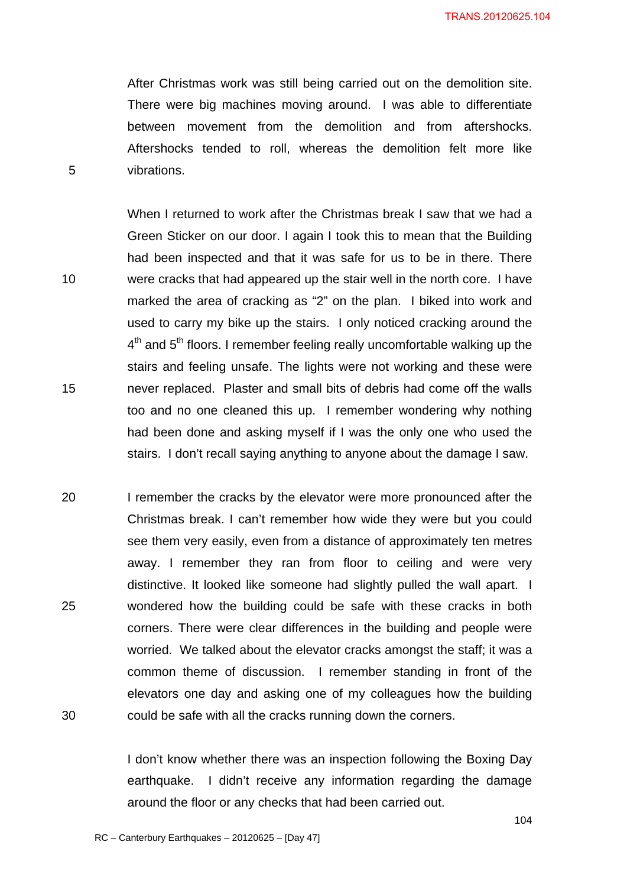After Christmas work was still being carried out on the demolition site. There were big machines moving around. I was able to differentiate between movement from the demolition and from aftershocks. Aftershocks tended to roll, whereas the demolition felt more like vibrations.

When I returned to work after the Christmas break I saw that we had a Green Sticker on our door. I again I took this to mean that the Building had been inspected and that it was safe for us to be in there. There were cracks that had appeared up the stair well in the north core. I have marked the area of cracking as "2" on the plan. I biked into work and used to carry my bike up the stairs. I only noticed cracking around the 4th and 5th floors. I remember feeling really uncomfortable walking up the stairs and feeling unsafe. The lights were not working and these were never replaced. Plaster and small bits of debris had come off the walls too and no one cleaned this up. I remember wondering why nothing had been done and asking myself if I was the only one who used the stairs. I don't recall saying anything to anyone about the damage I saw.

I remember the cracks by the elevator were more pronounced after the Christmas break. I can't remember how wide they were but you could see them very easily, even from a distance of approximately ten metres away. I remember they ran from floor to ceiling and were very distinctive. It looked like someone had slightly pulled the wall apart. I wondered how the building could be safe with these cracks in both corners. There were clear differences in the building and people were worried. We talked about the elevator cracks amongst the staff; it was a common theme of discussion. I remember standing in front of the elevators one day and asking one of my colleagues how the building could be safe with all the cracks running down the corners.

I don't know whether there was an inspection following the Boxing Day earthquake. I didn't receive any information regarding the damage around the floor or any checks that had been carried out.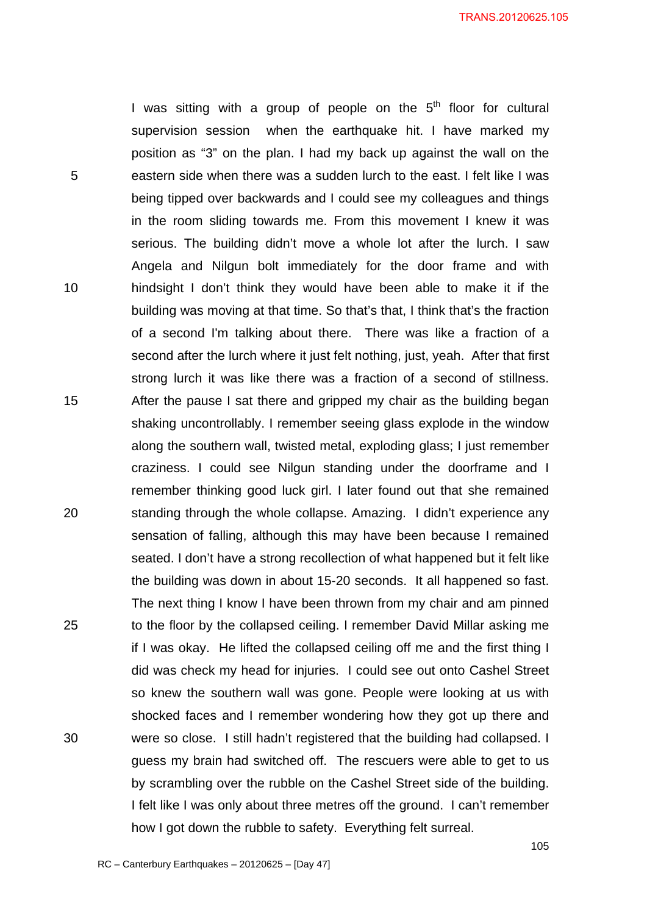I was sitting with a group of people on the 5th floor for cultural supervision session when the earthquake hit. I have marked my position as "3" on the plan. I had my back up against the wall on the eastern side when there was a sudden lurch to the east. I felt like I was being tipped over backwards and I could see my colleagues and things in the room sliding towards me. From this movement I knew it was serious. The building didn't move a whole lot after the lurch. I saw Angela and Nilgun bolt immediately for the door frame and with hindsight I don't think they would have been able to make it if the building was moving at that time. So that's that, I think that's the fraction of a second I'm talking about there. There was like a fraction of a second after the lurch where it just felt nothing, just, yeah. After that first strong lurch it was like there was a fraction of a second of stillness. After the pause I sat there and gripped my chair as the building began shaking uncontrollably. I remember seeing glass explode in the window along the southern wall, twisted metal, exploding glass; I just remember craziness. I could see Nilgun standing under the doorframe and I remember thinking good luck girl. I later found out that she remained standing through the whole collapse. Amazing. I didn't experience any sensation of falling, although this may have been because I remained seated. I don't have a strong recollection of what happened but it felt like the building was down in about 15-20 seconds. It all happened so fast. The next thing I know I have been thrown from my chair and am pinned to the floor by the collapsed ceiling. I remember David Millar asking me if I was okay. He lifted the collapsed ceiling off me and the first thing I did was check my head for injuries. I could see out onto Cashel Street so knew the southern wall was gone. People were looking at us with shocked faces and I remember wondering how they got up there and were so close. I still hadn't registered that the building had collapsed. I guess my brain had switched off. The rescuers were able to get to us by scrambling over the rubble on the Cashel Street side of the building. I felt like I was only about three metres off the ground. I can't remember how I got down the rubble to safety. Everything felt surreal.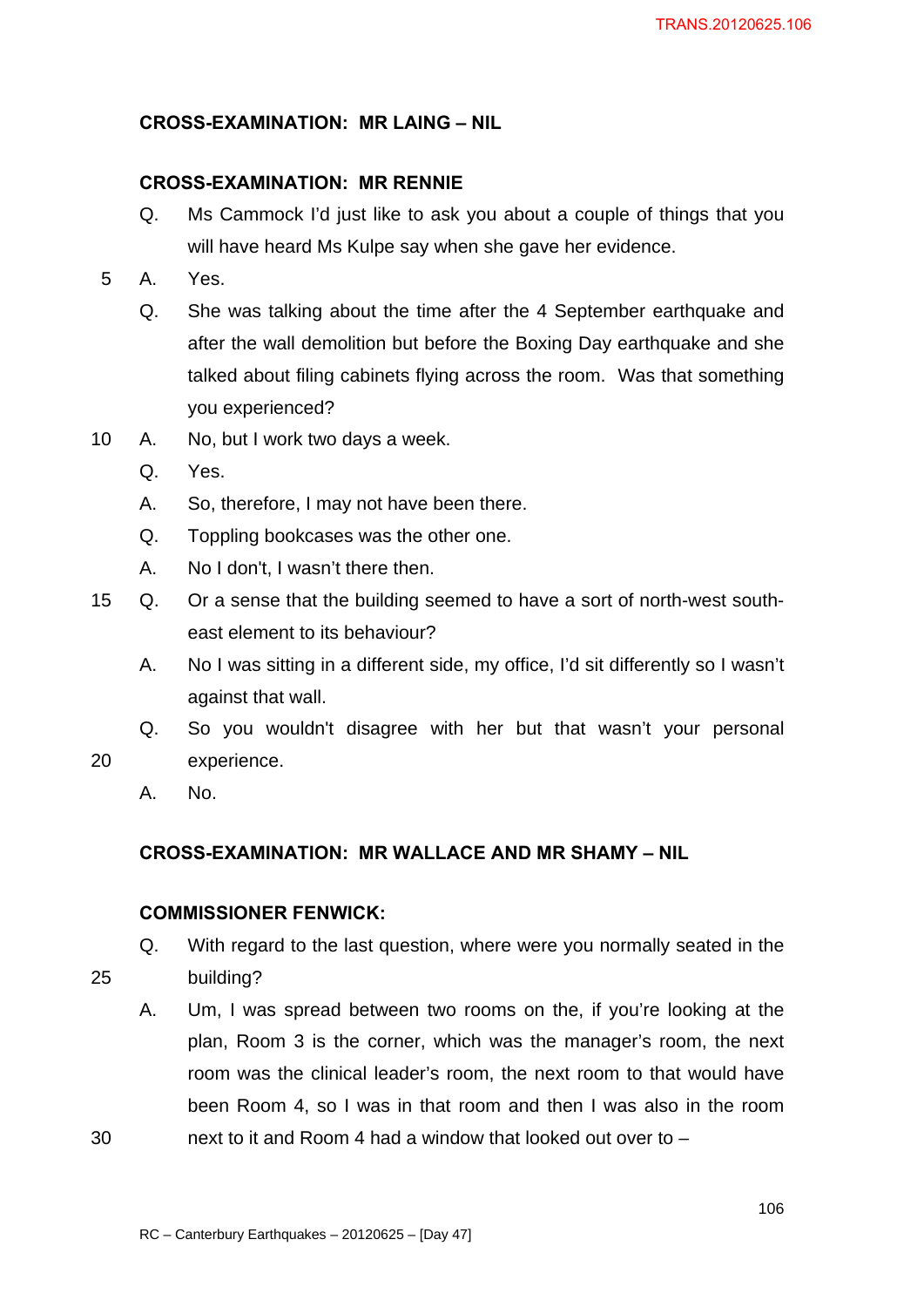**CROSS-EXAMINATION: MR LAING – NIL**

**CROSS-EXAMINATION: MR RENNIE**

Q. Ms Cammock I'd just like to ask you about a couple of things that you will have heard Ms Kulpe say when she gave her evidence.

A. Yes.

Q. She was talking about the time after the 4 September earthquake and after the wall demolition but before the Boxing Day earthquake and she talked about filing cabinets flying across the room. Was that something you experienced?

A. No, but I work two days a week.

Q. Yes.

A. So, therefore, I may not have been there.

Q. Toppling bookcases was the other one.

A. No I don't, I wasn't there then.

Q. Or a sense that the building seemed to have a sort of north-west south-east element to its behaviour?

A. No I was sitting in a different side, my office, I'd sit differently so I wasn't against that wall.

Q. So you wouldn't disagree with her but that wasn't your personal experience.

A. No.

**CROSS-EXAMINATION: MR WALLACE AND MR SHAMY – NIL**

**COMMISSIONER FENWICK:**

Q. With regard to the last question, where were you normally seated in the building?

A. Um, I was spread between two rooms on the, if you're looking at the plan, Room 3 is the corner, which was the manager's room, the next room was the clinical leader's room, the next room to that would have been Room 4, so I was in that room and then I was also in the room next to it and Room 4 had a window that looked out over to –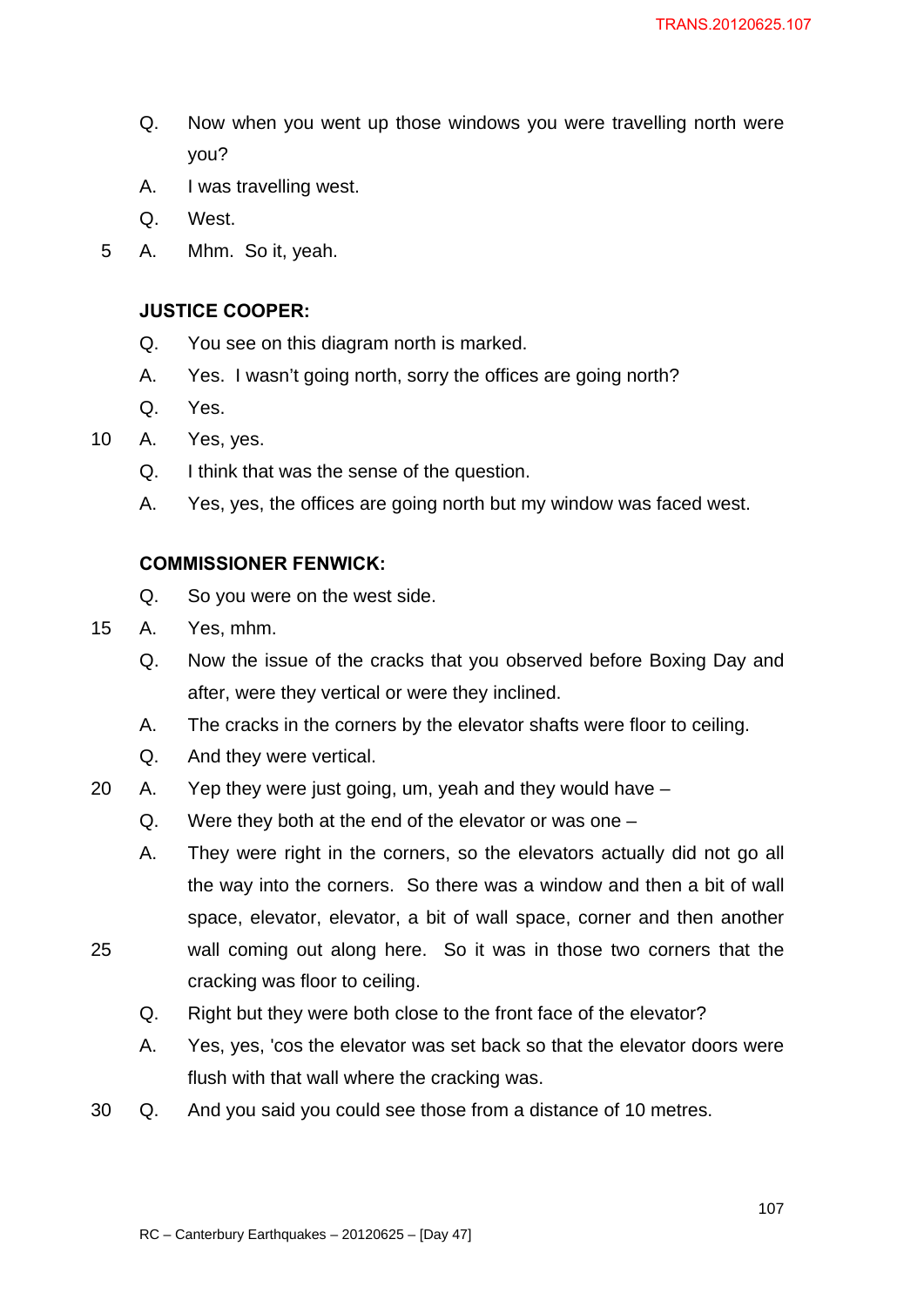Q. Now when you went up those windows you were travelling north were you?

A. I was travelling west.

Q. West.

A. Mhm. So it, yeah.

**JUSTICE COOPER:**

Q. You see on this diagram north is marked.

A. Yes. I wasn't going north, sorry the offices are going north?

Q. Yes.

A. Yes, yes.

Q. I think that was the sense of the question.

A. Yes, yes, the offices are going north but my window was faced west.

**COMMISSIONER FENWICK:**

Q. So you were on the west side.

A. Yes, mhm.

Q. Now the issue of the cracks that you observed before Boxing Day and after, were they vertical or were they inclined.

A. The cracks in the corners by the elevator shafts were floor to ceiling.

Q. And they were vertical.

A. Yep they were just going, um, yeah and they would have –

Q. Were they both at the end of the elevator or was one –

A. They were right in the corners, so the elevators actually did not go all the way into the corners. So there was a window and then a bit of wall space, elevator, elevator, a bit of wall space, corner and then another wall coming out along here. So it was in those two corners that the cracking was floor to ceiling.

Q. Right but they were both close to the front face of the elevator?

A. Yes, yes, 'cos the elevator was set back so that the elevator doors were flush with that wall where the cracking was.

Q. And you said you could see those from a distance of 10 metres.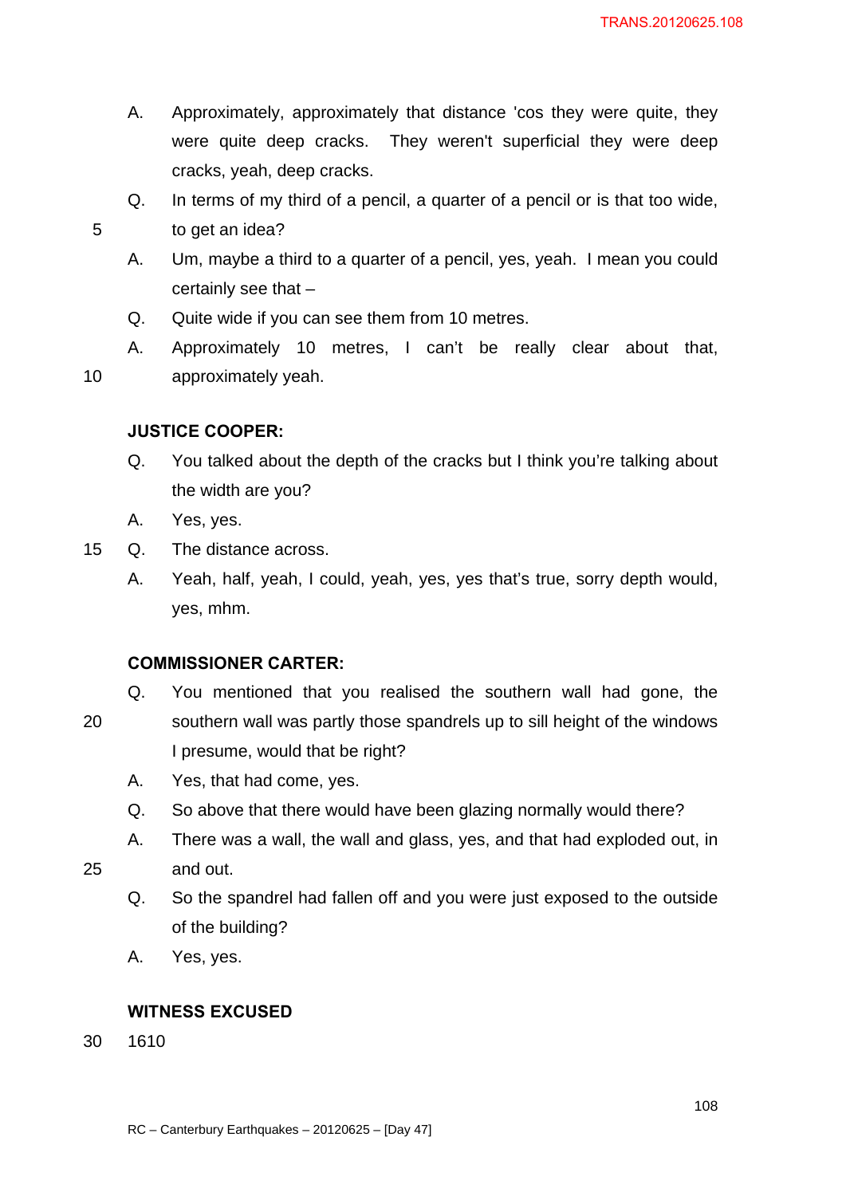A. Approximately, approximately that distance 'cos they were quite, they were quite deep cracks. They weren't superficial they were deep cracks, yeah, deep cracks.

Q. In terms of my third of a pencil, a quarter of a pencil or is that too wide, to get an idea?

A. Um, maybe a third to a quarter of a pencil, yes, yeah. I mean you could certainly see that –

Q. Quite wide if you can see them from 10 metres.

A. Approximately 10 metres, I can't be really clear about that, approximately yeah.

**JUSTICE COOPER:**

Q. You talked about the depth of the cracks but I think you're talking about the width are you?

A. Yes, yes.

Q. The distance across.

A. Yeah, half, yeah, I could, yeah, yes, yes that's true, sorry depth would, yes, mhm.

**COMMISSIONER CARTER:**

Q. You mentioned that you realised the southern wall had gone, the southern wall was partly those spandrels up to sill height of the windows I presume, would that be right?

A. Yes, that had come, yes.

Q. So above that there would have been glazing normally would there?

A. There was a wall, the wall and glass, yes, and that had exploded out, in and out.

Q. So the spandrel had fallen off and you were just exposed to the outside of the building?

A. Yes, yes.

**WITNESS EXCUSED**

1610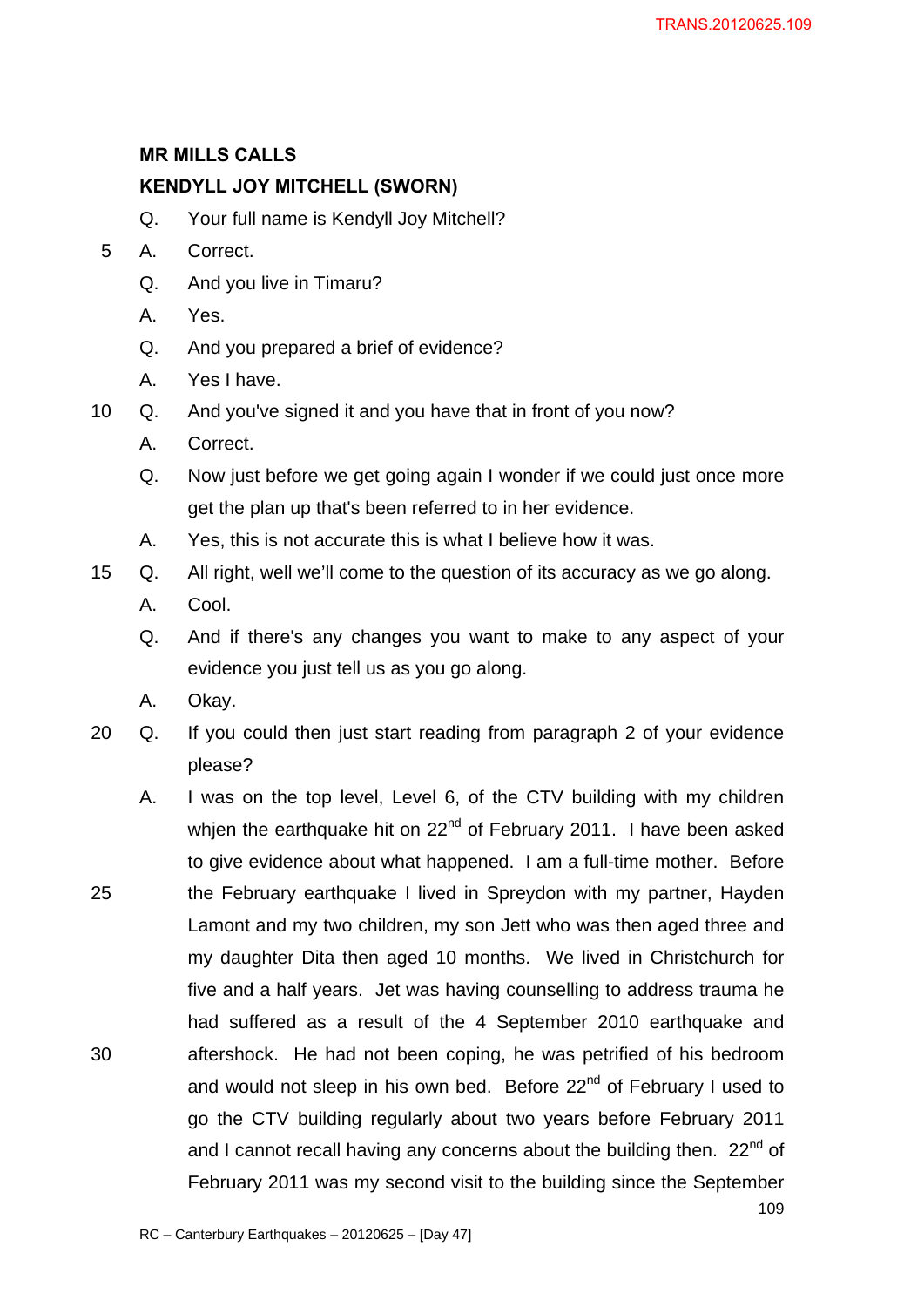**MR MILLS CALLS**

**KENDYLL JOY MITCHELL (SWORN)**

Q. Your full name is Kendyll Joy Mitchell?

A. Correct.

Q. And you live in Timaru?

A. Yes.

Q. And you prepared a brief of evidence?

A. Yes I have.

Q. And you've signed it and you have that in front of you now?

A. Correct.

Q. Now just before we get going again I wonder if we could just once more get the plan up that's been referred to in her evidence.

A. Yes, this is not accurate this is what I believe how it was.

Q. All right, well we'll come to the question of its accuracy as we go along.

A. Cool.

Q. And if there's any changes you want to make to any aspect of your evidence you just tell us as you go along.

A. Okay.

Q. If you could then just start reading from paragraph 2 of your evidence please?

A. I was on the top level, Level 6, of the CTV building with my children whjen the earthquake hit on 22nd of February 2011. I have been asked to give evidence about what happened. I am a full-time mother. Before the February earthquake I lived in Spreydon with my partner, Hayden Lamont and my two children, my son Jett who was then aged three and my daughter Dita then aged 10 months. We lived in Christchurch for five and a half years. Jet was having counselling to address trauma he had suffered as a result of the 4 September 2010 earthquake and aftershock. He had not been coping, he was petrified of his bedroom and would not sleep in his own bed. Before 22nd of February I used to go the CTV building regularly about two years before February 2011 and I cannot recall having any concerns about the building then. 22nd of February 2011 was my second visit to the building since the September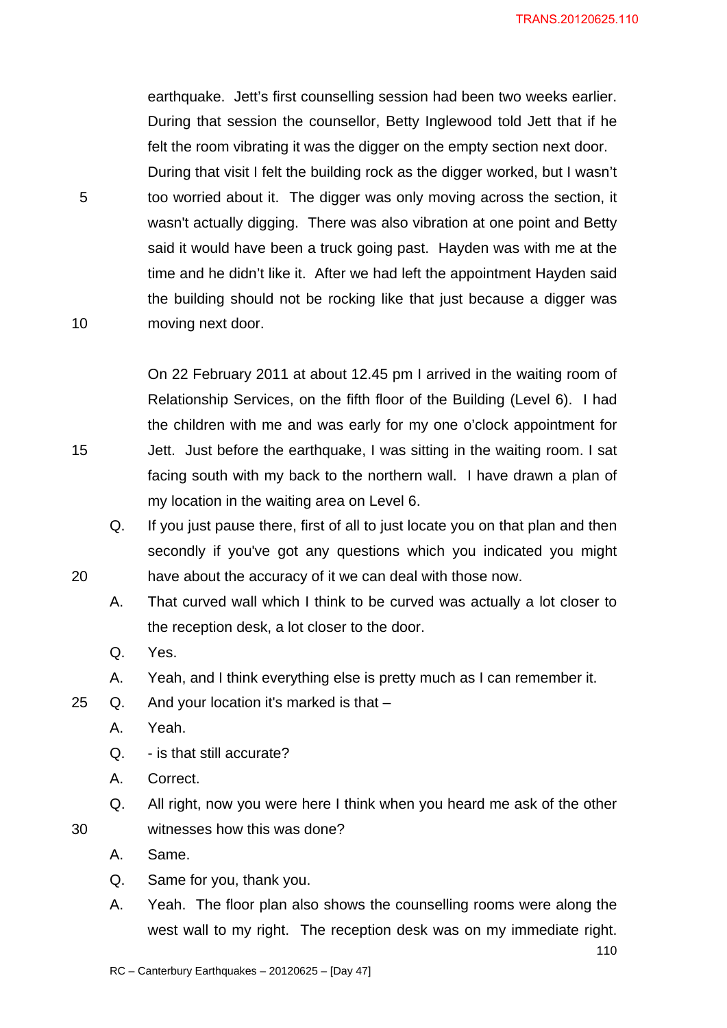earthquake. Jett's first counselling session had been two weeks earlier. During that session the counsellor, Betty Inglewood told Jett that if he felt the room vibrating it was the digger on the empty section next door. During that visit I felt the building rock as the digger worked, but I wasn't too worried about it. The digger was only moving across the section, it wasn't actually digging. There was also vibration at one point and Betty said it would have been a truck going past. Hayden was with me at the time and he didn't like it. After we had left the appointment Hayden said the building should not be rocking like that just because a digger was moving next door.

On 22 February 2011 at about 12.45 pm I arrived in the waiting room of Relationship Services, on the fifth floor of the Building (Level 6). I had the children with me and was early for my one o'clock appointment for Jett. Just before the earthquake, I was sitting in the waiting room. I sat facing south with my back to the northern wall. I have drawn a plan of my location in the waiting area on Level 6.

Q. If you just pause there, first of all to just locate you on that plan and then secondly if you've got any questions which you indicated you might have about the accuracy of it we can deal with those now.

A. That curved wall which I think to be curved was actually a lot closer to the reception desk, a lot closer to the door.

Q. Yes.

A. Yeah, and I think everything else is pretty much as I can remember it.

Q. And your location it's marked is that –

A. Yeah.

Q. - is that still accurate?

A. Correct.

Q. All right, now you were here I think when you heard me ask of the other witnesses how this was done?

A. Same.

Q. Same for you, thank you.

A. Yeah. The floor plan also shows the counselling rooms were along the west wall to my right. The reception desk was on my immediate right.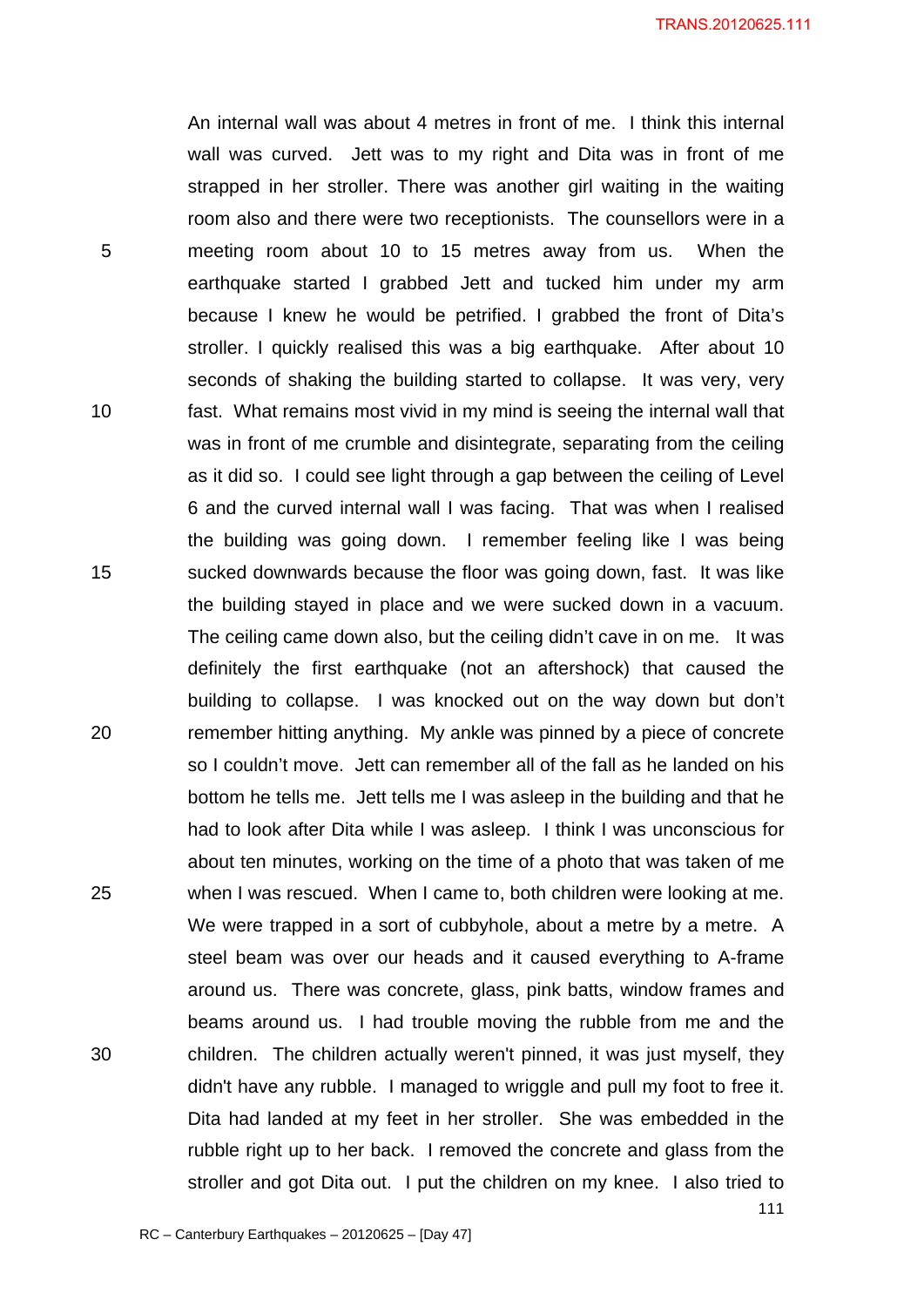An internal wall was about 4 metres in front of me. I think this internal wall was curved. Jett was to my right and Dita was in front of me strapped in her stroller. There was another girl waiting in the waiting room also and there were two receptionists. The counsellors were in a meeting room about 10 to 15 metres away from us. When the earthquake started I grabbed Jett and tucked him under my arm because I knew he would be petrified. I grabbed the front of Dita's stroller. I quickly realised this was a big earthquake. After about 10 seconds of shaking the building started to collapse. It was very, very fast. What remains most vivid in my mind is seeing the internal wall that was in front of me crumble and disintegrate, separating from the ceiling as it did so. I could see light through a gap between the ceiling of Level 6 and the curved internal wall I was facing. That was when I realised the building was going down. I remember feeling like I was being sucked downwards because the floor was going down, fast. It was like the building stayed in place and we were sucked down in a vacuum. The ceiling came down also, but the ceiling didn't cave in on me. It was definitely the first earthquake (not an aftershock) that caused the building to collapse. I was knocked out on the way down but don't remember hitting anything. My ankle was pinned by a piece of concrete so I couldn't move. Jett can remember all of the fall as he landed on his bottom he tells me. Jett tells me I was asleep in the building and that he had to look after Dita while I was asleep. I think I was unconscious for about ten minutes, working on the time of a photo that was taken of me when I was rescued. When I came to, both children were looking at me. We were trapped in a sort of cubbyhole, about a metre by a metre. A steel beam was over our heads and it caused everything to A-frame around us. There was concrete, glass, pink batts, window frames and beams around us. I had trouble moving the rubble from me and the children. The children actually weren't pinned, it was just myself, they didn't have any rubble. I managed to wriggle and pull my foot to free it. Dita had landed at my feet in her stroller. She was embedded in the rubble right up to her back. I removed the concrete and glass from the stroller and got Dita out. I put the children on my knee. I also tried to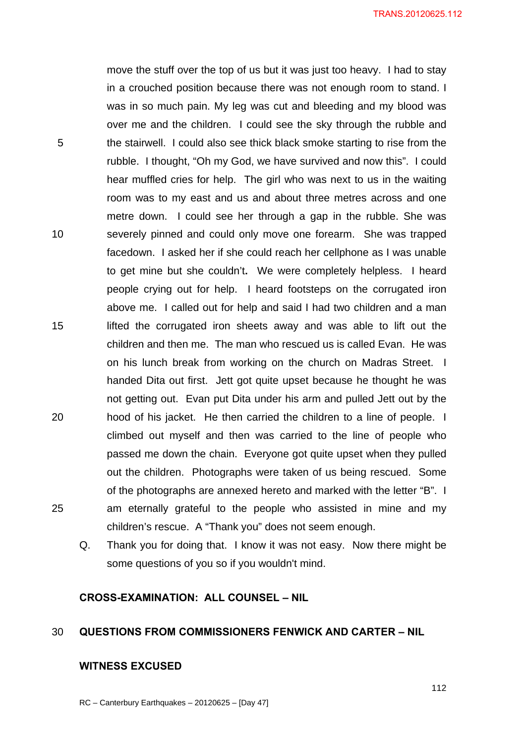move the stuff over the top of us but it was just too heavy. I had to stay in a crouched position because there was not enough room to stand. I was in so much pain. My leg was cut and bleeding and my blood was over me and the children. I could see the sky through the rubble and the stairwell. I could also see thick black smoke starting to rise from the rubble. I thought, "Oh my God, we have survived and now this". I could hear muffled cries for help. The girl who was next to us in the waiting room was to my east and us and about three metres across and one metre down. I could see her through a gap in the rubble. She was severely pinned and could only move one forearm. She was trapped facedown. I asked her if she could reach her cellphone as I was unable to get mine but she couldn't**.** We were completely helpless. I heard people crying out for help. I heard footsteps on the corrugated iron above me. I called out for help and said I had two children and a man lifted the corrugated iron sheets away and was able to lift out the children and then me. The man who rescued us is called Evan. He was on his lunch break from working on the church on Madras Street. I handed Dita out first. Jett got quite upset because he thought he was not getting out. Evan put Dita under his arm and pulled Jett out by the hood of his jacket. He then carried the children to a line of people. I climbed out myself and then was carried to the line of people who passed me down the chain. Everyone got quite upset when they pulled out the children. Photographs were taken of us being rescued. Some of the photographs are annexed hereto and marked with the letter "B". I am eternally grateful to the people who assisted in mine and my children's rescue. A "Thank you" does not seem enough.

Q. Thank you for doing that. I know it was not easy. Now there might be some questions of you so if you wouldn't mind.

**CROSS-EXAMINATION: ALL COUNSEL – NIL**

**QUESTIONS FROM COMMISSIONERS FENWICK AND CARTER – NIL**

**WITNESS EXCUSED**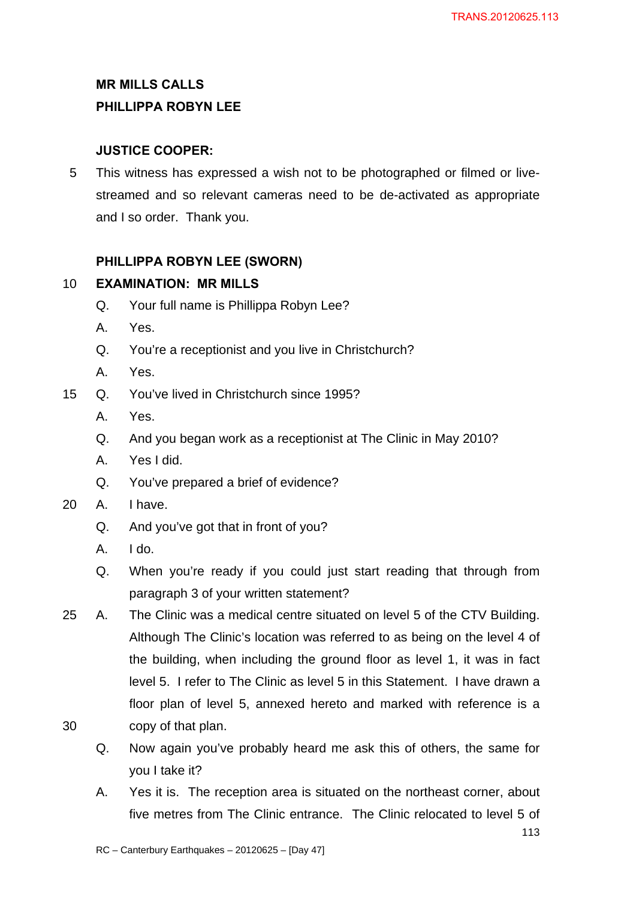**MR MILLS CALLS**
**PHILLIPPA ROBYN LEE**

**JUSTICE COOPER:**

This witness has expressed a wish not to be photographed or filmed or live-streamed and so relevant cameras need to be de-activated as appropriate and I so order. Thank you.

**PHILLIPPA ROBYN LEE (SWORN)**

**EXAMINATION: MR MILLS**

Q. Your full name is Phillippa Robyn Lee?

A. Yes.

Q. You're a receptionist and you live in Christchurch?

A. Yes.

Q. You've lived in Christchurch since 1995?

A. Yes.

Q. And you began work as a receptionist at The Clinic in May 2010?

A. Yes I did.

Q. You've prepared a brief of evidence?

A. I have.

Q. And you've got that in front of you?

A. I do.

Q. When you're ready if you could just start reading that through from paragraph 3 of your written statement?

A. The Clinic was a medical centre situated on level 5 of the CTV Building. Although The Clinic's location was referred to as being on the level 4 of the building, when including the ground floor as level 1, it was in fact level 5. I refer to The Clinic as level 5 in this Statement. I have drawn a floor plan of level 5, annexed hereto and marked with reference is a copy of that plan.

Q. Now again you've probably heard me ask this of others, the same for you I take it?

A. Yes it is. The reception area is situated on the northeast corner, about five metres from The Clinic entrance. The Clinic relocated to level 5 of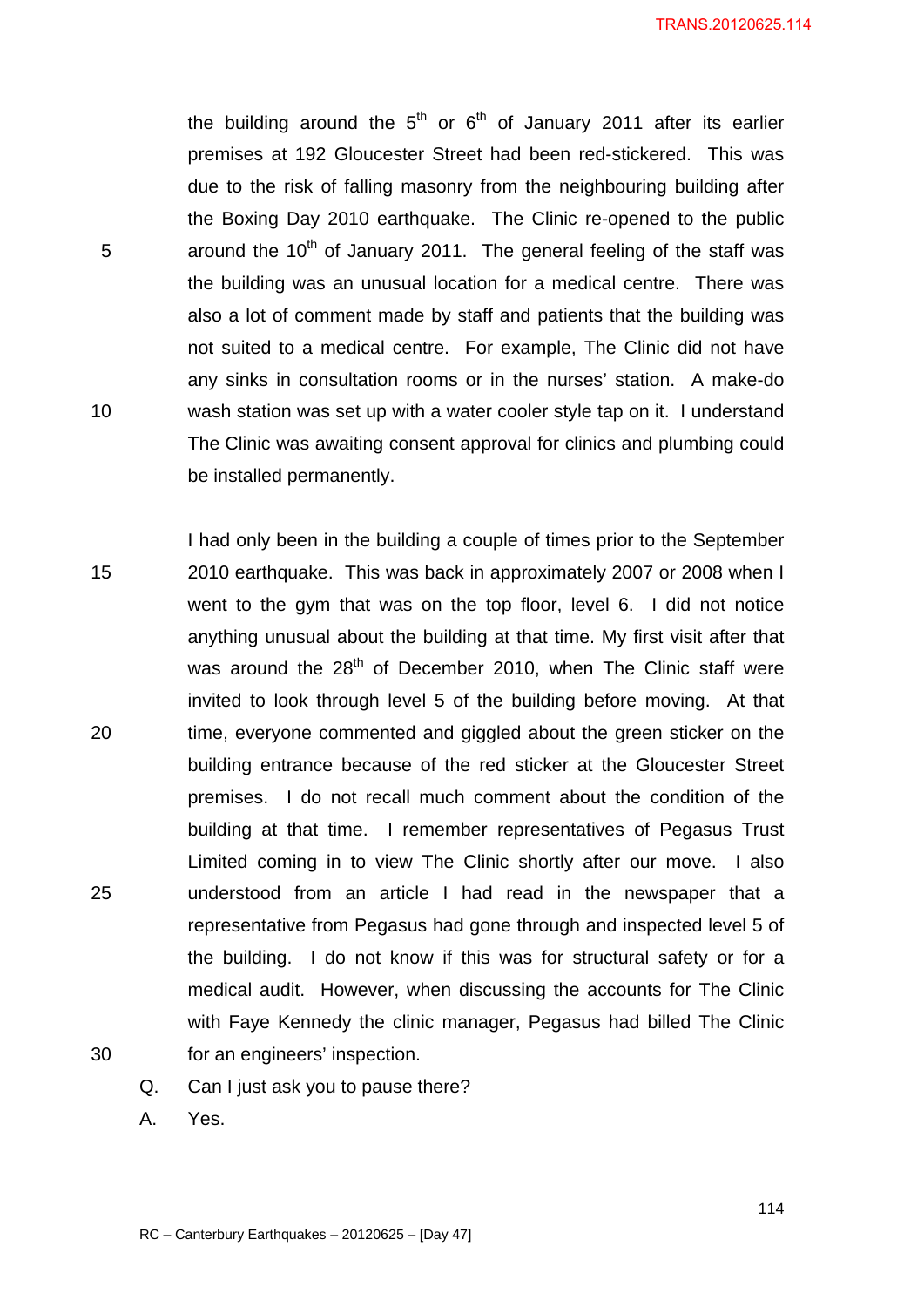the building around the 5th or 6th of January 2011 after its earlier premises at 192 Gloucester Street had been red-stickered. This was due to the risk of falling masonry from the neighbouring building after the Boxing Day 2010 earthquake. The Clinic re-opened to the public around the 10th of January 2011. The general feeling of the staff was the building was an unusual location for a medical centre. There was also a lot of comment made by staff and patients that the building was not suited to a medical centre. For example, The Clinic did not have any sinks in consultation rooms or in the nurses' station. A make-do wash station was set up with a water cooler style tap on it. I understand The Clinic was awaiting consent approval for clinics and plumbing could be installed permanently.

I had only been in the building a couple of times prior to the September 2010 earthquake. This was back in approximately 2007 or 2008 when I went to the gym that was on the top floor, level 6. I did not notice anything unusual about the building at that time. My first visit after that was around the 28th of December 2010, when The Clinic staff were invited to look through level 5 of the building before moving. At that time, everyone commented and giggled about the green sticker on the building entrance because of the red sticker at the Gloucester Street premises. I do not recall much comment about the condition of the building at that time. I remember representatives of Pegasus Trust Limited coming in to view The Clinic shortly after our move. I also understood from an article I had read in the newspaper that a representative from Pegasus had gone through and inspected level 5 of the building. I do not know if this was for structural safety or for a medical audit. However, when discussing the accounts for The Clinic with Faye Kennedy the clinic manager, Pegasus had billed The Clinic for an engineers' inspection.

Q. Can I just ask you to pause there?

A. Yes.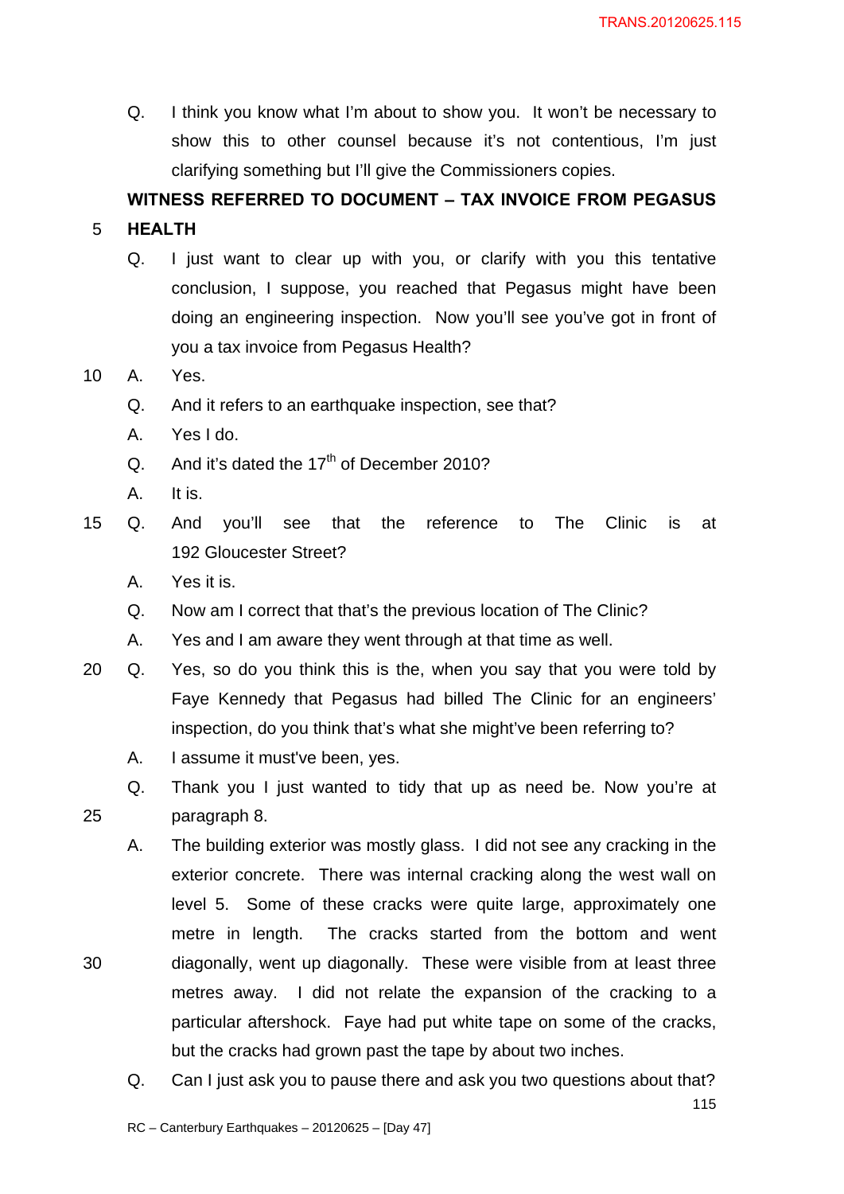Q. I think you know what I'm about to show you. It won't be necessary to show this to other counsel because it's not contentious, I'm just clarifying something but I'll give the Commissioners copies.

**WITNESS REFERRED TO DOCUMENT – TAX INVOICE FROM PEGASUS HEALTH**

Q. I just want to clear up with you, or clarify with you this tentative conclusion, I suppose, you reached that Pegasus might have been doing an engineering inspection. Now you'll see you've got in front of you a tax invoice from Pegasus Health?

A. Yes.

Q. And it refers to an earthquake inspection, see that?

A. Yes I do.

Q. And it's dated the 17th of December 2010?

A. It is.

Q. And you'll see that the reference to The Clinic is at 192 Gloucester Street?

A. Yes it is.

Q. Now am I correct that that's the previous location of The Clinic?

A. Yes and I am aware they went through at that time as well.

Q. Yes, so do you think this is the, when you say that you were told by Faye Kennedy that Pegasus had billed The Clinic for an engineers' inspection, do you think that's what she might've been referring to?

A. I assume it must've been, yes.

Q. Thank you I just wanted to tidy that up as need be. Now you're at paragraph 8.

A. The building exterior was mostly glass. I did not see any cracking in the exterior concrete. There was internal cracking along the west wall on level 5. Some of these cracks were quite large, approximately one metre in length. The cracks started from the bottom and went diagonally, went up diagonally. These were visible from at least three metres away. I did not relate the expansion of the cracking to a particular aftershock. Faye had put white tape on some of the cracks, but the cracks had grown past the tape by about two inches.

Q. Can I just ask you to pause there and ask you two questions about that?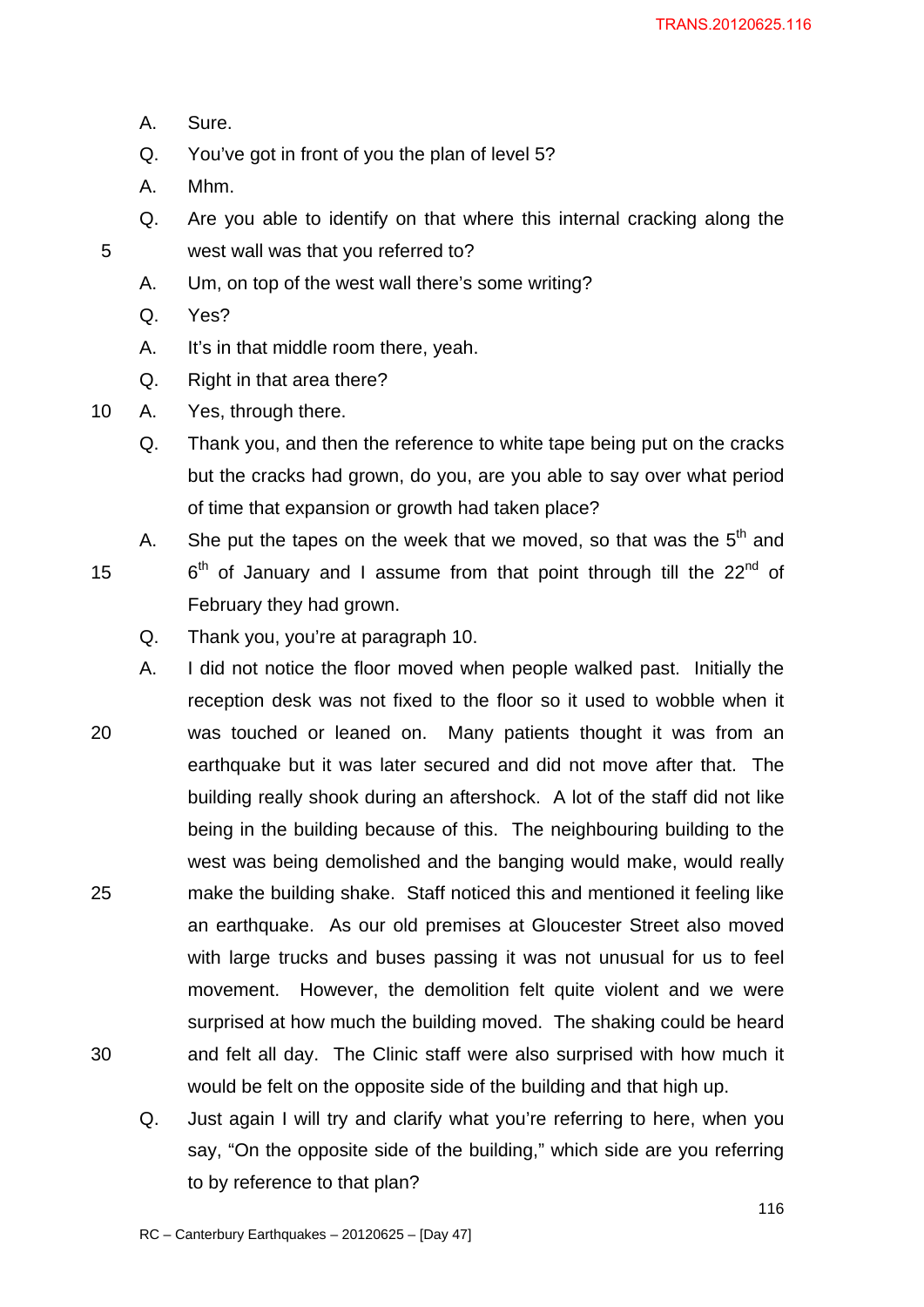A. Sure.

Q. You've got in front of you the plan of level 5?

A. Mhm.

Q. Are you able to identify on that where this internal cracking along the west wall was that you referred to?

A. Um, on top of the west wall there's some writing?

Q. Yes?

A. It's in that middle room there, yeah.

Q. Right in that area there?

A. Yes, through there.

Q. Thank you, and then the reference to white tape being put on the cracks but the cracks had grown, do you, are you able to say over what period of time that expansion or growth had taken place?

A. She put the tapes on the week that we moved, so that was the 5th and 6th of January and I assume from that point through till the 22nd of February they had grown.

Q. Thank you, you're at paragraph 10.

A. I did not notice the floor moved when people walked past. Initially the reception desk was not fixed to the floor so it used to wobble when it was touched or leaned on. Many patients thought it was from an earthquake but it was later secured and did not move after that. The building really shook during an aftershock. A lot of the staff did not like being in the building because of this. The neighbouring building to the west was being demolished and the banging would make, would really make the building shake. Staff noticed this and mentioned it feeling like an earthquake. As our old premises at Gloucester Street also moved with large trucks and buses passing it was not unusual for us to feel movement. However, the demolition felt quite violent and we were surprised at how much the building moved. The shaking could be heard and felt all day. The Clinic staff were also surprised with how much it would be felt on the opposite side of the building and that high up.

Q. Just again I will try and clarify what you're referring to here, when you say, "On the opposite side of the building," which side are you referring to by reference to that plan?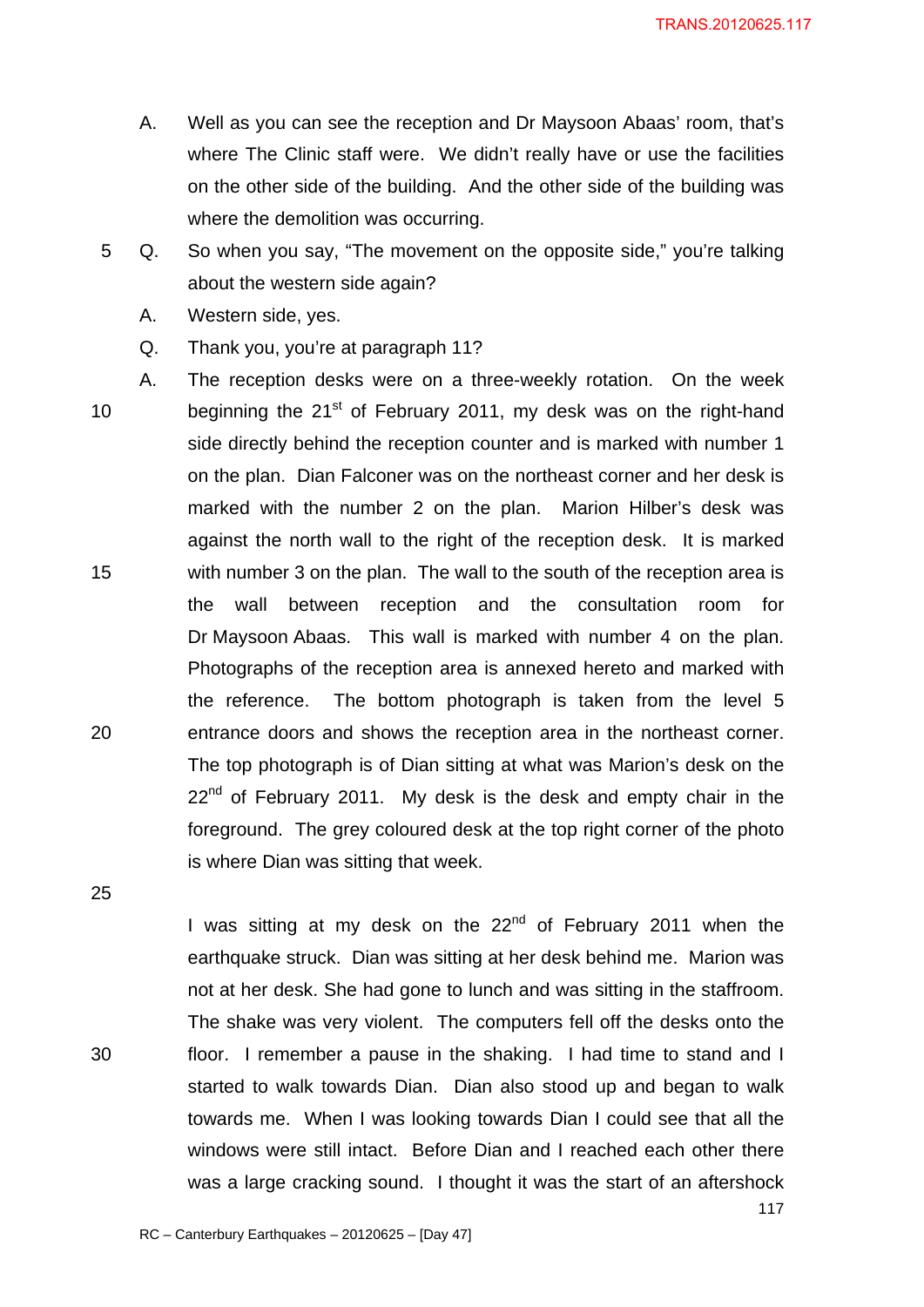A. Well as you can see the reception and Dr Maysoon Abaas' room, that's where The Clinic staff were. We didn't really have or use the facilities on the other side of the building. And the other side of the building was where the demolition was occurring.

Q. So when you say, "The movement on the opposite side," you're talking about the western side again?

A. Western side, yes.

Q. Thank you, you're at paragraph 11?

A. The reception desks were on a three-weekly rotation. On the week beginning the 21st of February 2011, my desk was on the right-hand side directly behind the reception counter and is marked with number 1 on the plan. Dian Falconer was on the northeast corner and her desk is marked with the number 2 on the plan. Marion Hilber's desk was against the north wall to the right of the reception desk. It is marked with number 3 on the plan. The wall to the south of the reception area is the wall between reception and the consultation room for Dr Maysoon Abaas. This wall is marked with number 4 on the plan. Photographs of the reception area is annexed hereto and marked with the reference. The bottom photograph is taken from the level 5 entrance doors and shows the reception area in the northeast corner. The top photograph is of Dian sitting at what was Marion's desk on the 22nd of February 2011. My desk is the desk and empty chair in the foreground. The grey coloured desk at the top right corner of the photo is where Dian was sitting that week.

I was sitting at my desk on the 22nd of February 2011 when the earthquake struck. Dian was sitting at her desk behind me. Marion was not at her desk. She had gone to lunch and was sitting in the staffroom. The shake was very violent. The computers fell off the desks onto the floor. I remember a pause in the shaking. I had time to stand and I started to walk towards Dian. Dian also stood up and began to walk towards me. When I was looking towards Dian I could see that all the windows were still intact. Before Dian and I reached each other there was a large cracking sound. I thought it was the start of an aftershock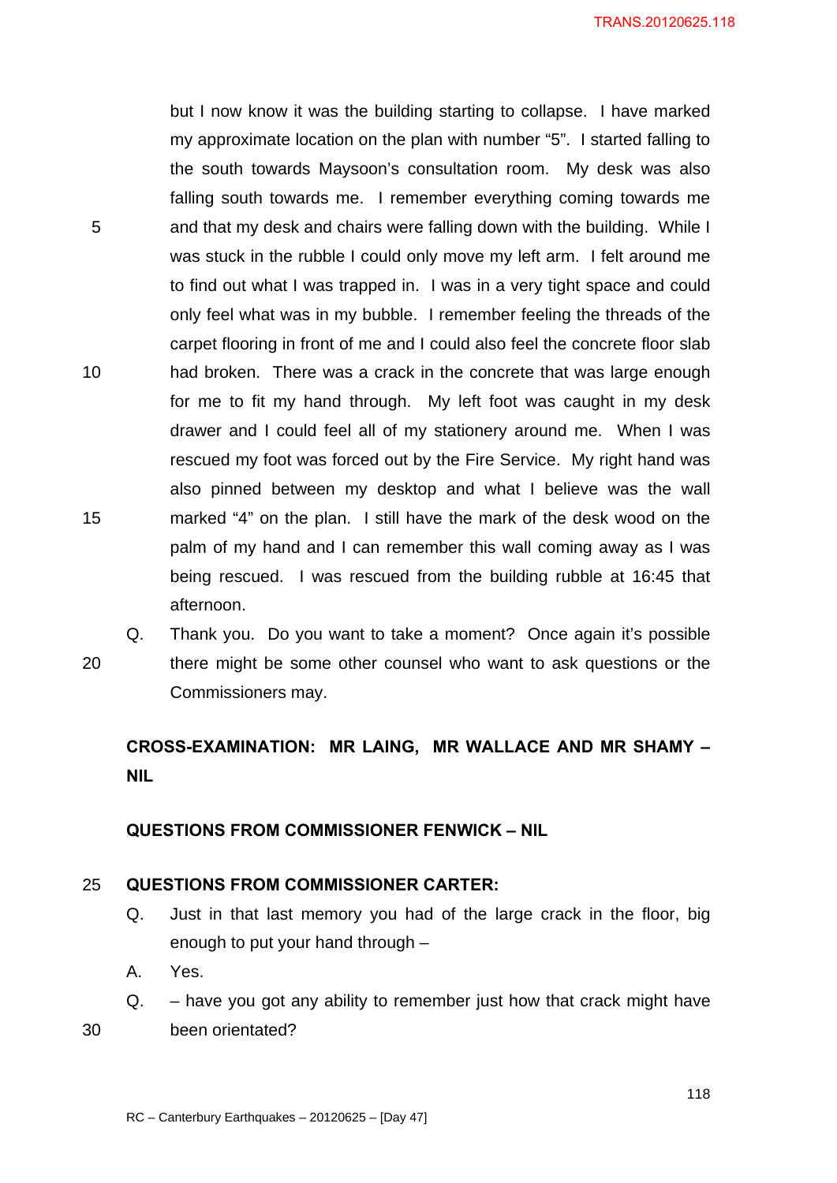but I now know it was the building starting to collapse. I have marked my approximate location on the plan with number "5". I started falling to the south towards Maysoon's consultation room. My desk was also falling south towards me. I remember everything coming towards me and that my desk and chairs were falling down with the building. While I was stuck in the rubble I could only move my left arm. I felt around me to find out what I was trapped in. I was in a very tight space and could only feel what was in my bubble. I remember feeling the threads of the carpet flooring in front of me and I could also feel the concrete floor slab had broken. There was a crack in the concrete that was large enough for me to fit my hand through. My left foot was caught in my desk drawer and I could feel all of my stationery around me. When I was rescued my foot was forced out by the Fire Service. My right hand was also pinned between my desktop and what I believe was the wall marked "4" on the plan. I still have the mark of the desk wood on the palm of my hand and I can remember this wall coming away as I was being rescued. I was rescued from the building rubble at 16:45 that afternoon.

Q. Thank you. Do you want to take a moment? Once again it's possible there might be some other counsel who want to ask questions or the Commissioners may.

**CROSS-EXAMINATION: MR LAING, MR WALLACE AND MR SHAMY – NIL**

**QUESTIONS FROM COMMISSIONER FENWICK – NIL**

**QUESTIONS FROM COMMISSIONER CARTER:**

Q. Just in that last memory you had of the large crack in the floor, big enough to put your hand through –

A. Yes.

Q. – have you got any ability to remember just how that crack might have been orientated?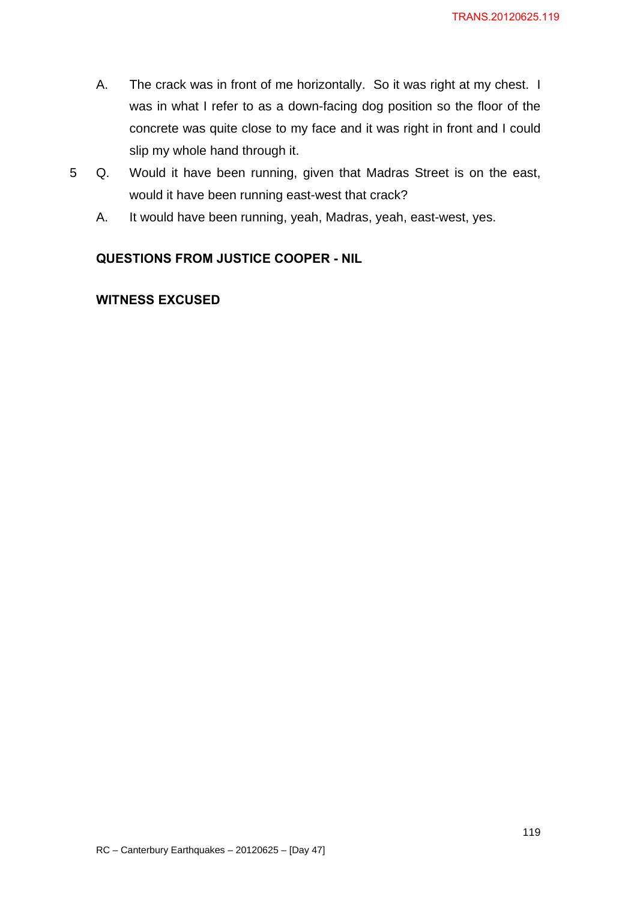A. The crack was in front of me horizontally. So it was right at my chest. I was in what I refer to as a down-facing dog position so the floor of the concrete was quite close to my face and it was right in front and I could slip my whole hand through it.

5 Q. Would it have been running, given that Madras Street is on the east, would it have been running east-west that crack?

A. It would have been running, yeah, Madras, yeah, east-west, yes.

**QUESTIONS FROM JUSTICE COOPER - NIL**

**WITNESS EXCUSED**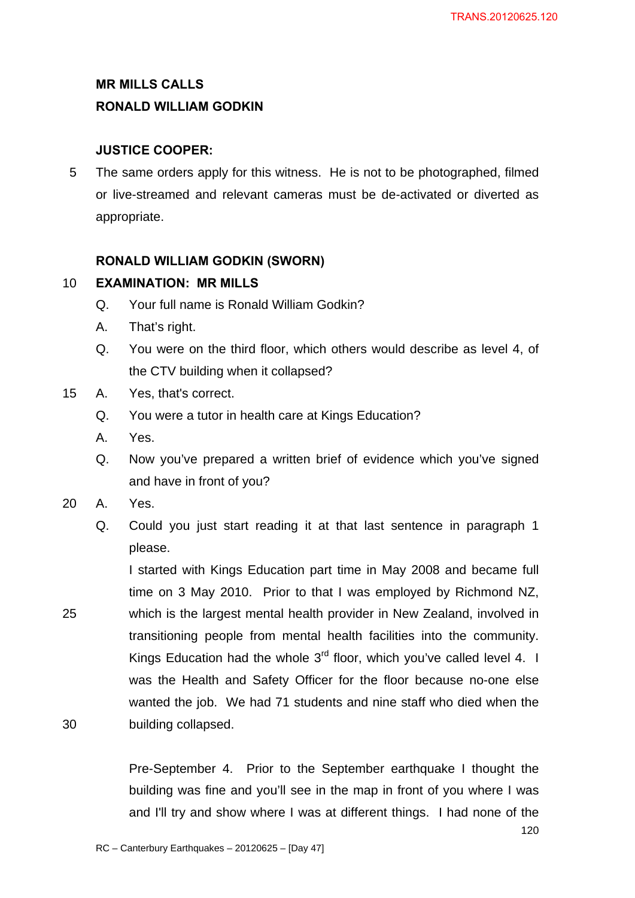**MR MILLS CALLS**
**RONALD WILLIAM GODKIN**

**JUSTICE COOPER:**

The same orders apply for this witness. He is not to be photographed, filmed or live-streamed and relevant cameras must be de-activated or diverted as appropriate.

**RONALD WILLIAM GODKIN (SWORN)**
**EXAMINATION: MR MILLS**

Q. Your full name is Ronald William Godkin?

A. That's right.

Q. You were on the third floor, which others would describe as level 4, of the CTV building when it collapsed?

A. Yes, that's correct.

Q. You were a tutor in health care at Kings Education?

A. Yes.

Q. Now you've prepared a written brief of evidence which you've signed and have in front of you?

A. Yes.

Q. Could you just start reading it at that last sentence in paragraph 1 please.

I started with Kings Education part time in May 2008 and became full time on 3 May 2010. Prior to that I was employed by Richmond NZ, which is the largest mental health provider in New Zealand, involved in transitioning people from mental health facilities into the community. Kings Education had the whole 3rd floor, which you've called level 4. I was the Health and Safety Officer for the floor because no-one else wanted the job. We had 71 students and nine staff who died when the building collapsed.

Pre-September 4. Prior to the September earthquake I thought the building was fine and you'll see in the map in front of you where I was and I'll try and show where I was at different things. I had none of the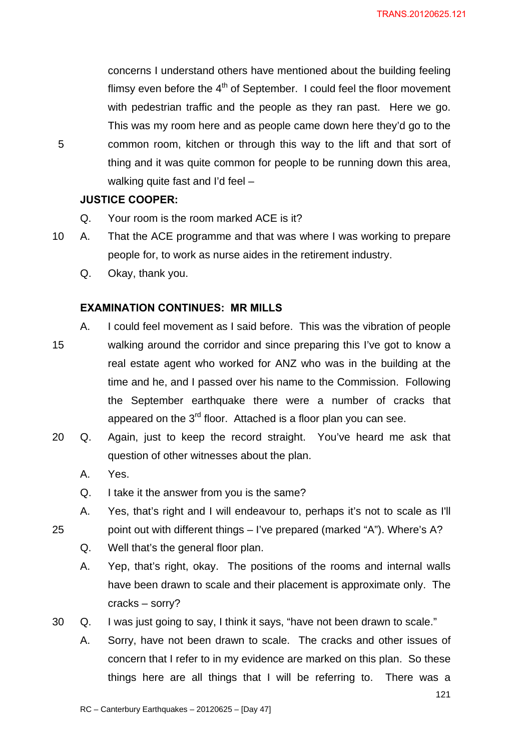concerns I understand others have mentioned about the building feeling flimsy even before the 4th of September. I could feel the floor movement with pedestrian traffic and the people as they ran past. Here we go. This was my room here and as people came down here they'd go to the common room, kitchen or through this way to the lift and that sort of thing and it was quite common for people to be running down this area, walking quite fast and I'd feel –

**JUSTICE COOPER:**

Q. Your room is the room marked ACE is it?

A. That the ACE programme and that was where I was working to prepare people for, to work as nurse aides in the retirement industry.

Q. Okay, thank you.

**EXAMINATION CONTINUES: MR MILLS**

A. I could feel movement as I said before. This was the vibration of people walking around the corridor and since preparing this I've got to know a real estate agent who worked for ANZ who was in the building at the time and he, and I passed over his name to the Commission. Following the September earthquake there were a number of cracks that appeared on the 3rd floor. Attached is a floor plan you can see.

Q. Again, just to keep the record straight. You've heard me ask that question of other witnesses about the plan.

A. Yes.

Q. I take it the answer from you is the same?

A. Yes, that's right and I will endeavour to, perhaps it's not to scale as I'll point out with different things – I've prepared (marked "A"). Where's A?

Q. Well that's the general floor plan.

A. Yep, that's right, okay. The positions of the rooms and internal walls have been drawn to scale and their placement is approximate only. The cracks – sorry?

Q. I was just going to say, I think it says, "have not been drawn to scale."

A. Sorry, have not been drawn to scale. The cracks and other issues of concern that I refer to in my evidence are marked on this plan. So these things here are all things that I will be referring to. There was a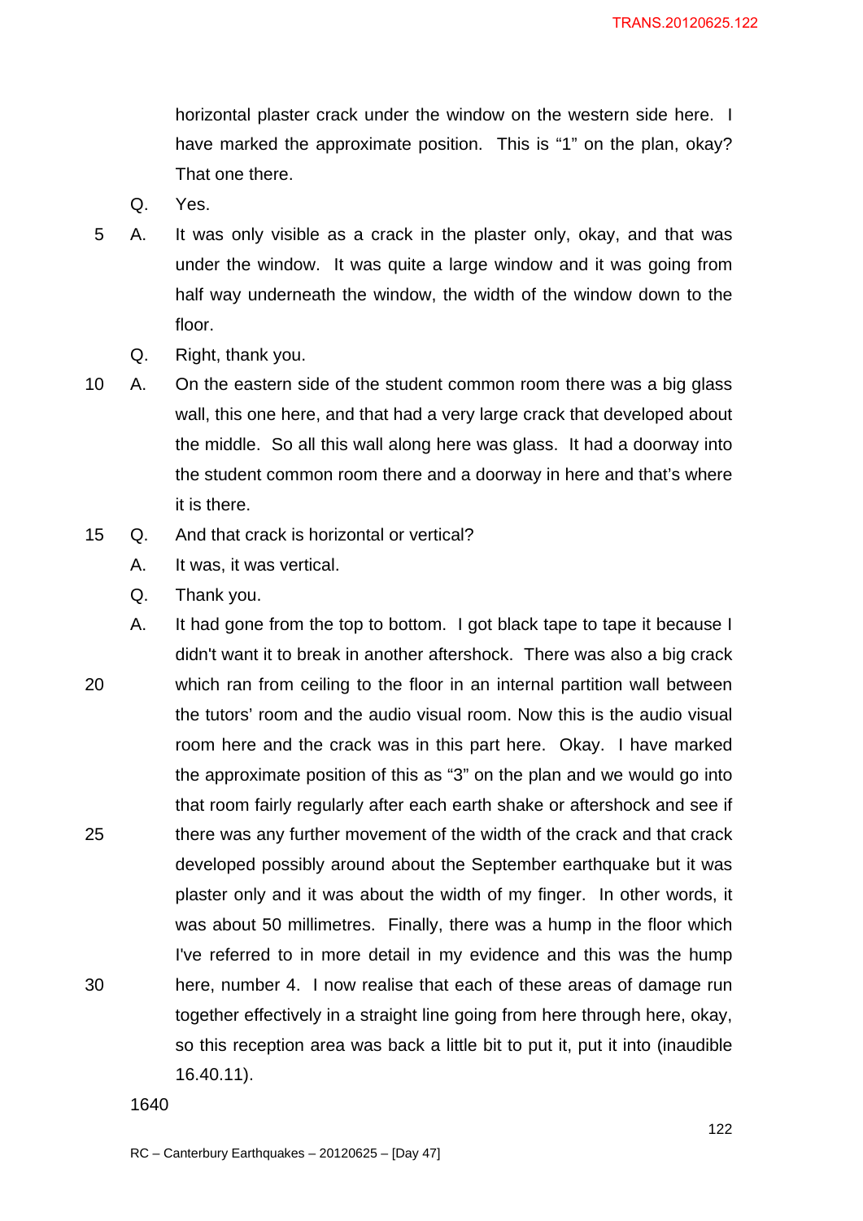horizontal plaster crack under the window on the western side here. I have marked the approximate position. This is "1" on the plan, okay? That one there.

Q. Yes.

A. It was only visible as a crack in the plaster only, okay, and that was under the window. It was quite a large window and it was going from half way underneath the window, the width of the window down to the floor.

Q. Right, thank you.

A. On the eastern side of the student common room there was a big glass wall, this one here, and that had a very large crack that developed about the middle. So all this wall along here was glass. It had a doorway into the student common room there and a doorway in here and that's where it is there.

Q. And that crack is horizontal or vertical?

A. It was, it was vertical.

Q. Thank you.

A. It had gone from the top to bottom. I got black tape to tape it because I didn't want it to break in another aftershock. There was also a big crack which ran from ceiling to the floor in an internal partition wall between the tutors' room and the audio visual room. Now this is the audio visual room here and the crack was in this part here. Okay. I have marked the approximate position of this as "3" on the plan and we would go into that room fairly regularly after each earth shake or aftershock and see if there was any further movement of the width of the crack and that crack developed possibly around about the September earthquake but it was plaster only and it was about the width of my finger. In other words, it was about 50 millimetres. Finally, there was a hump in the floor which I've referred to in more detail in my evidence and this was the hump here, number 4. I now realise that each of these areas of damage run together effectively in a straight line going from here through here, okay, so this reception area was back a little bit to put it, put it into (inaudible 16.40.11).

1640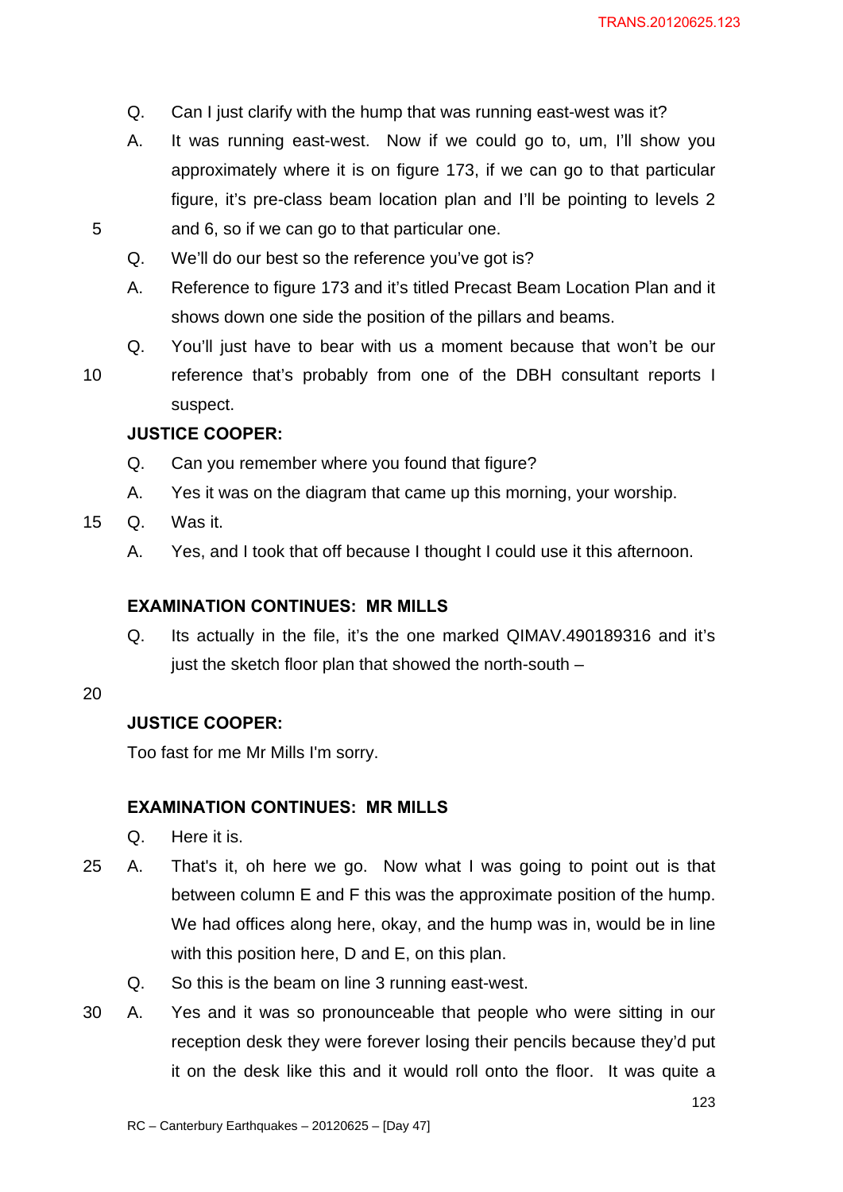Q. Can I just clarify with the hump that was running east-west was it?

A. It was running east-west. Now if we could go to, um, I'll show you approximately where it is on figure 173, if we can go to that particular figure, it's pre-class beam location plan and I'll be pointing to levels 2 and 6, so if we can go to that particular one.

Q. We'll do our best so the reference you've got is?

A. Reference to figure 173 and it's titled Precast Beam Location Plan and it shows down one side the position of the pillars and beams.

Q. You'll just have to bear with us a moment because that won't be our reference that's probably from one of the DBH consultant reports I suspect.

**JUSTICE COOPER:**

Q. Can you remember where you found that figure?

A. Yes it was on the diagram that came up this morning, your worship.

Q. Was it.

A. Yes, and I took that off because I thought I could use it this afternoon.

**EXAMINATION CONTINUES: MR MILLS**

Q. Its actually in the file, it's the one marked QIMAV.490189316 and it's just the sketch floor plan that showed the north-south –

**JUSTICE COOPER:**

Too fast for me Mr Mills I'm sorry.

**EXAMINATION CONTINUES: MR MILLS**

Q. Here it is.

A. That's it, oh here we go. Now what I was going to point out is that between column E and F this was the approximate position of the hump. We had offices along here, okay, and the hump was in, would be in line with this position here, D and E, on this plan.

Q. So this is the beam on line 3 running east-west.

A. Yes and it was so pronounceable that people who were sitting in our reception desk they were forever losing their pencils because they'd put it on the desk like this and it would roll onto the floor. It was quite a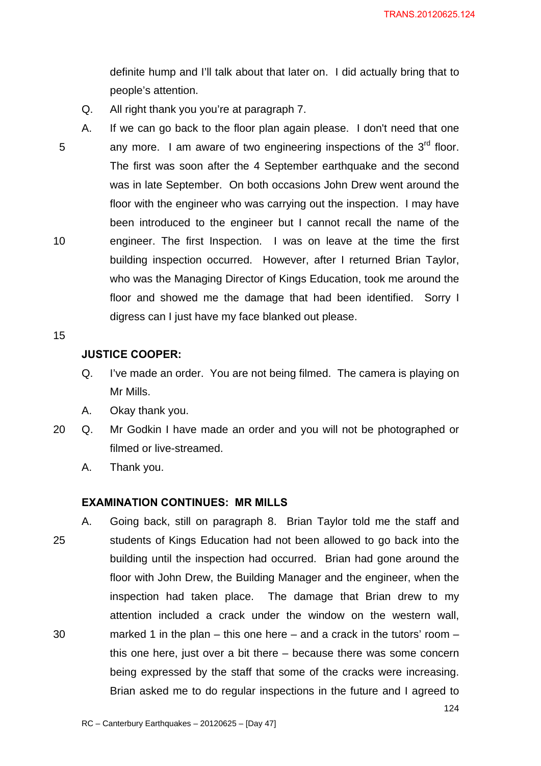definite hump and I'll talk about that later on. I did actually bring that to people's attention.

Q. All right thank you you're at paragraph 7.

A. If we can go back to the floor plan again please. I don't need that one any more. I am aware of two engineering inspections of the 3rd floor. The first was soon after the 4 September earthquake and the second was in late September. On both occasions John Drew went around the floor with the engineer who was carrying out the inspection. I may have been introduced to the engineer but I cannot recall the name of the engineer. The first Inspection. I was on leave at the time the first building inspection occurred. However, after I returned Brian Taylor, who was the Managing Director of Kings Education, took me around the floor and showed me the damage that had been identified. Sorry I digress can I just have my face blanked out please.

**JUSTICE COOPER:**

Q. I've made an order. You are not being filmed. The camera is playing on Mr Mills.

A. Okay thank you.

Q. Mr Godkin I have made an order and you will not be photographed or filmed or live-streamed.

A. Thank you.

**EXAMINATION CONTINUES: MR MILLS**

A. Going back, still on paragraph 8. Brian Taylor told me the staff and students of Kings Education had not been allowed to go back into the building until the inspection had occurred. Brian had gone around the floor with John Drew, the Building Manager and the engineer, when the inspection had taken place. The damage that Brian drew to my attention included a crack under the window on the western wall, marked 1 in the plan – this one here – and a crack in the tutors' room – this one here, just over a bit there – because there was some concern being expressed by the staff that some of the cracks were increasing. Brian asked me to do regular inspections in the future and I agreed to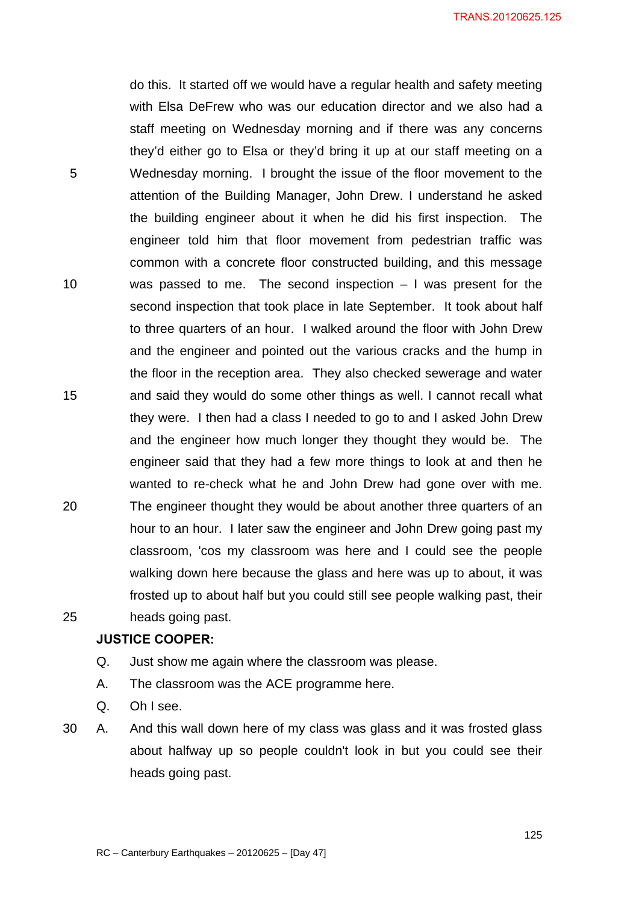do this. It started off we would have a regular health and safety meeting with Elsa DeFrew who was our education director and we also had a staff meeting on Wednesday morning and if there was any concerns they'd either go to Elsa or they'd bring it up at our staff meeting on a Wednesday morning. I brought the issue of the floor movement to the attention of the Building Manager, John Drew. I understand he asked the building engineer about it when he did his first inspection. The engineer told him that floor movement from pedestrian traffic was common with a concrete floor constructed building, and this message was passed to me. The second inspection – I was present for the second inspection that took place in late September. It took about half to three quarters of an hour. I walked around the floor with John Drew and the engineer and pointed out the various cracks and the hump in the floor in the reception area. They also checked sewerage and water and said they would do some other things as well. I cannot recall what they were. I then had a class I needed to go to and I asked John Drew and the engineer how much longer they thought they would be. The engineer said that they had a few more things to look at and then he wanted to re-check what he and John Drew had gone over with me. The engineer thought they would be about another three quarters of an hour to an hour. I later saw the engineer and John Drew going past my classroom, 'cos my classroom was here and I could see the people walking down here because the glass and here was up to about, it was frosted up to about half but you could still see people walking past, their heads going past.

**JUSTICE COOPER:**

Q. Just show me again where the classroom was please.

A. The classroom was the ACE programme here.

Q. Oh I see.

A. And this wall down here of my class was glass and it was frosted glass about halfway up so people couldn't look in but you could see their heads going past.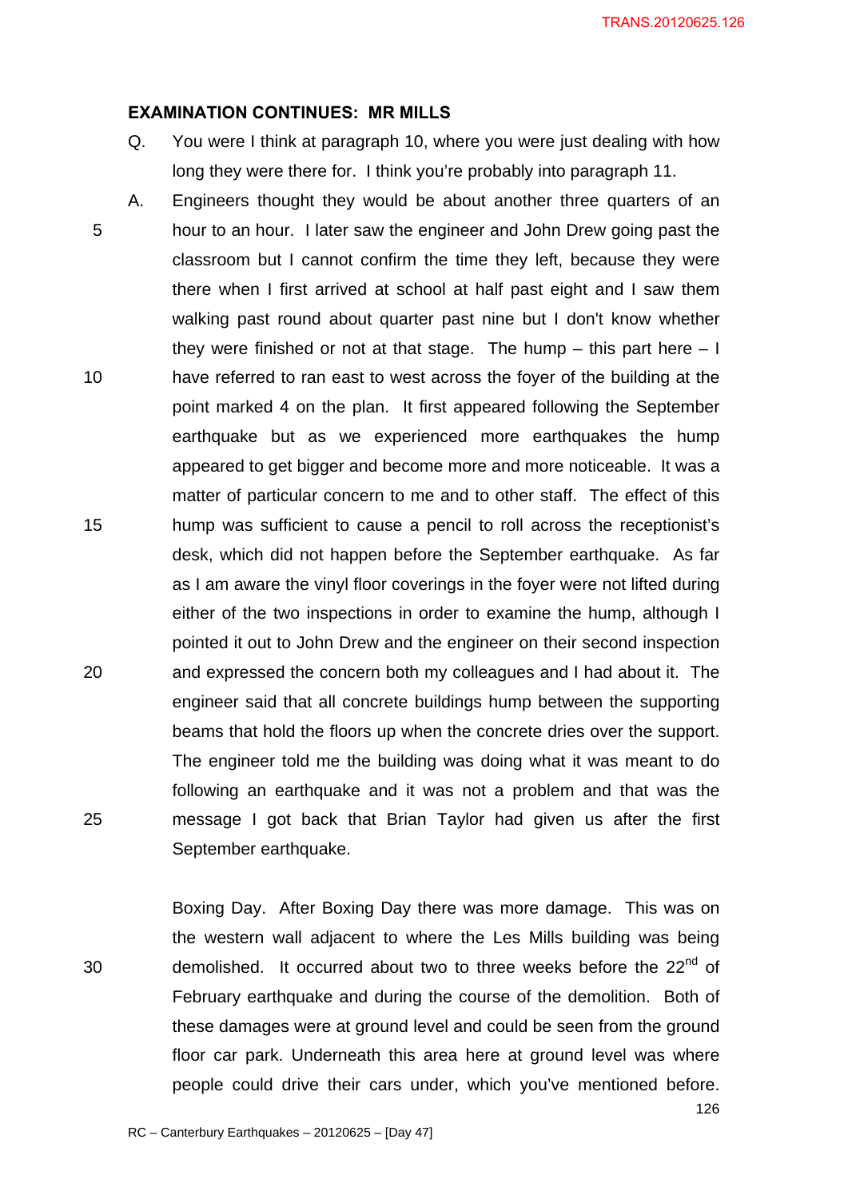**EXAMINATION CONTINUES: MR MILLS**

Q. You were I think at paragraph 10, where you were just dealing with how long they were there for. I think you're probably into paragraph 11.

A. Engineers thought they would be about another three quarters of an hour to an hour. I later saw the engineer and John Drew going past the classroom but I cannot confirm the time they left, because they were there when I first arrived at school at half past eight and I saw them walking past round about quarter past nine but I don't know whether they were finished or not at that stage. The hump – this part here – I have referred to ran east to west across the foyer of the building at the point marked 4 on the plan. It first appeared following the September earthquake but as we experienced more earthquakes the hump appeared to get bigger and become more and more noticeable. It was a matter of particular concern to me and to other staff. The effect of this hump was sufficient to cause a pencil to roll across the receptionist's desk, which did not happen before the September earthquake. As far as I am aware the vinyl floor coverings in the foyer were not lifted during either of the two inspections in order to examine the hump, although I pointed it out to John Drew and the engineer on their second inspection and expressed the concern both my colleagues and I had about it. The engineer said that all concrete buildings hump between the supporting beams that hold the floors up when the concrete dries over the support. The engineer told me the building was doing what it was meant to do following an earthquake and it was not a problem and that was the message I got back that Brian Taylor had given us after the first September earthquake.

Boxing Day. After Boxing Day there was more damage. This was on the western wall adjacent to where the Les Mills building was being demolished. It occurred about two to three weeks before the 22nd of February earthquake and during the course of the demolition. Both of these damages were at ground level and could be seen from the ground floor car park. Underneath this area here at ground level was where people could drive their cars under, which you've mentioned before.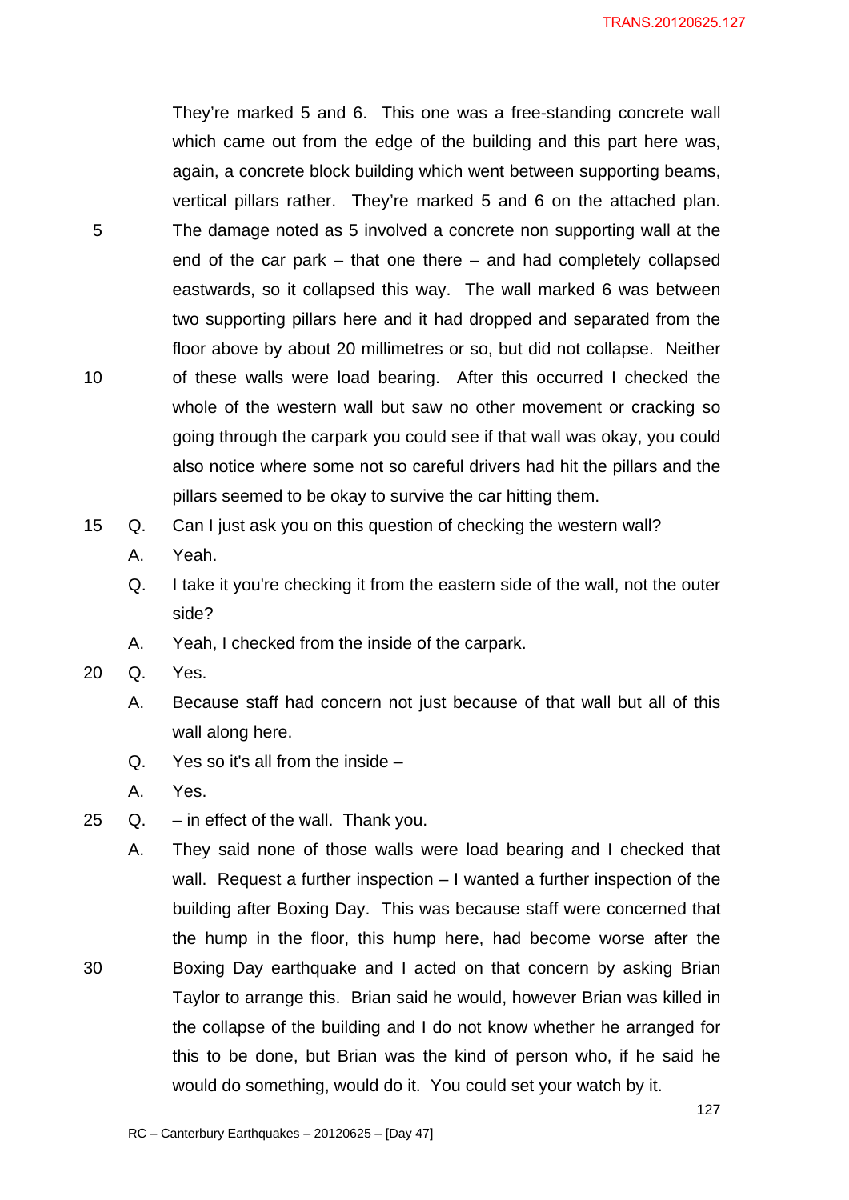They're marked 5 and 6. This one was a free-standing concrete wall which came out from the edge of the building and this part here was, again, a concrete block building which went between supporting beams, vertical pillars rather. They're marked 5 and 6 on the attached plan. The damage noted as 5 involved a concrete non supporting wall at the end of the car park – that one there – and had completely collapsed eastwards, so it collapsed this way. The wall marked 6 was between two supporting pillars here and it had dropped and separated from the floor above by about 20 millimetres or so, but did not collapse. Neither of these walls were load bearing. After this occurred I checked the whole of the western wall but saw no other movement or cracking so going through the carpark you could see if that wall was okay, you could also notice where some not so careful drivers had hit the pillars and the pillars seemed to be okay to survive the car hitting them.

Q. Can I just ask you on this question of checking the western wall?

A. Yeah.

Q. I take it you're checking it from the eastern side of the wall, not the outer side?

A. Yeah, I checked from the inside of the carpark.

Q. Yes.

A. Because staff had concern not just because of that wall but all of this wall along here.

Q. Yes so it's all from the inside –

A. Yes.

Q. – in effect of the wall. Thank you.

A. They said none of those walls were load bearing and I checked that wall. Request a further inspection – I wanted a further inspection of the building after Boxing Day. This was because staff were concerned that the hump in the floor, this hump here, had become worse after the Boxing Day earthquake and I acted on that concern by asking Brian Taylor to arrange this. Brian said he would, however Brian was killed in the collapse of the building and I do not know whether he arranged for this to be done, but Brian was the kind of person who, if he said he would do something, would do it. You could set your watch by it.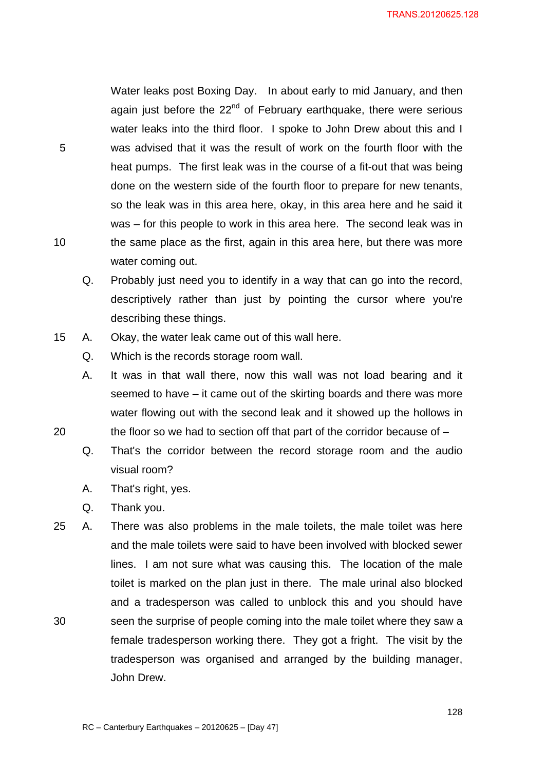Water leaks post Boxing Day. In about early to mid January, and then again just before the 22nd of February earthquake, there were serious water leaks into the third floor. I spoke to John Drew about this and I was advised that it was the result of work on the fourth floor with the heat pumps. The first leak was in the course of a fit-out that was being done on the western side of the fourth floor to prepare for new tenants, so the leak was in this area here, okay, in this area here and he said it was – for this people to work in this area here. The second leak was in the same place as the first, again in this area here, but there was more water coming out.

Q. Probably just need you to identify in a way that can go into the record, descriptively rather than just by pointing the cursor where you're describing these things.

A. Okay, the water leak came out of this wall here.

Q. Which is the records storage room wall.

A. It was in that wall there, now this wall was not load bearing and it seemed to have – it came out of the skirting boards and there was more water flowing out with the second leak and it showed up the hollows in the floor so we had to section off that part of the corridor because of –

Q. That's the corridor between the record storage room and the audio visual room?

A. That's right, yes.

Q. Thank you.

A. There was also problems in the male toilets, the male toilet was here and the male toilets were said to have been involved with blocked sewer lines. I am not sure what was causing this. The location of the male toilet is marked on the plan just in there. The male urinal also blocked and a tradesperson was called to unblock this and you should have seen the surprise of people coming into the male toilet where they saw a female tradesperson working there. They got a fright. The visit by the tradesperson was organised and arranged by the building manager, John Drew.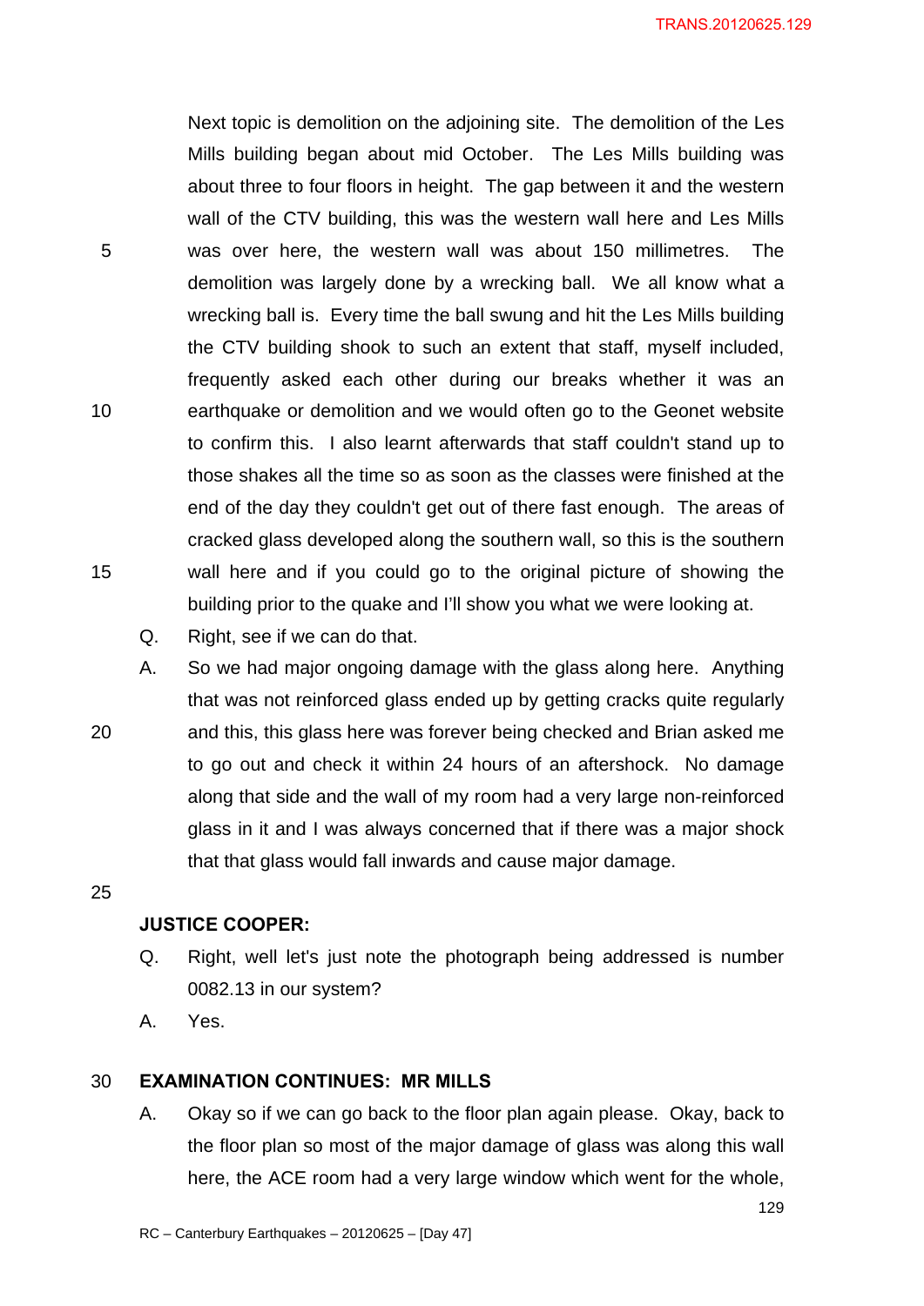Next topic is demolition on the adjoining site. The demolition of the Les Mills building began about mid October. The Les Mills building was about three to four floors in height. The gap between it and the western wall of the CTV building, this was the western wall here and Les Mills was over here, the western wall was about 150 millimetres. The demolition was largely done by a wrecking ball. We all know what a wrecking ball is. Every time the ball swung and hit the Les Mills building the CTV building shook to such an extent that staff, myself included, frequently asked each other during our breaks whether it was an earthquake or demolition and we would often go to the Geonet website to confirm this. I also learnt afterwards that staff couldn't stand up to those shakes all the time so as soon as the classes were finished at the end of the day they couldn't get out of there fast enough. The areas of cracked glass developed along the southern wall, so this is the southern wall here and if you could go to the original picture of showing the building prior to the quake and I'll show you what we were looking at.

Q. Right, see if we can do that.

A. So we had major ongoing damage with the glass along here. Anything that was not reinforced glass ended up by getting cracks quite regularly and this, this glass here was forever being checked and Brian asked me to go out and check it within 24 hours of an aftershock. No damage along that side and the wall of my room had a very large non-reinforced glass in it and I was always concerned that if there was a major shock that that glass would fall inwards and cause major damage.

**JUSTICE COOPER:**

Q. Right, well let's just note the photograph being addressed is number 0082.13 in our system?

A. Yes.

**EXAMINATION CONTINUES: MR MILLS**

A. Okay so if we can go back to the floor plan again please. Okay, back to the floor plan so most of the major damage of glass was along this wall here, the ACE room had a very large window which went for the whole,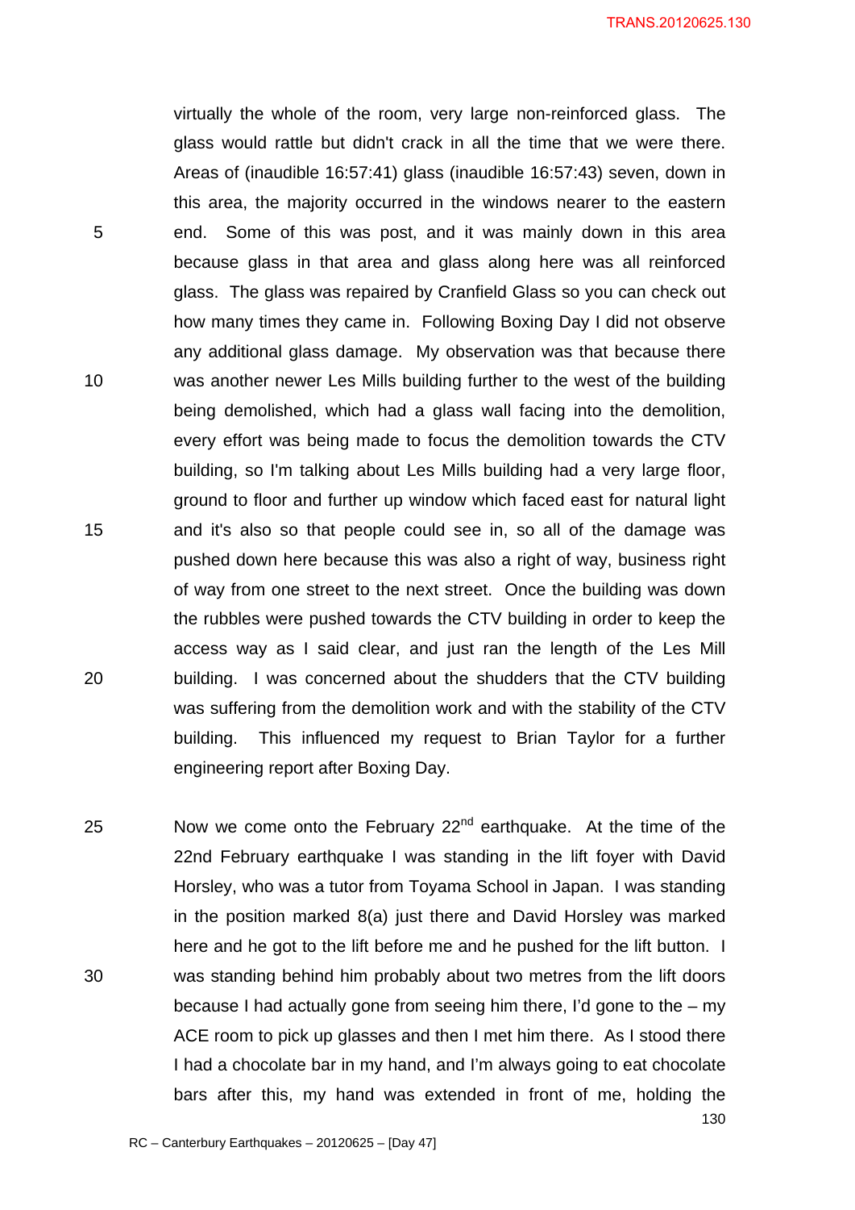virtually the whole of the room, very large non-reinforced glass. The glass would rattle but didn't crack in all the time that we were there. Areas of (inaudible 16:57:41) glass (inaudible 16:57:43) seven, down in this area, the majority occurred in the windows nearer to the eastern end. Some of this was post, and it was mainly down in this area because glass in that area and glass along here was all reinforced glass. The glass was repaired by Cranfield Glass so you can check out how many times they came in. Following Boxing Day I did not observe any additional glass damage. My observation was that because there was another newer Les Mills building further to the west of the building being demolished, which had a glass wall facing into the demolition, every effort was being made to focus the demolition towards the CTV building, so I'm talking about Les Mills building had a very large floor, ground to floor and further up window which faced east for natural light and it's also so that people could see in, so all of the damage was pushed down here because this was also a right of way, business right of way from one street to the next street. Once the building was down the rubbles were pushed towards the CTV building in order to keep the access way as I said clear, and just ran the length of the Les Mill building. I was concerned about the shudders that the CTV building was suffering from the demolition work and with the stability of the CTV building. This influenced my request to Brian Taylor for a further engineering report after Boxing Day.

Now we come onto the February 22nd earthquake. At the time of the 22nd February earthquake I was standing in the lift foyer with David Horsley, who was a tutor from Toyama School in Japan. I was standing in the position marked 8(a) just there and David Horsley was marked here and he got to the lift before me and he pushed for the lift button. I was standing behind him probably about two metres from the lift doors because I had actually gone from seeing him there, I'd gone to the – my ACE room to pick up glasses and then I met him there. As I stood there I had a chocolate bar in my hand, and I'm always going to eat chocolate bars after this, my hand was extended in front of me, holding the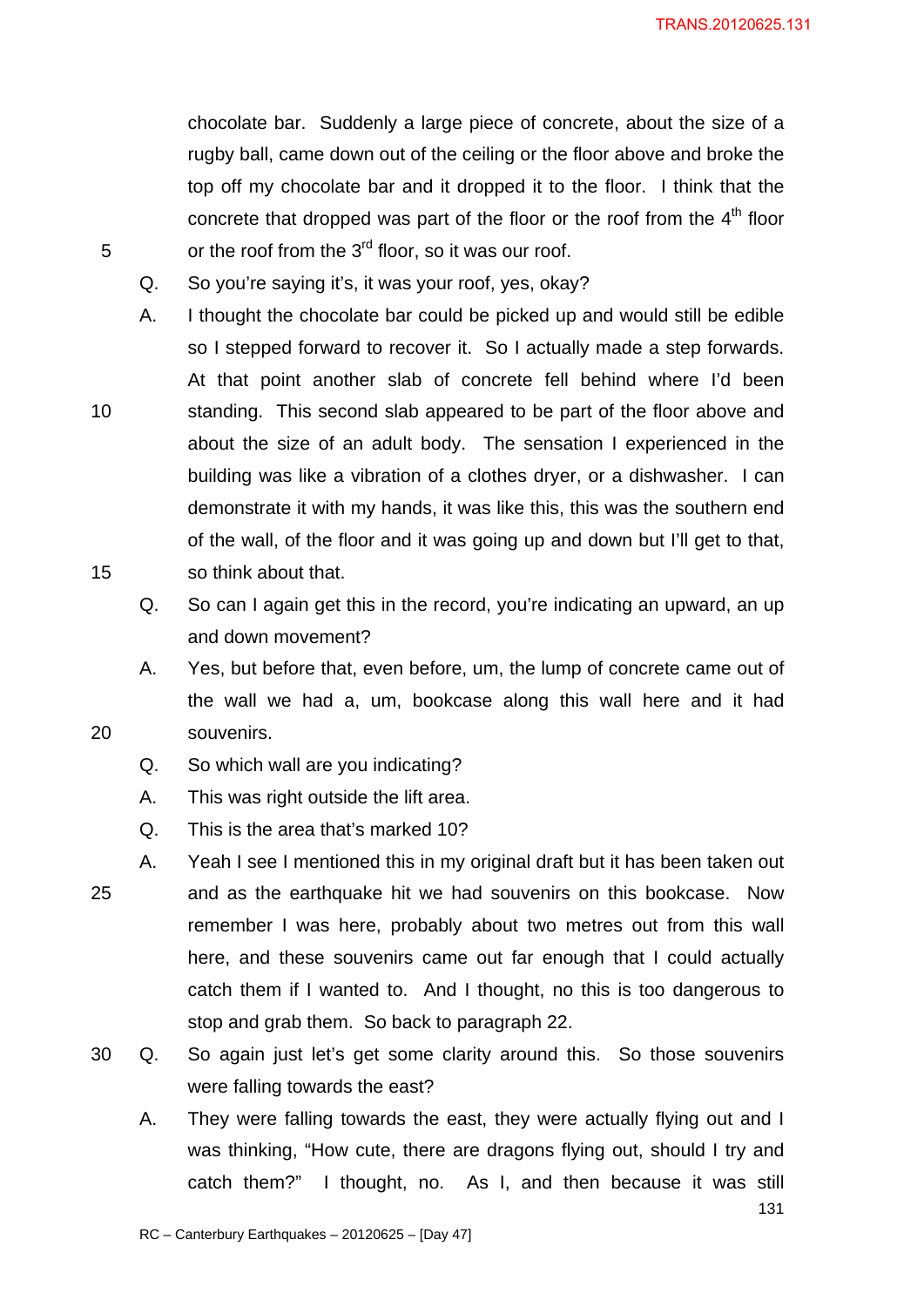chocolate bar. Suddenly a large piece of concrete, about the size of a rugby ball, came down out of the ceiling or the floor above and broke the top off my chocolate bar and it dropped it to the floor. I think that the concrete that dropped was part of the floor or the roof from the 4th floor or the roof from the 3rd floor, so it was our roof.

Q. So you're saying it's, it was your roof, yes, okay?

A. I thought the chocolate bar could be picked up and would still be edible so I stepped forward to recover it. So I actually made a step forwards. At that point another slab of concrete fell behind where I'd been standing. This second slab appeared to be part of the floor above and about the size of an adult body. The sensation I experienced in the building was like a vibration of a clothes dryer, or a dishwasher. I can demonstrate it with my hands, it was like this, this was the southern end of the wall, of the floor and it was going up and down but I'll get to that, so think about that.

Q. So can I again get this in the record, you're indicating an upward, an up and down movement?

A. Yes, but before that, even before, um, the lump of concrete came out of the wall we had a, um, bookcase along this wall here and it had souvenirs.

Q. So which wall are you indicating?

A. This was right outside the lift area.

Q. This is the area that's marked 10?

A. Yeah I see I mentioned this in my original draft but it has been taken out and as the earthquake hit we had souvenirs on this bookcase. Now remember I was here, probably about two metres out from this wall here, and these souvenirs came out far enough that I could actually catch them if I wanted to. And I thought, no this is too dangerous to stop and grab them. So back to paragraph 22.

Q. So again just let's get some clarity around this. So those souvenirs were falling towards the east?

A. They were falling towards the east, they were actually flying out and I was thinking, "How cute, there are dragons flying out, should I try and catch them?" I thought, no. As I, and then because it was still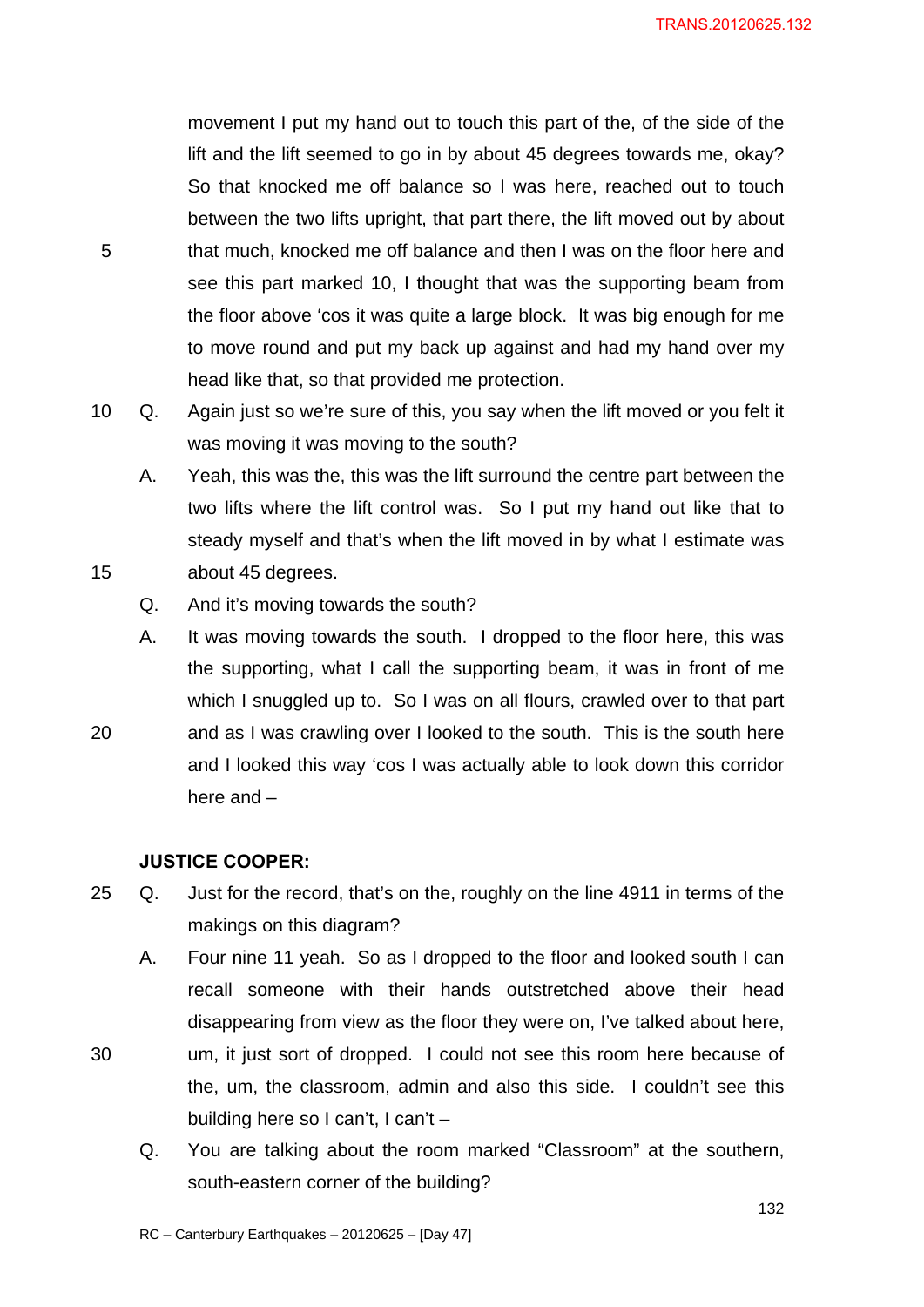movement I put my hand out to touch this part of the, of the side of the lift and the lift seemed to go in by about 45 degrees towards me, okay? So that knocked me off balance so I was here, reached out to touch between the two lifts upright, that part there, the lift moved out by about that much, knocked me off balance and then I was on the floor here and see this part marked 10, I thought that was the supporting beam from the floor above 'cos it was quite a large block. It was big enough for me to move round and put my back up against and had my hand over my head like that, so that provided me protection.

Q. Again just so we're sure of this, you say when the lift moved or you felt it was moving it was moving to the south?

A. Yeah, this was the, this was the lift surround the centre part between the two lifts where the lift control was. So I put my hand out like that to steady myself and that's when the lift moved in by what I estimate was about 45 degrees.

Q. And it's moving towards the south?

A. It was moving towards the south. I dropped to the floor here, this was the supporting, what I call the supporting beam, it was in front of me which I snuggled up to. So I was on all flours, crawled over to that part and as I was crawling over I looked to the south. This is the south here and I looked this way 'cos I was actually able to look down this corridor here and –

**JUSTICE COOPER:**

Q. Just for the record, that's on the, roughly on the line 4911 in terms of the makings on this diagram?

A. Four nine 11 yeah. So as I dropped to the floor and looked south I can recall someone with their hands outstretched above their head disappearing from view as the floor they were on, I've talked about here, um, it just sort of dropped. I could not see this room here because of the, um, the classroom, admin and also this side. I couldn't see this building here so I can't, I can't –

Q. You are talking about the room marked "Classroom" at the southern, south-eastern corner of the building?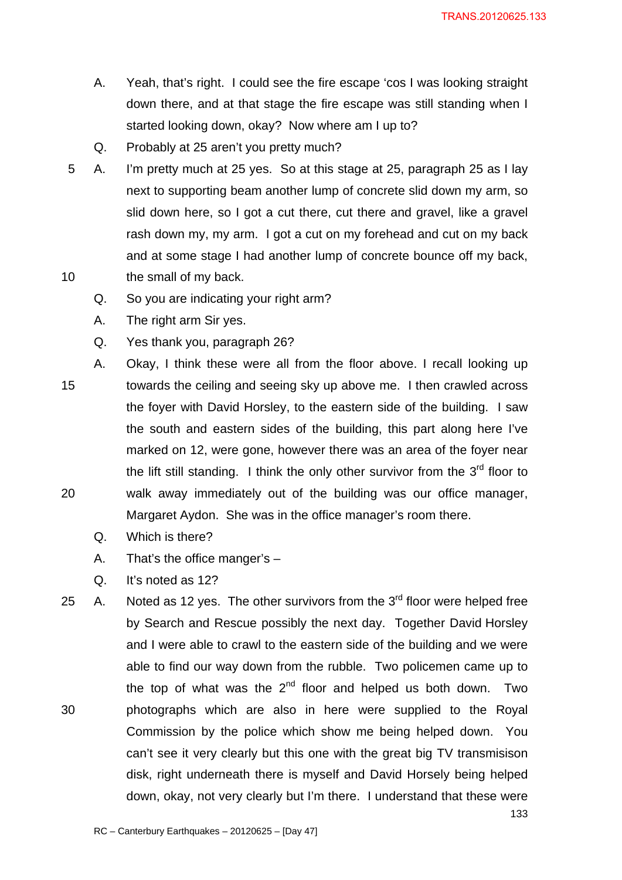A. Yeah, that's right. I could see the fire escape 'cos I was looking straight down there, and at that stage the fire escape was still standing when I started looking down, okay? Now where am I up to?

Q. Probably at 25 aren't you pretty much?

A. I'm pretty much at 25 yes. So at this stage at 25, paragraph 25 as I lay next to supporting beam another lump of concrete slid down my arm, so slid down here, so I got a cut there, cut there and gravel, like a gravel rash down my, my arm. I got a cut on my forehead and cut on my back and at some stage I had another lump of concrete bounce off my back, the small of my back.

Q. So you are indicating your right arm?

A. The right arm Sir yes.

Q. Yes thank you, paragraph 26?

A. Okay, I think these were all from the floor above. I recall looking up towards the ceiling and seeing sky up above me. I then crawled across the foyer with David Horsley, to the eastern side of the building. I saw the south and eastern sides of the building, this part along here I've marked on 12, were gone, however there was an area of the foyer near the lift still standing. I think the only other survivor from the 3rd floor to walk away immediately out of the building was our office manager, Margaret Aydon. She was in the office manager's room there.

Q. Which is there?

A. That's the office manger's –

Q. It's noted as 12?

A. Noted as 12 yes. The other survivors from the 3rd floor were helped free by Search and Rescue possibly the next day. Together David Horsley and I were able to crawl to the eastern side of the building and we were able to find our way down from the rubble. Two policemen came up to the top of what was the 2nd floor and helped us both down. Two photographs which are also in here were supplied to the Royal Commission by the police which show me being helped down. You can't see it very clearly but this one with the great big TV transmisison disk, right underneath there is myself and David Horsely being helped down, okay, not very clearly but I'm there. I understand that these were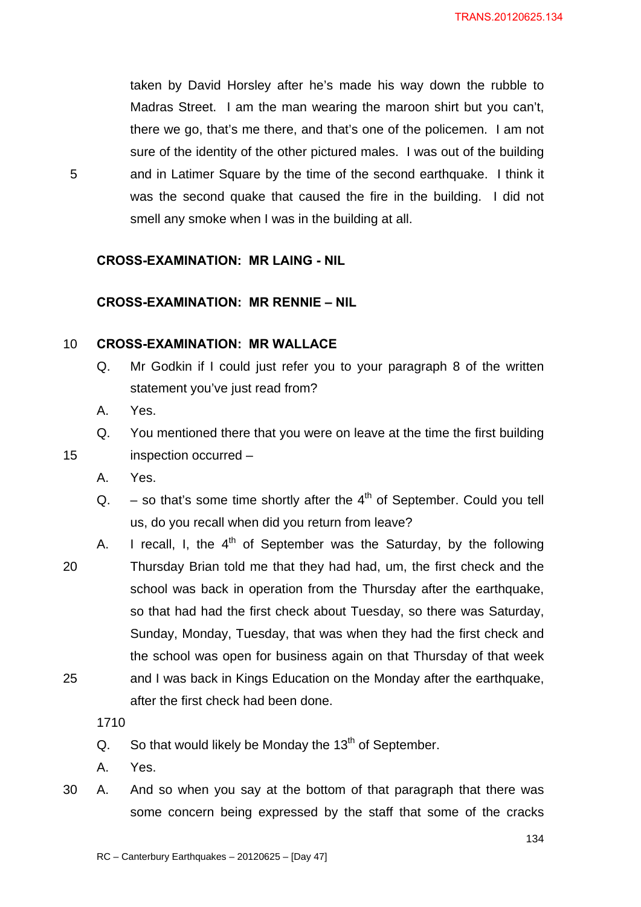taken by David Horsley after he's made his way down the rubble to Madras Street. I am the man wearing the maroon shirt but you can't, there we go, that's me there, and that's one of the policemen. I am not sure of the identity of the other pictured males. I was out of the building and in Latimer Square by the time of the second earthquake. I think it was the second quake that caused the fire in the building. I did not smell any smoke when I was in the building at all.

**CROSS-EXAMINATION: MR LAING - NIL**

**CROSS-EXAMINATION: MR RENNIE – NIL**

**CROSS-EXAMINATION: MR WALLACE**

Q. Mr Godkin if I could just refer you to your paragraph 8 of the written statement you've just read from?

A. Yes.

Q. You mentioned there that you were on leave at the time the first building inspection occurred –

A. Yes.

Q. – so that's some time shortly after the 4th of September. Could you tell us, do you recall when did you return from leave?

A. I recall, I, the 4th of September was the Saturday, by the following Thursday Brian told me that they had had, um, the first check and the school was back in operation from the Thursday after the earthquake, so that had had the first check about Tuesday, so there was Saturday, Sunday, Monday, Tuesday, that was when they had the first check and the school was open for business again on that Thursday of that week and I was back in Kings Education on the Monday after the earthquake, after the first check had been done.

1710

Q. So that would likely be Monday the 13th of September.

A. Yes.

A. And so when you say at the bottom of that paragraph that there was some concern being expressed by the staff that some of the cracks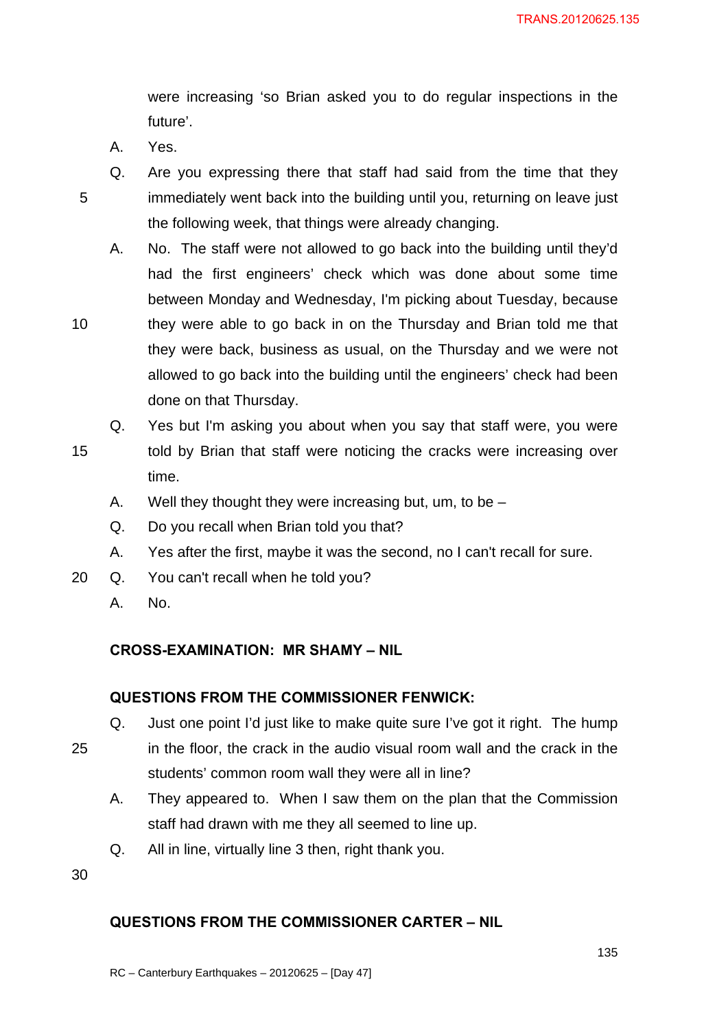were increasing 'so Brian asked you to do regular inspections in the future'.

A. Yes.

Q. Are you expressing there that staff had said from the time that they immediately went back into the building until you, returning on leave just the following week, that things were already changing.

A. No. The staff were not allowed to go back into the building until they'd had the first engineers' check which was done about some time between Monday and Wednesday, I'm picking about Tuesday, because they were able to go back in on the Thursday and Brian told me that they were back, business as usual, on the Thursday and we were not allowed to go back into the building until the engineers' check had been done on that Thursday.

Q. Yes but I'm asking you about when you say that staff were, you were told by Brian that staff were noticing the cracks were increasing over time.

A. Well they thought they were increasing but, um, to be –

Q. Do you recall when Brian told you that?

A. Yes after the first, maybe it was the second, no I can't recall for sure.

Q. You can't recall when he told you?

A. No.

**CROSS-EXAMINATION: MR SHAMY – NIL**

**QUESTIONS FROM THE COMMISSIONER FENWICK:**

Q. Just one point I'd just like to make quite sure I've got it right. The hump in the floor, the crack in the audio visual room wall and the crack in the students' common room wall they were all in line?

A. They appeared to. When I saw them on the plan that the Commission staff had drawn with me they all seemed to line up.

Q. All in line, virtually line 3 then, right thank you.

**QUESTIONS FROM THE COMMISSIONER CARTER – NIL**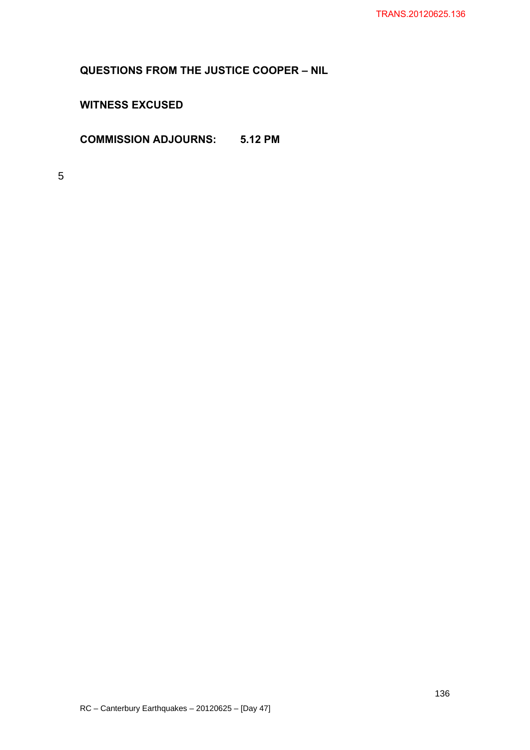**QUESTIONS FROM THE JUSTICE COOPER – NIL**

**WITNESS EXCUSED**

**COMMISSION ADJOURNS: 5.12 PM**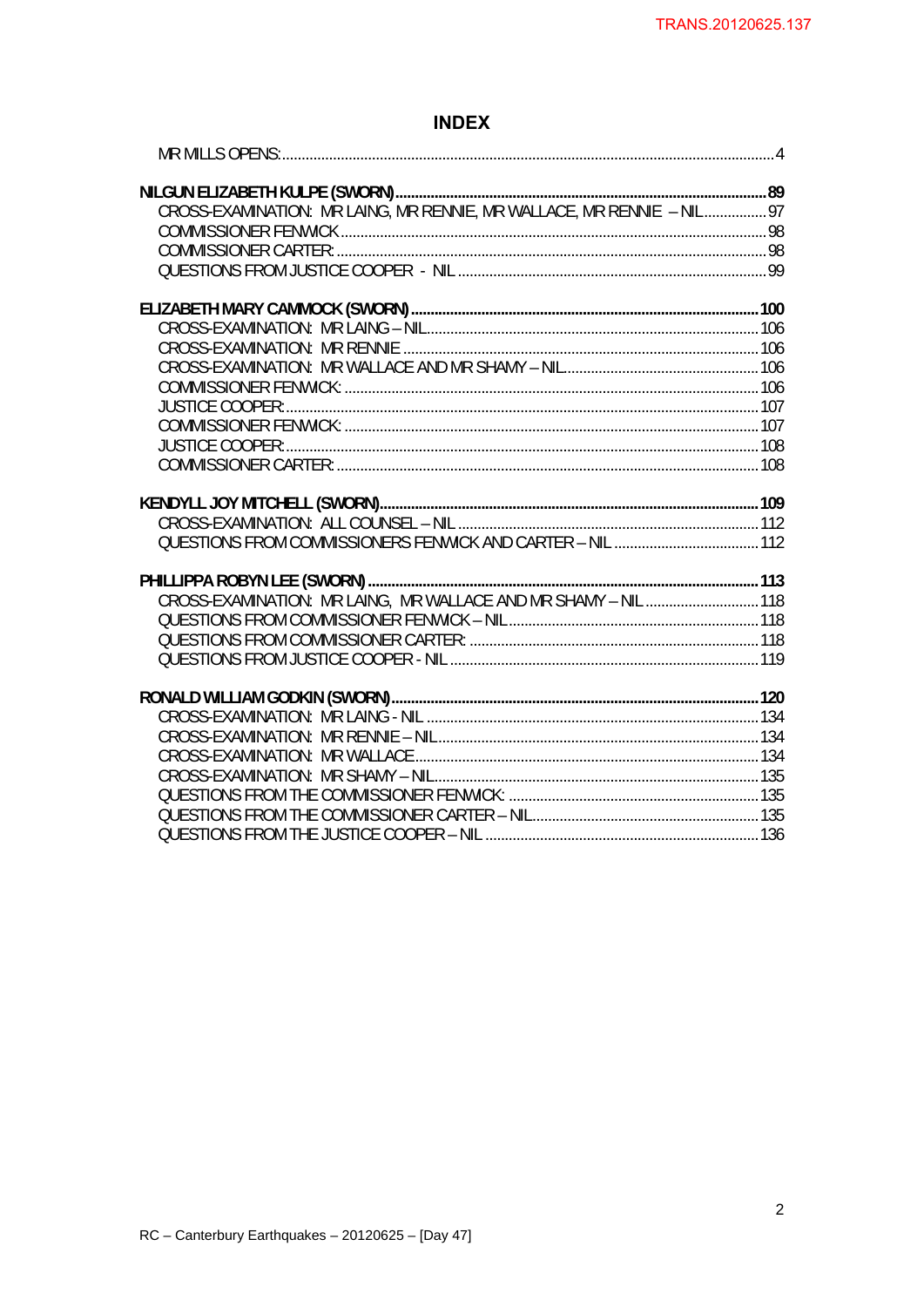# INDEX

| | |
|---|---|
| MR MILLS OPENS: | 4 |
| **NILGUN ELIZABETH KULPE (SWORN)** | **89** |
| CROSS-EXAMINATION: MR LAING, MR RENNIE, MR WALLACE, MR RENNIE – NIL | 97 |
| COMMISSIONER FENWICK | 98 |
| COMMISSIONER CARTER: | 98 |
| QUESTIONS FROM JUSTICE COOPER - NIL | 99 |
| **ELIZABETH MARY CAMMOCK (SWORN)** | **100** |
| CROSS-EXAMINATION: MR LAING – NIL | 106 |
| CROSS-EXAMINATION: MR RENNIE | 106 |
| CROSS-EXAMINATION: MR WALLACE AND MR SHAMY – NIL | 106 |
| COMMISSIONER FENWICK: | 106 |
| JUSTICE COOPER: | 107 |
| COMMISSIONER FENWICK: | 107 |
| JUSTICE COOPER: | 108 |
| COMMISSIONER CARTER: | 108 |
| **KENDYLL JOY MITCHELL (SWORN)** | **109** |
| CROSS-EXAMINATION: ALL COUNSEL – NIL | 112 |
| QUESTIONS FROM COMMISSIONERS FENWICK AND CARTER – NIL | 112 |
| **PHILLIPPA ROBYN LEE (SWORN)** | **113** |
| CROSS-EXAMINATION: MR LAING, MR WALLACE AND MR SHAMY – NIL | 118 |
| QUESTIONS FROM COMMISSIONER FENWICK – NIL | 118 |
| QUESTIONS FROM COMMISSIONER CARTER: | 118 |
| QUESTIONS FROM JUSTICE COOPER - NIL | 119 |
| **RONALD WILLIAM GODKIN (SWORN)** | **120** |
| CROSS-EXAMINATION: MR LAING - NIL | 134 |
| CROSS-EXAMINATION: MR RENNIE – NIL | 134 |
| CROSS-EXAMINATION: MR WALLACE | 134 |
| CROSS-EXAMINATION: MR SHAMY – NIL | 135 |
| QUESTIONS FROM THE COMMISSIONER FENWICK: | 135 |
| QUESTIONS FROM THE COMMISSIONER CARTER – NIL | 135 |
| QUESTIONS FROM THE JUSTICE COOPER – NIL | 136 |